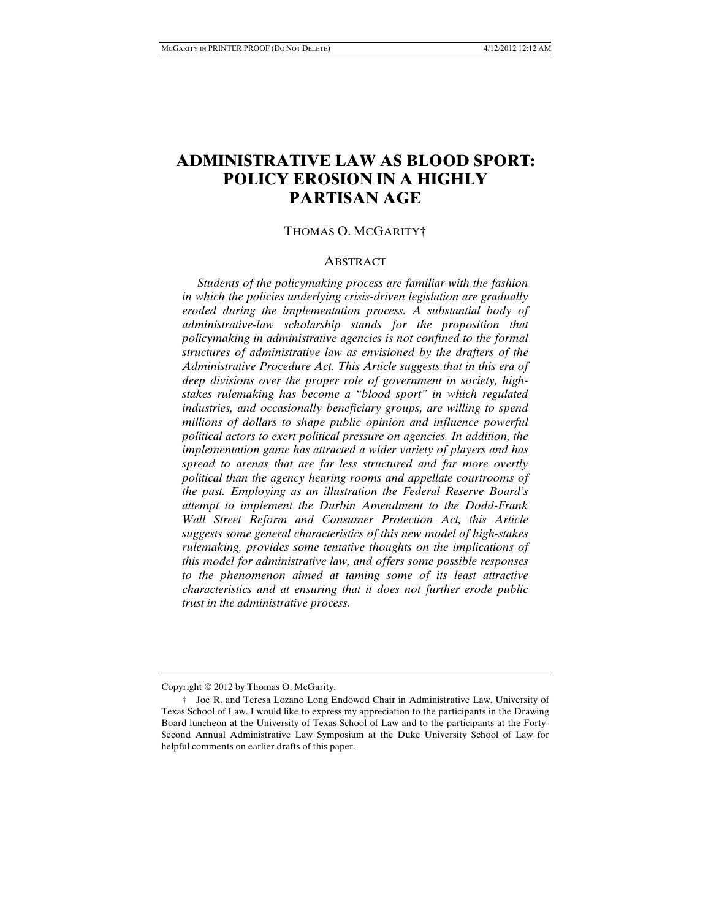# ADMINISTRATIVE LAW AS BLOOD SPORT: POLICY EROSION IN A HIGHLY PARTISAN AGE

THOMAS O. MCGARITY†

## ABSTRACT

*Students of the policymaking process are familiar with the fashion in which the policies underlying crisis-driven legislation are gradually eroded during the implementation process. A substantial body of administrative-law scholarship stands for the proposition that policymaking in administrative agencies is not confined to the formal structures of administrative law as envisioned by the drafters of the Administrative Procedure Act. This Article suggests that in this era of deep divisions over the proper role of government in society, high-stakes rulemaking has become a "blood sport" in which regulated industries, and occasionally beneficiary groups, are willing to spend millions of dollars to shape public opinion and influence powerful political actors to exert political pressure on agencies. In addition, the implementation game has attracted a wider variety of players and has spread to arenas that are far less structured and far more overtly political than the agency hearing rooms and appellate courtrooms of the past. Employing as an illustration the Federal Reserve Board's attempt to implement the Durbin Amendment to the Dodd-Frank Wall Street Reform and Consumer Protection Act, this Article suggests some general characteristics of this new model of high-stakes rulemaking, provides some tentative thoughts on the implications of this model for administrative law, and offers some possible responses to the phenomenon aimed at taming some of its least attractive characteristics and at ensuring that it does not further erode public trust in the administrative process.*

---

Copyright © 2012 by Thomas O. McGarity.

† Joe R. and Teresa Lozano Long Endowed Chair in Administrative Law, University of Texas School of Law. I would like to express my appreciation to the participants in the Drawing Board luncheon at the University of Texas School of Law and to the participants at the Forty-Second Annual Administrative Law Symposium at the Duke University School of Law for helpful comments on earlier drafts of this paper.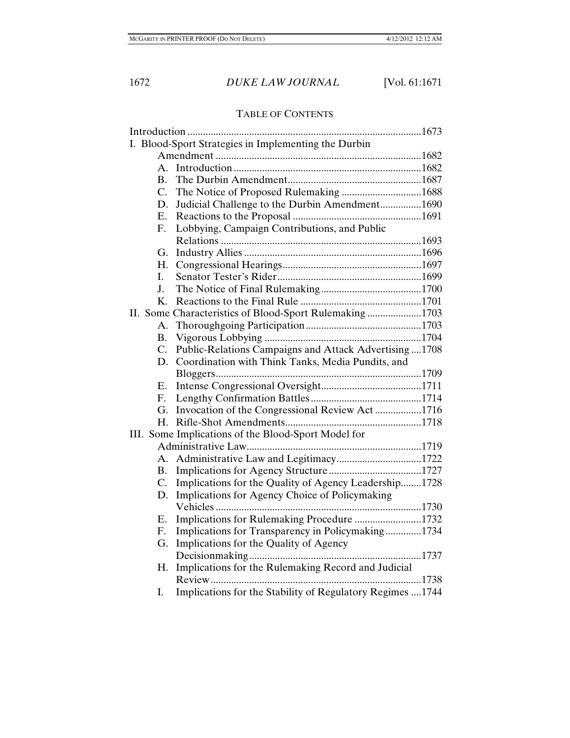## TABLE OF CONTENTS

Introduction .......... 1673

I. Blood-Sport Strategies in Implementing the Durbin Amendment .......... 1682

- A. Introduction .......... 1682
- B. The Durbin Amendment .......... 1687
- C. The Notice of Proposed Rulemaking .......... 1688
- D. Judicial Challenge to the Durbin Amendment .......... 1690
- E. Reactions to the Proposal .......... 1691
- F. Lobbying, Campaign Contributions, and Public Relations .......... 1693
- G. Industry Allies .......... 1696
- H. Congressional Hearings .......... 1697
- I. Senator Tester's Rider .......... 1699
- J. The Notice of Final Rulemaking .......... 1700
- K. Reactions to the Final Rule .......... 1701

II. Some Characteristics of Blood-Sport Rulemaking .......... 1703

- A. Thoroughgoing Participation .......... 1703
- B. Vigorous Lobbying .......... 1704
- C. Public-Relations Campaigns and Attack Advertising .......... 1708
- D. Coordination with Think Tanks, Media Pundits, and Bloggers .......... 1709
- E. Intense Congressional Oversight .......... 1711
- F. Lengthy Confirmation Battles .......... 1714
- G. Invocation of the Congressional Review Act .......... 1716
- H. Rifle-Shot Amendments .......... 1718

III. Some Implications of the Blood-Sport Model for Administrative Law .......... 1719

- A. Administrative Law and Legitimacy .......... 1722
- B. Implications for Agency Structure .......... 1727
- C. Implications for the Quality of Agency Leadership .......... 1728
- D. Implications for Agency Choice of Policymaking Vehicles .......... 1730
- E. Implications for Rulemaking Procedure .......... 1732
- F. Implications for Transparency in Policymaking .......... 1734
- G. Implications for the Quality of Agency Decisionmaking .......... 1737
- H. Implications for the Rulemaking Record and Judicial Review .......... 1738
- I. Implications for the Stability of Regulatory Regimes .......... 1744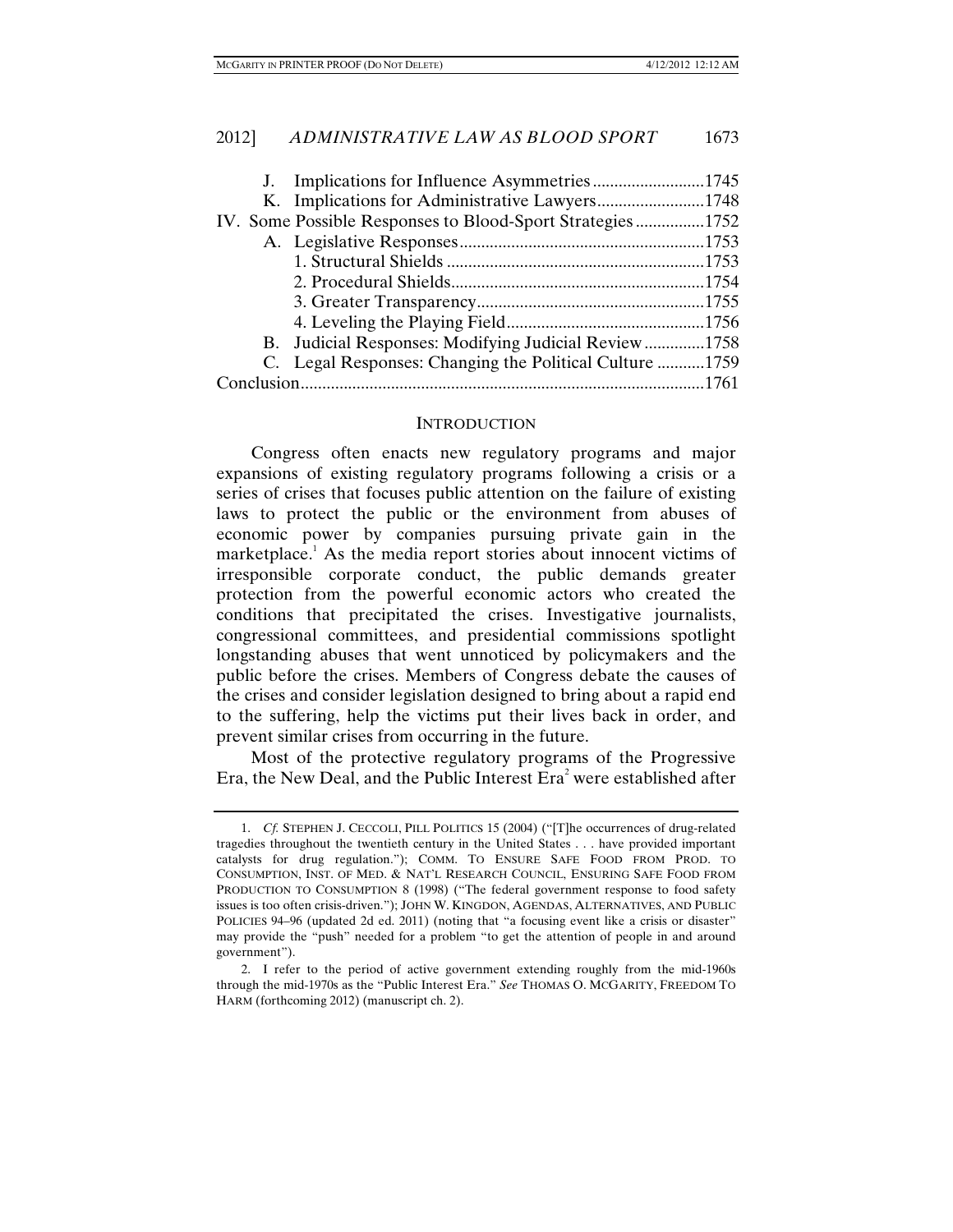J. Implications for Influence Asymmetries ..........................1745
K. Implications for Administrative Lawyers .........................1748
IV. Some Possible Responses to Blood-Sport Strategies ................1752
A. Legislative Responses .........................................................1753
1. Structural Shields ............................................................1753
2. Procedural Shields ...........................................................1754
3. Greater Transparency .....................................................1755
4. Leveling the Playing Field ..............................................1756
B. Judicial Responses: Modifying Judicial Review ..............1758
C. Legal Responses: Changing the Political Culture ...........1759
Conclusion .............................................................................................1761

## INTRODUCTION

Congress often enacts new regulatory programs and major expansions of existing regulatory programs following a crisis or a series of crises that focuses public attention on the failure of existing laws to protect the public or the environment from abuses of economic power by companies pursuing private gain in the marketplace.[1] As the media report stories about innocent victims of irresponsible corporate conduct, the public demands greater protection from the powerful economic actors who created the conditions that precipitated the crises. Investigative journalists, congressional committees, and presidential commissions spotlight longstanding abuses that went unnoticed by policymakers and the public before the crises. Members of Congress debate the causes of the crises and consider legislation designed to bring about a rapid end to the suffering, help the victims put their lives back in order, and prevent similar crises from occurring in the future.

Most of the protective regulatory programs of the Progressive Era, the New Deal, and the Public Interest Era[2] were established after

---

1. *Cf.* STEPHEN J. CECCOLI, PILL POLITICS 15 (2004) ("[T]he occurrences of drug-related tragedies throughout the twentieth century in the United States . . . have provided important catalysts for drug regulation."); COMM. TO ENSURE SAFE FOOD FROM PROD. TO CONSUMPTION, INST. OF MED. & NAT'L RESEARCH COUNCIL, ENSURING SAFE FOOD FROM PRODUCTION TO CONSUMPTION 8 (1998) ("The federal government response to food safety issues is too often crisis-driven."); JOHN W. KINGDON, AGENDAS, ALTERNATIVES, AND PUBLIC POLICIES 94–96 (updated 2d ed. 2011) (noting that "a focusing event like a crisis or disaster" may provide the "push" needed for a problem "to get the attention of people in and around government").

2. I refer to the period of active government extending roughly from the mid-1960s through the mid-1970s as the "Public Interest Era." *See* THOMAS O. MCGARITY, FREEDOM TO HARM (forthcoming 2012) (manuscript ch. 2).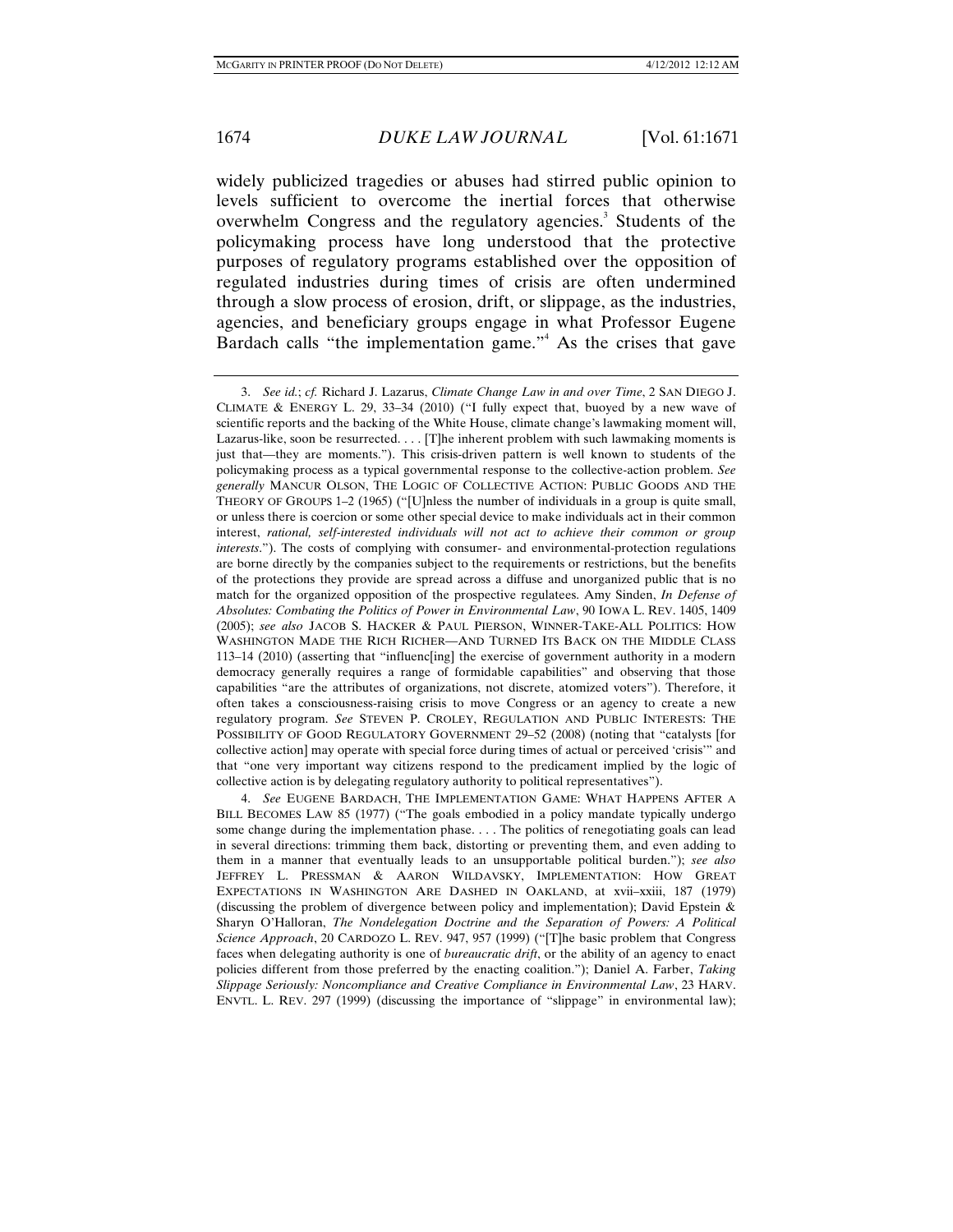widely publicized tragedies or abuses had stirred public opinion to levels sufficient to overcome the inertial forces that otherwise overwhelm Congress and the regulatory agencies.[3] Students of the policymaking process have long understood that the protective purposes of regulatory programs established over the opposition of regulated industries during times of crisis are often undermined through a slow process of erosion, drift, or slippage, as the industries, agencies, and beneficiary groups engage in what Professor Eugene Bardach calls "the implementation game."[4] As the crises that gave

---

3. *See id.*; *cf.* Richard J. Lazarus, *Climate Change Law in and over Time*, 2 SAN DIEGO J. CLIMATE & ENERGY L. 29, 33–34 (2010) ("I fully expect that, buoyed by a new wave of scientific reports and the backing of the White House, climate change's lawmaking moment will, Lazarus-like, soon be resurrected. . . . [T]he inherent problem with such lawmaking moments is just that—they are moments."). This crisis-driven pattern is well known to students of the policymaking process as a typical governmental response to the collective-action problem. *See generally* MANCUR OLSON, THE LOGIC OF COLLECTIVE ACTION: PUBLIC GOODS AND THE THEORY OF GROUPS 1–2 (1965) ("[U]nless the number of individuals in a group is quite small, or unless there is coercion or some other special device to make individuals act in their common interest, *rational, self-interested individuals will not act to achieve their common or group interests*."). The costs of complying with consumer- and environmental-protection regulations are borne directly by the companies subject to the requirements or restrictions, but the benefits of the protections they provide are spread across a diffuse and unorganized public that is no match for the organized opposition of the prospective regulatees. Amy Sinden, *In Defense of Absolutes: Combating the Politics of Power in Environmental Law*, 90 IOWA L. REV. 1405, 1409 (2005); *see also* JACOB S. HACKER & PAUL PIERSON, WINNER-TAKE-ALL POLITICS: HOW WASHINGTON MADE THE RICH RICHER—AND TURNED ITS BACK ON THE MIDDLE CLASS 113–14 (2010) (asserting that "influenc[ing] the exercise of government authority in a modern democracy generally requires a range of formidable capabilities" and observing that those capabilities "are the attributes of organizations, not discrete, atomized voters"). Therefore, it often takes a consciousness-raising crisis to move Congress or an agency to create a new regulatory program. *See* STEVEN P. CROLEY, REGULATION AND PUBLIC INTERESTS: THE POSSIBILITY OF GOOD REGULATORY GOVERNMENT 29–52 (2008) (noting that "catalysts [for collective action] may operate with special force during times of actual or perceived 'crisis'" and that "one very important way citizens respond to the predicament implied by the logic of collective action is by delegating regulatory authority to political representatives").

4. *See* EUGENE BARDACH, THE IMPLEMENTATION GAME: WHAT HAPPENS AFTER A BILL BECOMES LAW 85 (1977) ("The goals embodied in a policy mandate typically undergo some change during the implementation phase. . . . The politics of renegotiating goals can lead in several directions: trimming them back, distorting or preventing them, and even adding to them in a manner that eventually leads to an unsupportable political burden."); *see also* JEFFREY L. PRESSMAN & AARON WILDAVSKY, IMPLEMENTATION: HOW GREAT EXPECTATIONS IN WASHINGTON ARE DASHED IN OAKLAND, at xvii–xxiii, 187 (1979) (discussing the problem of divergence between policy and implementation); David Epstein & Sharyn O'Halloran, *The Nondelegation Doctrine and the Separation of Powers: A Political Science Approach*, 20 CARDOZO L. REV. 947, 957 (1999) ("[T]he basic problem that Congress faces when delegating authority is one of *bureaucratic drift*, or the ability of an agency to enact policies different from those preferred by the enacting coalition."); Daniel A. Farber, *Taking Slippage Seriously: Noncompliance and Creative Compliance in Environmental Law*, 23 HARV. ENVTL. L. REV. 297 (1999) (discussing the importance of "slippage" in environmental law);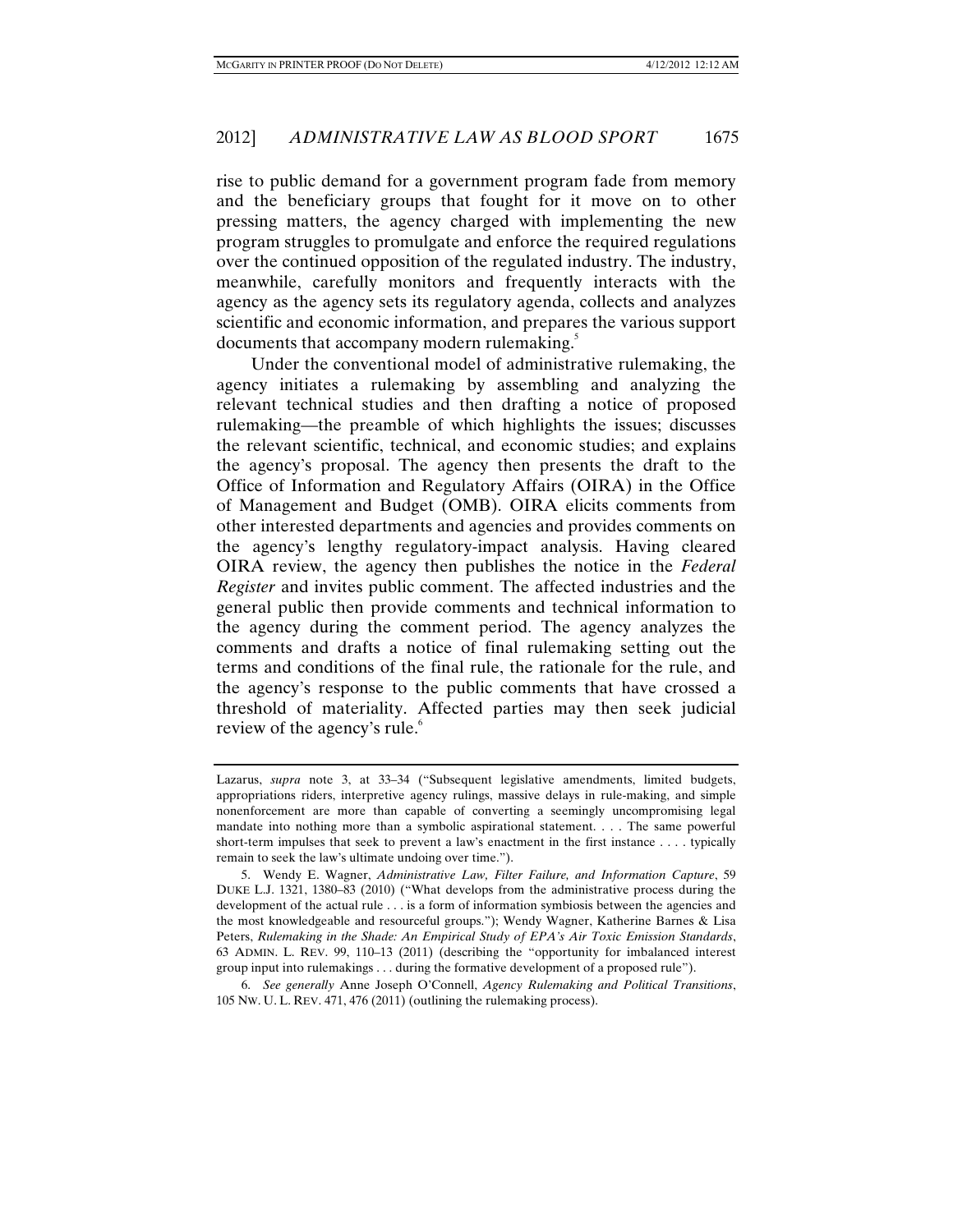rise to public demand for a government program fade from memory and the beneficiary groups that fought for it move on to other pressing matters, the agency charged with implementing the new program struggles to promulgate and enforce the required regulations over the continued opposition of the regulated industry. The industry, meanwhile, carefully monitors and frequently interacts with the agency as the agency sets its regulatory agenda, collects and analyzes scientific and economic information, and prepares the various support documents that accompany modern rulemaking.[5]

Under the conventional model of administrative rulemaking, the agency initiates a rulemaking by assembling and analyzing the relevant technical studies and then drafting a notice of proposed rulemaking—the preamble of which highlights the issues; discusses the relevant scientific, technical, and economic studies; and explains the agency's proposal. The agency then presents the draft to the Office of Information and Regulatory Affairs (OIRA) in the Office of Management and Budget (OMB). OIRA elicits comments from other interested departments and agencies and provides comments on the agency's lengthy regulatory-impact analysis. Having cleared OIRA review, the agency then publishes the notice in the *Federal Register* and invites public comment. The affected industries and the general public then provide comments and technical information to the agency during the comment period. The agency analyzes the comments and drafts a notice of final rulemaking setting out the terms and conditions of the final rule, the rationale for the rule, and the agency's response to the public comments that have crossed a threshold of materiality. Affected parties may then seek judicial review of the agency's rule.[6]

---

Lazarus, *supra* note 3, at 33–34 ("Subsequent legislative amendments, limited budgets, appropriations riders, interpretive agency rulings, massive delays in rule-making, and simple nonenforcement are more than capable of converting a seemingly uncompromising legal mandate into nothing more than a symbolic aspirational statement. . . . The same powerful short-term impulses that seek to prevent a law's enactment in the first instance . . . . typically remain to seek the law's ultimate undoing over time.").

5. Wendy E. Wagner, *Administrative Law, Filter Failure, and Information Capture*, 59 DUKE L.J. 1321, 1380–83 (2010) ("What develops from the administrative process during the development of the actual rule . . . is a form of information symbiosis between the agencies and the most knowledgeable and resourceful groups."); Wendy Wagner, Katherine Barnes & Lisa Peters, *Rulemaking in the Shade: An Empirical Study of EPA's Air Toxic Emission Standards*, 63 ADMIN. L. REV. 99, 110–13 (2011) (describing the "opportunity for imbalanced interest group input into rulemakings . . . during the formative development of a proposed rule").

6. *See generally* Anne Joseph O'Connell, *Agency Rulemaking and Political Transitions*, 105 NW. U. L. REV. 471, 476 (2011) (outlining the rulemaking process).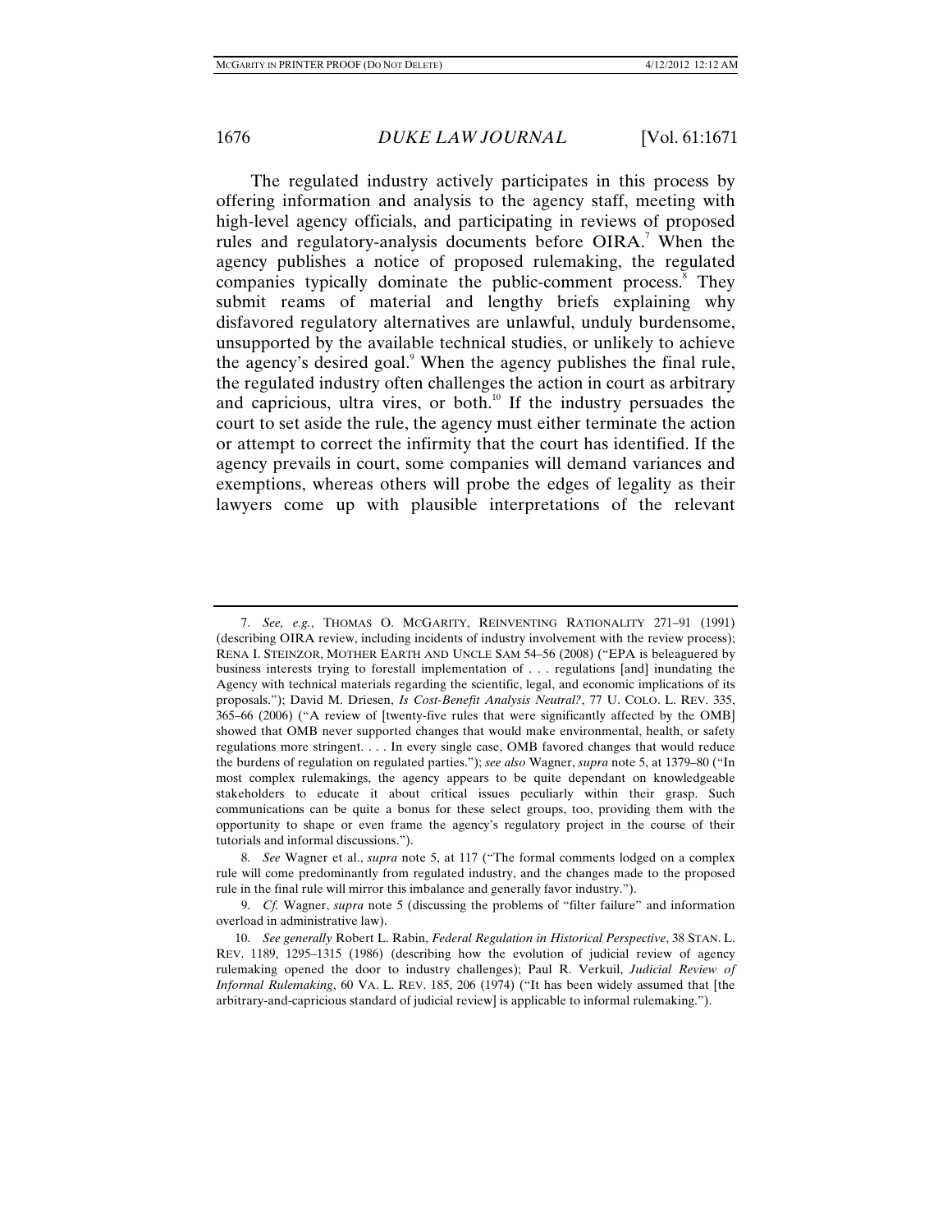The regulated industry actively participates in this process by offering information and analysis to the agency staff, meeting with high-level agency officials, and participating in reviews of proposed rules and regulatory-analysis documents before OIRA.[7] When the agency publishes a notice of proposed rulemaking, the regulated companies typically dominate the public-comment process.[8] They submit reams of material and lengthy briefs explaining why disfavored regulatory alternatives are unlawful, unduly burdensome, unsupported by the available technical studies, or unlikely to achieve the agency's desired goal.[9] When the agency publishes the final rule, the regulated industry often challenges the action in court as arbitrary and capricious, ultra vires, or both.[10] If the industry persuades the court to set aside the rule, the agency must either terminate the action or attempt to correct the infirmity that the court has identified. If the agency prevails in court, some companies will demand variances and exemptions, whereas others will probe the edges of legality as their lawyers come up with plausible interpretations of the relevant

---

7. *See, e.g.*, THOMAS O. MCGARITY, REINVENTING RATIONALITY 271–91 (1991) (describing OIRA review, including incidents of industry involvement with the review process); RENA I. STEINZOR, MOTHER EARTH AND UNCLE SAM 54–56 (2008) ("EPA is beleaguered by business interests trying to forestall implementation of . . . regulations [and] inundating the Agency with technical materials regarding the scientific, legal, and economic implications of its proposals."); David M. Driesen, *Is Cost-Benefit Analysis Neutral?*, 77 U. COLO. L. REV. 335, 365–66 (2006) ("A review of [twenty-five rules that were significantly affected by the OMB] showed that OMB never supported changes that would make environmental, health, or safety regulations more stringent. . . . In every single case, OMB favored changes that would reduce the burdens of regulation on regulated parties."); *see also* Wagner, *supra* note 5, at 1379–80 ("In most complex rulemakings, the agency appears to be quite dependant on knowledgeable stakeholders to educate it about critical issues peculiarly within their grasp. Such communications can be quite a bonus for these select groups, too, providing them with the opportunity to shape or even frame the agency's regulatory project in the course of their tutorials and informal discussions.").

8. *See* Wagner et al., *supra* note 5, at 117 ("The formal comments lodged on a complex rule will come predominantly from regulated industry, and the changes made to the proposed rule in the final rule will mirror this imbalance and generally favor industry.").

9. *Cf.* Wagner, *supra* note 5 (discussing the problems of "filter failure" and information overload in administrative law).

10. *See generally* Robert L. Rabin, *Federal Regulation in Historical Perspective*, 38 STAN. L. REV. 1189, 1295–1315 (1986) (describing how the evolution of judicial review of agency rulemaking opened the door to industry challenges); Paul R. Verkuil, *Judicial Review of Informal Rulemaking*, 60 VA. L. REV. 185, 206 (1974) ("It has been widely assumed that [the arbitrary-and-capricious standard of judicial review] is applicable to informal rulemaking.").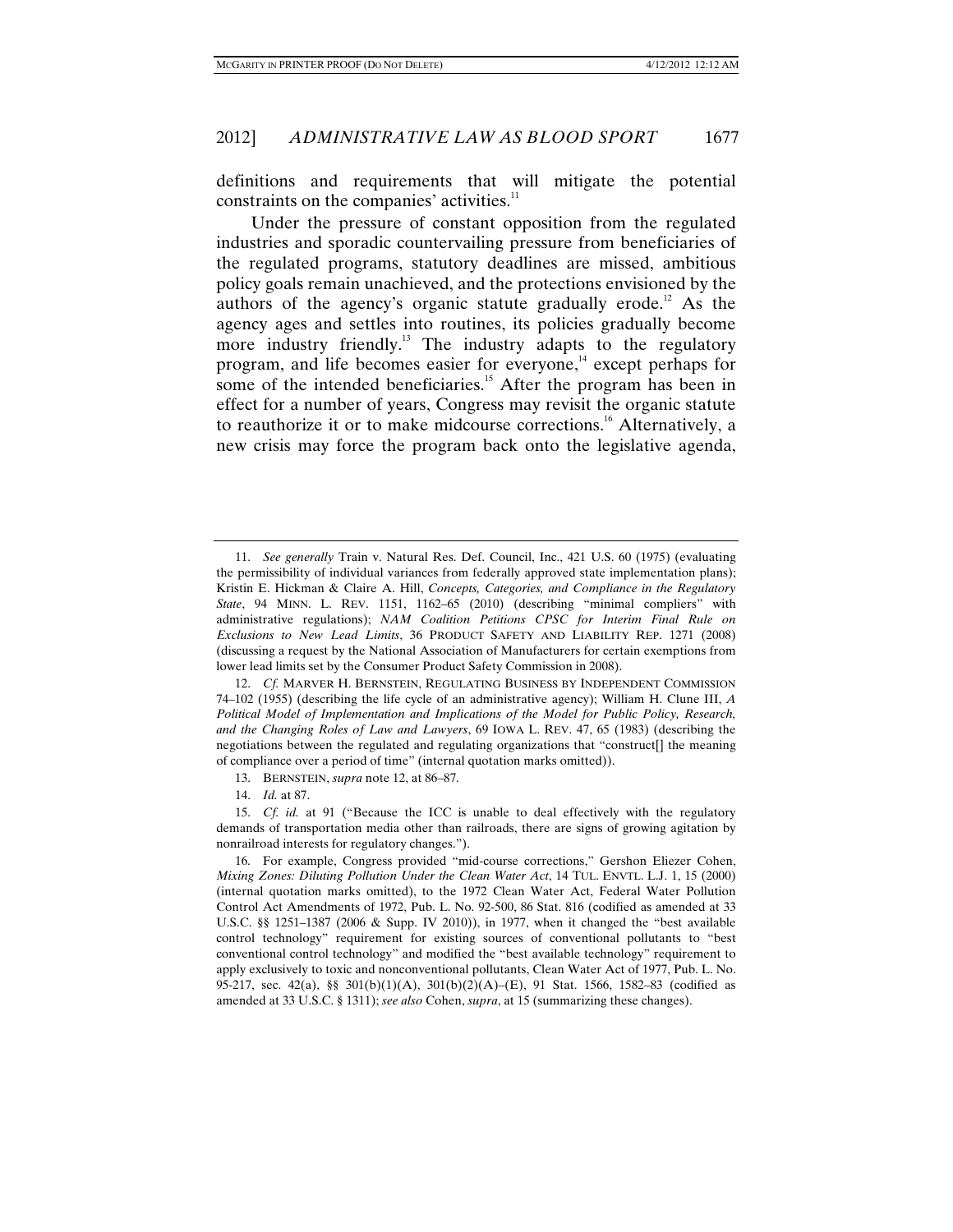definitions and requirements that will mitigate the potential constraints on the companies' activities.[11]

Under the pressure of constant opposition from the regulated industries and sporadic countervailing pressure from beneficiaries of the regulated programs, statutory deadlines are missed, ambitious policy goals remain unachieved, and the protections envisioned by the authors of the agency's organic statute gradually erode.[12] As the agency ages and settles into routines, its policies gradually become more industry friendly.[13] The industry adapts to the regulatory program, and life becomes easier for everyone,[14] except perhaps for some of the intended beneficiaries.[15] After the program has been in effect for a number of years, Congress may revisit the organic statute to reauthorize it or to make midcourse corrections.[16] Alternatively, a new crisis may force the program back onto the legislative agenda,

---

11. *See generally* Train v. Natural Res. Def. Council, Inc., 421 U.S. 60 (1975) (evaluating the permissibility of individual variances from federally approved state implementation plans); Kristin E. Hickman & Claire A. Hill, *Concepts, Categories, and Compliance in the Regulatory State*, 94 MINN. L. REV. 1151, 1162–65 (2010) (describing "minimal compliers" with administrative regulations); *NAM Coalition Petitions CPSC for Interim Final Rule on Exclusions to New Lead Limits*, 36 PRODUCT SAFETY AND LIABILITY REP. 1271 (2008) (discussing a request by the National Association of Manufacturers for certain exemptions from lower lead limits set by the Consumer Product Safety Commission in 2008).

12. *Cf.* MARVER H. BERNSTEIN, REGULATING BUSINESS BY INDEPENDENT COMMISSION 74–102 (1955) (describing the life cycle of an administrative agency); William H. Clune III, *A Political Model of Implementation and Implications of the Model for Public Policy, Research, and the Changing Roles of Law and Lawyers*, 69 IOWA L. REV. 47, 65 (1983) (describing the negotiations between the regulated and regulating organizations that "construct[] the meaning of compliance over a period of time" (internal quotation marks omitted)).

13. BERNSTEIN, *supra* note 12, at 86–87.

14. *Id.* at 87.

15. *Cf. id.* at 91 ("Because the ICC is unable to deal effectively with the regulatory demands of transportation media other than railroads, there are signs of growing agitation by nonrailroad interests for regulatory changes.").

16. For example, Congress provided "mid-course corrections," Gershon Eliezer Cohen, *Mixing Zones: Diluting Pollution Under the Clean Water Act*, 14 TUL. ENVTL. L.J. 1, 15 (2000) (internal quotation marks omitted), to the 1972 Clean Water Act, Federal Water Pollution Control Act Amendments of 1972, Pub. L. No. 92-500, 86 Stat. 816 (codified as amended at 33 U.S.C. §§ 1251–1387 (2006 & Supp. IV 2010)), in 1977, when it changed the "best available control technology" requirement for existing sources of conventional pollutants to "best conventional control technology" and modified the "best available technology" requirement to apply exclusively to toxic and nonconventional pollutants, Clean Water Act of 1977, Pub. L. No. 95-217, sec. 42(a), §§ 301(b)(1)(A), 301(b)(2)(A)–(E), 91 Stat. 1566, 1582–83 (codified as amended at 33 U.S.C. § 1311); *see also* Cohen, *supra*, at 15 (summarizing these changes).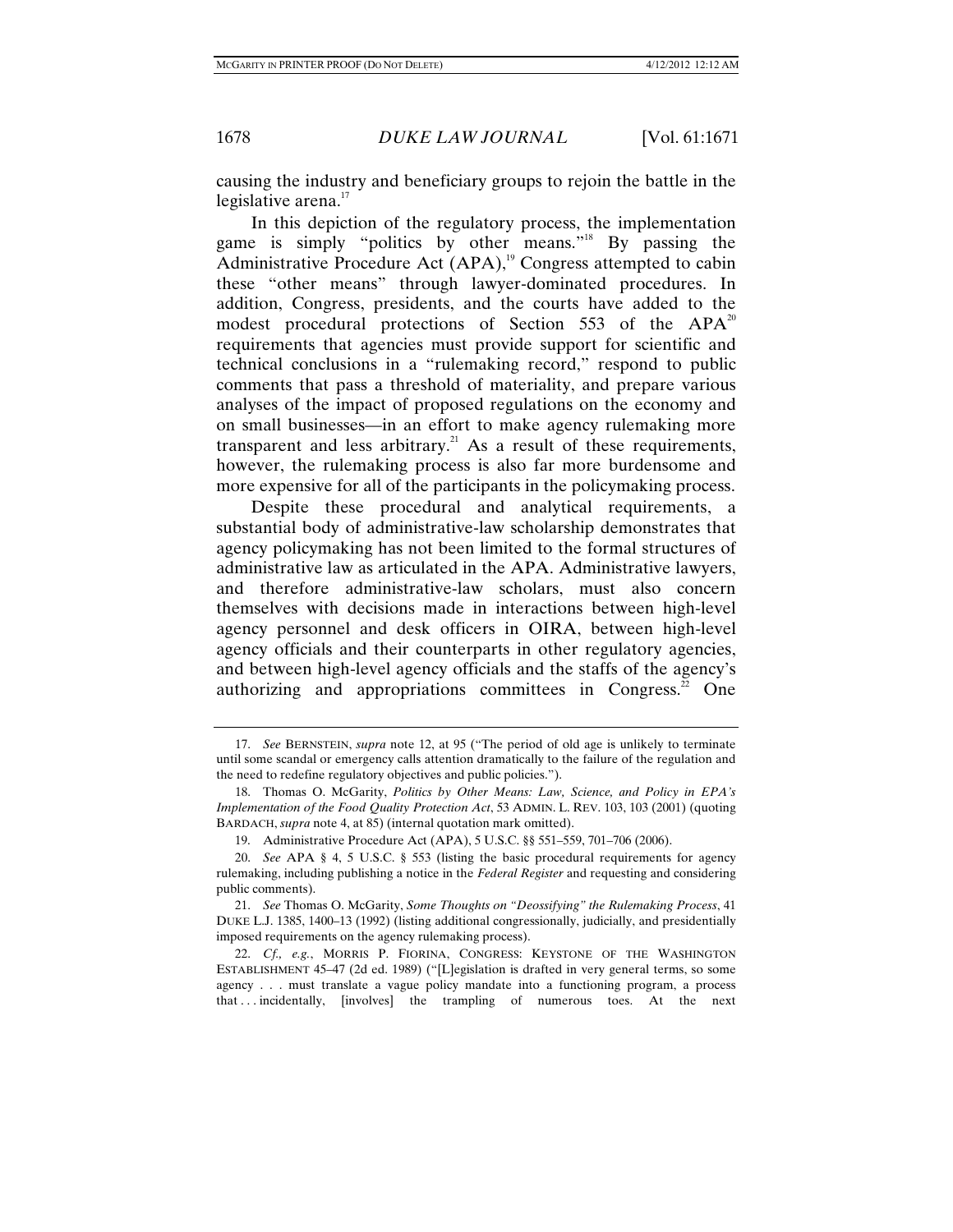causing the industry and beneficiary groups to rejoin the battle in the legislative arena.[17]

In this depiction of the regulatory process, the implementation game is simply "politics by other means."[18] By passing the Administrative Procedure Act (APA),[19] Congress attempted to cabin these "other means" through lawyer-dominated procedures. In addition, Congress, presidents, and the courts have added to the modest procedural protections of Section 553 of the APA[20] requirements that agencies must provide support for scientific and technical conclusions in a "rulemaking record," respond to public comments that pass a threshold of materiality, and prepare various analyses of the impact of proposed regulations on the economy and on small businesses—in an effort to make agency rulemaking more transparent and less arbitrary.[21] As a result of these requirements, however, the rulemaking process is also far more burdensome and more expensive for all of the participants in the policymaking process.

Despite these procedural and analytical requirements, a substantial body of administrative-law scholarship demonstrates that agency policymaking has not been limited to the formal structures of administrative law as articulated in the APA. Administrative lawyers, and therefore administrative-law scholars, must also concern themselves with decisions made in interactions between high-level agency personnel and desk officers in OIRA, between high-level agency officials and their counterparts in other regulatory agencies, and between high-level agency officials and the staffs of the agency's authorizing and appropriations committees in Congress.[22] One

---

17. *See* BERNSTEIN, *supra* note 12, at 95 ("The period of old age is unlikely to terminate until some scandal or emergency calls attention dramatically to the failure of the regulation and the need to redefine regulatory objectives and public policies.").

18. Thomas O. McGarity, *Politics by Other Means: Law, Science, and Policy in EPA's Implementation of the Food Quality Protection Act*, 53 ADMIN. L. REV. 103, 103 (2001) (quoting BARDACH, *supra* note 4, at 85) (internal quotation mark omitted).

19. Administrative Procedure Act (APA), 5 U.S.C. §§ 551–559, 701–706 (2006).

20. *See* APA § 4, 5 U.S.C. § 553 (listing the basic procedural requirements for agency rulemaking, including publishing a notice in the *Federal Register* and requesting and considering public comments).

21. *See* Thomas O. McGarity, *Some Thoughts on "Deossifying" the Rulemaking Process*, 41 DUKE L.J. 1385, 1400–13 (1992) (listing additional congressionally, judicially, and presidentially imposed requirements on the agency rulemaking process).

22. *Cf., e.g.*, MORRIS P. FIORINA, CONGRESS: KEYSTONE OF THE WASHINGTON ESTABLISHMENT 45–47 (2d ed. 1989) ("[L]egislation is drafted in very general terms, so some agency . . . must translate a vague policy mandate into a functioning program, a process that . . . incidentally, [involves] the trampling of numerous toes. At the next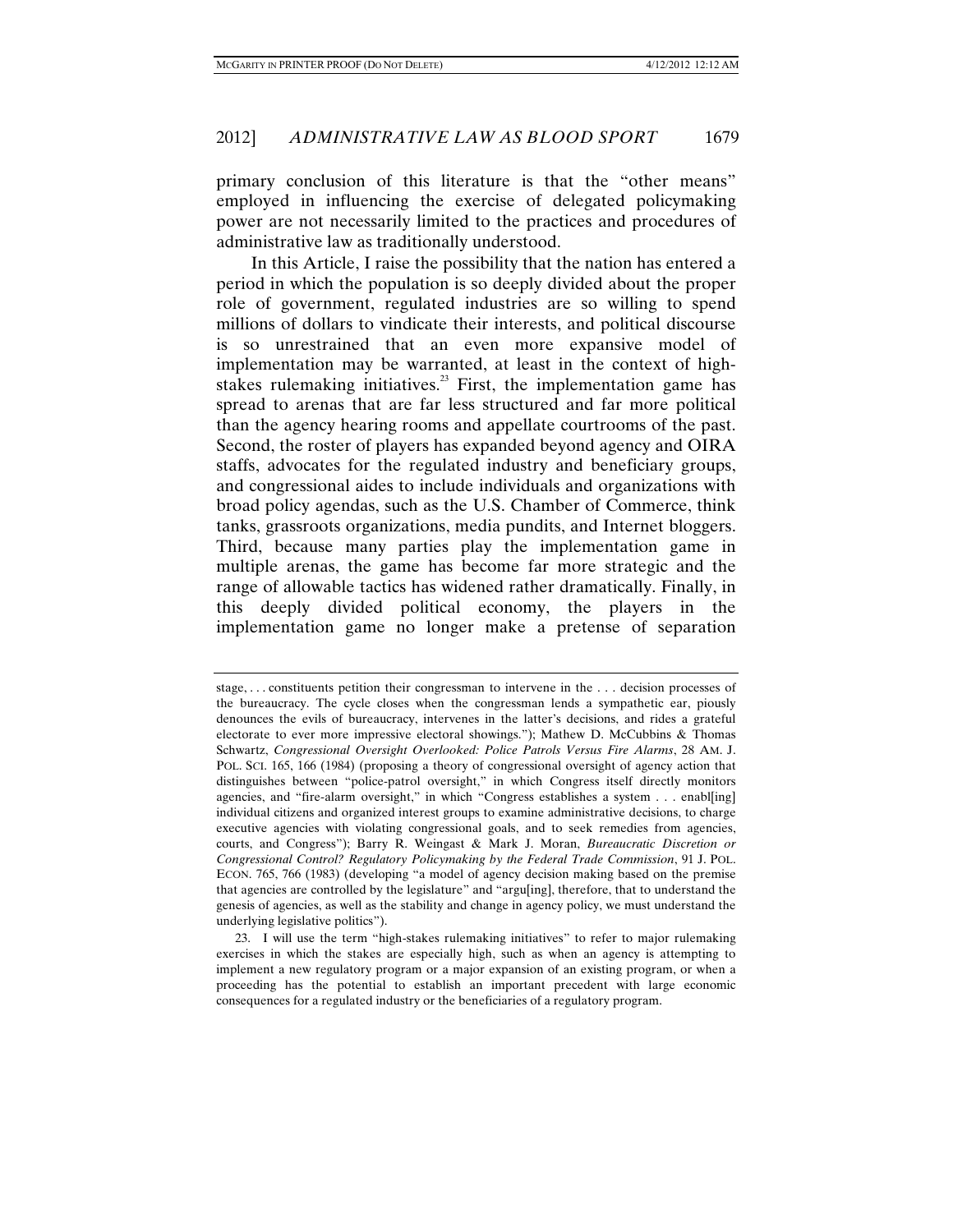primary conclusion of this literature is that the "other means" employed in influencing the exercise of delegated policymaking power are not necessarily limited to the practices and procedures of administrative law as traditionally understood.

In this Article, I raise the possibility that the nation has entered a period in which the population is so deeply divided about the proper role of government, regulated industries are so willing to spend millions of dollars to vindicate their interests, and political discourse is so unrestrained that an even more expansive model of implementation may be warranted, at least in the context of high-stakes rulemaking initiatives.[23] First, the implementation game has spread to arenas that are far less structured and far more political than the agency hearing rooms and appellate courtrooms of the past. Second, the roster of players has expanded beyond agency and OIRA staffs, advocates for the regulated industry and beneficiary groups, and congressional aides to include individuals and organizations with broad policy agendas, such as the U.S. Chamber of Commerce, think tanks, grassroots organizations, media pundits, and Internet bloggers. Third, because many parties play the implementation game in multiple arenas, the game has become far more strategic and the range of allowable tactics has widened rather dramatically. Finally, in this deeply divided political economy, the players in the implementation game no longer make a pretense of separation

---

stage, . . . constituents petition their congressman to intervene in the . . . decision processes of the bureaucracy. The cycle closes when the congressman lends a sympathetic ear, piously denounces the evils of bureaucracy, intervenes in the latter's decisions, and rides a grateful electorate to ever more impressive electoral showings."); Mathew D. McCubbins & Thomas Schwartz, *Congressional Oversight Overlooked: Police Patrols Versus Fire Alarms*, 28 AM. J. POL. SCI. 165, 166 (1984) (proposing a theory of congressional oversight of agency action that distinguishes between "police-patrol oversight," in which Congress itself directly monitors agencies, and "fire-alarm oversight," in which "Congress establishes a system . . . enabl[ing] individual citizens and organized interest groups to examine administrative decisions, to charge executive agencies with violating congressional goals, and to seek remedies from agencies, courts, and Congress"); Barry R. Weingast & Mark J. Moran, *Bureaucratic Discretion or Congressional Control? Regulatory Policymaking by the Federal Trade Commission*, 91 J. POL. ECON. 765, 766 (1983) (developing "a model of agency decision making based on the premise that agencies are controlled by the legislature" and "argu[ing], therefore, that to understand the genesis of agencies, as well as the stability and change in agency policy, we must understand the underlying legislative politics").

23. I will use the term "high-stakes rulemaking initiatives" to refer to major rulemaking exercises in which the stakes are especially high, such as when an agency is attempting to implement a new regulatory program or a major expansion of an existing program, or when a proceeding has the potential to establish an important precedent with large economic consequences for a regulated industry or the beneficiaries of a regulatory program.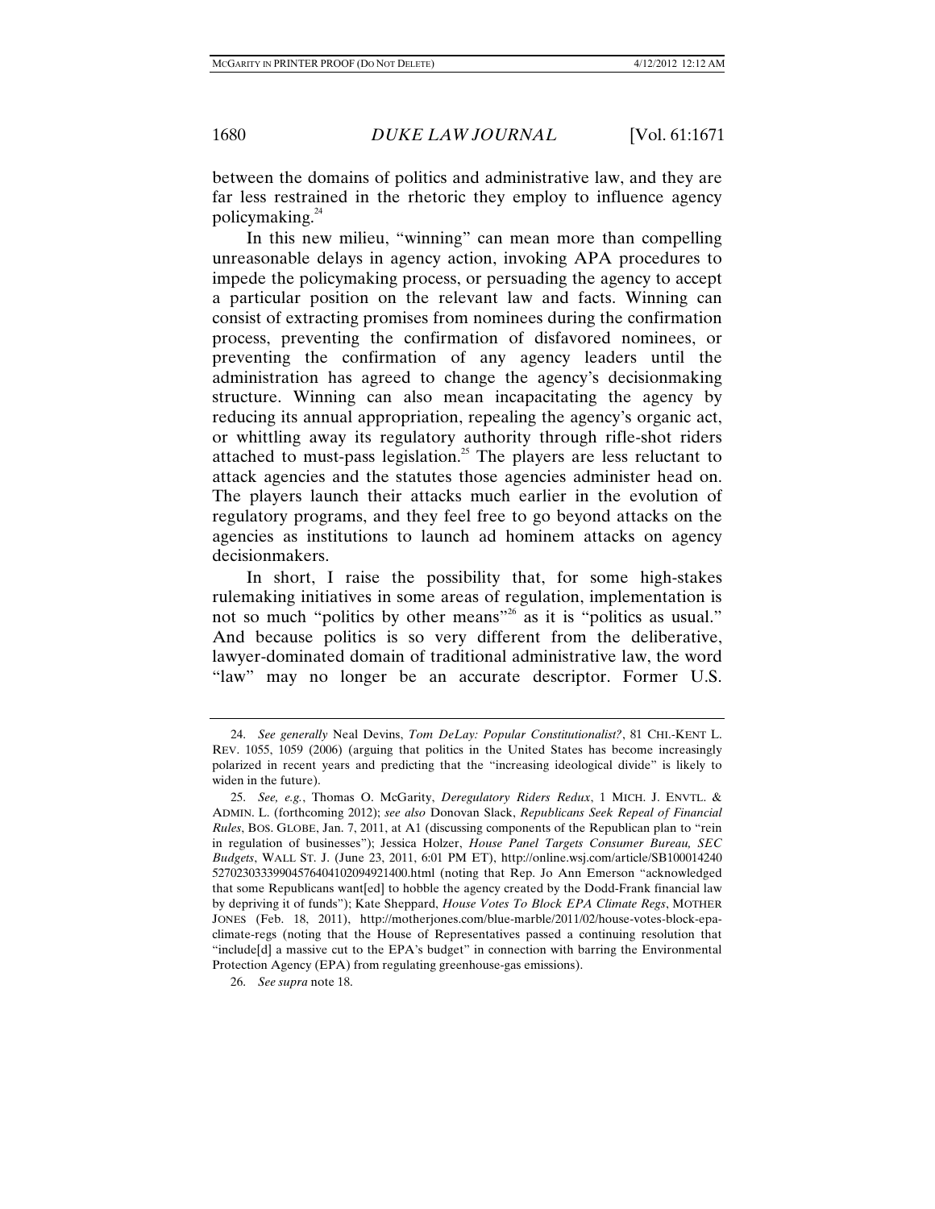between the domains of politics and administrative law, and they are far less restrained in the rhetoric they employ to influence agency policymaking.[24]

In this new milieu, "winning" can mean more than compelling unreasonable delays in agency action, invoking APA procedures to impede the policymaking process, or persuading the agency to accept a particular position on the relevant law and facts. Winning can consist of extracting promises from nominees during the confirmation process, preventing the confirmation of disfavored nominees, or preventing the confirmation of any agency leaders until the administration has agreed to change the agency's decisionmaking structure. Winning can also mean incapacitating the agency by reducing its annual appropriation, repealing the agency's organic act, or whittling away its regulatory authority through rifle-shot riders attached to must-pass legislation.[25] The players are less reluctant to attack agencies and the statutes those agencies administer head on. The players launch their attacks much earlier in the evolution of regulatory programs, and they feel free to go beyond attacks on the agencies as institutions to launch ad hominem attacks on agency decisionmakers.

In short, I raise the possibility that, for some high-stakes rulemaking initiatives in some areas of regulation, implementation is not so much "politics by other means"[26] as it is "politics as usual." And because politics is so very different from the deliberative, lawyer-dominated domain of traditional administrative law, the word "law" may no longer be an accurate descriptor. Former U.S.

---

24. *See generally* Neal Devins, *Tom DeLay: Popular Constitutionalist?*, 81 CHI.-KENT L. REV. 1055, 1059 (2006) (arguing that politics in the United States has become increasingly polarized in recent years and predicting that the "increasing ideological divide" is likely to widen in the future).

25. *See, e.g.*, Thomas O. McGarity, *Deregulatory Riders Redux*, 1 MICH. J. ENVTL. & ADMIN. L. (forthcoming 2012); *see also* Donovan Slack, *Republicans Seek Repeal of Financial Rules*, BOS. GLOBE, Jan. 7, 2011, at A1 (discussing components of the Republican plan to "rein in regulation of businesses"); Jessica Holzer, *House Panel Targets Consumer Bureau, SEC Budgets*, WALL ST. J. (June 23, 2011, 6:01 PM ET), http://online.wsj.com/article/SB10001424052702303339904576404102094921400.html (noting that Rep. Jo Ann Emerson "acknowledged that some Republicans want[ed] to hobble the agency created by the Dodd-Frank financial law by depriving it of funds"); Kate Sheppard, *House Votes To Block EPA Climate Regs*, MOTHER JONES (Feb. 18, 2011), http://motherjones.com/blue-marble/2011/02/house-votes-block-epa-climate-regs (noting that the House of Representatives passed a continuing resolution that "include[d] a massive cut to the EPA's budget" in connection with barring the Environmental Protection Agency (EPA) from regulating greenhouse-gas emissions).

26. *See supra* note 18.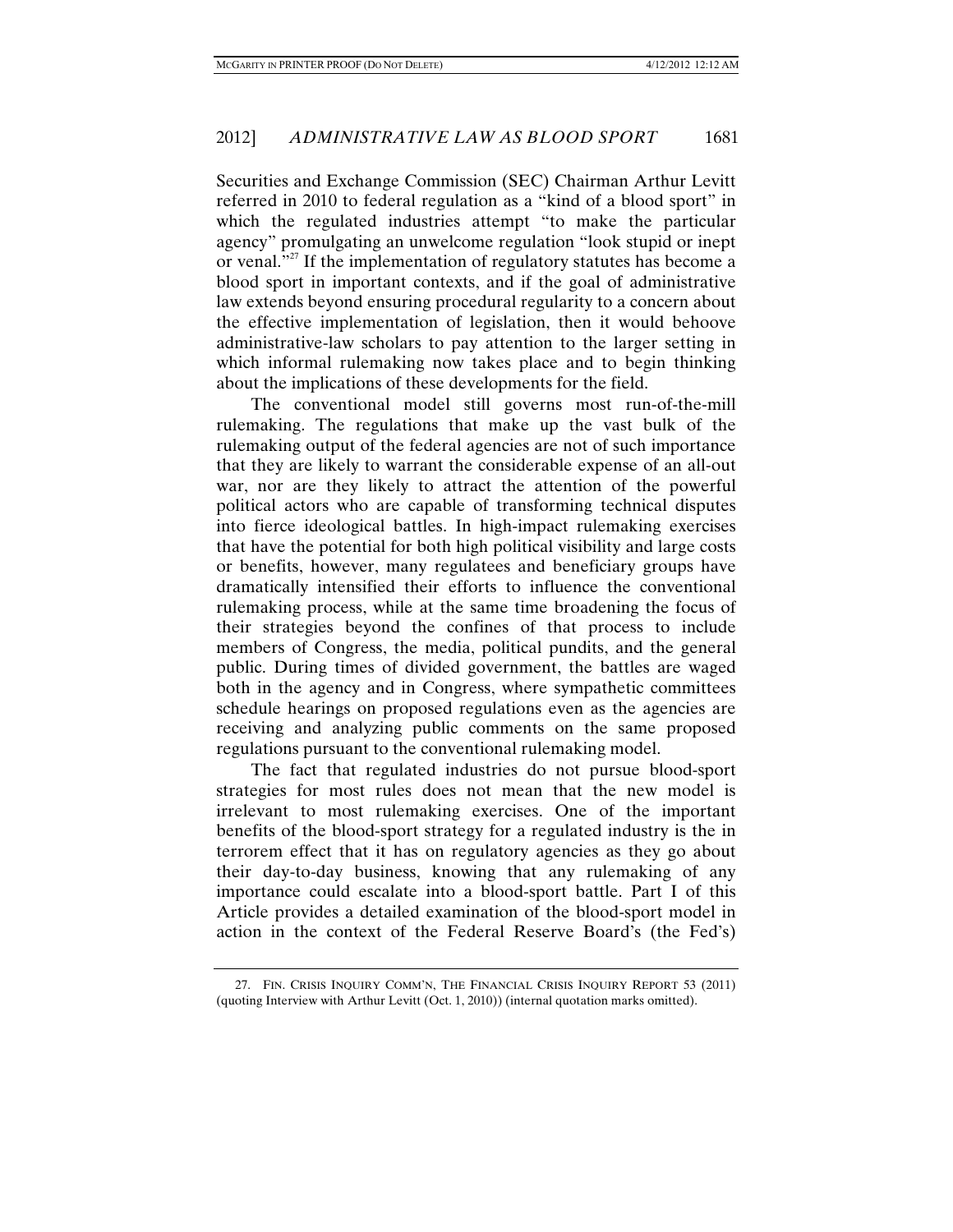Securities and Exchange Commission (SEC) Chairman Arthur Levitt referred in 2010 to federal regulation as a "kind of a blood sport" in which the regulated industries attempt "to make the particular agency" promulgating an unwelcome regulation "look stupid or inept or venal."[27] If the implementation of regulatory statutes has become a blood sport in important contexts, and if the goal of administrative law extends beyond ensuring procedural regularity to a concern about the effective implementation of legislation, then it would behoove administrative-law scholars to pay attention to the larger setting in which informal rulemaking now takes place and to begin thinking about the implications of these developments for the field.

The conventional model still governs most run-of-the-mill rulemaking. The regulations that make up the vast bulk of the rulemaking output of the federal agencies are not of such importance that they are likely to warrant the considerable expense of an all-out war, nor are they likely to attract the attention of the powerful political actors who are capable of transforming technical disputes into fierce ideological battles. In high-impact rulemaking exercises that have the potential for both high political visibility and large costs or benefits, however, many regulatees and beneficiary groups have dramatically intensified their efforts to influence the conventional rulemaking process, while at the same time broadening the focus of their strategies beyond the confines of that process to include members of Congress, the media, political pundits, and the general public. During times of divided government, the battles are waged both in the agency and in Congress, where sympathetic committees schedule hearings on proposed regulations even as the agencies are receiving and analyzing public comments on the same proposed regulations pursuant to the conventional rulemaking model.

The fact that regulated industries do not pursue blood-sport strategies for most rules does not mean that the new model is irrelevant to most rulemaking exercises. One of the important benefits of the blood-sport strategy for a regulated industry is the in terrorem effect that it has on regulatory agencies as they go about their day-to-day business, knowing that any rulemaking of any importance could escalate into a blood-sport battle. Part I of this Article provides a detailed examination of the blood-sport model in action in the context of the Federal Reserve Board's (the Fed's)

---

27. FIN. CRISIS INQUIRY COMM'N, THE FINANCIAL CRISIS INQUIRY REPORT 53 (2011) (quoting Interview with Arthur Levitt (Oct. 1, 2010)) (internal quotation marks omitted).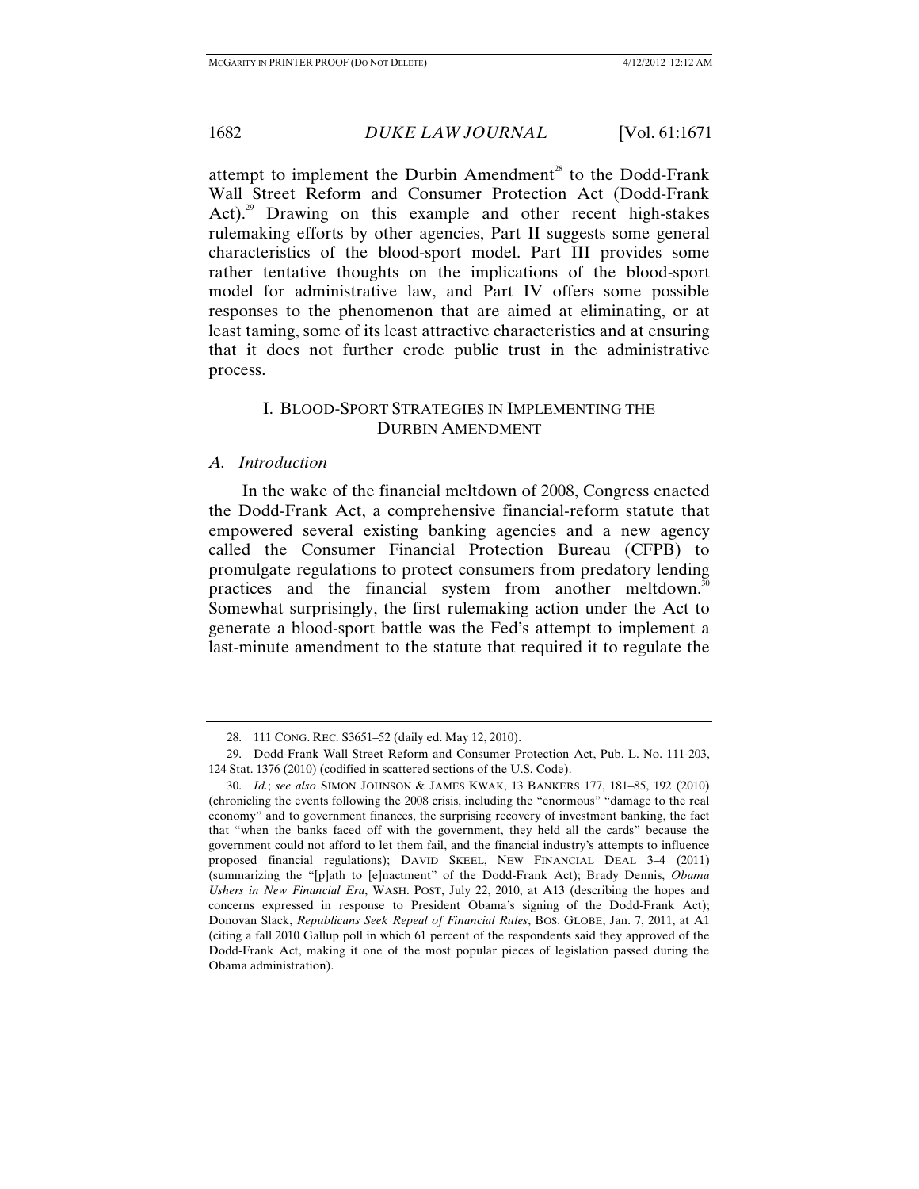attempt to implement the Durbin Amendment[28] to the Dodd-Frank Wall Street Reform and Consumer Protection Act (Dodd-Frank Act).[29] Drawing on this example and other recent high-stakes rulemaking efforts by other agencies, Part II suggests some general characteristics of the blood-sport model. Part III provides some rather tentative thoughts on the implications of the blood-sport model for administrative law, and Part IV offers some possible responses to the phenomenon that are aimed at eliminating, or at least taming, some of its least attractive characteristics and at ensuring that it does not further erode public trust in the administrative process.

## I. BLOOD-SPORT STRATEGIES IN IMPLEMENTING THE DURBIN AMENDMENT

### *A. Introduction*

In the wake of the financial meltdown of 2008, Congress enacted the Dodd-Frank Act, a comprehensive financial-reform statute that empowered several existing banking agencies and a new agency called the Consumer Financial Protection Bureau (CFPB) to promulgate regulations to protect consumers from predatory lending practices and the financial system from another meltdown.[30] Somewhat surprisingly, the first rulemaking action under the Act to generate a blood-sport battle was the Fed's attempt to implement a last-minute amendment to the statute that required it to regulate the

28. 111 CONG. REC. S3651–52 (daily ed. May 12, 2010).

29. Dodd-Frank Wall Street Reform and Consumer Protection Act, Pub. L. No. 111-203, 124 Stat. 1376 (2010) (codified in scattered sections of the U.S. Code).

30. *Id.*; *see also* SIMON JOHNSON & JAMES KWAK, 13 BANKERS 177, 181–85, 192 (2010) (chronicling the events following the 2008 crisis, including the "enormous" "damage to the real economy" and to government finances, the surprising recovery of investment banking, the fact that "when the banks faced off with the government, they held all the cards" because the government could not afford to let them fail, and the financial industry's attempts to influence proposed financial regulations); DAVID SKEEL, NEW FINANCIAL DEAL 3–4 (2011) (summarizing the "[p]ath to [e]nactment" of the Dodd-Frank Act); Brady Dennis, *Obama Ushers in New Financial Era*, WASH. POST, July 22, 2010, at A13 (describing the hopes and concerns expressed in response to President Obama's signing of the Dodd-Frank Act); Donovan Slack, *Republicans Seek Repeal of Financial Rules*, BOS. GLOBE, Jan. 7, 2011, at A1 (citing a fall 2010 Gallup poll in which 61 percent of the respondents said they approved of the Dodd-Frank Act, making it one of the most popular pieces of legislation passed during the Obama administration).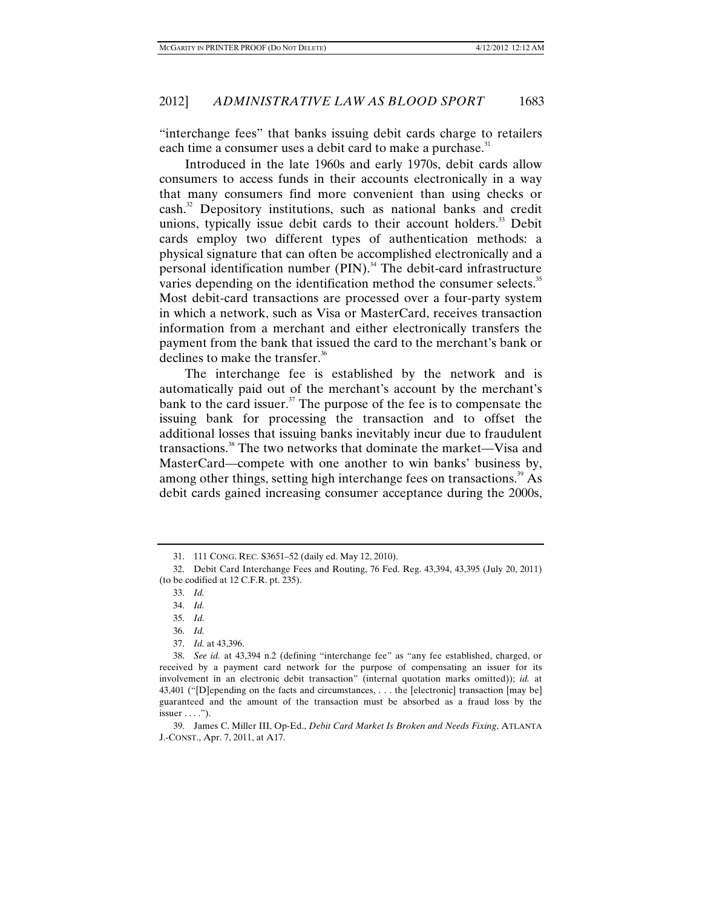"interchange fees" that banks issuing debit cards charge to retailers each time a consumer uses a debit card to make a purchase.[31]

Introduced in the late 1960s and early 1970s, debit cards allow consumers to access funds in their accounts electronically in a way that many consumers find more convenient than using checks or cash.[32] Depository institutions, such as national banks and credit unions, typically issue debit cards to their account holders.[33] Debit cards employ two different types of authentication methods: a physical signature that can often be accomplished electronically and a personal identification number (PIN).[34] The debit-card infrastructure varies depending on the identification method the consumer selects.[35] Most debit-card transactions are processed over a four-party system in which a network, such as Visa or MasterCard, receives transaction information from a merchant and either electronically transfers the payment from the bank that issued the card to the merchant's bank or declines to make the transfer.[36]

The interchange fee is established by the network and is automatically paid out of the merchant's account by the merchant's bank to the card issuer.[37] The purpose of the fee is to compensate the issuing bank for processing the transaction and to offset the additional losses that issuing banks inevitably incur due to fraudulent transactions.[38] The two networks that dominate the market—Visa and MasterCard—compete with one another to win banks' business by, among other things, setting high interchange fees on transactions.[39] As debit cards gained increasing consumer acceptance during the 2000s,

---

31. 111 CONG. REC. S3651–52 (daily ed. May 12, 2010).

32. Debit Card Interchange Fees and Routing, 76 Fed. Reg. 43,394, 43,395 (July 20, 2011) (to be codified at 12 C.F.R. pt. 235).

33. *Id.*

34. *Id.*

35. *Id.*

36. *Id.*

37. *Id.* at 43,396.

38. *See id.* at 43,394 n.2 (defining "interchange fee" as "any fee established, charged, or received by a payment card network for the purpose of compensating an issuer for its involvement in an electronic debit transaction" (internal quotation marks omitted)); *id.* at 43,401 ("[D]epending on the facts and circumstances, . . . the [electronic] transaction [may be] guaranteed and the amount of the transaction must be absorbed as a fraud loss by the issuer . . . .").

39. James C. Miller III, Op-Ed., *Debit Card Market Is Broken and Needs Fixing*, ATLANTA J.-CONST., Apr. 7, 2011, at A17.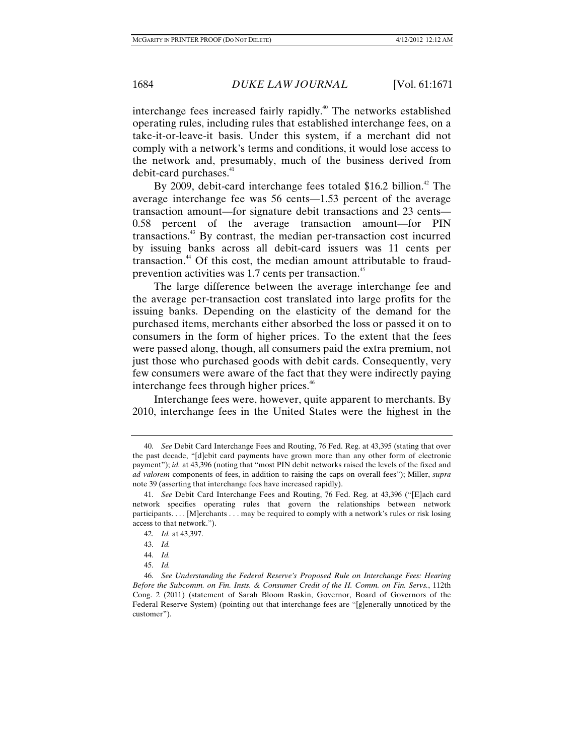interchange fees increased fairly rapidly.[40] The networks established operating rules, including rules that established interchange fees, on a take-it-or-leave-it basis. Under this system, if a merchant did not comply with a network's terms and conditions, it would lose access to the network and, presumably, much of the business derived from debit-card purchases.[41]

By 2009, debit-card interchange fees totaled $16.2 billion.[42] The average interchange fee was 56 cents—1.53 percent of the average transaction amount—for signature debit transactions and 23 cents—0.58 percent of the average transaction amount—for PIN transactions.[43] By contrast, the median per-transaction cost incurred by issuing banks across all debit-card issuers was 11 cents per transaction.[44] Of this cost, the median amount attributable to fraud-prevention activities was 1.7 cents per transaction.[45]

The large difference between the average interchange fee and the average per-transaction cost translated into large profits for the issuing banks. Depending on the elasticity of the demand for the purchased items, merchants either absorbed the loss or passed it on to consumers in the form of higher prices. To the extent that the fees were passed along, though, all consumers paid the extra premium, not just those who purchased goods with debit cards. Consequently, very few consumers were aware of the fact that they were indirectly paying interchange fees through higher prices.[46]

Interchange fees were, however, quite apparent to merchants. By 2010, interchange fees in the United States were the highest in the

---

40. *See* Debit Card Interchange Fees and Routing, 76 Fed. Reg. at 43,395 (stating that over the past decade, "[d]ebit card payments have grown more than any other form of electronic payment"); *id.* at 43,396 (noting that "most PIN debit networks raised the levels of the fixed and *ad valorem* components of fees, in addition to raising the caps on overall fees"); Miller, *supra* note 39 (asserting that interchange fees have increased rapidly).

41. *See* Debit Card Interchange Fees and Routing, 76 Fed. Reg. at 43,396 ("[E]ach card network specifies operating rules that govern the relationships between network participants. . . . [M]erchants . . . may be required to comply with a network's rules or risk losing access to that network.").

42. *Id.* at 43,397.

43. *Id.*

44. *Id.*

45. *Id.*

46. *See Understanding the Federal Reserve's Proposed Rule on Interchange Fees: Hearing Before the Subcomm. on Fin. Insts. & Consumer Credit of the H. Comm. on Fin. Servs.*, 112th Cong. 2 (2011) (statement of Sarah Bloom Raskin, Governor, Board of Governors of the Federal Reserve System) (pointing out that interchange fees are "[g]enerally unnoticed by the customer").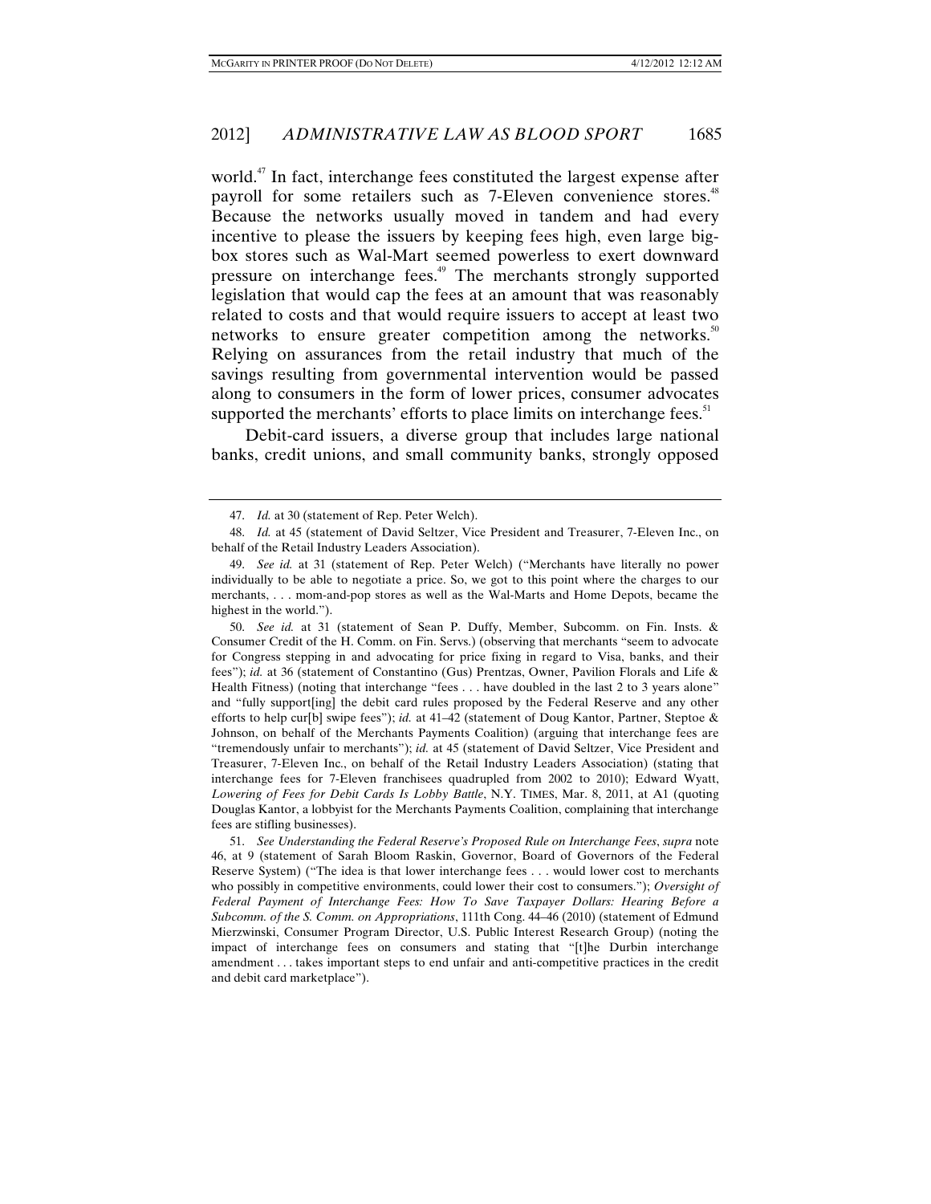world.[47] In fact, interchange fees constituted the largest expense after payroll for some retailers such as 7-Eleven convenience stores.[48] Because the networks usually moved in tandem and had every incentive to please the issuers by keeping fees high, even large big-box stores such as Wal-Mart seemed powerless to exert downward pressure on interchange fees.[49] The merchants strongly supported legislation that would cap the fees at an amount that was reasonably related to costs and that would require issuers to accept at least two networks to ensure greater competition among the networks.[50] Relying on assurances from the retail industry that much of the savings resulting from governmental intervention would be passed along to consumers in the form of lower prices, consumer advocates supported the merchants' efforts to place limits on interchange fees.[51]

Debit-card issuers, a diverse group that includes large national banks, credit unions, and small community banks, strongly opposed

---

47. *Id.* at 30 (statement of Rep. Peter Welch).

48. *Id.* at 45 (statement of David Seltzer, Vice President and Treasurer, 7-Eleven Inc., on behalf of the Retail Industry Leaders Association).

49. *See id.* at 31 (statement of Rep. Peter Welch) ("Merchants have literally no power individually to be able to negotiate a price. So, we got to this point where the charges to our merchants, . . . mom-and-pop stores as well as the Wal-Marts and Home Depots, became the highest in the world.").

50. *See id.* at 31 (statement of Sean P. Duffy, Member, Subcomm. on Fin. Insts. & Consumer Credit of the H. Comm. on Fin. Servs.) (observing that merchants "seem to advocate for Congress stepping in and advocating for price fixing in regard to Visa, banks, and their fees"); *id.* at 36 (statement of Constantino (Gus) Prentzas, Owner, Pavilion Florals and Life & Health Fitness) (noting that interchange "fees . . . have doubled in the last 2 to 3 years alone" and "fully support[ing] the debit card rules proposed by the Federal Reserve and any other efforts to help cur[b] swipe fees"); *id.* at 41–42 (statement of Doug Kantor, Partner, Steptoe & Johnson, on behalf of the Merchants Payments Coalition) (arguing that interchange fees are "tremendously unfair to merchants"); *id.* at 45 (statement of David Seltzer, Vice President and Treasurer, 7-Eleven Inc., on behalf of the Retail Industry Leaders Association) (stating that interchange fees for 7-Eleven franchisees quadrupled from 2002 to 2010); Edward Wyatt, *Lowering of Fees for Debit Cards Is Lobby Battle*, N.Y. TIMES, Mar. 8, 2011, at A1 (quoting Douglas Kantor, a lobbyist for the Merchants Payments Coalition, complaining that interchange fees are stifling businesses).

51. *See Understanding the Federal Reserve's Proposed Rule on Interchange Fees*, *supra* note 46, at 9 (statement of Sarah Bloom Raskin, Governor, Board of Governors of the Federal Reserve System) ("The idea is that lower interchange fees . . . would lower cost to merchants who possibly in competitive environments, could lower their cost to consumers."); *Oversight of Federal Payment of Interchange Fees: How To Save Taxpayer Dollars: Hearing Before a Subcomm. of the S. Comm. on Appropriations*, 111th Cong. 44–46 (2010) (statement of Edmund Mierzwinski, Consumer Program Director, U.S. Public Interest Research Group) (noting the impact of interchange fees on consumers and stating that "[t]he Durbin interchange amendment . . . takes important steps to end unfair and anti-competitive practices in the credit and debit card marketplace").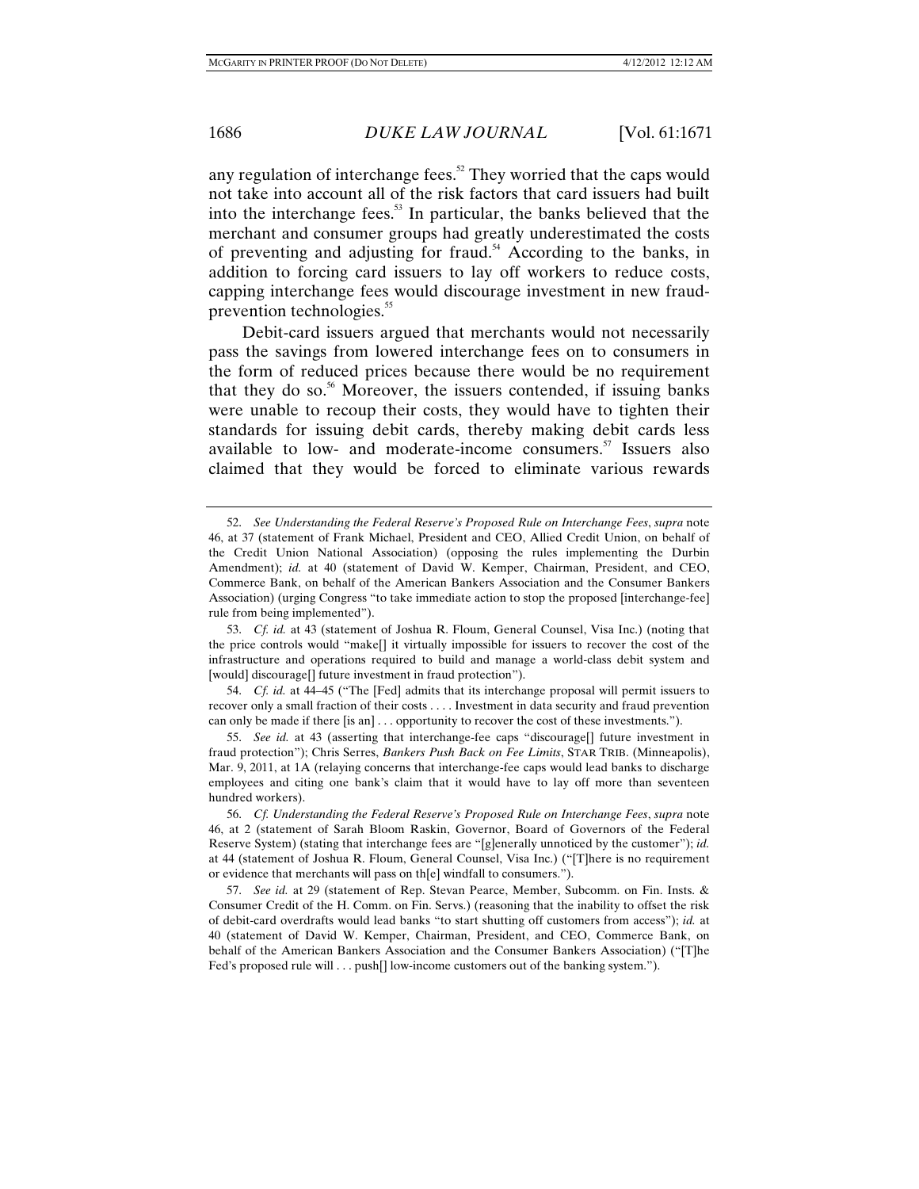any regulation of interchange fees.[52] They worried that the caps would not take into account all of the risk factors that card issuers had built into the interchange fees.[53] In particular, the banks believed that the merchant and consumer groups had greatly underestimated the costs of preventing and adjusting for fraud.[54] According to the banks, in addition to forcing card issuers to lay off workers to reduce costs, capping interchange fees would discourage investment in new fraud-prevention technologies.[55]

Debit-card issuers argued that merchants would not necessarily pass the savings from lowered interchange fees on to consumers in the form of reduced prices because there would be no requirement that they do so.[56] Moreover, the issuers contended, if issuing banks were unable to recoup their costs, they would have to tighten their standards for issuing debit cards, thereby making debit cards less available to low- and moderate-income consumers.[57] Issuers also claimed that they would be forced to eliminate various rewards

---

52. *See Understanding the Federal Reserve's Proposed Rule on Interchange Fees*, *supra* note 46, at 37 (statement of Frank Michael, President and CEO, Allied Credit Union, on behalf of the Credit Union National Association) (opposing the rules implementing the Durbin Amendment); *id.* at 40 (statement of David W. Kemper, Chairman, President, and CEO, Commerce Bank, on behalf of the American Bankers Association and the Consumer Bankers Association) (urging Congress "to take immediate action to stop the proposed [interchange-fee] rule from being implemented").

53. *Cf. id.* at 43 (statement of Joshua R. Floum, General Counsel, Visa Inc.) (noting that the price controls would "make[] it virtually impossible for issuers to recover the cost of the infrastructure and operations required to build and manage a world-class debit system and [would] discourage[] future investment in fraud protection").

54. *Cf. id.* at 44–45 ("The [Fed] admits that its interchange proposal will permit issuers to recover only a small fraction of their costs . . . . Investment in data security and fraud prevention can only be made if there [is an] . . . opportunity to recover the cost of these investments.").

55. *See id.* at 43 (asserting that interchange-fee caps "discourage[] future investment in fraud protection"); Chris Serres, *Bankers Push Back on Fee Limits*, STAR TRIB. (Minneapolis), Mar. 9, 2011, at 1A (relaying concerns that interchange-fee caps would lead banks to discharge employees and citing one bank's claim that it would have to lay off more than seventeen hundred workers).

56. *Cf. Understanding the Federal Reserve's Proposed Rule on Interchange Fees*, *supra* note 46, at 2 (statement of Sarah Bloom Raskin, Governor, Board of Governors of the Federal Reserve System) (stating that interchange fees are "[g]enerally unnoticed by the customer"); *id.* at 44 (statement of Joshua R. Floum, General Counsel, Visa Inc.) ("[T]here is no requirement or evidence that merchants will pass on th[e] windfall to consumers.").

57. *See id.* at 29 (statement of Rep. Stevan Pearce, Member, Subcomm. on Fin. Insts. & Consumer Credit of the H. Comm. on Fin. Servs.) (reasoning that the inability to offset the risk of debit-card overdrafts would lead banks "to start shutting off customers from access"); *id.* at 40 (statement of David W. Kemper, Chairman, President, and CEO, Commerce Bank, on behalf of the American Bankers Association and the Consumer Bankers Association) ("[T]he Fed's proposed rule will . . . push[] low-income customers out of the banking system.").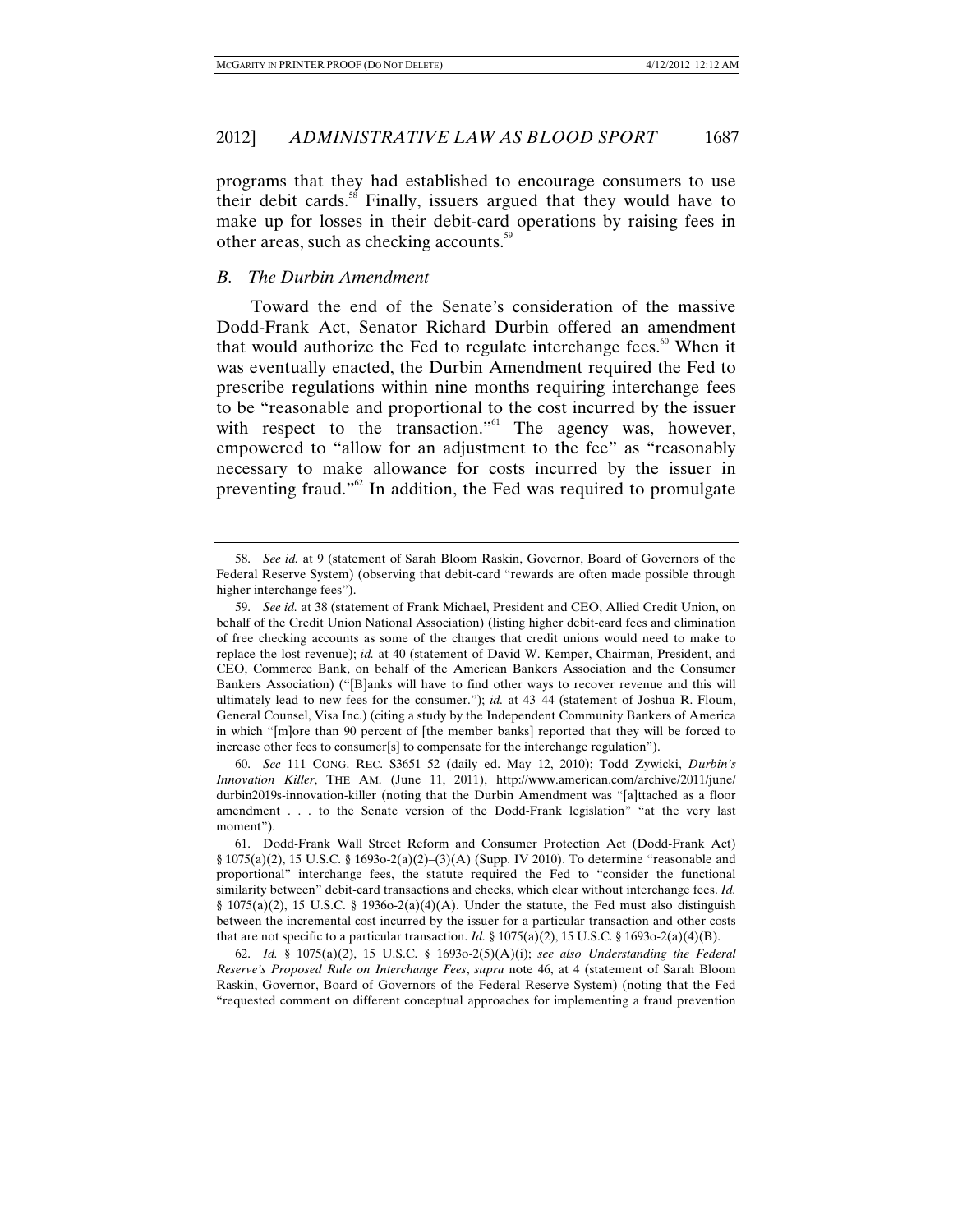programs that they had established to encourage consumers to use their debit cards.[58] Finally, issuers argued that they would have to make up for losses in their debit-card operations by raising fees in other areas, such as checking accounts.[59]

### *B. The Durbin Amendment*

Toward the end of the Senate's consideration of the massive Dodd-Frank Act, Senator Richard Durbin offered an amendment that would authorize the Fed to regulate interchange fees.[60] When it was eventually enacted, the Durbin Amendment required the Fed to prescribe regulations within nine months requiring interchange fees to be "reasonable and proportional to the cost incurred by the issuer with respect to the transaction."[61] The agency was, however, empowered to "allow for an adjustment to the fee" as "reasonably necessary to make allowance for costs incurred by the issuer in preventing fraud."[62] In addition, the Fed was required to promulgate

---

58. *See id.* at 9 (statement of Sarah Bloom Raskin, Governor, Board of Governors of the Federal Reserve System) (observing that debit-card "rewards are often made possible through higher interchange fees").

59. *See id.* at 38 (statement of Frank Michael, President and CEO, Allied Credit Union, on behalf of the Credit Union National Association) (listing higher debit-card fees and elimination of free checking accounts as some of the changes that credit unions would need to make to replace the lost revenue); *id.* at 40 (statement of David W. Kemper, Chairman, President, and CEO, Commerce Bank, on behalf of the American Bankers Association and the Consumer Bankers Association) ("[B]anks will have to find other ways to recover revenue and this will ultimately lead to new fees for the consumer."); *id.* at 43–44 (statement of Joshua R. Floum, General Counsel, Visa Inc.) (citing a study by the Independent Community Bankers of America in which "[m]ore than 90 percent of [the member banks] reported that they will be forced to increase other fees to consumer[s] to compensate for the interchange regulation").

60. *See* 111 CONG. REC. S3651–52 (daily ed. May 12, 2010); Todd Zywicki, *Durbin's Innovation Killer*, THE AM. (June 11, 2011), http://www.american.com/archive/2011/june/durbin2019s-innovation-killer (noting that the Durbin Amendment was "[a]ttached as a floor amendment . . . to the Senate version of the Dodd-Frank legislation" "at the very last moment").

61. Dodd-Frank Wall Street Reform and Consumer Protection Act (Dodd-Frank Act) § 1075(a)(2), 15 U.S.C. § 1693o-2(a)(2)–(3)(A) (Supp. IV 2010). To determine "reasonable and proportional" interchange fees, the statute required the Fed to "consider the functional similarity between" debit-card transactions and checks, which clear without interchange fees. *Id.* § 1075(a)(2), 15 U.S.C. § 1936o-2(a)(4)(A). Under the statute, the Fed must also distinguish between the incremental cost incurred by the issuer for a particular transaction and other costs that are not specific to a particular transaction. *Id.* § 1075(a)(2), 15 U.S.C. § 1693o-2(a)(4)(B).

62. *Id.* § 1075(a)(2), 15 U.S.C. § 1693o-2(5)(A)(i); *see also Understanding the Federal Reserve's Proposed Rule on Interchange Fees*, *supra* note 46, at 4 (statement of Sarah Bloom Raskin, Governor, Board of Governors of the Federal Reserve System) (noting that the Fed "requested comment on different conceptual approaches for implementing a fraud prevention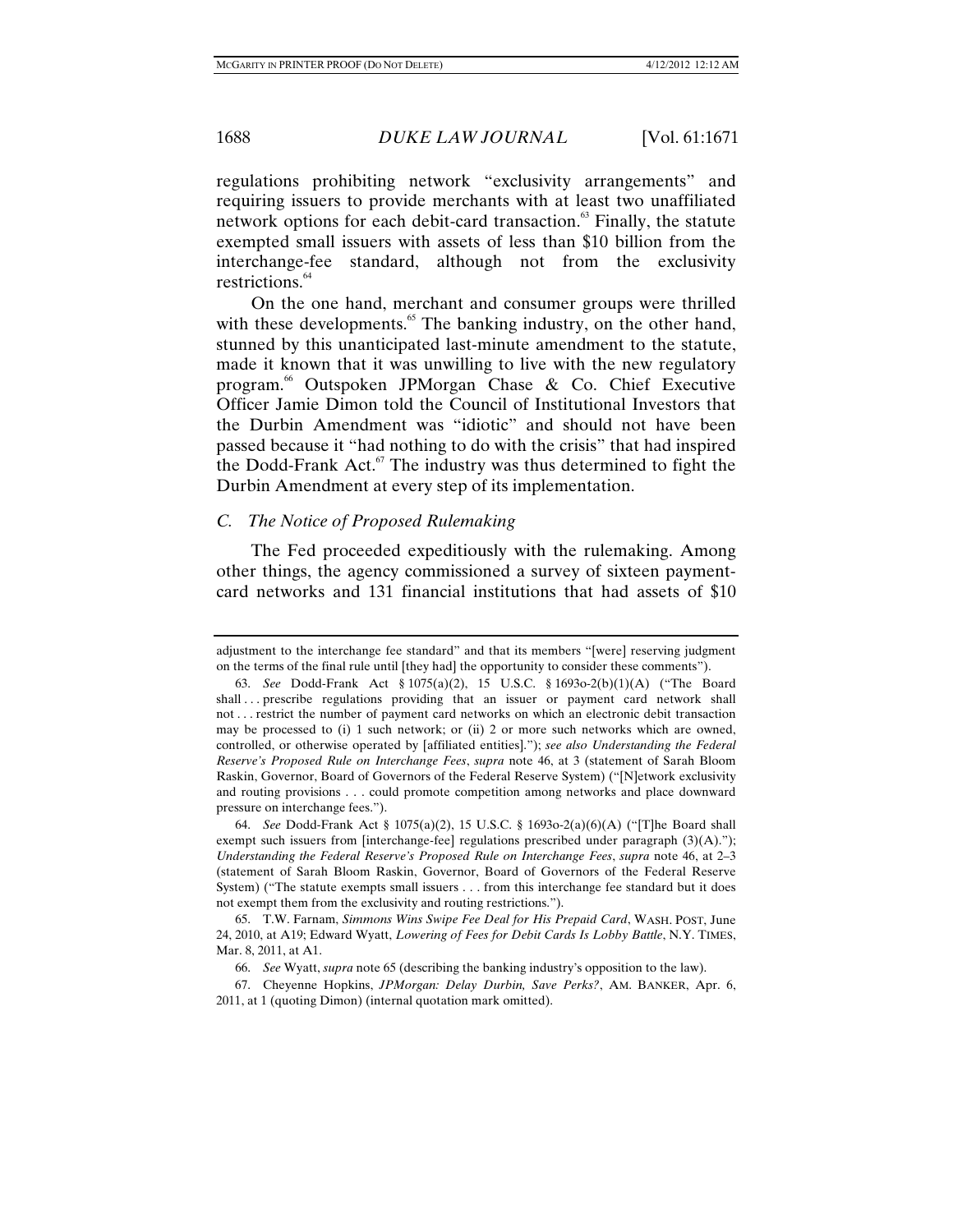regulations prohibiting network "exclusivity arrangements" and requiring issuers to provide merchants with at least two unaffiliated network options for each debit-card transaction.[63] Finally, the statute exempted small issuers with assets of less than $10 billion from the interchange-fee standard, although not from the exclusivity restrictions.[64]

On the one hand, merchant and consumer groups were thrilled with these developments.[65] The banking industry, on the other hand, stunned by this unanticipated last-minute amendment to the statute, made it known that it was unwilling to live with the new regulatory program.[66] Outspoken JPMorgan Chase & Co. Chief Executive Officer Jamie Dimon told the Council of Institutional Investors that the Durbin Amendment was "idiotic" and should not have been passed because it "had nothing to do with the crisis" that had inspired the Dodd-Frank Act.[67] The industry was thus determined to fight the Durbin Amendment at every step of its implementation.

### *C. The Notice of Proposed Rulemaking*

The Fed proceeded expeditiously with the rulemaking. Among other things, the agency commissioned a survey of sixteen payment-card networks and 131 financial institutions that had assets of $10

---

adjustment to the interchange fee standard" and that its members "[were] reserving judgment on the terms of the final rule until [they had] the opportunity to consider these comments").

63. *See* Dodd-Frank Act § 1075(a)(2), 15 U.S.C. § 1693o-2(b)(1)(A) ("The Board shall . . . prescribe regulations providing that an issuer or payment card network shall not . . . restrict the number of payment card networks on which an electronic debit transaction may be processed to (i) 1 such network; or (ii) 2 or more such networks which are owned, controlled, or otherwise operated by [affiliated entities]."); *see also Understanding the Federal Reserve's Proposed Rule on Interchange Fees*, *supra* note 46, at 3 (statement of Sarah Bloom Raskin, Governor, Board of Governors of the Federal Reserve System) ("[N]etwork exclusivity and routing provisions . . . could promote competition among networks and place downward pressure on interchange fees.").

64. *See* Dodd-Frank Act § 1075(a)(2), 15 U.S.C. § 1693o-2(a)(6)(A) ("[T]he Board shall exempt such issuers from [interchange-fee] regulations prescribed under paragraph (3)(A)."); *Understanding the Federal Reserve's Proposed Rule on Interchange Fees*, *supra* note 46, at 2–3 (statement of Sarah Bloom Raskin, Governor, Board of Governors of the Federal Reserve System) ("The statute exempts small issuers . . . from this interchange fee standard but it does not exempt them from the exclusivity and routing restrictions.").

65. T.W. Farnam, *Simmons Wins Swipe Fee Deal for His Prepaid Card*, WASH. POST, June 24, 2010, at A19; Edward Wyatt, *Lowering of Fees for Debit Cards Is Lobby Battle*, N.Y. TIMES, Mar. 8, 2011, at A1.

66. *See* Wyatt, *supra* note 65 (describing the banking industry's opposition to the law).

67. Cheyenne Hopkins, *JPMorgan: Delay Durbin, Save Perks?*, AM. BANKER, Apr. 6, 2011, at 1 (quoting Dimon) (internal quotation mark omitted).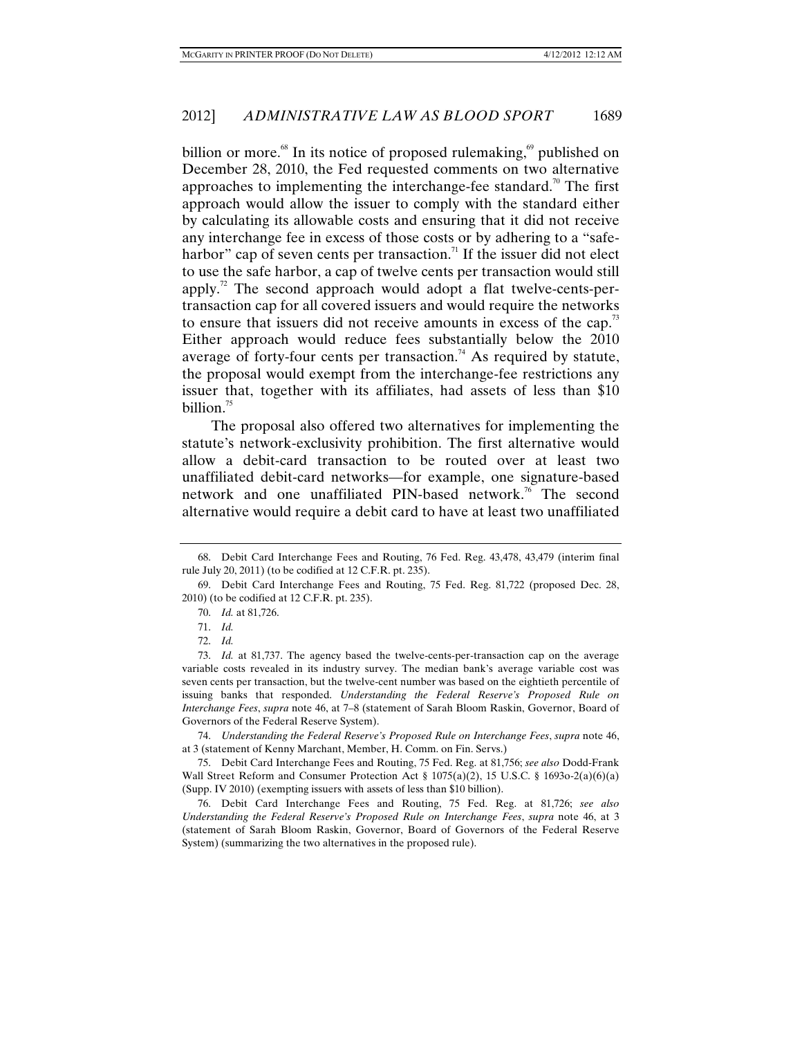billion or more.[68] In its notice of proposed rulemaking,[69] published on December 28, 2010, the Fed requested comments on two alternative approaches to implementing the interchange-fee standard.[70] The first approach would allow the issuer to comply with the standard either by calculating its allowable costs and ensuring that it did not receive any interchange fee in excess of those costs or by adhering to a "safe-harbor" cap of seven cents per transaction.[71] If the issuer did not elect to use the safe harbor, a cap of twelve cents per transaction would still apply.[72] The second approach would adopt a flat twelve-cents-per-transaction cap for all covered issuers and would require the networks to ensure that issuers did not receive amounts in excess of the cap.[73] Either approach would reduce fees substantially below the 2010 average of forty-four cents per transaction.[74] As required by statute, the proposal would exempt from the interchange-fee restrictions any issuer that, together with its affiliates, had assets of less than $10 billion.[75]

The proposal also offered two alternatives for implementing the statute's network-exclusivity prohibition. The first alternative would allow a debit-card transaction to be routed over at least two unaffiliated debit-card networks—for example, one signature-based network and one unaffiliated PIN-based network.[76] The second alternative would require a debit card to have at least two unaffiliated

---

68. Debit Card Interchange Fees and Routing, 76 Fed. Reg. 43,478, 43,479 (interim final rule July 20, 2011) (to be codified at 12 C.F.R. pt. 235).

69. Debit Card Interchange Fees and Routing, 75 Fed. Reg. 81,722 (proposed Dec. 28, 2010) (to be codified at 12 C.F.R. pt. 235).

70. *Id.* at 81,726.

71. *Id.*

72. *Id.*

73. *Id.* at 81,737. The agency based the twelve-cents-per-transaction cap on the average variable costs revealed in its industry survey. The median bank's average variable cost was seven cents per transaction, but the twelve-cent number was based on the eightieth percentile of issuing banks that responded. *Understanding the Federal Reserve's Proposed Rule on Interchange Fees*, *supra* note 46, at 7–8 (statement of Sarah Bloom Raskin, Governor, Board of Governors of the Federal Reserve System).

74. *Understanding the Federal Reserve's Proposed Rule on Interchange Fees*, *supra* note 46, at 3 (statement of Kenny Marchant, Member, H. Comm. on Fin. Servs.)

75. Debit Card Interchange Fees and Routing, 75 Fed. Reg. at 81,756; *see also* Dodd-Frank Wall Street Reform and Consumer Protection Act § 1075(a)(2), 15 U.S.C. § 1693o-2(a)(6)(a) (Supp. IV 2010) (exempting issuers with assets of less than $10 billion).

76. Debit Card Interchange Fees and Routing, 75 Fed. Reg. at 81,726; *see also* *Understanding the Federal Reserve's Proposed Rule on Interchange Fees*, *supra* note 46, at 3 (statement of Sarah Bloom Raskin, Governor, Board of Governors of the Federal Reserve System) (summarizing the two alternatives in the proposed rule).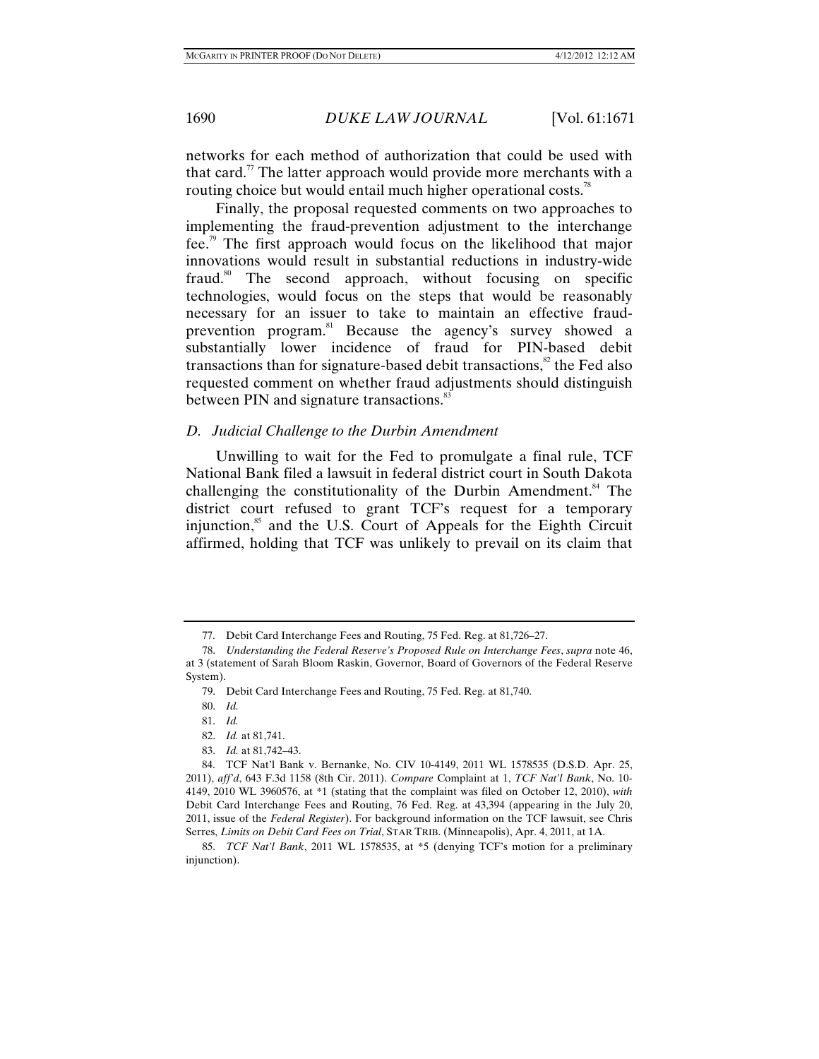networks for each method of authorization that could be used with that card.[77] The latter approach would provide more merchants with a routing choice but would entail much higher operational costs.[78]

Finally, the proposal requested comments on two approaches to implementing the fraud-prevention adjustment to the interchange fee.[79] The first approach would focus on the likelihood that major innovations would result in substantial reductions in industry-wide fraud.[80] The second approach, without focusing on specific technologies, would focus on the steps that would be reasonably necessary for an issuer to take to maintain an effective fraud-prevention program.[81] Because the agency's survey showed a substantially lower incidence of fraud for PIN-based debit transactions than for signature-based debit transactions,[82] the Fed also requested comment on whether fraud adjustments should distinguish between PIN and signature transactions.[83]

### *D. Judicial Challenge to the Durbin Amendment*

Unwilling to wait for the Fed to promulgate a final rule, TCF National Bank filed a lawsuit in federal district court in South Dakota challenging the constitutionality of the Durbin Amendment.[84] The district court refused to grant TCF's request for a temporary injunction,[85] and the U.S. Court of Appeals for the Eighth Circuit affirmed, holding that TCF was unlikely to prevail on its claim that

---

77. Debit Card Interchange Fees and Routing, 75 Fed. Reg. at 81,726–27.

78. *Understanding the Federal Reserve's Proposed Rule on Interchange Fees*, *supra* note 46, at 3 (statement of Sarah Bloom Raskin, Governor, Board of Governors of the Federal Reserve System).

79. Debit Card Interchange Fees and Routing, 75 Fed. Reg. at 81,740.

80. *Id.*

81. *Id.*

82. *Id.* at 81,741.

83. *Id.* at 81,742–43.

84. TCF Nat'l Bank v. Bernanke, No. CIV 10-4149, 2011 WL 1578535 (D.S.D. Apr. 25, 2011), *aff'd*, 643 F.3d 1158 (8th Cir. 2011). *Compare* Complaint at 1, *TCF Nat'l Bank*, No. 10-4149, 2010 WL 3960576, at *1 (stating that the complaint was filed on October 12, 2010), *with* Debit Card Interchange Fees and Routing, 76 Fed. Reg. at 43,394 (appearing in the July 20, 2011, issue of the *Federal Register*). For background information on the TCF lawsuit, see Chris Serres, *Limits on Debit Card Fees on Trial*, STAR TRIB. (Minneapolis), Apr. 4, 2011, at 1A.

85. *TCF Nat'l Bank*, 2011 WL 1578535, at *5 (denying TCF's motion for a preliminary injunction).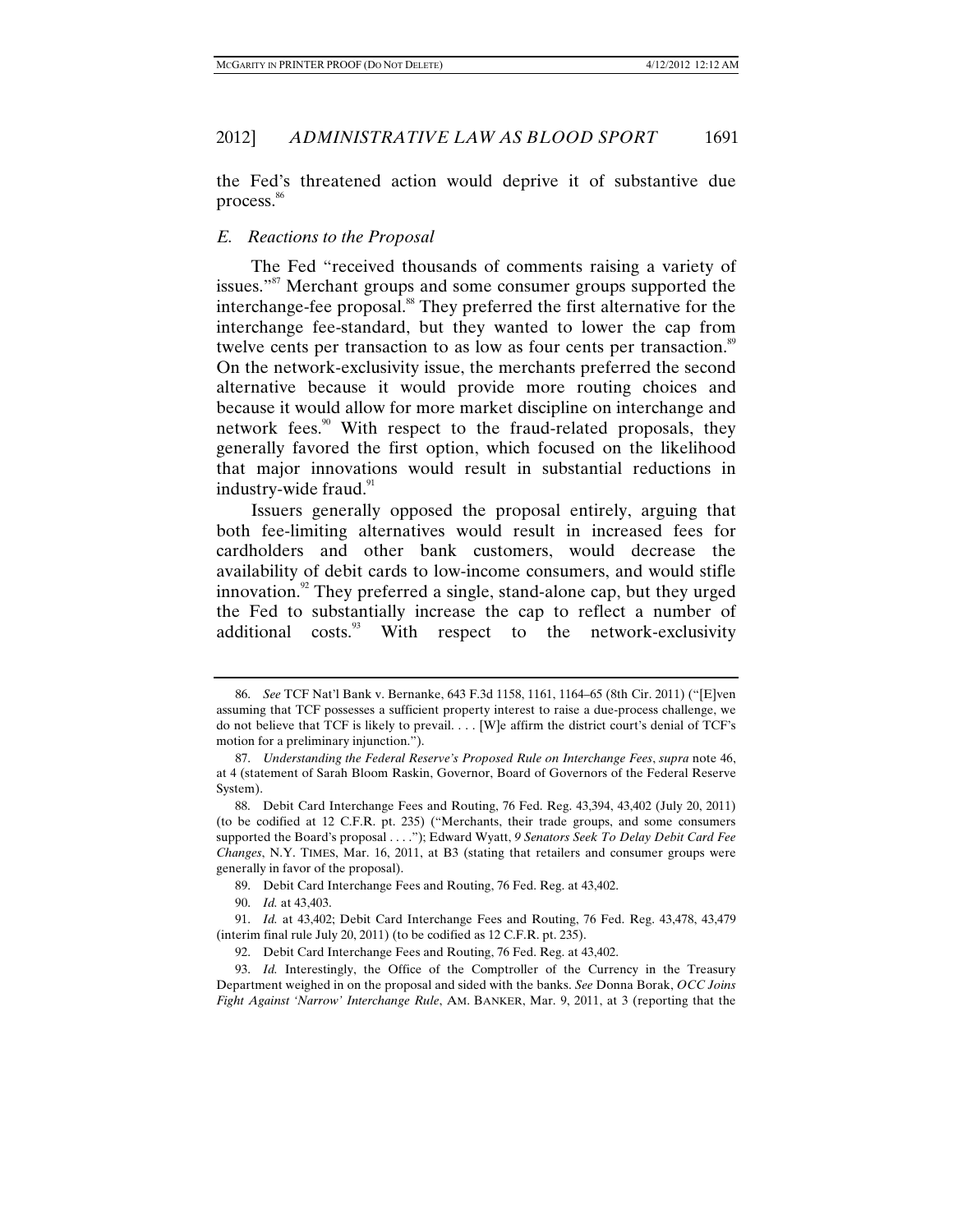the Fed's threatened action would deprive it of substantive due process.[86]

### E. Reactions to the Proposal

The Fed "received thousands of comments raising a variety of issues."[87] Merchant groups and some consumer groups supported the interchange-fee proposal.[88] They preferred the first alternative for the interchange fee-standard, but they wanted to lower the cap from twelve cents per transaction to as low as four cents per transaction.[89] On the network-exclusivity issue, the merchants preferred the second alternative because it would provide more routing choices and because it would allow for more market discipline on interchange and network fees.[90] With respect to the fraud-related proposals, they generally favored the first option, which focused on the likelihood that major innovations would result in substantial reductions in industry-wide fraud.[91]

Issuers generally opposed the proposal entirely, arguing that both fee-limiting alternatives would result in increased fees for cardholders and other bank customers, would decrease the availability of debit cards to low-income consumers, and would stifle innovation.[92] They preferred a single, stand-alone cap, but they urged the Fed to substantially increase the cap to reflect a number of additional costs.[93] With respect to the network-exclusivity

---

86. *See* TCF Nat'l Bank v. Bernanke, 643 F.3d 1158, 1161, 1164–65 (8th Cir. 2011) ("[E]ven assuming that TCF possesses a sufficient property interest to raise a due-process challenge, we do not believe that TCF is likely to prevail. . . . [W]e affirm the district court's denial of TCF's motion for a preliminary injunction.").

87. *Understanding the Federal Reserve's Proposed Rule on Interchange Fees*, *supra* note 46, at 4 (statement of Sarah Bloom Raskin, Governor, Board of Governors of the Federal Reserve System).

88. Debit Card Interchange Fees and Routing, 76 Fed. Reg. 43,394, 43,402 (July 20, 2011) (to be codified at 12 C.F.R. pt. 235) ("Merchants, their trade groups, and some consumers supported the Board's proposal . . . ."); Edward Wyatt, *9 Senators Seek To Delay Debit Card Fee Changes*, N.Y. TIMES, Mar. 16, 2011, at B3 (stating that retailers and consumer groups were generally in favor of the proposal).

89. Debit Card Interchange Fees and Routing, 76 Fed. Reg. at 43,402.

90. *Id.* at 43,403.

91. *Id.* at 43,402; Debit Card Interchange Fees and Routing, 76 Fed. Reg. 43,478, 43,479 (interim final rule July 20, 2011) (to be codified as 12 C.F.R. pt. 235).

92. Debit Card Interchange Fees and Routing, 76 Fed. Reg. at 43,402.

93. *Id.* Interestingly, the Office of the Comptroller of the Currency in the Treasury Department weighed in on the proposal and sided with the banks. *See* Donna Borak, *OCC Joins Fight Against 'Narrow' Interchange Rule*, AM. BANKER, Mar. 9, 2011, at 3 (reporting that the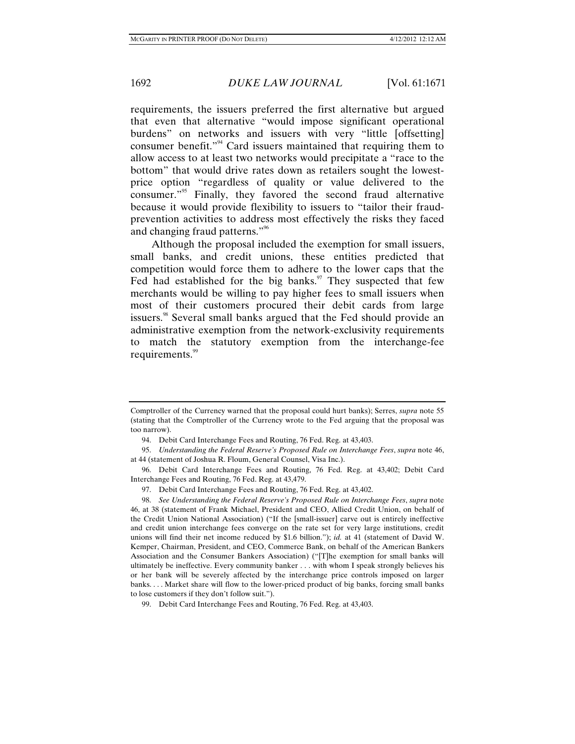requirements, the issuers preferred the first alternative but argued that even that alternative "would impose significant operational burdens" on networks and issuers with very "little [offsetting] consumer benefit."[94] Card issuers maintained that requiring them to allow access to at least two networks would precipitate a "race to the bottom" that would drive rates down as retailers sought the lowest-price option "regardless of quality or value delivered to the consumer."[95] Finally, they favored the second fraud alternative because it would provide flexibility to issuers to "tailor their fraud-prevention activities to address most effectively the risks they faced and changing fraud patterns."[96]

Although the proposal included the exemption for small issuers, small banks, and credit unions, these entities predicted that competition would force them to adhere to the lower caps that the Fed had established for the big banks.[97] They suspected that few merchants would be willing to pay higher fees to small issuers when most of their customers procured their debit cards from large issuers.[98] Several small banks argued that the Fed should provide an administrative exemption from the network-exclusivity requirements to match the statutory exemption from the interchange-fee requirements.[99]

---

Comptroller of the Currency warned that the proposal could hurt banks); Serres, *supra* note 55 (stating that the Comptroller of the Currency wrote to the Fed arguing that the proposal was too narrow).

94. Debit Card Interchange Fees and Routing, 76 Fed. Reg. at 43,403.

95. *Understanding the Federal Reserve's Proposed Rule on Interchange Fees*, *supra* note 46, at 44 (statement of Joshua R. Floum, General Counsel, Visa Inc.).

96. Debit Card Interchange Fees and Routing, 76 Fed. Reg. at 43,402; Debit Card Interchange Fees and Routing, 76 Fed. Reg. at 43,479.

97. Debit Card Interchange Fees and Routing, 76 Fed. Reg. at 43,402.

98. *See Understanding the Federal Reserve's Proposed Rule on Interchange Fees*, *supra* note 46, at 38 (statement of Frank Michael, President and CEO, Allied Credit Union, on behalf of the Credit Union National Association) ("If the [small-issuer] carve out is entirely ineffective and credit union interchange fees converge on the rate set for very large institutions, credit unions will find their net income reduced by $1.6 billion."); *id.* at 41 (statement of David W. Kemper, Chairman, President, and CEO, Commerce Bank, on behalf of the American Bankers Association and the Consumer Bankers Association) ("[T]he exemption for small banks will ultimately be ineffective. Every community banker . . . with whom I speak strongly believes his or her bank will be severely affected by the interchange price controls imposed on larger banks. . . . Market share will flow to the lower-priced product of big banks, forcing small banks to lose customers if they don't follow suit.").

99. Debit Card Interchange Fees and Routing, 76 Fed. Reg. at 43,403.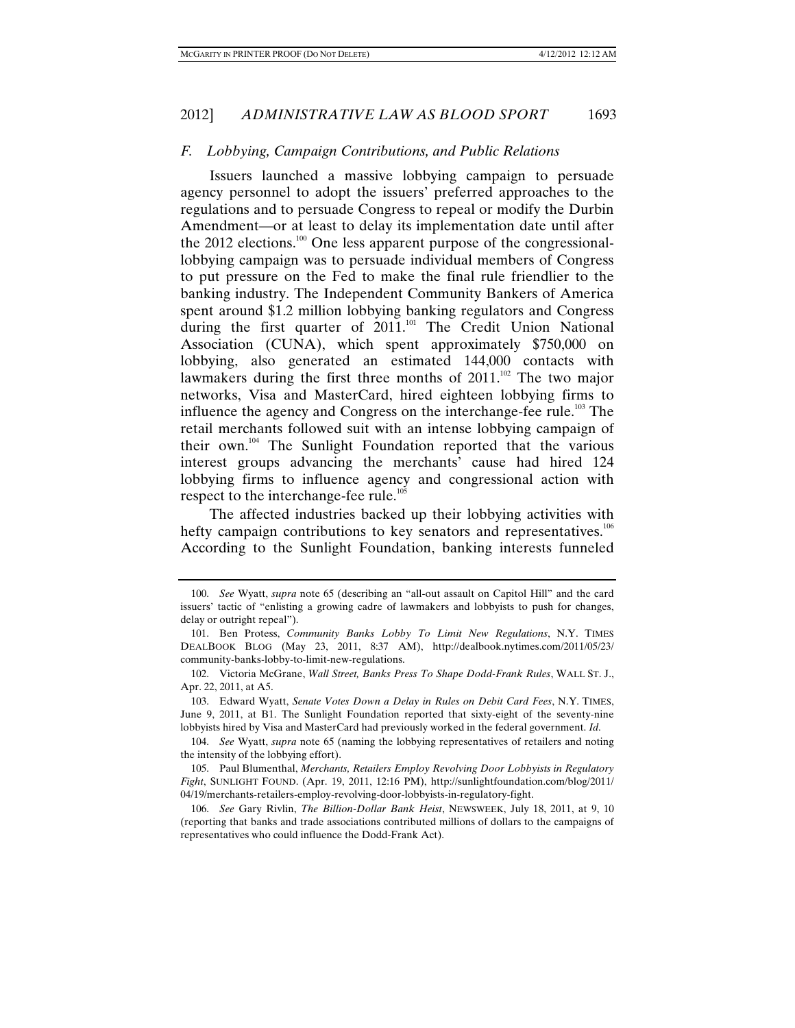### *F. Lobbying, Campaign Contributions, and Public Relations*

Issuers launched a massive lobbying campaign to persuade agency personnel to adopt the issuers' preferred approaches to the regulations and to persuade Congress to repeal or modify the Durbin Amendment—or at least to delay its implementation date until after the 2012 elections.[100] One less apparent purpose of the congressional-lobbying campaign was to persuade individual members of Congress to put pressure on the Fed to make the final rule friendlier to the banking industry. The Independent Community Bankers of America spent around $1.2 million lobbying banking regulators and Congress during the first quarter of 2011.[101] The Credit Union National Association (CUNA), which spent approximately $750,000 on lobbying, also generated an estimated 144,000 contacts with lawmakers during the first three months of 2011.[102] The two major networks, Visa and MasterCard, hired eighteen lobbying firms to influence the agency and Congress on the interchange-fee rule.[103] The retail merchants followed suit with an intense lobbying campaign of their own.[104] The Sunlight Foundation reported that the various interest groups advancing the merchants' cause had hired 124 lobbying firms to influence agency and congressional action with respect to the interchange-fee rule.[105]

The affected industries backed up their lobbying activities with hefty campaign contributions to key senators and representatives.[106] According to the Sunlight Foundation, banking interests funneled

---

100. *See* Wyatt, *supra* note 65 (describing an "all-out assault on Capitol Hill" and the card issuers' tactic of "enlisting a growing cadre of lawmakers and lobbyists to push for changes, delay or outright repeal").

101. Ben Protess, *Community Banks Lobby To Limit New Regulations*, N.Y. TIMES DEALBOOK BLOG (May 23, 2011, 8:37 AM), http://dealbook.nytimes.com/2011/05/23/community-banks-lobby-to-limit-new-regulations.

102. Victoria McGrane, *Wall Street, Banks Press To Shape Dodd-Frank Rules*, WALL ST. J., Apr. 22, 2011, at A5.

103. Edward Wyatt, *Senate Votes Down a Delay in Rules on Debit Card Fees*, N.Y. TIMES, June 9, 2011, at B1. The Sunlight Foundation reported that sixty-eight of the seventy-nine lobbyists hired by Visa and MasterCard had previously worked in the federal government. *Id.*

104. *See* Wyatt, *supra* note 65 (naming the lobbying representatives of retailers and noting the intensity of the lobbying effort).

105. Paul Blumenthal, *Merchants, Retailers Employ Revolving Door Lobbyists in Regulatory Fight*, SUNLIGHT FOUND. (Apr. 19, 2011, 12:16 PM), http://sunlightfoundation.com/blog/2011/04/19/merchants-retailers-employ-revolving-door-lobbyists-in-regulatory-fight.

106. *See* Gary Rivlin, *The Billion-Dollar Bank Heist*, NEWSWEEK, July 18, 2011, at 9, 10 (reporting that banks and trade associations contributed millions of dollars to the campaigns of representatives who could influence the Dodd-Frank Act).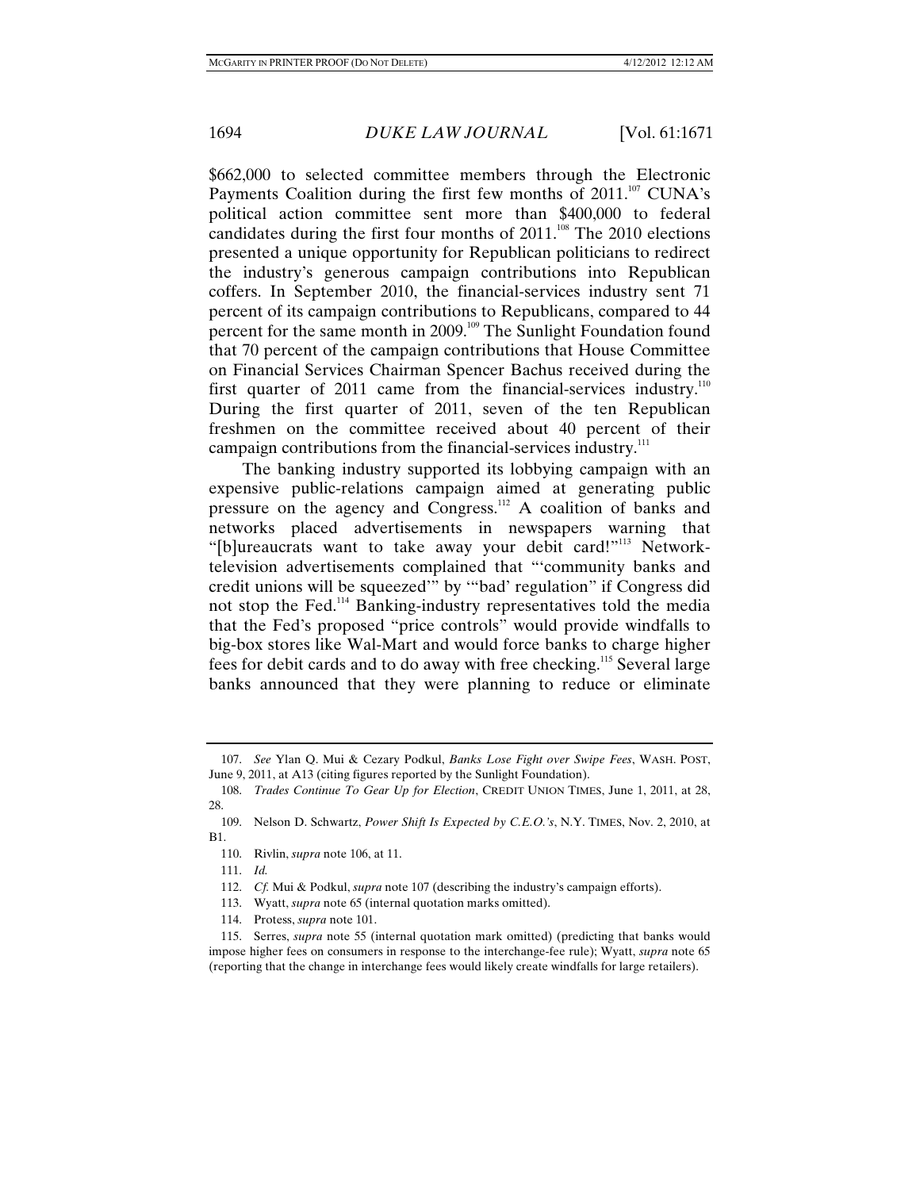$662,000 to selected committee members through the Electronic Payments Coalition during the first few months of 2011.[107] CUNA's political action committee sent more than $400,000 to federal candidates during the first four months of 2011.[108] The 2010 elections presented a unique opportunity for Republican politicians to redirect the industry's generous campaign contributions into Republican coffers. In September 2010, the financial-services industry sent 71 percent of its campaign contributions to Republicans, compared to 44 percent for the same month in 2009.[109] The Sunlight Foundation found that 70 percent of the campaign contributions that House Committee on Financial Services Chairman Spencer Bachus received during the first quarter of 2011 came from the financial-services industry.[110] During the first quarter of 2011, seven of the ten Republican freshmen on the committee received about 40 percent of their campaign contributions from the financial-services industry.[111]

The banking industry supported its lobbying campaign with an expensive public-relations campaign aimed at generating public pressure on the agency and Congress.[112] A coalition of banks and networks placed advertisements in newspapers warning that "[b]ureaucrats want to take away your debit card!"[113] Network-television advertisements complained that "'community banks and credit unions will be squeezed'" by "'bad' regulation" if Congress did not stop the Fed.[114] Banking-industry representatives told the media that the Fed's proposed "price controls" would provide windfalls to big-box stores like Wal-Mart and would force banks to charge higher fees for debit cards and to do away with free checking.[115] Several large banks announced that they were planning to reduce or eliminate

107. *See* Ylan Q. Mui & Cezary Podkul, *Banks Lose Fight over Swipe Fees*, WASH. POST, June 9, 2011, at A13 (citing figures reported by the Sunlight Foundation).

108. *Trades Continue To Gear Up for Election*, CREDIT UNION TIMES, June 1, 2011, at 28, 28.

109. Nelson D. Schwartz, *Power Shift Is Expected by C.E.O.'s*, N.Y. TIMES, Nov. 2, 2010, at B1.

110. Rivlin, *supra* note 106, at 11.

111. *Id.*

112. *Cf.* Mui & Podkul, *supra* note 107 (describing the industry's campaign efforts).

113. Wyatt, *supra* note 65 (internal quotation marks omitted).

114. Protess, *supra* note 101.

115. Serres, *supra* note 55 (internal quotation mark omitted) (predicting that banks would impose higher fees on consumers in response to the interchange-fee rule); Wyatt, *supra* note 65 (reporting that the change in interchange fees would likely create windfalls for large retailers).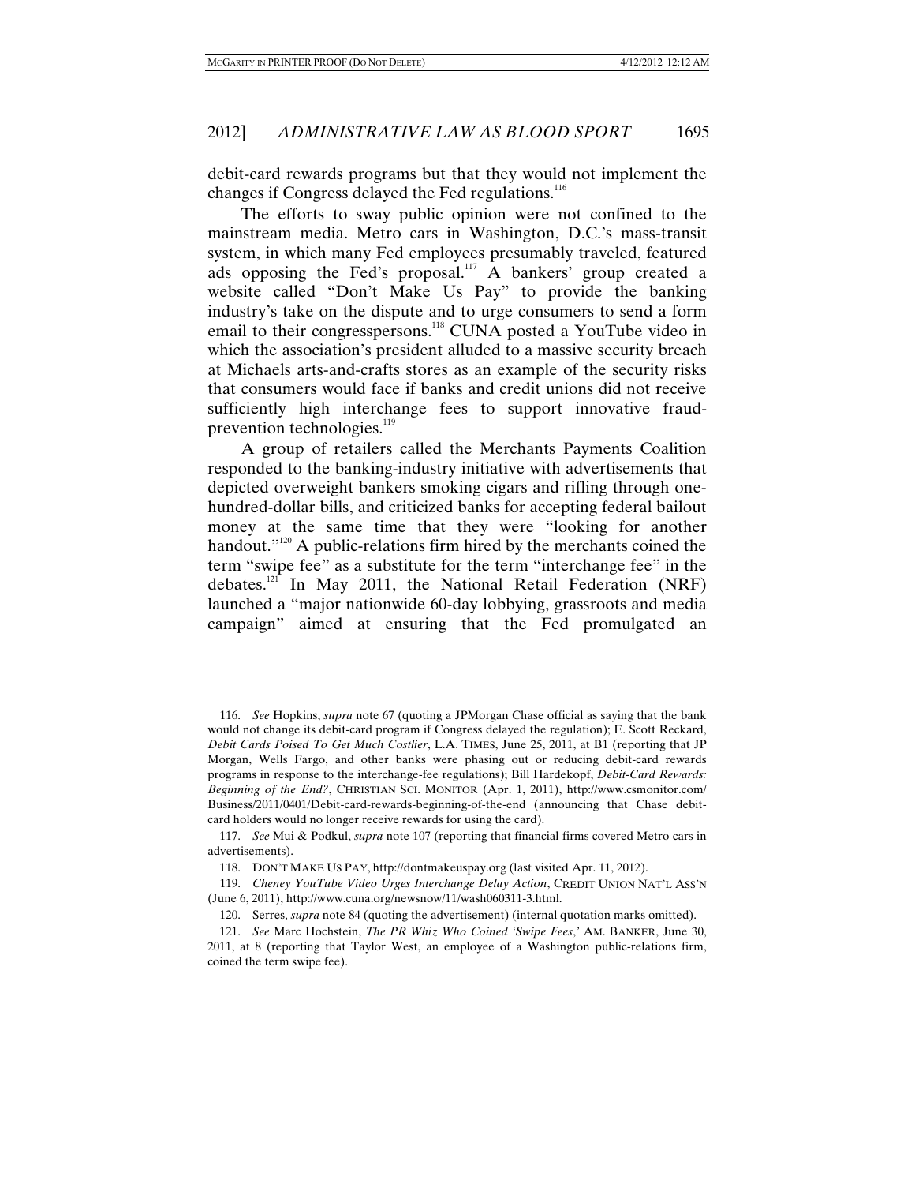debit-card rewards programs but that they would not implement the changes if Congress delayed the Fed regulations.[116]

The efforts to sway public opinion were not confined to the mainstream media. Metro cars in Washington, D.C.'s mass-transit system, in which many Fed employees presumably traveled, featured ads opposing the Fed's proposal.[117] A bankers' group created a website called "Don't Make Us Pay" to provide the banking industry's take on the dispute and to urge consumers to send a form email to their congresspersons.[118] CUNA posted a YouTube video in which the association's president alluded to a massive security breach at Michaels arts-and-crafts stores as an example of the security risks that consumers would face if banks and credit unions did not receive sufficiently high interchange fees to support innovative fraud-prevention technologies.[119]

A group of retailers called the Merchants Payments Coalition responded to the banking-industry initiative with advertisements that depicted overweight bankers smoking cigars and rifling through one-hundred-dollar bills, and criticized banks for accepting federal bailout money at the same time that they were "looking for another handout."[120] A public-relations firm hired by the merchants coined the term "swipe fee" as a substitute for the term "interchange fee" in the debates.[121] In May 2011, the National Retail Federation (NRF) launched a "major nationwide 60-day lobbying, grassroots and media campaign" aimed at ensuring that the Fed promulgated an

---

116. *See* Hopkins, *supra* note 67 (quoting a JPMorgan Chase official as saying that the bank would not change its debit-card program if Congress delayed the regulation); E. Scott Reckard, *Debit Cards Poised To Get Much Costlier*, L.A. TIMES, June 25, 2011, at B1 (reporting that JP Morgan, Wells Fargo, and other banks were phasing out or reducing debit-card rewards programs in response to the interchange-fee regulations); Bill Hardekopf, *Debit-Card Rewards: Beginning of the End?*, CHRISTIAN SCI. MONITOR (Apr. 1, 2011), http://www.csmonitor.com/Business/2011/0401/Debit-card-rewards-beginning-of-the-end (announcing that Chase debit-card holders would no longer receive rewards for using the card).

117. *See* Mui & Podkul, *supra* note 107 (reporting that financial firms covered Metro cars in advertisements).

118. DON'T MAKE US PAY, http://dontmakeuspay.org (last visited Apr. 11, 2012).

119. *Cheney YouTube Video Urges Interchange Delay Action*, CREDIT UNION NAT'L ASS'N (June 6, 2011), http://www.cuna.org/newsnow/11/wash060311-3.html.

120. Serres, *supra* note 84 (quoting the advertisement) (internal quotation marks omitted).

121. *See* Marc Hochstein, *The PR Whiz Who Coined 'Swipe Fees*,' AM. BANKER, June 30, 2011, at 8 (reporting that Taylor West, an employee of a Washington public-relations firm, coined the term swipe fee).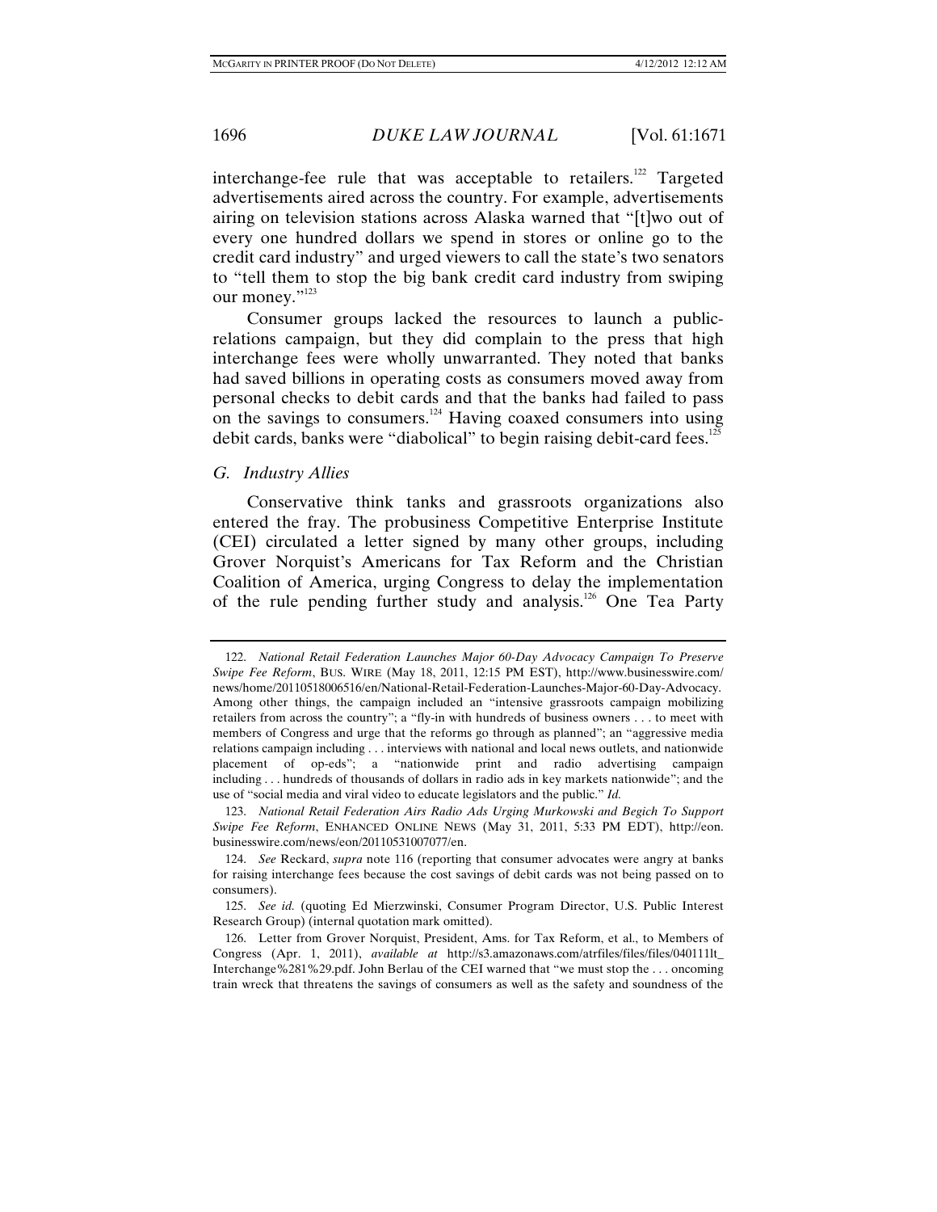interchange-fee rule that was acceptable to retailers.[122] Targeted advertisements aired across the country. For example, advertisements airing on television stations across Alaska warned that "[t]wo out of every one hundred dollars we spend in stores or online go to the credit card industry" and urged viewers to call the state's two senators to "tell them to stop the big bank credit card industry from swiping our money."[123]

Consumer groups lacked the resources to launch a public-relations campaign, but they did complain to the press that high interchange fees were wholly unwarranted. They noted that banks had saved billions in operating costs as consumers moved away from personal checks to debit cards and that the banks had failed to pass on the savings to consumers.[124] Having coaxed consumers into using debit cards, banks were "diabolical" to begin raising debit-card fees.[125]

### *G. Industry Allies*

Conservative think tanks and grassroots organizations also entered the fray. The probusiness Competitive Enterprise Institute (CEI) circulated a letter signed by many other groups, including Grover Norquist's Americans for Tax Reform and the Christian Coalition of America, urging Congress to delay the implementation of the rule pending further study and analysis.[126] One Tea Party

---

122. *National Retail Federation Launches Major 60-Day Advocacy Campaign To Preserve Swipe Fee Reform*, BUS. WIRE (May 18, 2011, 12:15 PM EST), http://www.businesswire.com/news/home/20110518006516/en/National-Retail-Federation-Launches-Major-60-Day-Advocacy. Among other things, the campaign included an "intensive grassroots campaign mobilizing retailers from across the country"; a "fly-in with hundreds of business owners . . . to meet with members of Congress and urge that the reforms go through as planned"; an "aggressive media relations campaign including . . . interviews with national and local news outlets, and nationwide placement of op-eds"; a "nationwide print and radio advertising campaign including . . . hundreds of thousands of dollars in radio ads in key markets nationwide"; and the use of "social media and viral video to educate legislators and the public." *Id.*

123. *National Retail Federation Airs Radio Ads Urging Murkowski and Begich To Support Swipe Fee Reform*, ENHANCED ONLINE NEWS (May 31, 2011, 5:33 PM EDT), http://eon.businesswire.com/news/eon/20110531007077/en.

124. *See* Reckard, *supra* note 116 (reporting that consumer advocates were angry at banks for raising interchange fees because the cost savings of debit cards was not being passed on to consumers).

125. *See id.* (quoting Ed Mierzwinski, Consumer Program Director, U.S. Public Interest Research Group) (internal quotation mark omitted).

126. Letter from Grover Norquist, President, Ams. for Tax Reform, et al., to Members of Congress (Apr. 1, 2011), *available at* http://s3.amazonaws.com/atrfiles/files/files/040111lt_Interchange%281%29.pdf. John Berlau of the CEI warned that "we must stop the . . . oncoming train wreck that threatens the savings of consumers as well as the safety and soundness of the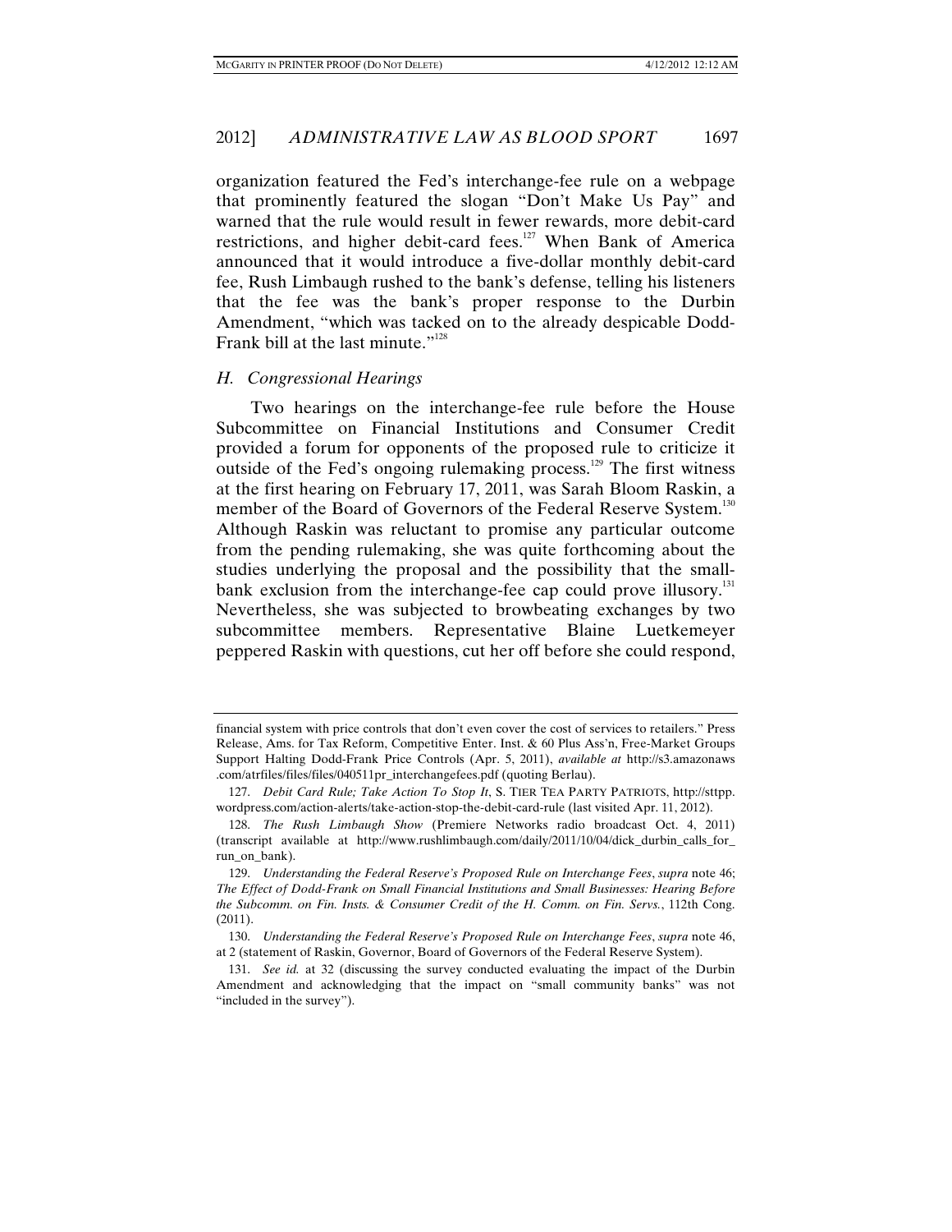organization featured the Fed's interchange-fee rule on a webpage that prominently featured the slogan "Don't Make Us Pay" and warned that the rule would result in fewer rewards, more debit-card restrictions, and higher debit-card fees.[127] When Bank of America announced that it would introduce a five-dollar monthly debit-card fee, Rush Limbaugh rushed to the bank's defense, telling his listeners that the fee was the bank's proper response to the Durbin Amendment, "which was tacked on to the already despicable Dodd-Frank bill at the last minute."[128]

### *H. Congressional Hearings*

Two hearings on the interchange-fee rule before the House Subcommittee on Financial Institutions and Consumer Credit provided a forum for opponents of the proposed rule to criticize it outside of the Fed's ongoing rulemaking process.[129] The first witness at the first hearing on February 17, 2011, was Sarah Bloom Raskin, a member of the Board of Governors of the Federal Reserve System.[130] Although Raskin was reluctant to promise any particular outcome from the pending rulemaking, she was quite forthcoming about the studies underlying the proposal and the possibility that the small-bank exclusion from the interchange-fee cap could prove illusory.[131] Nevertheless, she was subjected to browbeating exchanges by two subcommittee members. Representative Blaine Luetkemeyer peppered Raskin with questions, cut her off before she could respond,

---

financial system with price controls that don't even cover the cost of services to retailers." Press Release, Ams. for Tax Reform, Competitive Enter. Inst. & 60 Plus Ass'n, Free-Market Groups Support Halting Dodd-Frank Price Controls (Apr. 5, 2011), *available at* http://s3.amazonaws.com/atrfiles/files/files/040511pr_interchangefees.pdf (quoting Berlau).

127. *Debit Card Rule; Take Action To Stop It*, S. TIER TEA PARTY PATRIOTS, http://sttpp.wordpress.com/action-alerts/take-action-stop-the-debit-card-rule (last visited Apr. 11, 2012).

128. *The Rush Limbaugh Show* (Premiere Networks radio broadcast Oct. 4, 2011) (transcript available at http://www.rushlimbaugh.com/daily/2011/10/04/dick_durbin_calls_for_run_on_bank).

129. *Understanding the Federal Reserve's Proposed Rule on Interchange Fees*, *supra* note 46; *The Effect of Dodd-Frank on Small Financial Institutions and Small Businesses: Hearing Before the Subcomm. on Fin. Insts. & Consumer Credit of the H. Comm. on Fin. Servs.*, 112th Cong. (2011).

130. *Understanding the Federal Reserve's Proposed Rule on Interchange Fees*, *supra* note 46, at 2 (statement of Raskin, Governor, Board of Governors of the Federal Reserve System).

131. *See id.* at 32 (discussing the survey conducted evaluating the impact of the Durbin Amendment and acknowledging that the impact on "small community banks" was not "included in the survey").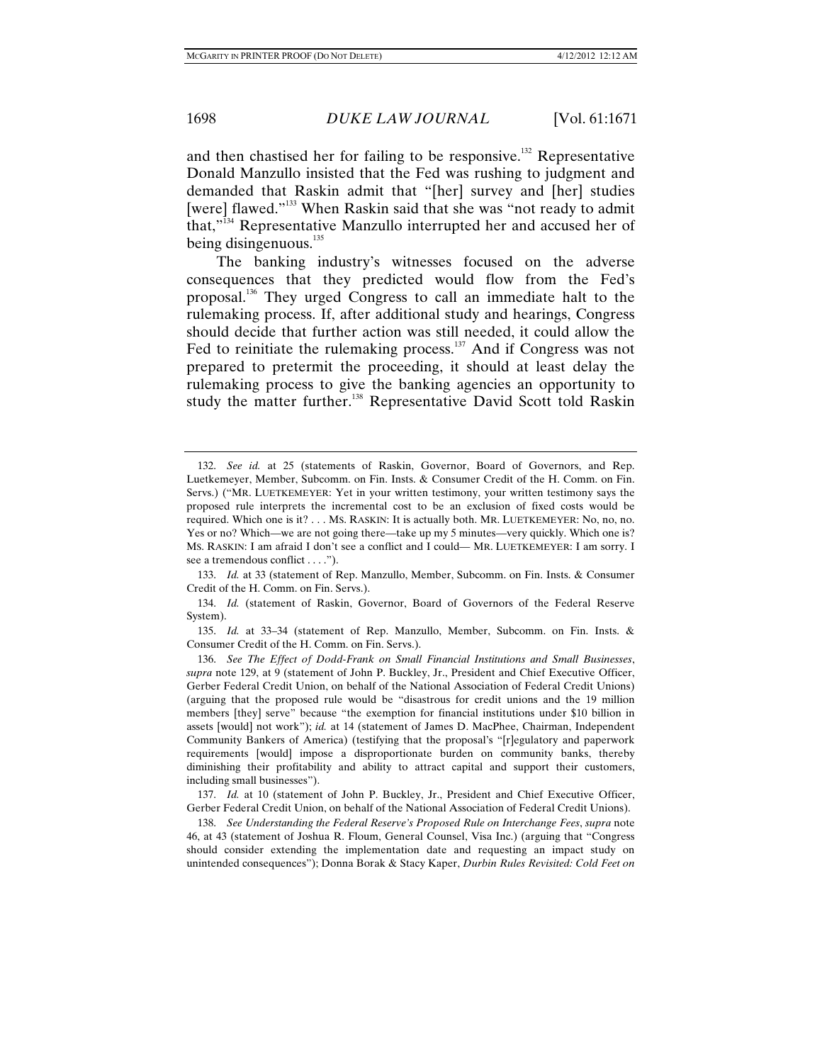and then chastised her for failing to be responsive.[132] Representative Donald Manzullo insisted that the Fed was rushing to judgment and demanded that Raskin admit that "[her] survey and [her] studies [were] flawed."[133] When Raskin said that she was "not ready to admit that,"[134] Representative Manzullo interrupted her and accused her of being disingenuous.[135]

The banking industry's witnesses focused on the adverse consequences that they predicted would flow from the Fed's proposal.[136] They urged Congress to call an immediate halt to the rulemaking process. If, after additional study and hearings, Congress should decide that further action was still needed, it could allow the Fed to reinitiate the rulemaking process.[137] And if Congress was not prepared to pretermit the proceeding, it should at least delay the rulemaking process to give the banking agencies an opportunity to study the matter further.[138] Representative David Scott told Raskin

---

132. *See id.* at 25 (statements of Raskin, Governor, Board of Governors, and Rep. Luetkemeyer, Member, Subcomm. on Fin. Insts. & Consumer Credit of the H. Comm. on Fin. Servs.) ("MR. LUETKEMEYER: Yet in your written testimony, your written testimony says the proposed rule interprets the incremental cost to be an exclusion of fixed costs would be required. Which one is it? . . . MS. RASKIN: It is actually both. MR. LUETKEMEYER: No, no, no. Yes or no? Which—we are not going there—take up my 5 minutes—very quickly. Which one is? MS. RASKIN: I am afraid I don't see a conflict and I could— MR. LUETKEMEYER: I am sorry. I see a tremendous conflict . . . .").

133. *Id.* at 33 (statement of Rep. Manzullo, Member, Subcomm. on Fin. Insts. & Consumer Credit of the H. Comm. on Fin. Servs.).

134. *Id.* (statement of Raskin, Governor, Board of Governors of the Federal Reserve System).

135. *Id.* at 33–34 (statement of Rep. Manzullo, Member, Subcomm. on Fin. Insts. & Consumer Credit of the H. Comm. on Fin. Servs.).

136. *See The Effect of Dodd-Frank on Small Financial Institutions and Small Businesses*, *supra* note 129, at 9 (statement of John P. Buckley, Jr., President and Chief Executive Officer, Gerber Federal Credit Union, on behalf of the National Association of Federal Credit Unions) (arguing that the proposed rule would be "disastrous for credit unions and the 19 million members [they] serve" because "the exemption for financial institutions under $10 billion in assets [would] not work"); *id.* at 14 (statement of James D. MacPhee, Chairman, Independent Community Bankers of America) (testifying that the proposal's "[r]egulatory and paperwork requirements [would] impose a disproportionate burden on community banks, thereby diminishing their profitability and ability to attract capital and support their customers, including small businesses").

137. *Id.* at 10 (statement of John P. Buckley, Jr., President and Chief Executive Officer, Gerber Federal Credit Union, on behalf of the National Association of Federal Credit Unions).

138. *See Understanding the Federal Reserve's Proposed Rule on Interchange Fees*, *supra* note 46, at 43 (statement of Joshua R. Floum, General Counsel, Visa Inc.) (arguing that "Congress should consider extending the implementation date and requesting an impact study on unintended consequences"); Donna Borak & Stacy Kaper, *Durbin Rules Revisited: Cold Feet on*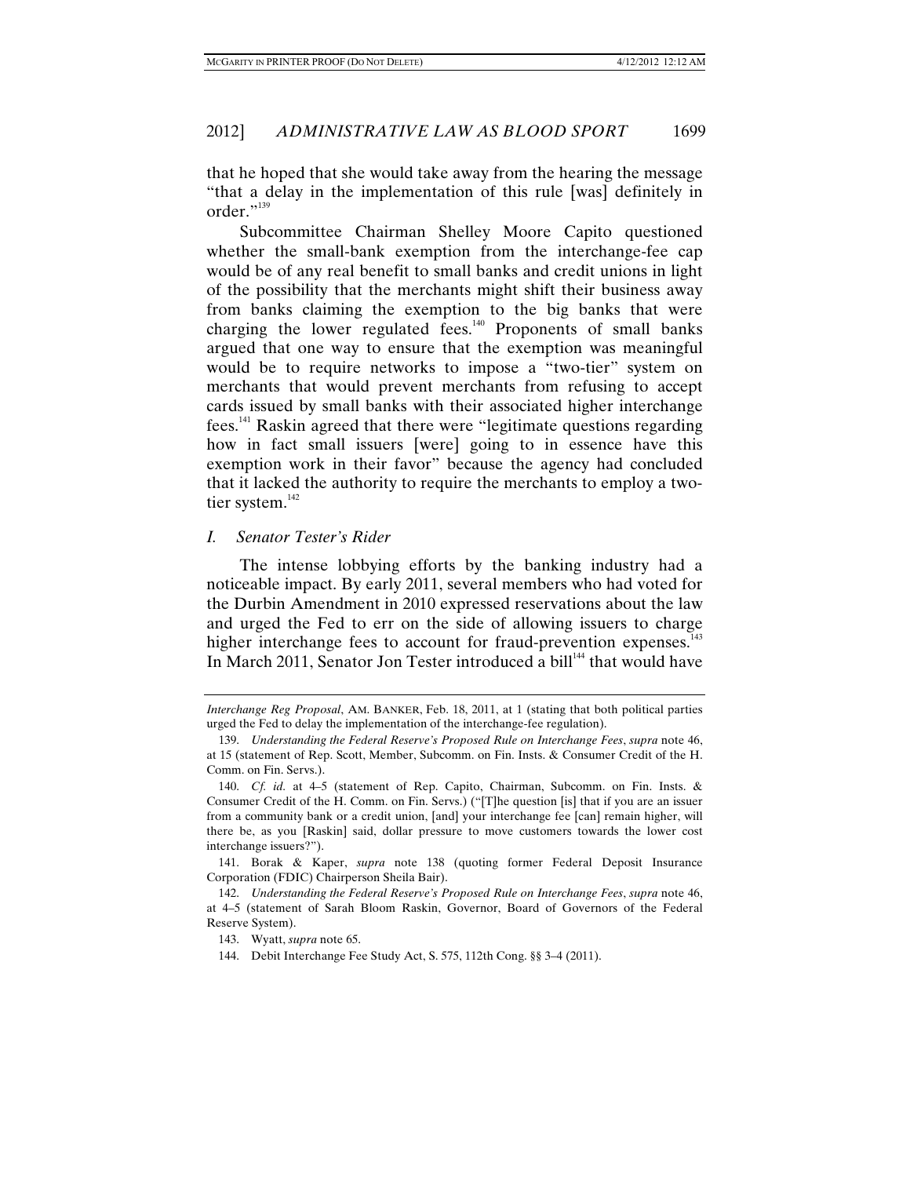that he hoped that she would take away from the hearing the message "that a delay in the implementation of this rule [was] definitely in order."[139]

Subcommittee Chairman Shelley Moore Capito questioned whether the small-bank exemption from the interchange-fee cap would be of any real benefit to small banks and credit unions in light of the possibility that the merchants might shift their business away from banks claiming the exemption to the big banks that were charging the lower regulated fees.[140] Proponents of small banks argued that one way to ensure that the exemption was meaningful would be to require networks to impose a "two-tier" system on merchants that would prevent merchants from refusing to accept cards issued by small banks with their associated higher interchange fees.[141] Raskin agreed that there were "legitimate questions regarding how in fact small issuers [were] going to in essence have this exemption work in their favor" because the agency had concluded that it lacked the authority to require the merchants to employ a two-tier system.[142]

### *I. Senator Tester's Rider*

The intense lobbying efforts by the banking industry had a noticeable impact. By early 2011, several members who had voted for the Durbin Amendment in 2010 expressed reservations about the law and urged the Fed to err on the side of allowing issuers to charge higher interchange fees to account for fraud-prevention expenses.[143] In March 2011, Senator Jon Tester introduced a bill[144] that would have

---

*Interchange Reg Proposal*, AM. BANKER, Feb. 18, 2011, at 1 (stating that both political parties urged the Fed to delay the implementation of the interchange-fee regulation).

139. *Understanding the Federal Reserve's Proposed Rule on Interchange Fees*, *supra* note 46, at 15 (statement of Rep. Scott, Member, Subcomm. on Fin. Insts. & Consumer Credit of the H. Comm. on Fin. Servs.).

140. *Cf. id.* at 4–5 (statement of Rep. Capito, Chairman, Subcomm. on Fin. Insts. & Consumer Credit of the H. Comm. on Fin. Servs.) ("[T]he question [is] that if you are an issuer from a community bank or a credit union, [and] your interchange fee [can] remain higher, will there be, as you [Raskin] said, dollar pressure to move customers towards the lower cost interchange issuers?").

141. Borak & Kaper, *supra* note 138 (quoting former Federal Deposit Insurance Corporation (FDIC) Chairperson Sheila Bair).

142. *Understanding the Federal Reserve's Proposed Rule on Interchange Fees*, *supra* note 46, at 4–5 (statement of Sarah Bloom Raskin, Governor, Board of Governors of the Federal Reserve System).

143. Wyatt, *supra* note 65.

144. Debit Interchange Fee Study Act, S. 575, 112th Cong. §§ 3–4 (2011).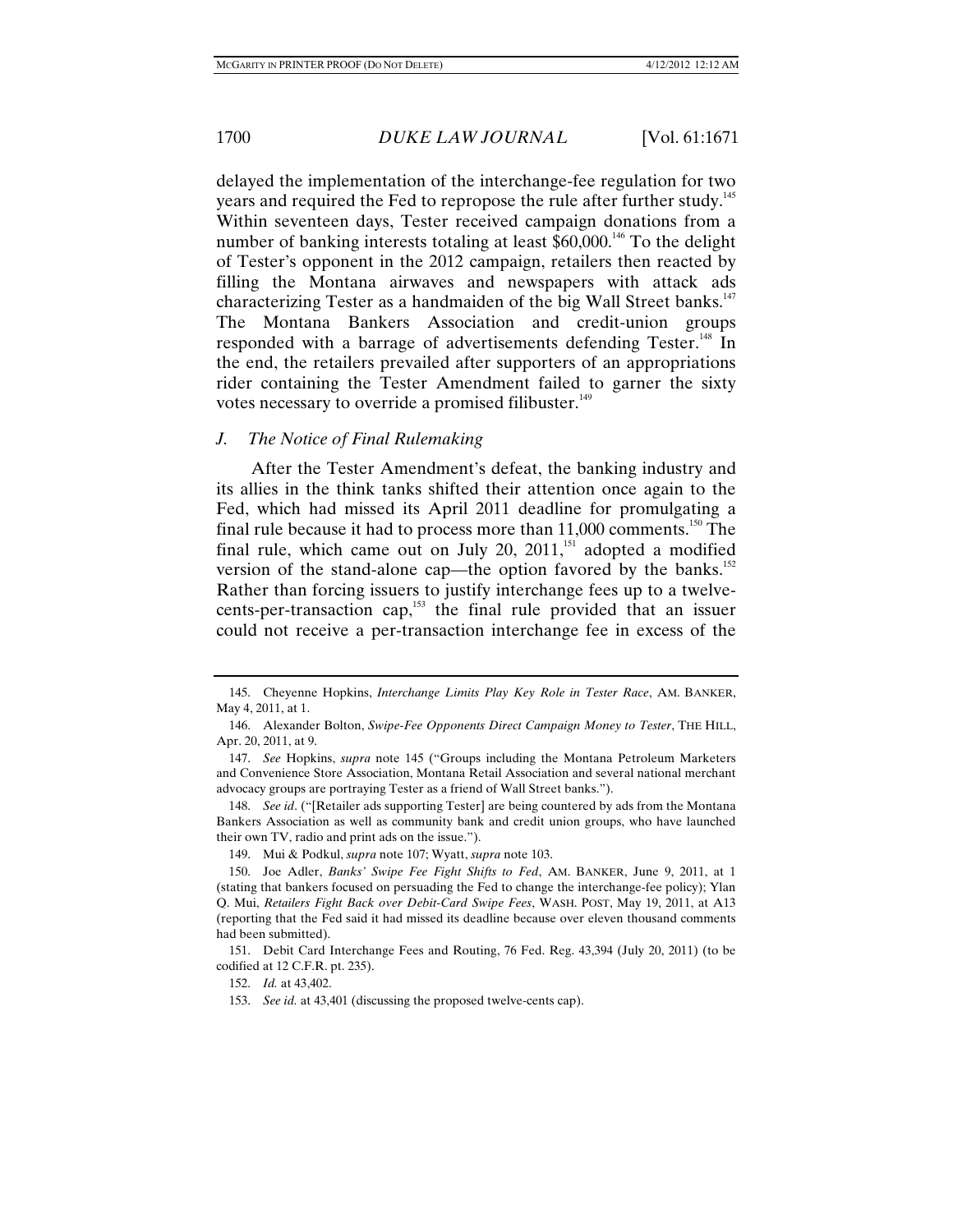delayed the implementation of the interchange-fee regulation for two years and required the Fed to repropose the rule after further study.[145] Within seventeen days, Tester received campaign donations from a number of banking interests totaling at least $60,000.[146] To the delight of Tester's opponent in the 2012 campaign, retailers then reacted by filling the Montana airwaves and newspapers with attack ads characterizing Tester as a handmaiden of the big Wall Street banks.[147] The Montana Bankers Association and credit-union groups responded with a barrage of advertisements defending Tester.[148] In the end, the retailers prevailed after supporters of an appropriations rider containing the Tester Amendment failed to garner the sixty votes necessary to override a promised filibuster.[149]

### *J. The Notice of Final Rulemaking*

After the Tester Amendment's defeat, the banking industry and its allies in the think tanks shifted their attention once again to the Fed, which had missed its April 2011 deadline for promulgating a final rule because it had to process more than 11,000 comments.[150] The final rule, which came out on July 20, 2011,[151] adopted a modified version of the stand-alone cap—the option favored by the banks.[152] Rather than forcing issuers to justify interchange fees up to a twelve-cents-per-transaction cap,[153] the final rule provided that an issuer could not receive a per-transaction interchange fee in excess of the

---

145. Cheyenne Hopkins, *Interchange Limits Play Key Role in Tester Race*, AM. BANKER, May 4, 2011, at 1.

146. Alexander Bolton, *Swipe-Fee Opponents Direct Campaign Money to Tester*, THE HILL, Apr. 20, 2011, at 9.

147. *See* Hopkins, *supra* note 145 ("Groups including the Montana Petroleum Marketers and Convenience Store Association, Montana Retail Association and several national merchant advocacy groups are portraying Tester as a friend of Wall Street banks.").

148. *See id*. ("[Retailer ads supporting Tester] are being countered by ads from the Montana Bankers Association as well as community bank and credit union groups, who have launched their own TV, radio and print ads on the issue.").

149. Mui & Podkul, *supra* note 107; Wyatt, *supra* note 103.

150. Joe Adler, *Banks' Swipe Fee Fight Shifts to Fed*, AM. BANKER, June 9, 2011, at 1 (stating that bankers focused on persuading the Fed to change the interchange-fee policy); Ylan Q. Mui, *Retailers Fight Back over Debit-Card Swipe Fees*, WASH. POST, May 19, 2011, at A13 (reporting that the Fed said it had missed its deadline because over eleven thousand comments had been submitted).

151. Debit Card Interchange Fees and Routing, 76 Fed. Reg. 43,394 (July 20, 2011) (to be codified at 12 C.F.R. pt. 235).

152. *Id.* at 43,402.

153. *See id.* at 43,401 (discussing the proposed twelve-cents cap).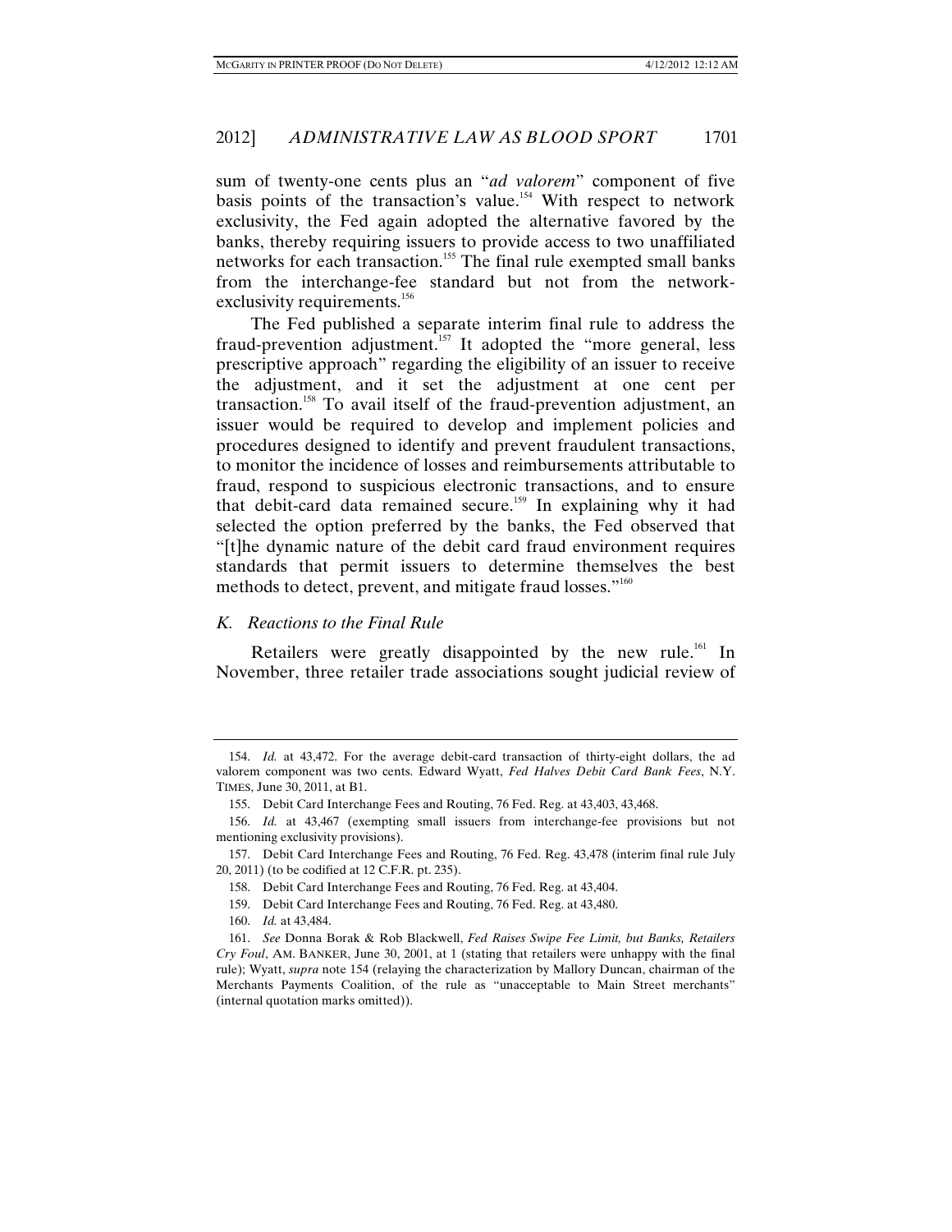sum of twenty-one cents plus an "*ad valorem*" component of five basis points of the transaction's value.[154] With respect to network exclusivity, the Fed again adopted the alternative favored by the banks, thereby requiring issuers to provide access to two unaffiliated networks for each transaction.[155] The final rule exempted small banks from the interchange-fee standard but not from the network-exclusivity requirements.[156]

The Fed published a separate interim final rule to address the fraud-prevention adjustment.[157] It adopted the "more general, less prescriptive approach" regarding the eligibility of an issuer to receive the adjustment, and it set the adjustment at one cent per transaction.[158] To avail itself of the fraud-prevention adjustment, an issuer would be required to develop and implement policies and procedures designed to identify and prevent fraudulent transactions, to monitor the incidence of losses and reimbursements attributable to fraud, respond to suspicious electronic transactions, and to ensure that debit-card data remained secure.[159] In explaining why it had selected the option preferred by the banks, the Fed observed that "[t]he dynamic nature of the debit card fraud environment requires standards that permit issuers to determine themselves the best methods to detect, prevent, and mitigate fraud losses."[160]

### *K. Reactions to the Final Rule*

Retailers were greatly disappointed by the new rule.[161] In November, three retailer trade associations sought judicial review of

---

154. *Id.* at 43,472. For the average debit-card transaction of thirty-eight dollars, the ad valorem component was two cents. Edward Wyatt, *Fed Halves Debit Card Bank Fees*, N.Y. TIMES, June 30, 2011, at B1.

155. Debit Card Interchange Fees and Routing, 76 Fed. Reg. at 43,403, 43,468.

156. *Id.* at 43,467 (exempting small issuers from interchange-fee provisions but not mentioning exclusivity provisions).

157. Debit Card Interchange Fees and Routing, 76 Fed. Reg. 43,478 (interim final rule July 20, 2011) (to be codified at 12 C.F.R. pt. 235).

158. Debit Card Interchange Fees and Routing, 76 Fed. Reg. at 43,404.

159. Debit Card Interchange Fees and Routing, 76 Fed. Reg. at 43,480.

160. *Id.* at 43,484.

161. *See* Donna Borak & Rob Blackwell, *Fed Raises Swipe Fee Limit, but Banks, Retailers Cry Foul*, AM. BANKER, June 30, 2001, at 1 (stating that retailers were unhappy with the final rule); Wyatt, *supra* note 154 (relaying the characterization by Mallory Duncan, chairman of the Merchants Payments Coalition, of the rule as "unacceptable to Main Street merchants" (internal quotation marks omitted)).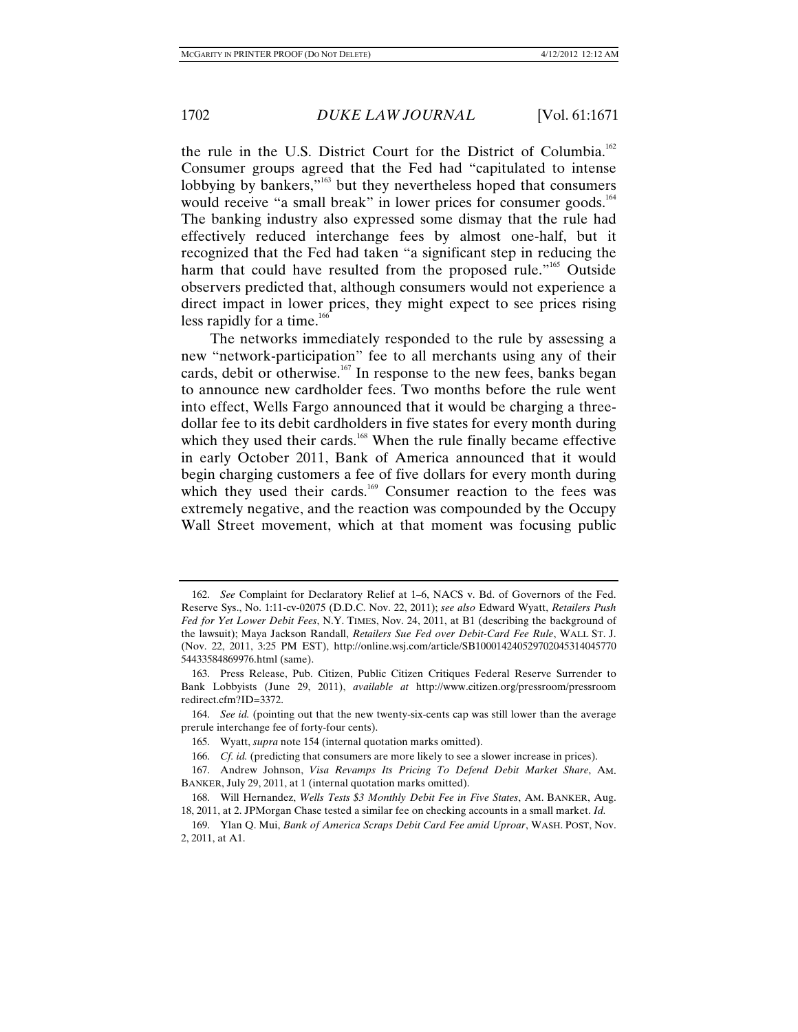the rule in the U.S. District Court for the District of Columbia.[162] Consumer groups agreed that the Fed had "capitulated to intense lobbying by bankers,"[163] but they nevertheless hoped that consumers would receive "a small break" in lower prices for consumer goods.[164] The banking industry also expressed some dismay that the rule had effectively reduced interchange fees by almost one-half, but it recognized that the Fed had taken "a significant step in reducing the harm that could have resulted from the proposed rule."[165] Outside observers predicted that, although consumers would not experience a direct impact in lower prices, they might expect to see prices rising less rapidly for a time.[166]

The networks immediately responded to the rule by assessing a new "network-participation" fee to all merchants using any of their cards, debit or otherwise.[167] In response to the new fees, banks began to announce new cardholder fees. Two months before the rule went into effect, Wells Fargo announced that it would be charging a three-dollar fee to its debit cardholders in five states for every month during which they used their cards.[168] When the rule finally became effective in early October 2011, Bank of America announced that it would begin charging customers a fee of five dollars for every month during which they used their cards.[169] Consumer reaction to the fees was extremely negative, and the reaction was compounded by the Occupy Wall Street movement, which at that moment was focusing public

---

162. *See* Complaint for Declaratory Relief at 1–6, NACS v. Bd. of Governors of the Fed. Reserve Sys., No. 1:11-cv-02075 (D.D.C. Nov. 22, 2011); *see also* Edward Wyatt, *Retailers Push Fed for Yet Lower Debit Fees*, N.Y. TIMES, Nov. 24, 2011, at B1 (describing the background of the lawsuit); Maya Jackson Randall, *Retailers Sue Fed over Debit-Card Fee Rule*, WALL ST. J. (Nov. 22, 2011, 3:25 PM EST), http://online.wsj.com/article/SB10001424052970204531404577054433584869976.html (same).

163. Press Release, Pub. Citizen, Public Citizen Critiques Federal Reserve Surrender to Bank Lobbyists (June 29, 2011), *available at* http://www.citizen.org/pressroom/pressroomredirect.cfm?ID=3372.

164. *See id.* (pointing out that the new twenty-six-cents cap was still lower than the average prerule interchange fee of forty-four cents).

165. Wyatt, *supra* note 154 (internal quotation marks omitted).

166. *Cf. id.* (predicting that consumers are more likely to see a slower increase in prices).

167. Andrew Johnson, *Visa Revamps Its Pricing To Defend Debit Market Share*, AM. BANKER, July 29, 2011, at 1 (internal quotation marks omitted).

168. Will Hernandez, *Wells Tests $3 Monthly Debit Fee in Five States*, AM. BANKER, Aug. 18, 2011, at 2. JPMorgan Chase tested a similar fee on checking accounts in a small market. *Id.*

169. Ylan Q. Mui, *Bank of America Scraps Debit Card Fee amid Uproar*, WASH. POST, Nov. 2, 2011, at A1.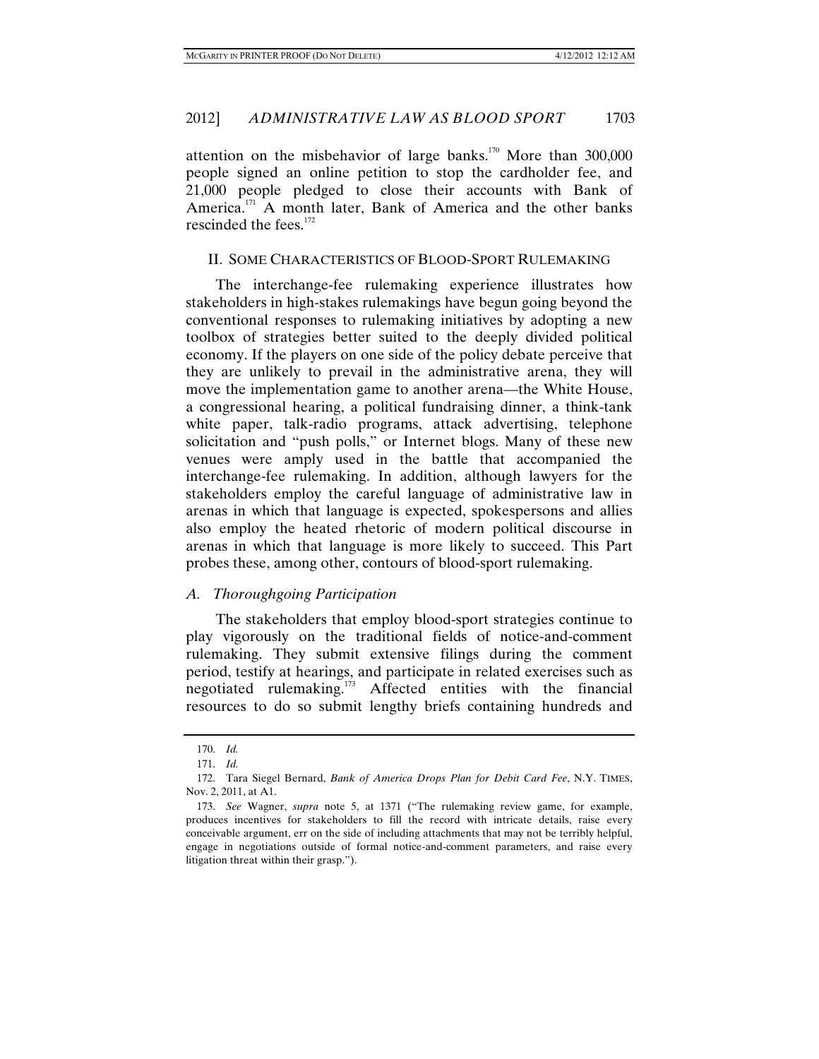attention on the misbehavior of large banks.[170] More than 300,000 people signed an online petition to stop the cardholder fee, and 21,000 people pledged to close their accounts with Bank of America.[171] A month later, Bank of America and the other banks rescinded the fees.[172]

## II. Some Characteristics of Blood-Sport Rulemaking

The interchange-fee rulemaking experience illustrates how stakeholders in high-stakes rulemakings have begun going beyond the conventional responses to rulemaking initiatives by adopting a new toolbox of strategies better suited to the deeply divided political economy. If the players on one side of the policy debate perceive that they are unlikely to prevail in the administrative arena, they will move the implementation game to another arena—the White House, a congressional hearing, a political fundraising dinner, a think-tank white paper, talk-radio programs, attack advertising, telephone solicitation and "push polls," or Internet blogs. Many of these new venues were amply used in the battle that accompanied the interchange-fee rulemaking. In addition, although lawyers for the stakeholders employ the careful language of administrative law in arenas in which that language is expected, spokespersons and allies also employ the heated rhetoric of modern political discourse in arenas in which that language is more likely to succeed. This Part probes these, among other, contours of blood-sport rulemaking.

### *A. Thoroughgoing Participation*

The stakeholders that employ blood-sport strategies continue to play vigorously on the traditional fields of notice-and-comment rulemaking. They submit extensive filings during the comment period, testify at hearings, and participate in related exercises such as negotiated rulemaking.[173] Affected entities with the financial resources to do so submit lengthy briefs containing hundreds and

---

170. *Id.*

171. *Id.*

172. Tara Siegel Bernard, *Bank of America Drops Plan for Debit Card Fee*, N.Y. TIMES, Nov. 2, 2011, at A1.

173. *See* Wagner, *supra* note 5, at 1371 ("The rulemaking review game, for example, produces incentives for stakeholders to fill the record with intricate details, raise every conceivable argument, err on the side of including attachments that may not be terribly helpful, engage in negotiations outside of formal notice-and-comment parameters, and raise every litigation threat within their grasp.").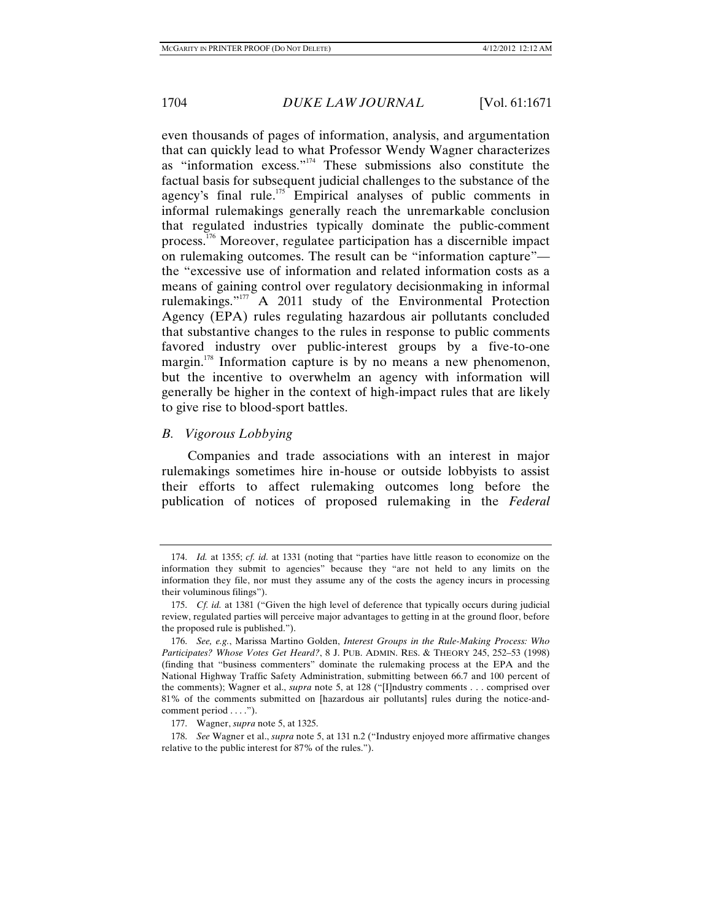even thousands of pages of information, analysis, and argumentation that can quickly lead to what Professor Wendy Wagner characterizes as "information excess."[174] These submissions also constitute the factual basis for subsequent judicial challenges to the substance of the agency's final rule.[175] Empirical analyses of public comments in informal rulemakings generally reach the unremarkable conclusion that regulated industries typically dominate the public-comment process.[176] Moreover, regulatee participation has a discernible impact on rulemaking outcomes. The result can be "information capture"—the "excessive use of information and related information costs as a means of gaining control over regulatory decisionmaking in informal rulemakings."[177] A 2011 study of the Environmental Protection Agency (EPA) rules regulating hazardous air pollutants concluded that substantive changes to the rules in response to public comments favored industry over public-interest groups by a five-to-one margin.[178] Information capture is by no means a new phenomenon, but the incentive to overwhelm an agency with information will generally be higher in the context of high-impact rules that are likely to give rise to blood-sport battles.

### *B. Vigorous Lobbying*

Companies and trade associations with an interest in major rulemakings sometimes hire in-house or outside lobbyists to assist their efforts to affect rulemaking outcomes long before the publication of notices of proposed rulemaking in the *Federal*

---

174. *Id.* at 1355; *cf. id.* at 1331 (noting that "parties have little reason to economize on the information they submit to agencies" because they "are not held to any limits on the information they file, nor must they assume any of the costs the agency incurs in processing their voluminous filings").

175. *Cf. id.* at 1381 ("Given the high level of deference that typically occurs during judicial review, regulated parties will perceive major advantages to getting in at the ground floor, before the proposed rule is published.").

176. *See, e.g.*, Marissa Martino Golden, *Interest Groups in the Rule-Making Process: Who Participates? Whose Votes Get Heard?*, 8 J. PUB. ADMIN. RES. & THEORY 245, 252–53 (1998) (finding that "business commenters" dominate the rulemaking process at the EPA and the National Highway Traffic Safety Administration, submitting between 66.7 and 100 percent of the comments); Wagner et al., *supra* note 5, at 128 ("[I]ndustry comments . . . comprised over 81% of the comments submitted on [hazardous air pollutants] rules during the notice-and-comment period . . . .").

177. Wagner, *supra* note 5, at 1325.

178. *See* Wagner et al., *supra* note 5, at 131 n.2 ("Industry enjoyed more affirmative changes relative to the public interest for 87% of the rules.").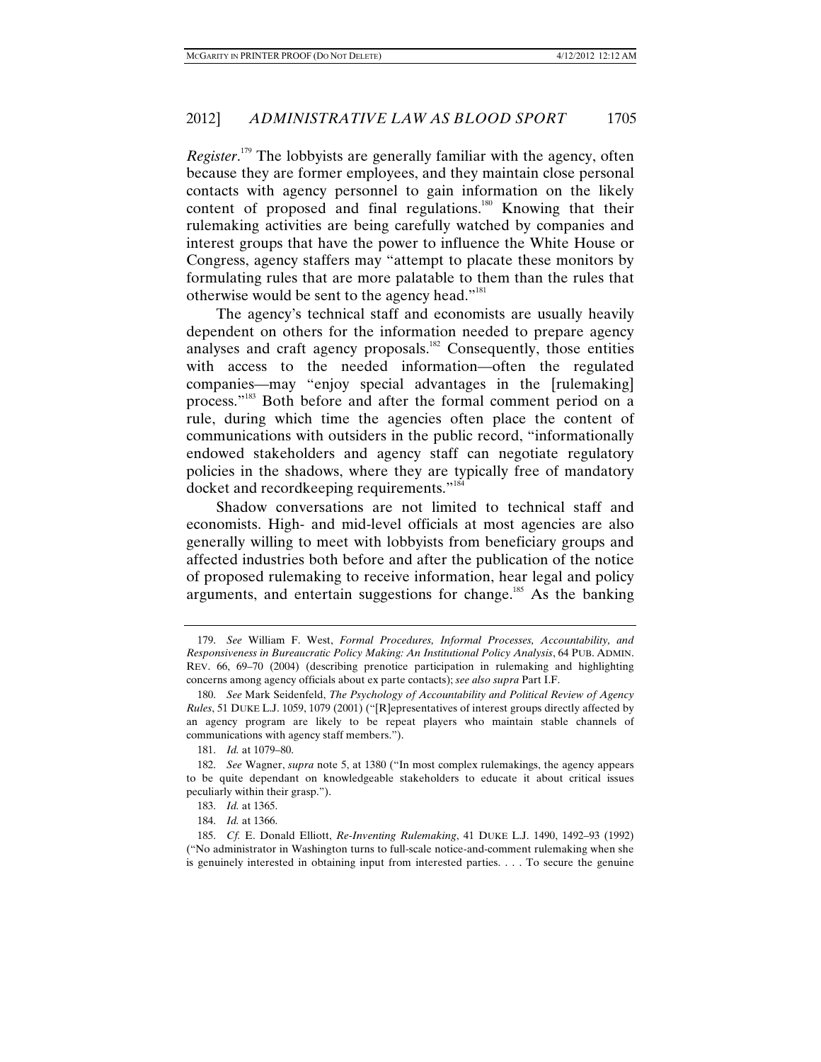*Register*.[179] The lobbyists are generally familiar with the agency, often because they are former employees, and they maintain close personal contacts with agency personnel to gain information on the likely content of proposed and final regulations.[180] Knowing that their rulemaking activities are being carefully watched by companies and interest groups that have the power to influence the White House or Congress, agency staffers may "attempt to placate these monitors by formulating rules that are more palatable to them than the rules that otherwise would be sent to the agency head."[181]

The agency's technical staff and economists are usually heavily dependent on others for the information needed to prepare agency analyses and craft agency proposals.[182] Consequently, those entities with access to the needed information—often the regulated companies—may "enjoy special advantages in the [rulemaking] process."[183] Both before and after the formal comment period on a rule, during which time the agencies often place the content of communications with outsiders in the public record, "informationally endowed stakeholders and agency staff can negotiate regulatory policies in the shadows, where they are typically free of mandatory docket and recordkeeping requirements."[184]

Shadow conversations are not limited to technical staff and economists. High- and mid-level officials at most agencies are also generally willing to meet with lobbyists from beneficiary groups and affected industries both before and after the publication of the notice of proposed rulemaking to receive information, hear legal and policy arguments, and entertain suggestions for change.[185] As the banking

---

179. *See* William F. West, *Formal Procedures, Informal Processes, Accountability, and Responsiveness in Bureaucratic Policy Making: An Institutional Policy Analysis*, 64 PUB. ADMIN. REV. 66, 69–70 (2004) (describing prenotice participation in rulemaking and highlighting concerns among agency officials about ex parte contacts); *see also supra* Part I.F.

180. *See* Mark Seidenfeld, *The Psychology of Accountability and Political Review of Agency Rules*, 51 DUKE L.J. 1059, 1079 (2001) ("[R]epresentatives of interest groups directly affected by an agency program are likely to be repeat players who maintain stable channels of communications with agency staff members.").

181. *Id.* at 1079–80.

182. *See* Wagner, *supra* note 5, at 1380 ("In most complex rulemakings, the agency appears to be quite dependant on knowledgeable stakeholders to educate it about critical issues peculiarly within their grasp.").

183. *Id.* at 1365.

184. *Id.* at 1366.

185. *Cf.* E. Donald Elliott, *Re-Inventing Rulemaking*, 41 DUKE L.J. 1490, 1492–93 (1992) ("No administrator in Washington turns to full-scale notice-and-comment rulemaking when she is genuinely interested in obtaining input from interested parties. . . . To secure the genuine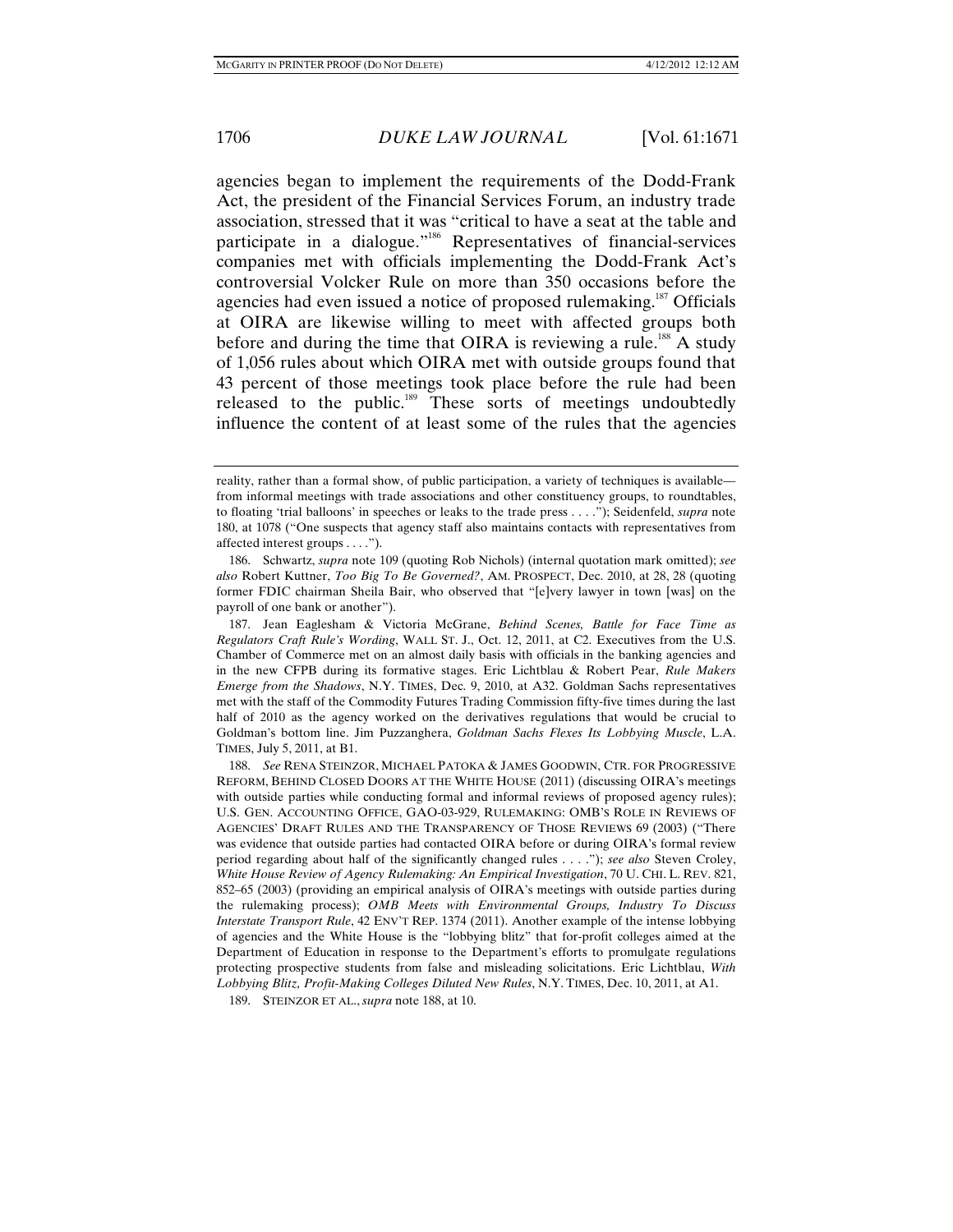agencies began to implement the requirements of the Dodd-Frank Act, the president of the Financial Services Forum, an industry trade association, stressed that it was "critical to have a seat at the table and participate in a dialogue."[186] Representatives of financial-services companies met with officials implementing the Dodd-Frank Act's controversial Volcker Rule on more than 350 occasions before the agencies had even issued a notice of proposed rulemaking.[187] Officials at OIRA are likewise willing to meet with affected groups both before and during the time that OIRA is reviewing a rule.[188] A study of 1,056 rules about which OIRA met with outside groups found that 43 percent of those meetings took place before the rule had been released to the public.[189] These sorts of meetings undoubtedly influence the content of at least some of the rules that the agencies

---

reality, rather than a formal show, of public participation, a variety of techniques is available—from informal meetings with trade associations and other constituency groups, to roundtables, to floating 'trial balloons' in speeches or leaks to the trade press . . . ."); Seidenfeld, *supra* note 180, at 1078 ("One suspects that agency staff also maintains contacts with representatives from affected interest groups . . . .").

186. Schwartz, *supra* note 109 (quoting Rob Nichols) (internal quotation mark omitted); *see also* Robert Kuttner, *Too Big To Be Governed?*, AM. PROSPECT, Dec. 2010, at 28, 28 (quoting former FDIC chairman Sheila Bair, who observed that "[e]very lawyer in town [was] on the payroll of one bank or another").

187. Jean Eaglesham & Victoria McGrane, *Behind Scenes, Battle for Face Time as Regulators Craft Rule's Wording*, WALL ST. J., Oct. 12, 2011, at C2. Executives from the U.S. Chamber of Commerce met on an almost daily basis with officials in the banking agencies and in the new CFPB during its formative stages. Eric Lichtblau & Robert Pear, *Rule Makers Emerge from the Shadows*, N.Y. TIMES, Dec. 9, 2010, at A32. Goldman Sachs representatives met with the staff of the Commodity Futures Trading Commission fifty-five times during the last half of 2010 as the agency worked on the derivatives regulations that would be crucial to Goldman's bottom line. Jim Puzzanghera, *Goldman Sachs Flexes Its Lobbying Muscle*, L.A. TIMES, July 5, 2011, at B1.

188. *See* RENA STEINZOR, MICHAEL PATOKA & JAMES GOODWIN, CTR. FOR PROGRESSIVE REFORM, BEHIND CLOSED DOORS AT THE WHITE HOUSE (2011) (discussing OIRA's meetings with outside parties while conducting formal and informal reviews of proposed agency rules); U.S. GEN. ACCOUNTING OFFICE, GAO-03-929, RULEMAKING: OMB'S ROLE IN REVIEWS OF AGENCIES' DRAFT RULES AND THE TRANSPARENCY OF THOSE REVIEWS 69 (2003) ("There was evidence that outside parties had contacted OIRA before or during OIRA's formal review period regarding about half of the significantly changed rules . . . ."); *see also* Steven Croley, *White House Review of Agency Rulemaking: An Empirical Investigation*, 70 U. CHI. L. REV. 821, 852–65 (2003) (providing an empirical analysis of OIRA's meetings with outside parties during the rulemaking process); *OMB Meets with Environmental Groups, Industry To Discuss Interstate Transport Rule*, 42 ENV'T REP. 1374 (2011). Another example of the intense lobbying of agencies and the White House is the "lobbying blitz" that for-profit colleges aimed at the Department of Education in response to the Department's efforts to promulgate regulations protecting prospective students from false and misleading solicitations. Eric Lichtblau, *With Lobbying Blitz, Profit-Making Colleges Diluted New Rules*, N.Y. TIMES, Dec. 10, 2011, at A1.

189. STEINZOR ET AL., *supra* note 188, at 10.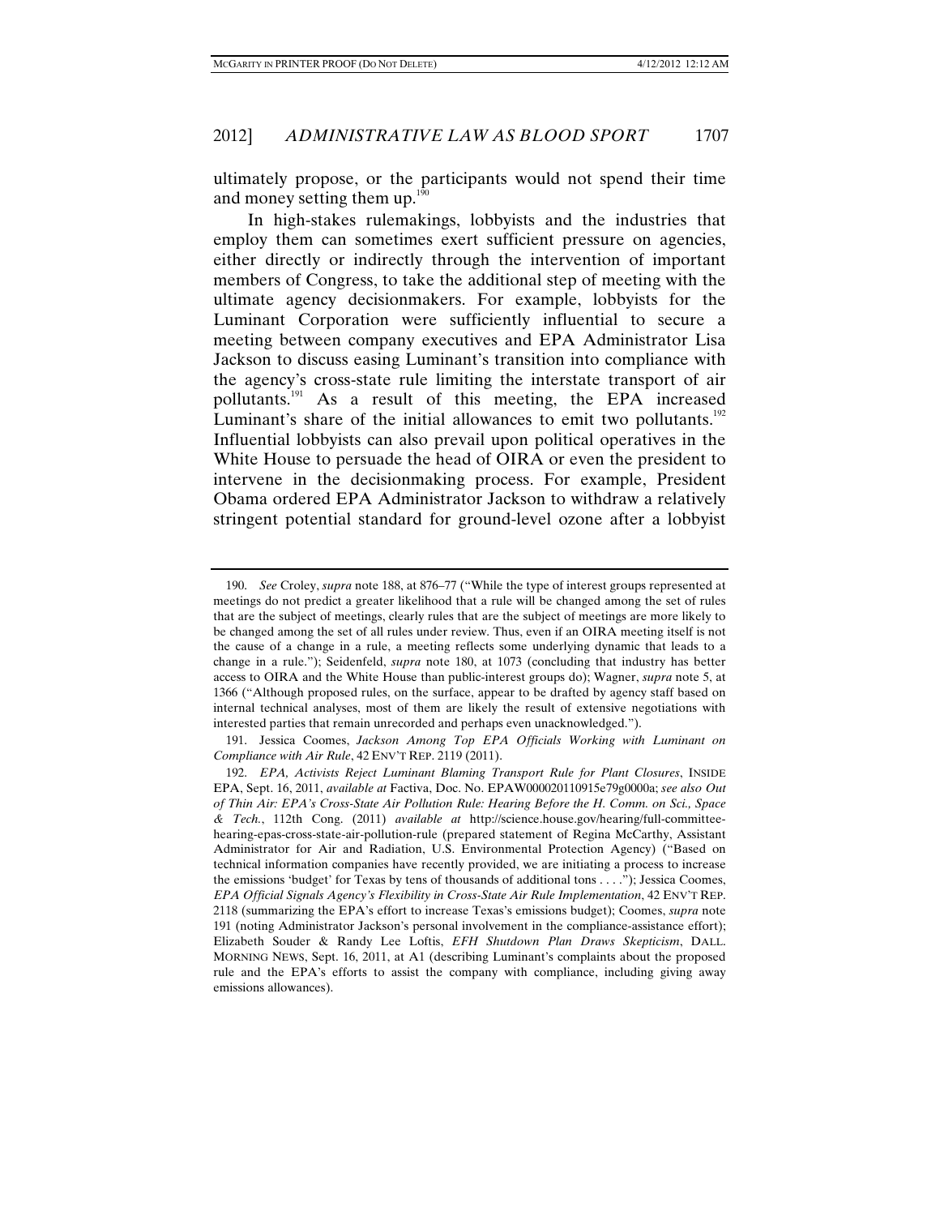ultimately propose, or the participants would not spend their time and money setting them up.[190]

In high-stakes rulemakings, lobbyists and the industries that employ them can sometimes exert sufficient pressure on agencies, either directly or indirectly through the intervention of important members of Congress, to take the additional step of meeting with the ultimate agency decisionmakers. For example, lobbyists for the Luminant Corporation were sufficiently influential to secure a meeting between company executives and EPA Administrator Lisa Jackson to discuss easing Luminant's transition into compliance with the agency's cross-state rule limiting the interstate transport of air pollutants.[191] As a result of this meeting, the EPA increased Luminant's share of the initial allowances to emit two pollutants.[192] Influential lobbyists can also prevail upon political operatives in the White House to persuade the head of OIRA or even the president to intervene in the decisionmaking process. For example, President Obama ordered EPA Administrator Jackson to withdraw a relatively stringent potential standard for ground-level ozone after a lobbyist

---

190. *See* Croley, *supra* note 188, at 876–77 ("While the type of interest groups represented at meetings do not predict a greater likelihood that a rule will be changed among the set of rules that are the subject of meetings, clearly rules that are the subject of meetings are more likely to be changed among the set of all rules under review. Thus, even if an OIRA meeting itself is not the cause of a change in a rule, a meeting reflects some underlying dynamic that leads to a change in a rule."); Seidenfeld, *supra* note 180, at 1073 (concluding that industry has better access to OIRA and the White House than public-interest groups do); Wagner, *supra* note 5, at 1366 ("Although proposed rules, on the surface, appear to be drafted by agency staff based on internal technical analyses, most of them are likely the result of extensive negotiations with interested parties that remain unrecorded and perhaps even unacknowledged.").

191. Jessica Coomes, *Jackson Among Top EPA Officials Working with Luminant on Compliance with Air Rule*, 42 ENV'T REP. 2119 (2011).

192. *EPA, Activists Reject Luminant Blaming Transport Rule for Plant Closures*, INSIDE EPA, Sept. 16, 2011, *available at* Factiva, Doc. No. EPAW000020110915e79g0000a; *see also Out of Thin Air: EPA's Cross-State Air Pollution Rule: Hearing Before the H. Comm. on Sci., Space & Tech.*, 112th Cong. (2011) *available at* http://science.house.gov/hearing/full-committee-hearing-epas-cross-state-air-pollution-rule (prepared statement of Regina McCarthy, Assistant Administrator for Air and Radiation, U.S. Environmental Protection Agency) ("Based on technical information companies have recently provided, we are initiating a process to increase the emissions 'budget' for Texas by tens of thousands of additional tons . . . ."); Jessica Coomes, *EPA Official Signals Agency's Flexibility in Cross-State Air Rule Implementation*, 42 ENV'T REP. 2118 (summarizing the EPA's effort to increase Texas's emissions budget); Coomes, *supra* note 191 (noting Administrator Jackson's personal involvement in the compliance-assistance effort); Elizabeth Souder & Randy Lee Loftis, *EFH Shutdown Plan Draws Skepticism*, DALL. MORNING NEWS, Sept. 16, 2011, at A1 (describing Luminant's complaints about the proposed rule and the EPA's efforts to assist the company with compliance, including giving away emissions allowances).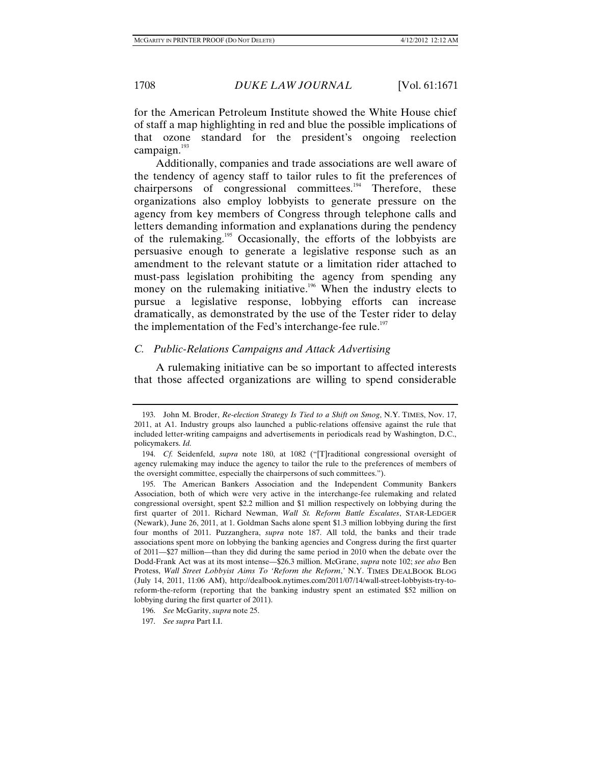for the American Petroleum Institute showed the White House chief of staff a map highlighting in red and blue the possible implications of that ozone standard for the president's ongoing reelection campaign.[193]

Additionally, companies and trade associations are well aware of the tendency of agency staff to tailor rules to fit the preferences of chairpersons of congressional committees.[194] Therefore, these organizations also employ lobbyists to generate pressure on the agency from key members of Congress through telephone calls and letters demanding information and explanations during the pendency of the rulemaking.[195] Occasionally, the efforts of the lobbyists are persuasive enough to generate a legislative response such as an amendment to the relevant statute or a limitation rider attached to must-pass legislation prohibiting the agency from spending any money on the rulemaking initiative.[196] When the industry elects to pursue a legislative response, lobbying efforts can increase dramatically, as demonstrated by the use of the Tester rider to delay the implementation of the Fed's interchange-fee rule.[197]

### *C. Public-Relations Campaigns and Attack Advertising*

A rulemaking initiative can be so important to affected interests that those affected organizations are willing to spend considerable

---

193. John M. Broder, *Re-election Strategy Is Tied to a Shift on Smog*, N.Y. TIMES, Nov. 17, 2011, at A1. Industry groups also launched a public-relations offensive against the rule that included letter-writing campaigns and advertisements in periodicals read by Washington, D.C., policymakers. *Id.*

194. *Cf.* Seidenfeld, *supra* note 180, at 1082 ("[T]raditional congressional oversight of agency rulemaking may induce the agency to tailor the rule to the preferences of members of the oversight committee, especially the chairpersons of such committees.").

195. The American Bankers Association and the Independent Community Bankers Association, both of which were very active in the interchange-fee rulemaking and related congressional oversight, spent $2.2 million and $1 million respectively on lobbying during the first quarter of 2011. Richard Newman, *Wall St. Reform Battle Escalates*, STAR-LEDGER (Newark), June 26, 2011, at 1. Goldman Sachs alone spent $1.3 million lobbying during the first four months of 2011. Puzzanghera, *supra* note 187. All told, the banks and their trade associations spent more on lobbying the banking agencies and Congress during the first quarter of 2011—$27 million—than they did during the same period in 2010 when the debate over the Dodd-Frank Act was at its most intense—$26.3 million. McGrane, *supra* note 102; *see also* Ben Protess, *Wall Street Lobbyist Aims To 'Reform the Reform*,' N.Y. TIMES DEALBOOK BLOG (July 14, 2011, 11:06 AM), http://dealbook.nytimes.com/2011/07/14/wall-street-lobbyists-try-to-reform-the-reform (reporting that the banking industry spent an estimated $52 million on lobbying during the first quarter of 2011).

196. *See* McGarity, *supra* note 25.

197. *See supra* Part I.I.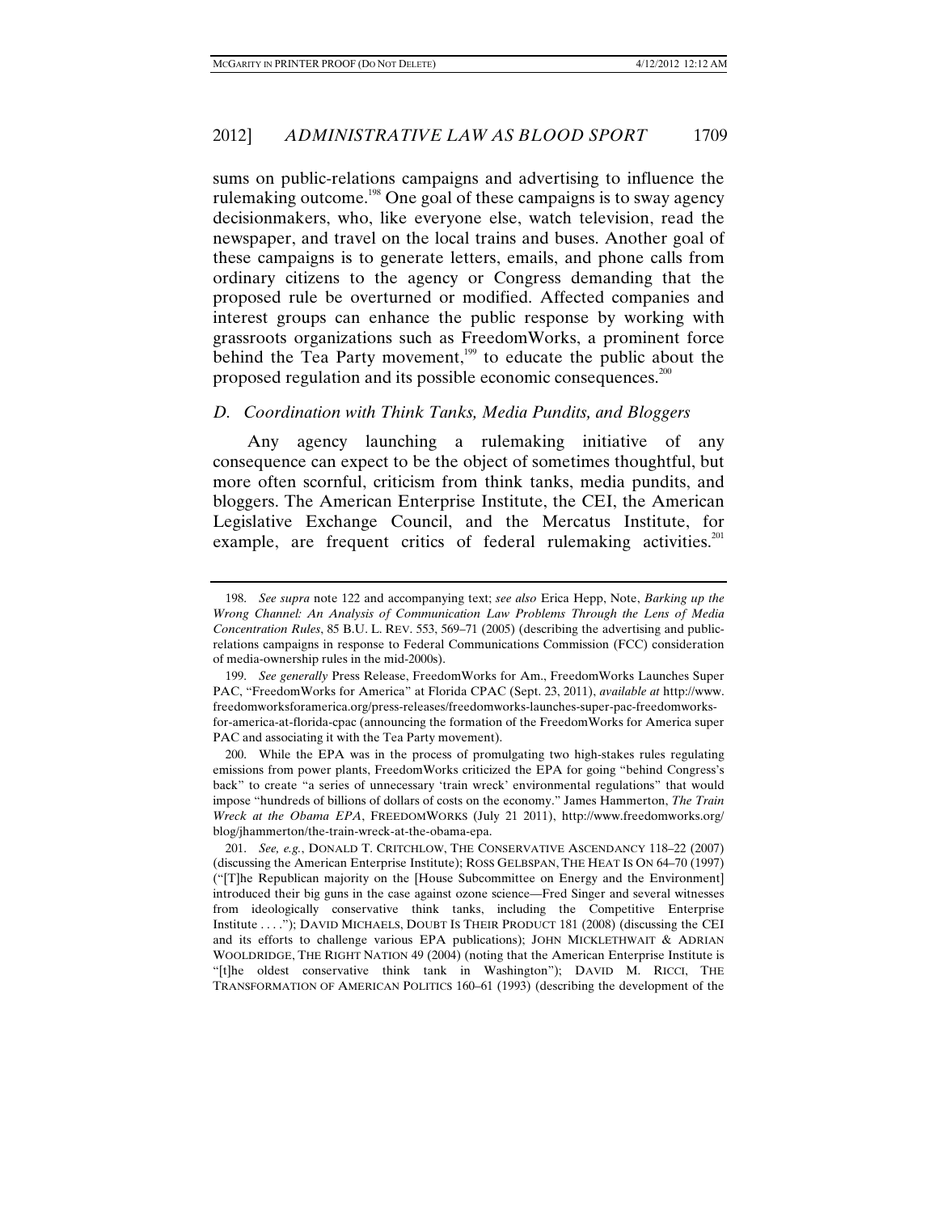sums on public-relations campaigns and advertising to influence the rulemaking outcome.[198] One goal of these campaigns is to sway agency decisionmakers, who, like everyone else, watch television, read the newspaper, and travel on the local trains and buses. Another goal of these campaigns is to generate letters, emails, and phone calls from ordinary citizens to the agency or Congress demanding that the proposed rule be overturned or modified. Affected companies and interest groups can enhance the public response by working with grassroots organizations such as FreedomWorks, a prominent force behind the Tea Party movement,[199] to educate the public about the proposed regulation and its possible economic consequences.[200]

### *D. Coordination with Think Tanks, Media Pundits, and Bloggers*

Any agency launching a rulemaking initiative of any consequence can expect to be the object of sometimes thoughtful, but more often scornful, criticism from think tanks, media pundits, and bloggers. The American Enterprise Institute, the CEI, the American Legislative Exchange Council, and the Mercatus Institute, for example, are frequent critics of federal rulemaking activities.[201]

---

198. *See supra* note 122 and accompanying text; *see also* Erica Hepp, Note, *Barking up the Wrong Channel: An Analysis of Communication Law Problems Through the Lens of Media Concentration Rules*, 85 B.U. L. REV. 553, 569–71 (2005) (describing the advertising and public-relations campaigns in response to Federal Communications Commission (FCC) consideration of media-ownership rules in the mid-2000s).

199. *See generally* Press Release, FreedomWorks for Am., FreedomWorks Launches Super PAC, "FreedomWorks for America" at Florida CPAC (Sept. 23, 2011), *available at* http://www.freedomworksforamerica.org/press-releases/freedomworks-launches-super-pac-freedomworks-for-america-at-florida-cpac (announcing the formation of the FreedomWorks for America super PAC and associating it with the Tea Party movement).

200. While the EPA was in the process of promulgating two high-stakes rules regulating emissions from power plants, FreedomWorks criticized the EPA for going "behind Congress's back" to create "a series of unnecessary 'train wreck' environmental regulations" that would impose "hundreds of billions of dollars of costs on the economy." James Hammerton, *The Train Wreck at the Obama EPA*, FREEDOMWORKS (July 21 2011), http://www.freedomworks.org/blog/jhammerton/the-train-wreck-at-the-obama-epa.

201. *See, e.g.*, DONALD T. CRITCHLOW, THE CONSERVATIVE ASCENDANCY 118–22 (2007) (discussing the American Enterprise Institute); ROSS GELBSPAN, THE HEAT IS ON 64–70 (1997) ("[T]he Republican majority on the [House Subcommittee on Energy and the Environment] introduced their big guns in the case against ozone science—Fred Singer and several witnesses from ideologically conservative think tanks, including the Competitive Enterprise Institute . . . ."); DAVID MICHAELS, DOUBT IS THEIR PRODUCT 181 (2008) (discussing the CEI and its efforts to challenge various EPA publications); JOHN MICKLETHWAIT & ADRIAN WOOLDRIDGE, THE RIGHT NATION 49 (2004) (noting that the American Enterprise Institute is "[t]he oldest conservative think tank in Washington"); DAVID M. RICCI, THE TRANSFORMATION OF AMERICAN POLITICS 160–61 (1993) (describing the development of the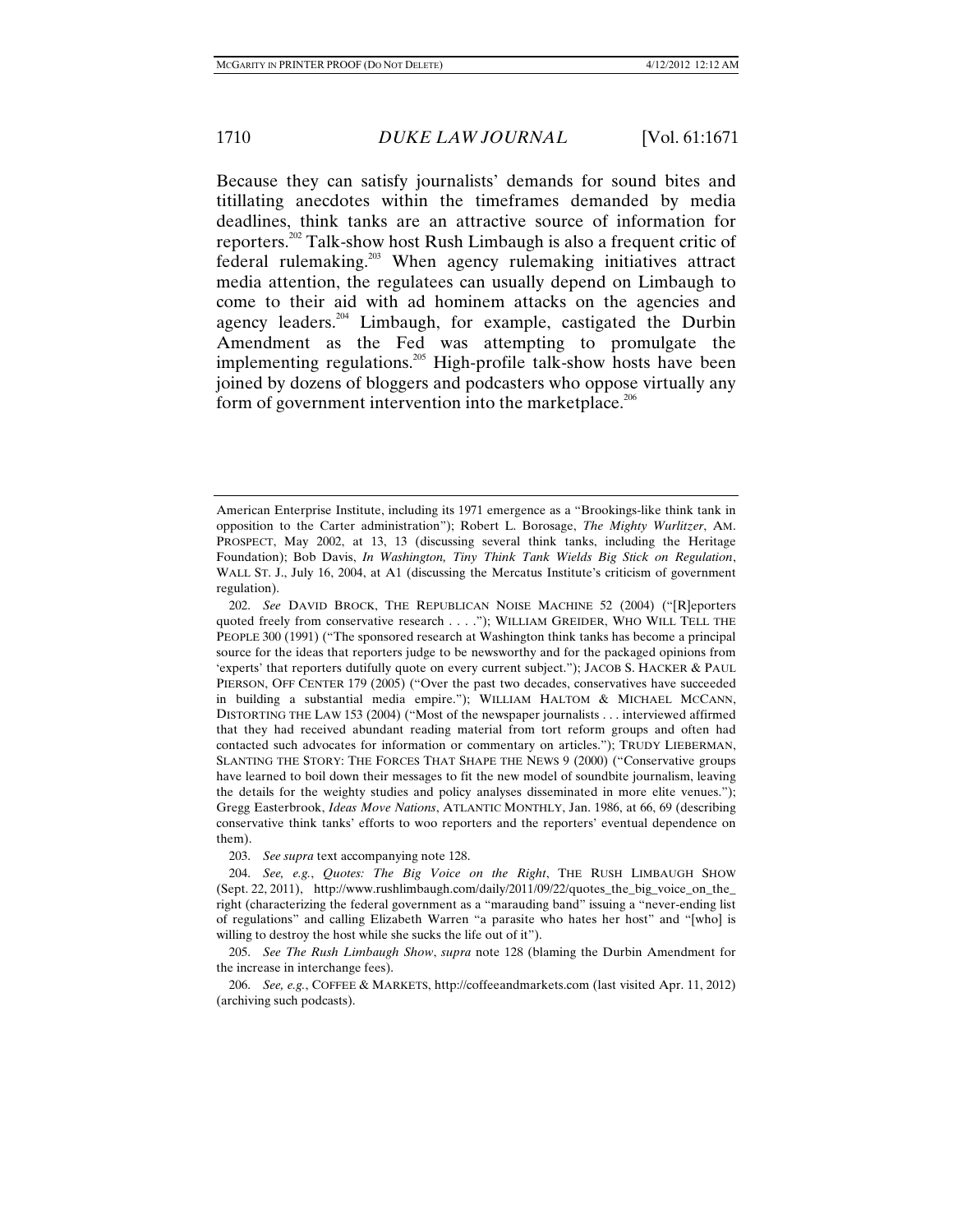Because they can satisfy journalists' demands for sound bites and titillating anecdotes within the timeframes demanded by media deadlines, think tanks are an attractive source of information for reporters.[202] Talk-show host Rush Limbaugh is also a frequent critic of federal rulemaking.[203] When agency rulemaking initiatives attract media attention, the regulatees can usually depend on Limbaugh to come to their aid with ad hominem attacks on the agencies and agency leaders.[204] Limbaugh, for example, castigated the Durbin Amendment as the Fed was attempting to promulgate the implementing regulations.[205] High-profile talk-show hosts have been joined by dozens of bloggers and podcasters who oppose virtually any form of government intervention into the marketplace.[206]

---

American Enterprise Institute, including its 1971 emergence as a "Brookings-like think tank in opposition to the Carter administration"); Robert L. Borosage, *The Mighty Wurlitzer*, AM. PROSPECT, May 2002, at 13, 13 (discussing several think tanks, including the Heritage Foundation); Bob Davis, *In Washington, Tiny Think Tank Wields Big Stick on Regulation*, WALL ST. J., July 16, 2004, at A1 (discussing the Mercatus Institute's criticism of government regulation).

202. *See* DAVID BROCK, THE REPUBLICAN NOISE MACHINE 52 (2004) ("[R]eporters quoted freely from conservative research . . . ."); WILLIAM GREIDER, WHO WILL TELL THE PEOPLE 300 (1991) ("The sponsored research at Washington think tanks has become a principal source for the ideas that reporters judge to be newsworthy and for the packaged opinions from 'experts' that reporters dutifully quote on every current subject."); JACOB S. HACKER & PAUL PIERSON, OFF CENTER 179 (2005) ("Over the past two decades, conservatives have succeeded in building a substantial media empire."); WILLIAM HALTOM & MICHAEL MCCANN, DISTORTING THE LAW 153 (2004) ("Most of the newspaper journalists . . . interviewed affirmed that they had received abundant reading material from tort reform groups and often had contacted such advocates for information or commentary on articles."); TRUDY LIEBERMAN, SLANTING THE STORY: THE FORCES THAT SHAPE THE NEWS 9 (2000) ("Conservative groups have learned to boil down their messages to fit the new model of soundbite journalism, leaving the details for the weighty studies and policy analyses disseminated in more elite venues."); Gregg Easterbrook, *Ideas Move Nations*, ATLANTIC MONTHLY, Jan. 1986, at 66, 69 (describing conservative think tanks' efforts to woo reporters and the reporters' eventual dependence on them).

203. *See supra* text accompanying note 128.

204. *See, e.g.*, *Quotes: The Big Voice on the Right*, THE RUSH LIMBAUGH SHOW (Sept. 22, 2011), http://www.rushlimbaugh.com/daily/2011/09/22/quotes_the_big_voice_on_the_right (characterizing the federal government as a "marauding band" issuing a "never-ending list of regulations" and calling Elizabeth Warren "a parasite who hates her host" and "[who] is willing to destroy the host while she sucks the life out of it").

205. *See The Rush Limbaugh Show*, *supra* note 128 (blaming the Durbin Amendment for the increase in interchange fees).

206. *See, e.g.*, COFFEE & MARKETS, http://coffeeandmarkets.com (last visited Apr. 11, 2012) (archiving such podcasts).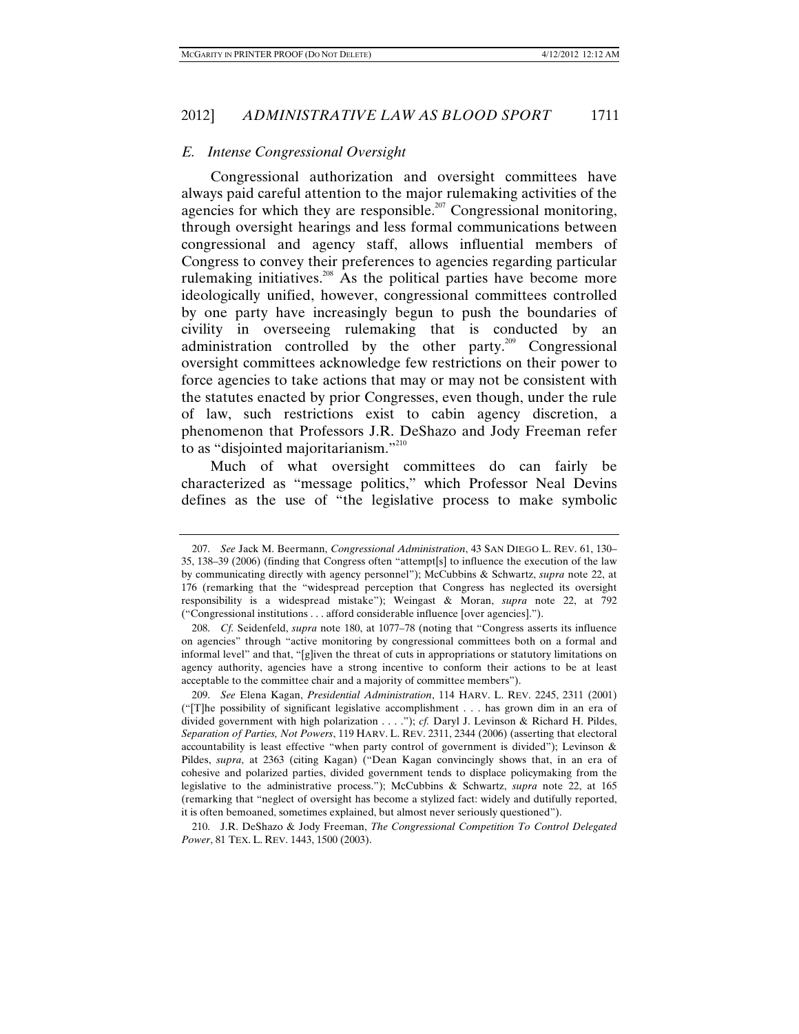### *E. Intense Congressional Oversight*

Congressional authorization and oversight committees have always paid careful attention to the major rulemaking activities of the agencies for which they are responsible.[207] Congressional monitoring, through oversight hearings and less formal communications between congressional and agency staff, allows influential members of Congress to convey their preferences to agencies regarding particular rulemaking initiatives.[208] As the political parties have become more ideologically unified, however, congressional committees controlled by one party have increasingly begun to push the boundaries of civility in overseeing rulemaking that is conducted by an administration controlled by the other party.[209] Congressional oversight committees acknowledge few restrictions on their power to force agencies to take actions that may or may not be consistent with the statutes enacted by prior Congresses, even though, under the rule of law, such restrictions exist to cabin agency discretion, a phenomenon that Professors J.R. DeShazo and Jody Freeman refer to as "disjointed majoritarianism."[210]

Much of what oversight committees do can fairly be characterized as "message politics," which Professor Neal Devins defines as the use of "the legislative process to make symbolic

---

207. *See* Jack M. Beermann, *Congressional Administration*, 43 SAN DIEGO L. REV. 61, 130–35, 138–39 (2006) (finding that Congress often "attempt[s] to influence the execution of the law by communicating directly with agency personnel"); McCubbins & Schwartz, *supra* note 22, at 176 (remarking that the "widespread perception that Congress has neglected its oversight responsibility is a widespread mistake"); Weingast & Moran, *supra* note 22, at 792 ("Congressional institutions . . . afford considerable influence [over agencies].").

208. *Cf.* Seidenfeld, *supra* note 180, at 1077–78 (noting that "Congress asserts its influence on agencies" through "active monitoring by congressional committees both on a formal and informal level" and that, "[g]iven the threat of cuts in appropriations or statutory limitations on agency authority, agencies have a strong incentive to conform their actions to be at least acceptable to the committee chair and a majority of committee members").

209. *See* Elena Kagan, *Presidential Administration*, 114 HARV. L. REV. 2245, 2311 (2001) ("[T]he possibility of significant legislative accomplishment . . . has grown dim in an era of divided government with high polarization . . . ."); *cf.* Daryl J. Levinson & Richard H. Pildes, *Separation of Parties, Not Powers*, 119 HARV. L. REV. 2311, 2344 (2006) (asserting that electoral accountability is least effective "when party control of government is divided"); Levinson & Pildes, *supra*, at 2363 (citing Kagan) ("Dean Kagan convincingly shows that, in an era of cohesive and polarized parties, divided government tends to displace policymaking from the legislative to the administrative process."); McCubbins & Schwartz, *supra* note 22, at 165 (remarking that "neglect of oversight has become a stylized fact: widely and dutifully reported, it is often bemoaned, sometimes explained, but almost never seriously questioned").

210. J.R. DeShazo & Jody Freeman, *The Congressional Competition To Control Delegated Power*, 81 TEX. L. REV. 1443, 1500 (2003).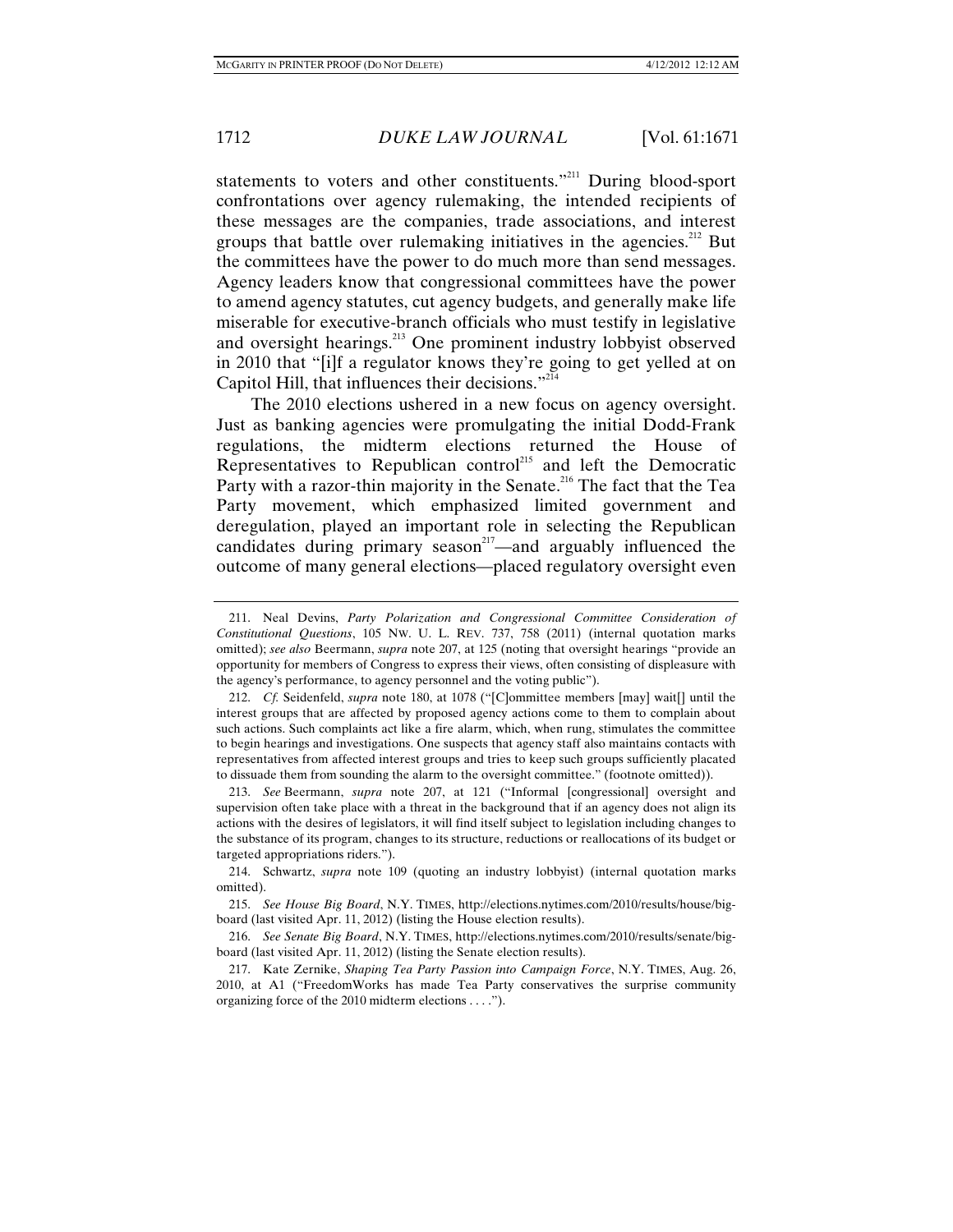statements to voters and other constituents."[211] During blood-sport confrontations over agency rulemaking, the intended recipients of these messages are the companies, trade associations, and interest groups that battle over rulemaking initiatives in the agencies.[212] But the committees have the power to do much more than send messages. Agency leaders know that congressional committees have the power to amend agency statutes, cut agency budgets, and generally make life miserable for executive-branch officials who must testify in legislative and oversight hearings.[213] One prominent industry lobbyist observed in 2010 that "[i]f a regulator knows they're going to get yelled at on Capitol Hill, that influences their decisions."[214]

The 2010 elections ushered in a new focus on agency oversight. Just as banking agencies were promulgating the initial Dodd-Frank regulations, the midterm elections returned the House of Representatives to Republican control[215] and left the Democratic Party with a razor-thin majority in the Senate.[216] The fact that the Tea Party movement, which emphasized limited government and deregulation, played an important role in selecting the Republican candidates during primary season[217]—and arguably influenced the outcome of many general elections—placed regulatory oversight even

---

211. Neal Devins, *Party Polarization and Congressional Committee Consideration of Constitutional Questions*, 105 NW. U. L. REV. 737, 758 (2011) (internal quotation marks omitted); *see also* Beermann, *supra* note 207, at 125 (noting that oversight hearings "provide an opportunity for members of Congress to express their views, often consisting of displeasure with the agency's performance, to agency personnel and the voting public").

212. *Cf.* Seidenfeld, *supra* note 180, at 1078 ("[C]ommittee members [may] wait[] until the interest groups that are affected by proposed agency actions come to them to complain about such actions. Such complaints act like a fire alarm, which, when rung, stimulates the committee to begin hearings and investigations. One suspects that agency staff also maintains contacts with representatives from affected interest groups and tries to keep such groups sufficiently placated to dissuade them from sounding the alarm to the oversight committee." (footnote omitted)).

213. *See* Beermann, *supra* note 207, at 121 ("Informal [congressional] oversight and supervision often take place with a threat in the background that if an agency does not align its actions with the desires of legislators, it will find itself subject to legislation including changes to the substance of its program, changes to its structure, reductions or reallocations of its budget or targeted appropriations riders.").

214. Schwartz, *supra* note 109 (quoting an industry lobbyist) (internal quotation marks omitted).

215. *See House Big Board*, N.Y. TIMES, http://elections.nytimes.com/2010/results/house/big-board (last visited Apr. 11, 2012) (listing the House election results).

216. *See Senate Big Board*, N.Y. TIMES, http://elections.nytimes.com/2010/results/senate/big-board (last visited Apr. 11, 2012) (listing the Senate election results).

217. Kate Zernike, *Shaping Tea Party Passion into Campaign Force*, N.Y. TIMES, Aug. 26, 2010, at A1 ("FreedomWorks has made Tea Party conservatives the surprise community organizing force of the 2010 midterm elections . . . .").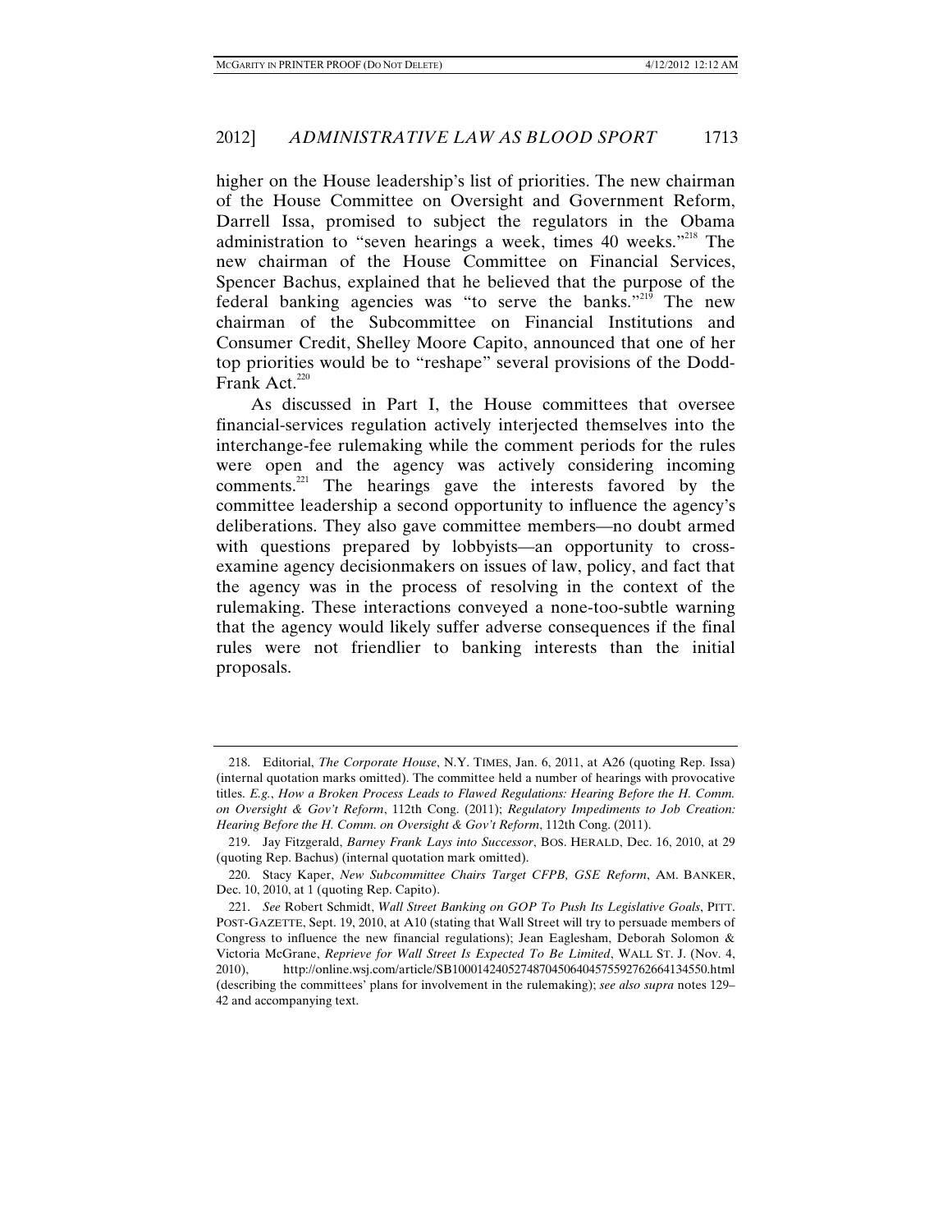higher on the House leadership's list of priorities. The new chairman of the House Committee on Oversight and Government Reform, Darrell Issa, promised to subject the regulators in the Obama administration to "seven hearings a week, times 40 weeks."[218] The new chairman of the House Committee on Financial Services, Spencer Bachus, explained that he believed that the purpose of the federal banking agencies was "to serve the banks."[219] The new chairman of the Subcommittee on Financial Institutions and Consumer Credit, Shelley Moore Capito, announced that one of her top priorities would be to "reshape" several provisions of the Dodd-Frank Act.[220]

As discussed in Part I, the House committees that oversee financial-services regulation actively interjected themselves into the interchange-fee rulemaking while the comment periods for the rules were open and the agency was actively considering incoming comments.[221] The hearings gave the interests favored by the committee leadership a second opportunity to influence the agency's deliberations. They also gave committee members—no doubt armed with questions prepared by lobbyists—an opportunity to cross-examine agency decisionmakers on issues of law, policy, and fact that the agency was in the process of resolving in the context of the rulemaking. These interactions conveyed a none-too-subtle warning that the agency would likely suffer adverse consequences if the final rules were not friendlier to banking interests than the initial proposals.

---

218. Editorial, *The Corporate House*, N.Y. TIMES, Jan. 6, 2011, at A26 (quoting Rep. Issa) (internal quotation marks omitted). The committee held a number of hearings with provocative titles. *E.g.*, *How a Broken Process Leads to Flawed Regulations: Hearing Before the H. Comm. on Oversight & Gov't Reform*, 112th Cong. (2011); *Regulatory Impediments to Job Creation: Hearing Before the H. Comm. on Oversight & Gov't Reform*, 112th Cong. (2011).

219. Jay Fitzgerald, *Barney Frank Lays into Successor*, BOS. HERALD, Dec. 16, 2010, at 29 (quoting Rep. Bachus) (internal quotation mark omitted).

220. Stacy Kaper, *New Subcommittee Chairs Target CFPB, GSE Reform*, AM. BANKER, Dec. 10, 2010, at 1 (quoting Rep. Capito).

221. *See* Robert Schmidt, *Wall Street Banking on GOP To Push Its Legislative Goals*, PITT. POST-GAZETTE, Sept. 19, 2010, at A10 (stating that Wall Street will try to persuade members of Congress to influence the new financial regulations); Jean Eaglesham, Deborah Solomon & Victoria McGrane, *Reprieve for Wall Street Is Expected To Be Limited*, WALL ST. J. (Nov. 4, 2010), http://online.wsj.com/article/SB10001424052748704506404575592762664134550.html (describing the committees' plans for involvement in the rulemaking); *see also supra* notes 129–42 and accompanying text.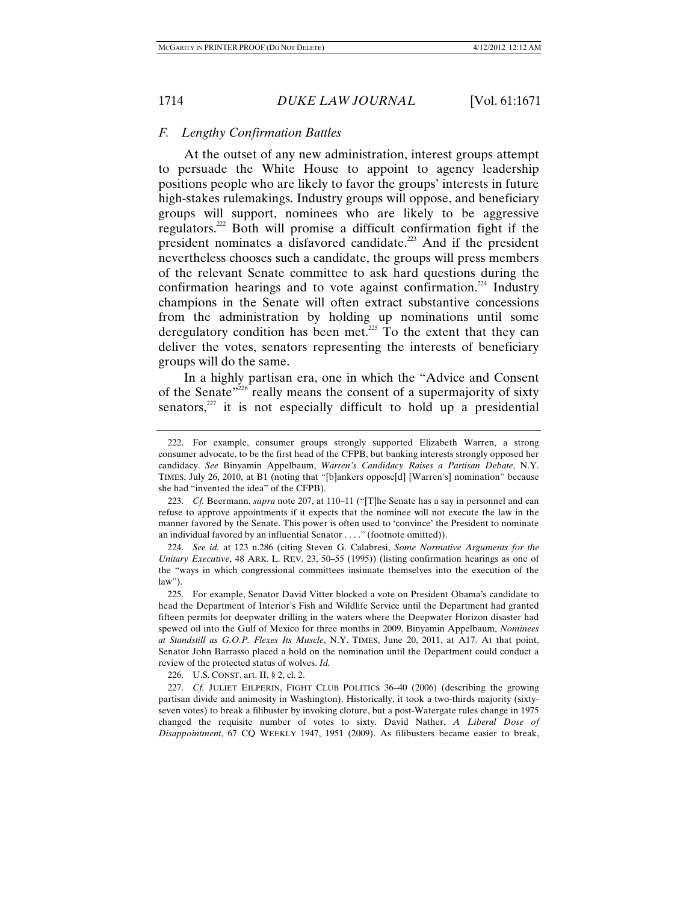### F. Lengthy Confirmation Battles

At the outset of any new administration, interest groups attempt to persuade the White House to appoint to agency leadership positions people who are likely to favor the groups' interests in future high-stakes rulemakings. Industry groups will oppose, and beneficiary groups will support, nominees who are likely to be aggressive regulators.[222] Both will promise a difficult confirmation fight if the president nominates a disfavored candidate.[223] And if the president nevertheless chooses such a candidate, the groups will press members of the relevant Senate committee to ask hard questions during the confirmation hearings and to vote against confirmation.[224] Industry champions in the Senate will often extract substantive concessions from the administration by holding up nominations until some deregulatory condition has been met.[225] To the extent that they can deliver the votes, senators representing the interests of beneficiary groups will do the same.

In a highly partisan era, one in which the "Advice and Consent of the Senate"[226] really means the consent of a supermajority of sixty senators,[227] it is not especially difficult to hold up a presidential

---

222. For example, consumer groups strongly supported Elizabeth Warren, a strong consumer advocate, to be the first head of the CFPB, but banking interests strongly opposed her candidacy. *See* Binyamin Appelbaum, *Warren's Candidacy Raises a Partisan Debate*, N.Y. TIMES, July 26, 2010, at B1 (noting that "[b]ankers oppose[d] [Warren's] nomination" because she had "invented the idea" of the CFPB).

223. *Cf.* Beermann, *supra* note 207, at 110–11 ("[T]he Senate has a say in personnel and can refuse to approve appointments if it expects that the nominee will not execute the law in the manner favored by the Senate. This power is often used to 'convince' the President to nominate an individual favored by an influential Senator . . . ." (footnote omitted)).

224. *See id.* at 123 n.286 (citing Steven G. Calabresi, *Some Normative Arguments for the Unitary Executive*, 48 ARK. L. REV. 23, 50–55 (1995)) (listing confirmation hearings as one of the "ways in which congressional committees insinuate themselves into the execution of the law").

225. For example, Senator David Vitter blocked a vote on President Obama's candidate to head the Department of Interior's Fish and Wildlife Service until the Department had granted fifteen permits for deepwater drilling in the waters where the Deepwater Horizon disaster had spewed oil into the Gulf of Mexico for three months in 2009. Binyamin Appelbaum, *Nominees at Standstill as G.O.P. Flexes Its Muscle*, N.Y. TIMES, June 20, 2011, at A17. At that point, Senator John Barrasso placed a hold on the nomination until the Department could conduct a review of the protected status of wolves. *Id.*

226. U.S. CONST. art. II, § 2, cl. 2.

227. *Cf.* JULIET EILPERIN, FIGHT CLUB POLITICS 36–40 (2006) (describing the growing partisan divide and animosity in Washington). Historically, it took a two-thirds majority (sixty-seven votes) to break a filibuster by invoking cloture, but a post-Watergate rules change in 1975 changed the requisite number of votes to sixty. David Nather, *A Liberal Dose of Disappointment*, 67 CQ WEEKLY 1947, 1951 (2009). As filibusters became easier to break,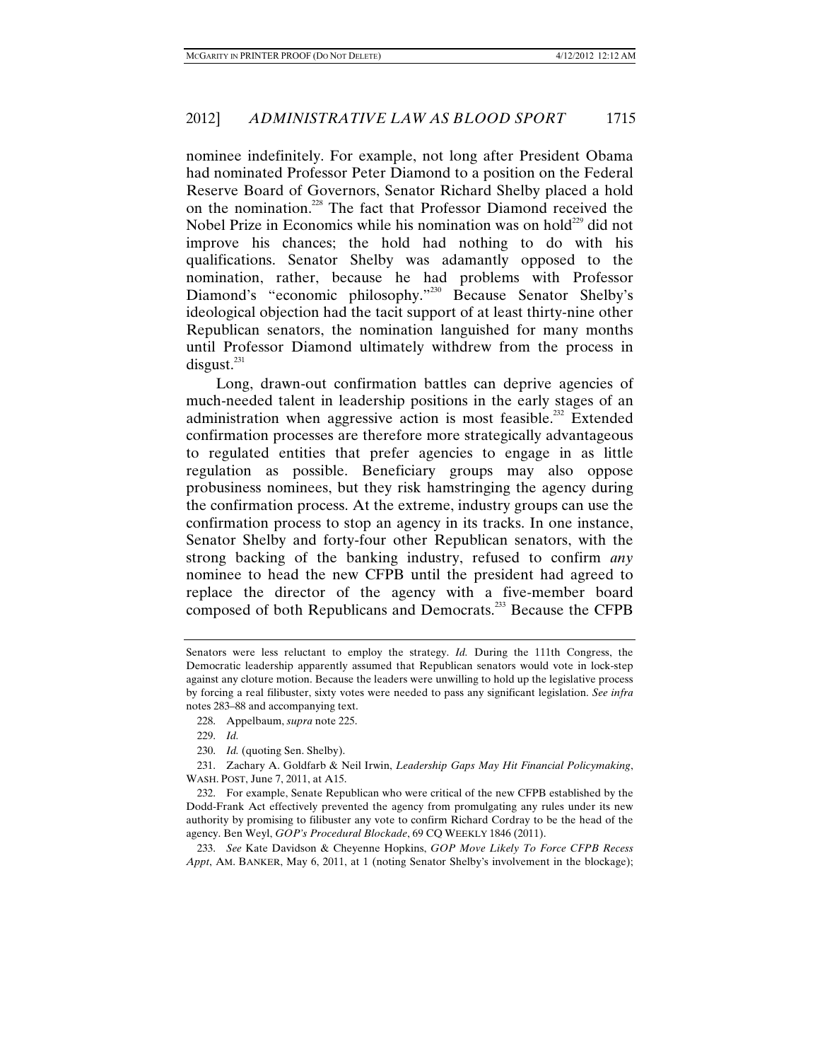nominee indefinitely. For example, not long after President Obama had nominated Professor Peter Diamond to a position on the Federal Reserve Board of Governors, Senator Richard Shelby placed a hold on the nomination.[228] The fact that Professor Diamond received the Nobel Prize in Economics while his nomination was on hold[229] did not improve his chances; the hold had nothing to do with his qualifications. Senator Shelby was adamantly opposed to the nomination, rather, because he had problems with Professor Diamond's "economic philosophy."[230] Because Senator Shelby's ideological objection had the tacit support of at least thirty-nine other Republican senators, the nomination languished for many months until Professor Diamond ultimately withdrew from the process in disgust.[231]

Long, drawn-out confirmation battles can deprive agencies of much-needed talent in leadership positions in the early stages of an administration when aggressive action is most feasible.[232] Extended confirmation processes are therefore more strategically advantageous to regulated entities that prefer agencies to engage in as little regulation as possible. Beneficiary groups may also oppose probusiness nominees, but they risk hamstringing the agency during the confirmation process. At the extreme, industry groups can use the confirmation process to stop an agency in its tracks. In one instance, Senator Shelby and forty-four other Republican senators, with the strong backing of the banking industry, refused to confirm *any* nominee to head the new CFPB until the president had agreed to replace the director of the agency with a five-member board composed of both Republicans and Democrats.[233] Because the CFPB

---

Senators were less reluctant to employ the strategy. *Id.* During the 111th Congress, the Democratic leadership apparently assumed that Republican senators would vote in lock-step against any cloture motion. Because the leaders were unwilling to hold up the legislative process by forcing a real filibuster, sixty votes were needed to pass any significant legislation. *See infra* notes 283–88 and accompanying text.

228. Appelbaum, *supra* note 225.

229. *Id.*

230. *Id.* (quoting Sen. Shelby).

231. Zachary A. Goldfarb & Neil Irwin, *Leadership Gaps May Hit Financial Policymaking*, WASH. POST, June 7, 2011, at A15.

232. For example, Senate Republican who were critical of the new CFPB established by the Dodd-Frank Act effectively prevented the agency from promulgating any rules under its new authority by promising to filibuster any vote to confirm Richard Cordray to be the head of the agency. Ben Weyl, *GOP's Procedural Blockade*, 69 CQ WEEKLY 1846 (2011).

233. *See* Kate Davidson & Cheyenne Hopkins, *GOP Move Likely To Force CFPB Recess Appt*, AM. BANKER, May 6, 2011, at 1 (noting Senator Shelby's involvement in the blockage);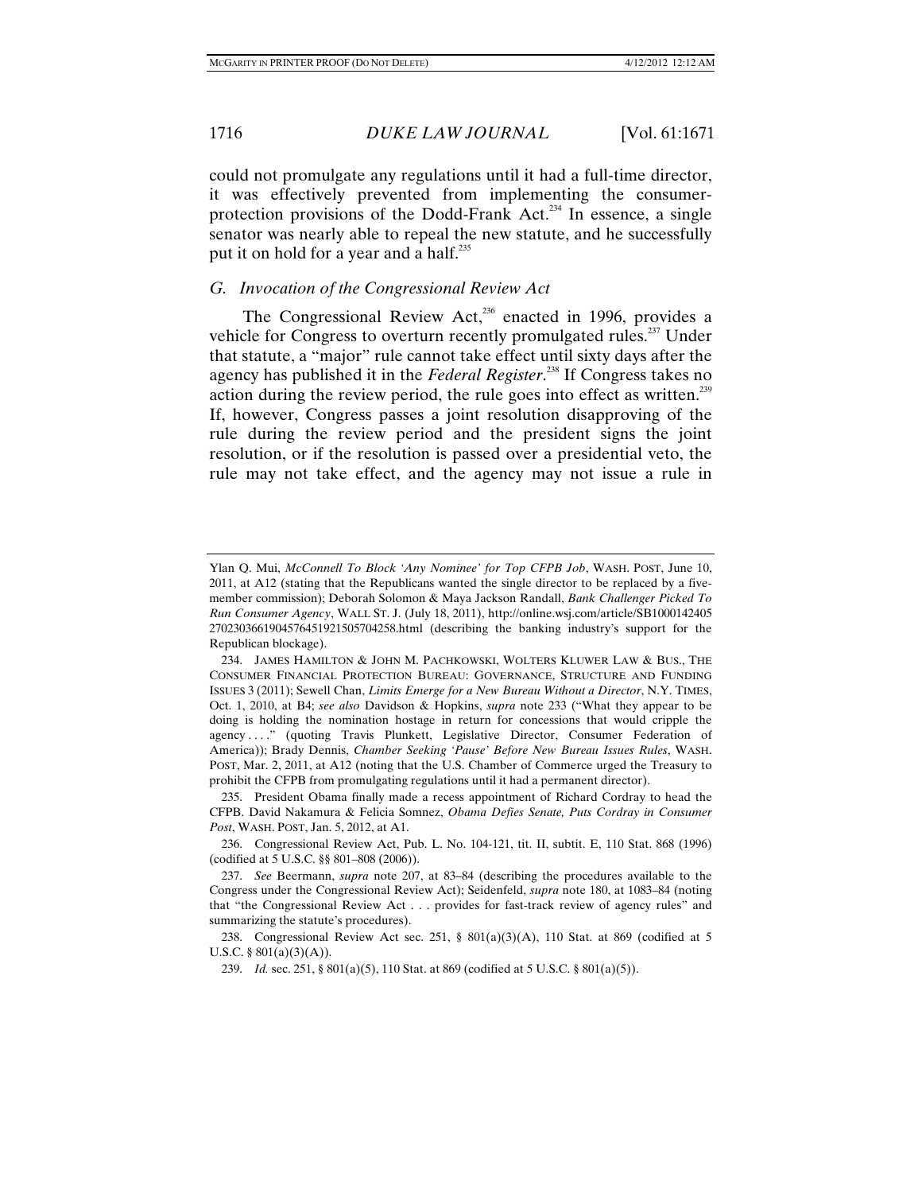could not promulgate any regulations until it had a full-time director, it was effectively prevented from implementing the consumer-protection provisions of the Dodd-Frank Act.[234] In essence, a single senator was nearly able to repeal the new statute, and he successfully put it on hold for a year and a half.[235]

### G. Invocation of the Congressional Review Act

The Congressional Review Act,[236] enacted in 1996, provides a vehicle for Congress to overturn recently promulgated rules.[237] Under that statute, a "major" rule cannot take effect until sixty days after the agency has published it in the *Federal Register*.[238] If Congress takes no action during the review period, the rule goes into effect as written.[239] If, however, Congress passes a joint resolution disapproving of the rule during the review period and the president signs the joint resolution, or if the resolution is passed over a presidential veto, the rule may not take effect, and the agency may not issue a rule in

---

Ylan Q. Mui, *McConnell To Block 'Any Nominee' for Top CFPB Job*, WASH. POST, June 10, 2011, at A12 (stating that the Republicans wanted the single director to be replaced by a five-member commission); Deborah Solomon & Maya Jackson Randall, *Bank Challenger Picked To Run Consumer Agency*, WALL ST. J. (July 18, 2011), http://online.wsj.com/article/SB10001424052702303661904576451921505704258.html (describing the banking industry's support for the Republican blockage).

234. JAMES HAMILTON & JOHN M. PACHKOWSKI, WOLTERS KLUWER LAW & BUS., THE CONSUMER FINANCIAL PROTECTION BUREAU: GOVERNANCE, STRUCTURE AND FUNDING ISSUES 3 (2011); Sewell Chan, *Limits Emerge for a New Bureau Without a Director*, N.Y. TIMES, Oct. 1, 2010, at B4; *see also* Davidson & Hopkins, *supra* note 233 ("What they appear to be doing is holding the nomination hostage in return for concessions that would cripple the agency . . . ." (quoting Travis Plunkett, Legislative Director, Consumer Federation of America)); Brady Dennis, *Chamber Seeking 'Pause' Before New Bureau Issues Rules*, WASH. POST, Mar. 2, 2011, at A12 (noting that the U.S. Chamber of Commerce urged the Treasury to prohibit the CFPB from promulgating regulations until it had a permanent director).

235. President Obama finally made a recess appointment of Richard Cordray to head the CFPB. David Nakamura & Felicia Somnez, *Obama Defies Senate, Puts Cordray in Consumer Post*, WASH. POST, Jan. 5, 2012, at A1.

236. Congressional Review Act, Pub. L. No. 104-121, tit. II, subtit. E, 110 Stat. 868 (1996) (codified at 5 U.S.C. §§ 801–808 (2006)).

237. *See* Beermann, *supra* note 207, at 83–84 (describing the procedures available to the Congress under the Congressional Review Act); Seidenfeld, *supra* note 180, at 1083–84 (noting that "the Congressional Review Act . . . provides for fast-track review of agency rules" and summarizing the statute's procedures).

238. Congressional Review Act sec. 251, § 801(a)(3)(A), 110 Stat. at 869 (codified at 5 U.S.C. § 801(a)(3)(A)).

239. *Id.* sec. 251, § 801(a)(5), 110 Stat. at 869 (codified at 5 U.S.C. § 801(a)(5)).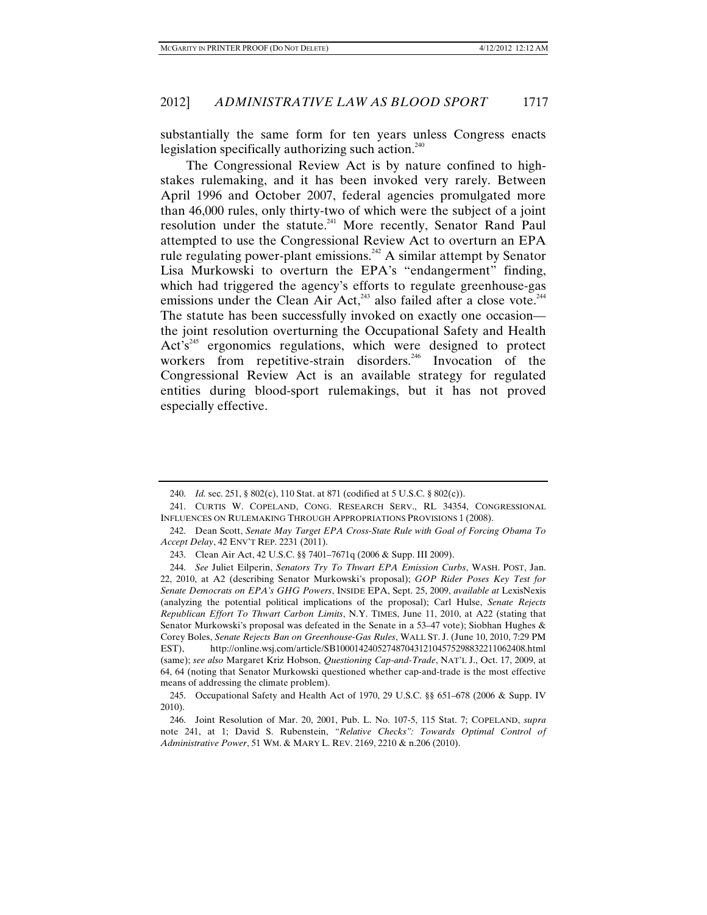substantially the same form for ten years unless Congress enacts legislation specifically authorizing such action.[240]

The Congressional Review Act is by nature confined to high-stakes rulemaking, and it has been invoked very rarely. Between April 1996 and October 2007, federal agencies promulgated more than 46,000 rules, only thirty-two of which were the subject of a joint resolution under the statute.[241] More recently, Senator Rand Paul attempted to use the Congressional Review Act to overturn an EPA rule regulating power-plant emissions.[242] A similar attempt by Senator Lisa Murkowski to overturn the EPA's "endangerment" finding, which had triggered the agency's efforts to regulate greenhouse-gas emissions under the Clean Air Act,[243] also failed after a close vote.[244] The statute has been successfully invoked on exactly one occasion—the joint resolution overturning the Occupational Safety and Health Act's[245] ergonomics regulations, which were designed to protect workers from repetitive-strain disorders.[246] Invocation of the Congressional Review Act is an available strategy for regulated entities during blood-sport rulemakings, but it has not proved especially effective.

---

240. *Id.* sec. 251, § 802(c), 110 Stat. at 871 (codified at 5 U.S.C. § 802(c)).

241. CURTIS W. COPELAND, CONG. RESEARCH SERV., RL 34354, CONGRESSIONAL INFLUENCES ON RULEMAKING THROUGH APPROPRIATIONS PROVISIONS 1 (2008).

242. Dean Scott, *Senate May Target EPA Cross-State Rule with Goal of Forcing Obama To Accept Delay*, 42 ENV'T REP. 2231 (2011).

243. Clean Air Act, 42 U.S.C. §§ 7401–7671q (2006 & Supp. III 2009).

244. *See* Juliet Eilperin, *Senators Try To Thwart EPA Emission Curbs*, WASH. POST, Jan. 22, 2010, at A2 (describing Senator Murkowski's proposal); *GOP Rider Poses Key Test for Senate Democrats on EPA's GHG Powers*, INSIDE EPA, Sept. 25, 2009, *available at* LexisNexis (analyzing the potential political implications of the proposal); Carl Hulse, *Senate Rejects Republican Effort To Thwart Carbon Limits*, N.Y. TIMES, June 11, 2010, at A22 (stating that Senator Murkowski's proposal was defeated in the Senate in a 53–47 vote); Siobhan Hughes & Corey Boles, *Senate Rejects Ban on Greenhouse-Gas Rules*, WALL ST. J. (June 10, 2010, 7:29 PM EST), http://online.wsj.com/article/SB10001424052748704312104575298832211062408.html (same); *see also* Margaret Kriz Hobson, *Questioning Cap-and-Trade*, NAT'L J., Oct. 17, 2009, at 64, 64 (noting that Senator Murkowski questioned whether cap-and-trade is the most effective means of addressing the climate problem).

245. Occupational Safety and Health Act of 1970, 29 U.S.C. §§ 651–678 (2006 & Supp. IV 2010).

246. Joint Resolution of Mar. 20, 2001, Pub. L. No. 107-5, 115 Stat. 7; COPELAND, *supra* note 241, at 1; David S. Rubenstein, *"Relative Checks": Towards Optimal Control of Administrative Power*, 51 WM. & MARY L. REV. 2169, 2210 & n.206 (2010).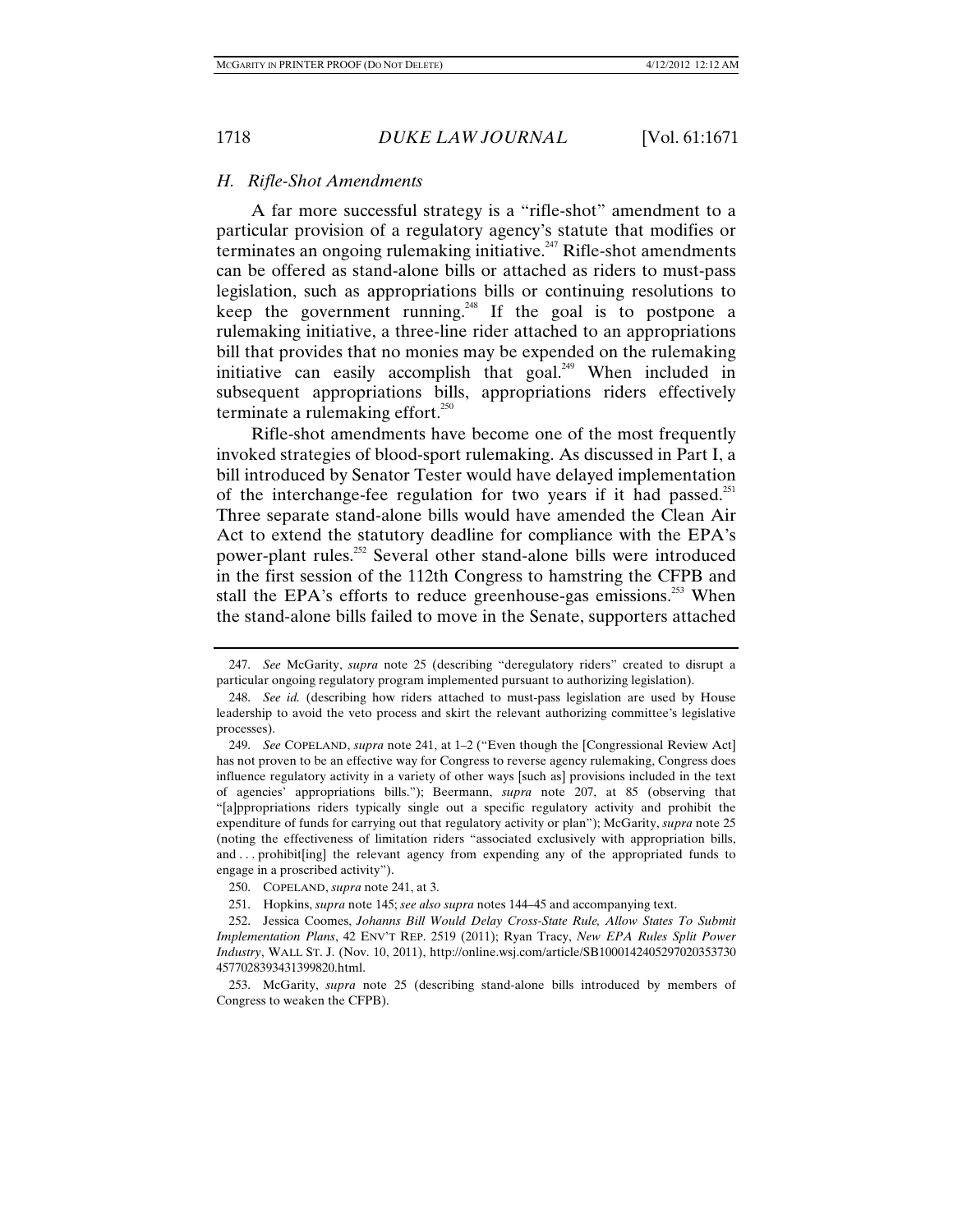### *H. Rifle-Shot Amendments*

A far more successful strategy is a "rifle-shot" amendment to a particular provision of a regulatory agency's statute that modifies or terminates an ongoing rulemaking initiative.[247] Rifle-shot amendments can be offered as stand-alone bills or attached as riders to must-pass legislation, such as appropriations bills or continuing resolutions to keep the government running.[248] If the goal is to postpone a rulemaking initiative, a three-line rider attached to an appropriations bill that provides that no monies may be expended on the rulemaking initiative can easily accomplish that goal.[249] When included in subsequent appropriations bills, appropriations riders effectively terminate a rulemaking effort.[250]

Rifle-shot amendments have become one of the most frequently invoked strategies of blood-sport rulemaking. As discussed in Part I, a bill introduced by Senator Tester would have delayed implementation of the interchange-fee regulation for two years if it had passed.[251] Three separate stand-alone bills would have amended the Clean Air Act to extend the statutory deadline for compliance with the EPA's power-plant rules.[252] Several other stand-alone bills were introduced in the first session of the 112th Congress to hamstring the CFPB and stall the EPA's efforts to reduce greenhouse-gas emissions.[253] When the stand-alone bills failed to move in the Senate, supporters attached

---

247. *See* McGarity, *supra* note 25 (describing "deregulatory riders" created to disrupt a particular ongoing regulatory program implemented pursuant to authorizing legislation).

248. *See id.* (describing how riders attached to must-pass legislation are used by House leadership to avoid the veto process and skirt the relevant authorizing committee's legislative processes).

249. *See* COPELAND, *supra* note 241, at 1–2 ("Even though the [Congressional Review Act] has not proven to be an effective way for Congress to reverse agency rulemaking, Congress does influence regulatory activity in a variety of other ways [such as] provisions included in the text of agencies' appropriations bills."); Beermann, *supra* note 207, at 85 (observing that "[a]ppropriations riders typically single out a specific regulatory activity and prohibit the expenditure of funds for carrying out that regulatory activity or plan"); McGarity, *supra* note 25 (noting the effectiveness of limitation riders "associated exclusively with appropriation bills, and . . . prohibit[ing] the relevant agency from expending any of the appropriated funds to engage in a proscribed activity").

250. COPELAND, *supra* note 241, at 3.

251. Hopkins, *supra* note 145; *see also supra* notes 144–45 and accompanying text.

252. Jessica Coomes, *Johanns Bill Would Delay Cross-State Rule, Allow States To Submit Implementation Plans*, 42 ENV'T REP. 2519 (2011); Ryan Tracy, *New EPA Rules Split Power Industry*, WALL ST. J. (Nov. 10, 2011), http://online.wsj.com/article/SB10001424052970203537304577028393431399820.html.

253. McGarity, *supra* note 25 (describing stand-alone bills introduced by members of Congress to weaken the CFPB).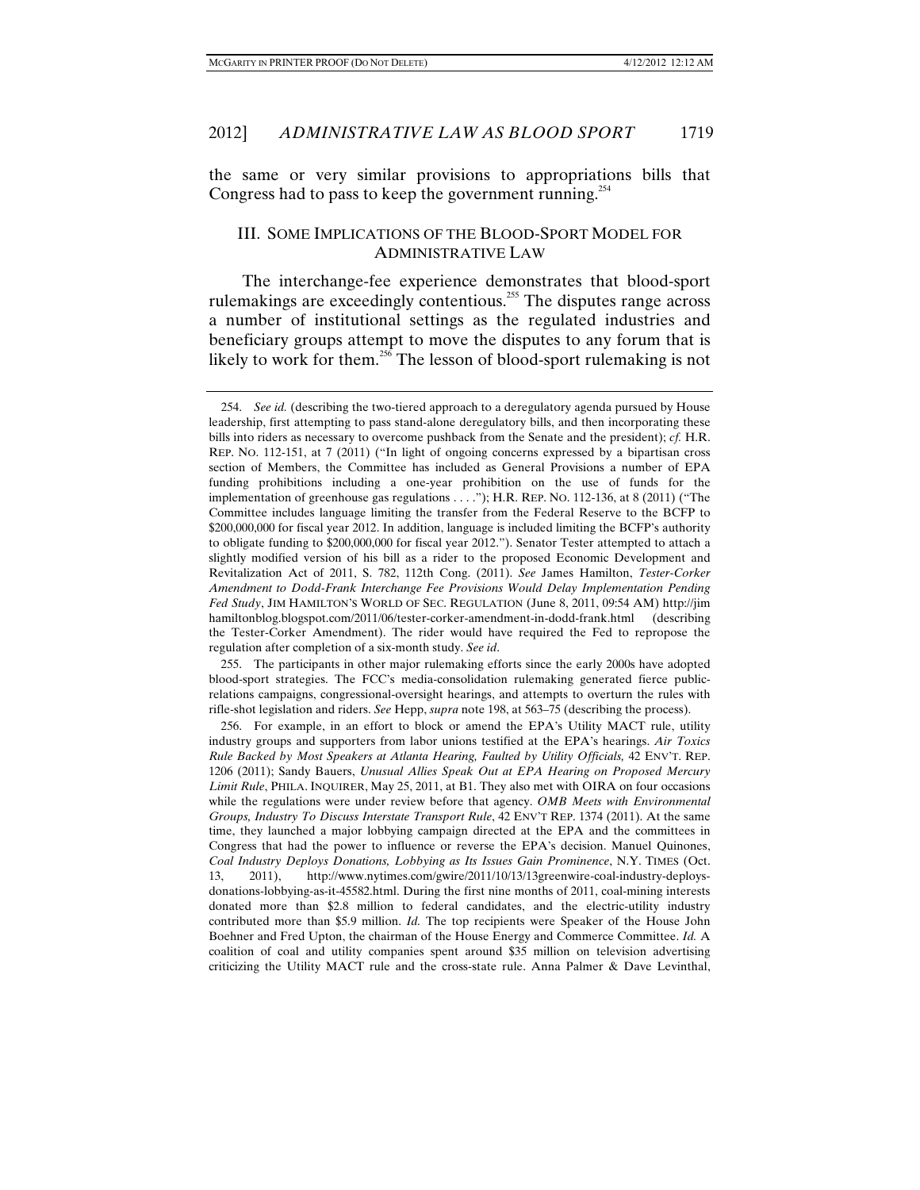the same or very similar provisions to appropriations bills that Congress had to pass to keep the government running.[254]

## III. Some Implications of the Blood-Sport Model for Administrative Law

The interchange-fee experience demonstrates that blood-sport rulemakings are exceedingly contentious.[255] The disputes range across a number of institutional settings as the regulated industries and beneficiary groups attempt to move the disputes to any forum that is likely to work for them.[256] The lesson of blood-sport rulemaking is not

---

254. *See id.* (describing the two-tiered approach to a deregulatory agenda pursued by House leadership, first attempting to pass stand-alone deregulatory bills, and then incorporating these bills into riders as necessary to overcome pushback from the Senate and the president); *cf.* H.R. Rep. No. 112-151, at 7 (2011) ("In light of ongoing concerns expressed by a bipartisan cross section of Members, the Committee has included as General Provisions a number of EPA funding prohibitions including a one-year prohibition on the use of funds for the implementation of greenhouse gas regulations . . . ."); H.R. Rep. No. 112-136, at 8 (2011) ("The Committee includes language limiting the transfer from the Federal Reserve to the BCFP to $200,000,000 for fiscal year 2012. In addition, language is included limiting the BCFP's authority to obligate funding to $200,000,000 for fiscal year 2012."). Senator Tester attempted to attach a slightly modified version of his bill as a rider to the proposed Economic Development and Revitalization Act of 2011, S. 782, 112th Cong. (2011). *See* James Hamilton, *Tester-Corker Amendment to Dodd-Frank Interchange Fee Provisions Would Delay Implementation Pending Fed Study*, Jim Hamilton's World of Sec. Regulation (June 8, 2011, 09:54 AM) http://jimhamiltonblog.blogspot.com/2011/06/tester-corker-amendment-in-dodd-frank.html (describing the Tester-Corker Amendment). The rider would have required the Fed to repropose the regulation after completion of a six-month study. *See id*.

255. The participants in other major rulemaking efforts since the early 2000s have adopted blood-sport strategies. The FCC's media-consolidation rulemaking generated fierce public-relations campaigns, congressional-oversight hearings, and attempts to overturn the rules with rifle-shot legislation and riders. *See* Hepp, *supra* note 198, at 563–75 (describing the process).

256. For example, in an effort to block or amend the EPA's Utility MACT rule, utility industry groups and supporters from labor unions testified at the EPA's hearings. *Air Toxics Rule Backed by Most Speakers at Atlanta Hearing, Faulted by Utility Officials,* 42 Env't. Rep. 1206 (2011); Sandy Bauers, *Unusual Allies Speak Out at EPA Hearing on Proposed Mercury Limit Rule*, Phila. Inquirer, May 25, 2011, at B1. They also met with OIRA on four occasions while the regulations were under review before that agency. *OMB Meets with Environmental Groups, Industry To Discuss Interstate Transport Rule*, 42 Env't Rep. 1374 (2011). At the same time, they launched a major lobbying campaign directed at the EPA and the committees in Congress that had the power to influence or reverse the EPA's decision. Manuel Quinones, *Coal Industry Deploys Donations, Lobbying as Its Issues Gain Prominence*, N.Y. Times (Oct. 13, 2011), http://www.nytimes.com/gwire/2011/10/13/13greenwire-coal-industry-deploys-donations-lobbying-as-it-45582.html. During the first nine months of 2011, coal-mining interests donated more than $2.8 million to federal candidates, and the electric-utility industry contributed more than $5.9 million. *Id.* The top recipients were Speaker of the House John Boehner and Fred Upton, the chairman of the House Energy and Commerce Committee. *Id.* A coalition of coal and utility companies spent around $35 million on television advertising criticizing the Utility MACT rule and the cross-state rule. Anna Palmer & Dave Levinthal,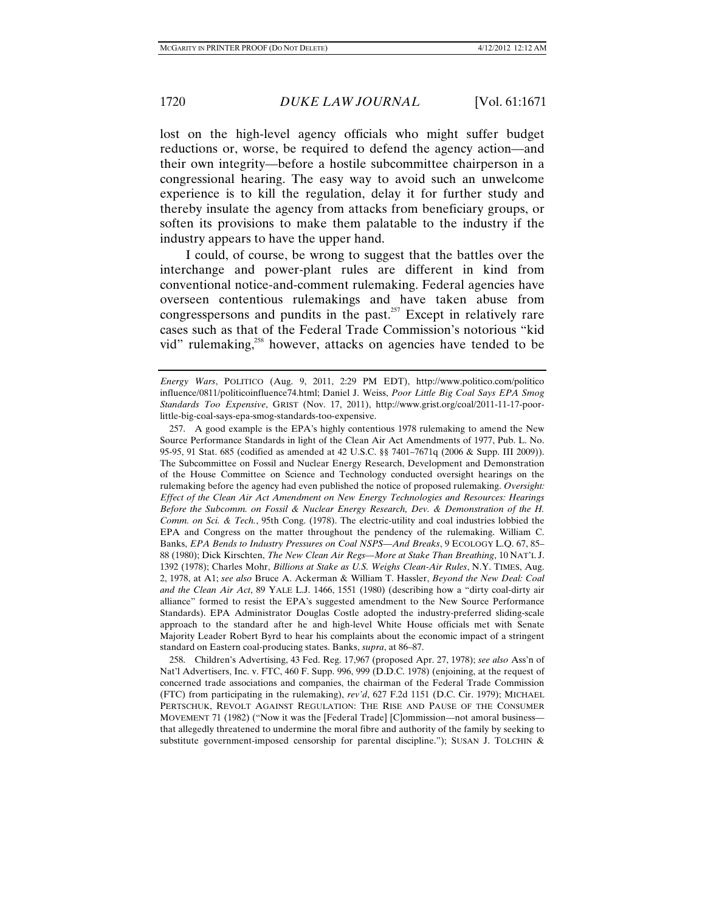lost on the high-level agency officials who might suffer budget reductions or, worse, be required to defend the agency action—and their own integrity—before a hostile subcommittee chairperson in a congressional hearing. The easy way to avoid such an unwelcome experience is to kill the regulation, delay it for further study and thereby insulate the agency from attacks from beneficiary groups, or soften its provisions to make them palatable to the industry if the industry appears to have the upper hand.

I could, of course, be wrong to suggest that the battles over the interchange and power-plant rules are different in kind from conventional notice-and-comment rulemaking. Federal agencies have overseen contentious rulemakings and have taken abuse from congresspersons and pundits in the past.[257] Except in relatively rare cases such as that of the Federal Trade Commission's notorious "kid vid" rulemaking,[258] however, attacks on agencies have tended to be

---

*Energy Wars*, POLITICO (Aug. 9, 2011, 2:29 PM EDT), http://www.politico.com/politicoinfluence/0811/politicoinfluence74.html; Daniel J. Weiss, *Poor Little Big Coal Says EPA Smog Standards Too Expensive*, GRIST (Nov. 17, 2011), http://www.grist.org/coal/2011-11-17-poor-little-big-coal-says-epa-smog-standards-too-expensive.

257. A good example is the EPA's highly contentious 1978 rulemaking to amend the New Source Performance Standards in light of the Clean Air Act Amendments of 1977, Pub. L. No. 95-95, 91 Stat. 685 (codified as amended at 42 U.S.C. §§ 7401–7671q (2006 & Supp. III 2009)). The Subcommittee on Fossil and Nuclear Energy Research, Development and Demonstration of the House Committee on Science and Technology conducted oversight hearings on the rulemaking before the agency had even published the notice of proposed rulemaking. *Oversight: Effect of the Clean Air Act Amendment on New Energy Technologies and Resources: Hearings Before the Subcomm. on Fossil & Nuclear Energy Research, Dev. & Demonstration of the H. Comm. on Sci. & Tech.*, 95th Cong. (1978). The electric-utility and coal industries lobbied the EPA and Congress on the matter throughout the pendency of the rulemaking. William C. Banks, *EPA Bends to Industry Pressures on Coal NSPS—And Breaks*, 9 ECOLOGY L.Q. 67, 85–88 (1980); Dick Kirschten, *The New Clean Air Regs—More at Stake Than Breathing*, 10 NAT'L J. 1392 (1978); Charles Mohr, *Billions at Stake as U.S. Weighs Clean-Air Rules*, N.Y. TIMES, Aug. 2, 1978, at A1; *see also* Bruce A. Ackerman & William T. Hassler, *Beyond the New Deal: Coal and the Clean Air Act*, 89 YALE L.J. 1466, 1551 (1980) (describing how a "dirty coal-dirty air alliance" formed to resist the EPA's suggested amendment to the New Source Performance Standards). EPA Administrator Douglas Costle adopted the industry-preferred sliding-scale approach to the standard after he and high-level White House officials met with Senate Majority Leader Robert Byrd to hear his complaints about the economic impact of a stringent standard on Eastern coal-producing states. Banks, *supra*, at 86–87.

258. Children's Advertising, 43 Fed. Reg. 17,967 (proposed Apr. 27, 1978); *see also* Ass'n of Nat'l Advertisers, Inc. v. FTC, 460 F. Supp. 996, 999 (D.D.C. 1978) (enjoining, at the request of concerned trade associations and companies, the chairman of the Federal Trade Commission (FTC) from participating in the rulemaking), *rev'd*, 627 F.2d 1151 (D.C. Cir. 1979); MICHAEL PERTSCHUK, REVOLT AGAINST REGULATION: THE RISE AND PAUSE OF THE CONSUMER MOVEMENT 71 (1982) ("Now it was the [Federal Trade] [C]ommission—not amoral business—that allegedly threatened to undermine the moral fibre and authority of the family by seeking to substitute government-imposed censorship for parental discipline."); SUSAN J. TOLCHIN &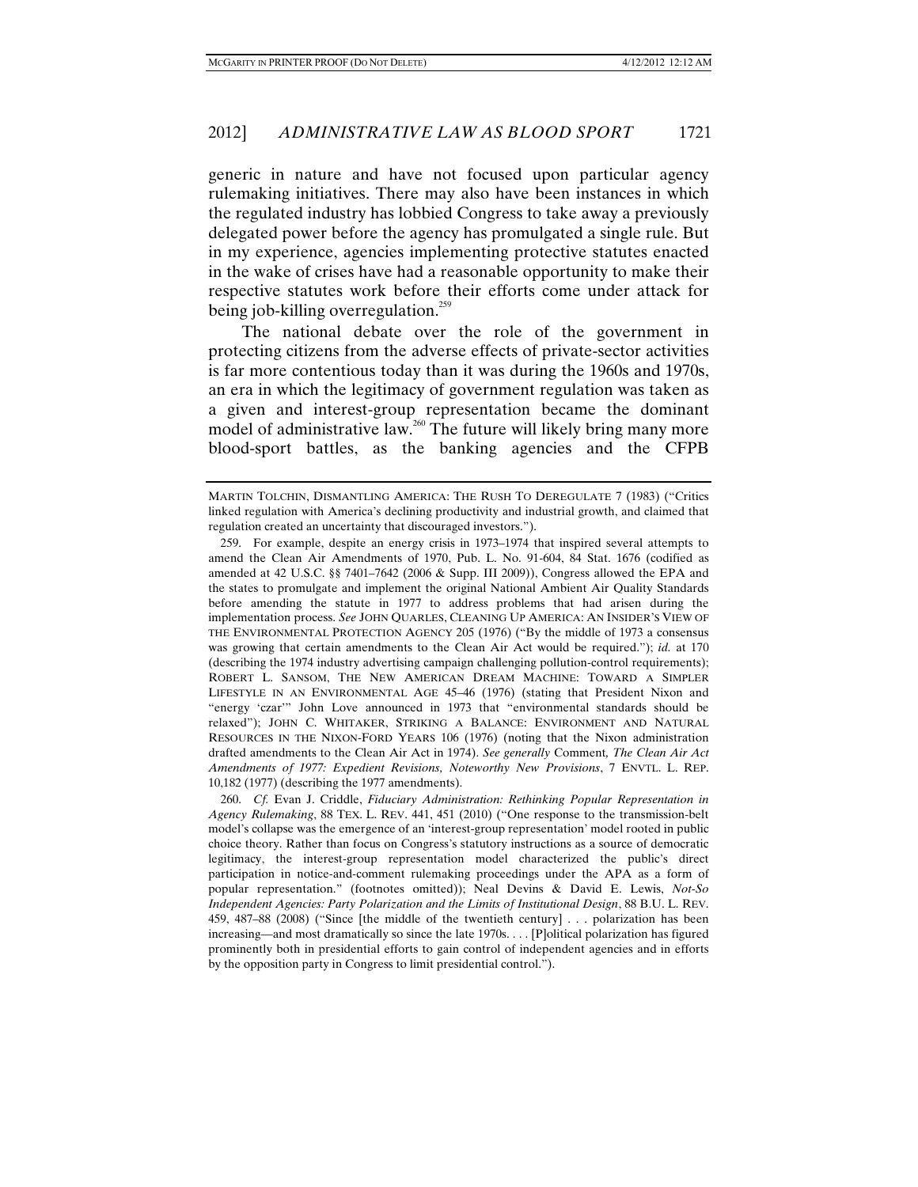generic in nature and have not focused upon particular agency rulemaking initiatives. There may also have been instances in which the regulated industry has lobbied Congress to take away a previously delegated power before the agency has promulgated a single rule. But in my experience, agencies implementing protective statutes enacted in the wake of crises have had a reasonable opportunity to make their respective statutes work before their efforts come under attack for being job-killing overregulation.[259]

The national debate over the role of the government in protecting citizens from the adverse effects of private-sector activities is far more contentious today than it was during the 1960s and 1970s, an era in which the legitimacy of government regulation was taken as a given and interest-group representation became the dominant model of administrative law.[260] The future will likely bring many more blood-sport battles, as the banking agencies and the CFPB

---

MARTIN TOLCHIN, DISMANTLING AMERICA: THE RUSH TO DEREGULATE 7 (1983) ("Critics linked regulation with America's declining productivity and industrial growth, and claimed that regulation created an uncertainty that discouraged investors.").

259. For example, despite an energy crisis in 1973–1974 that inspired several attempts to amend the Clean Air Amendments of 1970, Pub. L. No. 91-604, 84 Stat. 1676 (codified as amended at 42 U.S.C. §§ 7401–7642 (2006 & Supp. III 2009)), Congress allowed the EPA and the states to promulgate and implement the original National Ambient Air Quality Standards before amending the statute in 1977 to address problems that had arisen during the implementation process. *See* JOHN QUARLES, CLEANING UP AMERICA: AN INSIDER'S VIEW OF THE ENVIRONMENTAL PROTECTION AGENCY 205 (1976) ("By the middle of 1973 a consensus was growing that certain amendments to the Clean Air Act would be required."); *id.* at 170 (describing the 1974 industry advertising campaign challenging pollution-control requirements); ROBERT L. SANSOM, THE NEW AMERICAN DREAM MACHINE: TOWARD A SIMPLER LIFESTYLE IN AN ENVIRONMENTAL AGE 45–46 (1976) (stating that President Nixon and "energy 'czar'" John Love announced in 1973 that "environmental standards should be relaxed"); JOHN C. WHITAKER, STRIKING A BALANCE: ENVIRONMENT AND NATURAL RESOURCES IN THE NIXON-FORD YEARS 106 (1976) (noting that the Nixon administration drafted amendments to the Clean Air Act in 1974). *See generally* Comment, *The Clean Air Act Amendments of 1977: Expedient Revisions, Noteworthy New Provisions*, 7 ENVTL. L. REP. 10,182 (1977) (describing the 1977 amendments).

260. *Cf.* Evan J. Criddle, *Fiduciary Administration: Rethinking Popular Representation in Agency Rulemaking*, 88 TEX. L. REV. 441, 451 (2010) ("One response to the transmission-belt model's collapse was the emergence of an 'interest-group representation' model rooted in public choice theory. Rather than focus on Congress's statutory instructions as a source of democratic legitimacy, the interest-group representation model characterized the public's direct participation in notice-and-comment rulemaking proceedings under the APA as a form of popular representation." (footnotes omitted)); Neal Devins & David E. Lewis, *Not-So Independent Agencies: Party Polarization and the Limits of Institutional Design*, 88 B.U. L. REV. 459, 487–88 (2008) ("Since [the middle of the twentieth century] . . . polarization has been increasing—and most dramatically so since the late 1970s. . . . [P]olitical polarization has figured prominently both in presidential efforts to gain control of independent agencies and in efforts by the opposition party in Congress to limit presidential control.").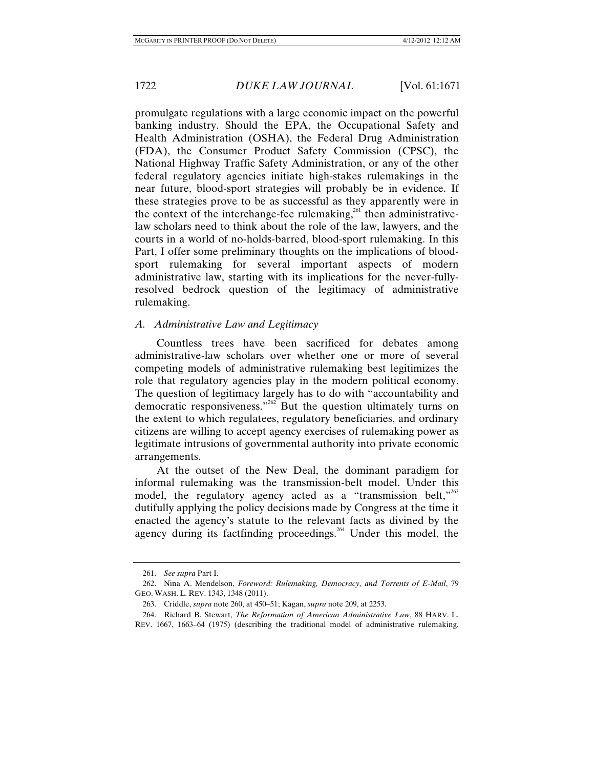promulgate regulations with a large economic impact on the powerful banking industry. Should the EPA, the Occupational Safety and Health Administration (OSHA), the Federal Drug Administration (FDA), the Consumer Product Safety Commission (CPSC), the National Highway Traffic Safety Administration, or any of the other federal regulatory agencies initiate high-stakes rulemakings in the near future, blood-sport strategies will probably be in evidence. If these strategies prove to be as successful as they apparently were in the context of the interchange-fee rulemaking,[261] then administrative-law scholars need to think about the role of the law, lawyers, and the courts in a world of no-holds-barred, blood-sport rulemaking. In this Part, I offer some preliminary thoughts on the implications of blood-sport rulemaking for several important aspects of modern administrative law, starting with its implications for the never-fully-resolved bedrock question of the legitimacy of administrative rulemaking.

### A. Administrative Law and Legitimacy

Countless trees have been sacrificed for debates among administrative-law scholars over whether one or more of several competing models of administrative rulemaking best legitimizes the role that regulatory agencies play in the modern political economy. The question of legitimacy largely has to do with "accountability and democratic responsiveness."[262] But the question ultimately turns on the extent to which regulatees, regulatory beneficiaries, and ordinary citizens are willing to accept agency exercises of rulemaking power as legitimate intrusions of governmental authority into private economic arrangements.

At the outset of the New Deal, the dominant paradigm for informal rulemaking was the transmission-belt model. Under this model, the regulatory agency acted as a "transmission belt,"[263] dutifully applying the policy decisions made by Congress at the time it enacted the agency's statute to the relevant facts as divined by the agency during its factfinding proceedings.[264] Under this model, the

---

261. *See supra* Part I.

262. Nina A. Mendelson, *Foreword: Rulemaking, Democracy, and Torrents of E-Mail*, 79 GEO. WASH. L. REV. 1343, 1348 (2011).

263. Criddle, *supra* note 260, at 450–51; Kagan, *supra* note 209, at 2253.

264. Richard B. Stewart, *The Reformation of American Administrative Law*, 88 HARV. L. REV. 1667, 1663–64 (1975) (describing the traditional model of administrative rulemaking,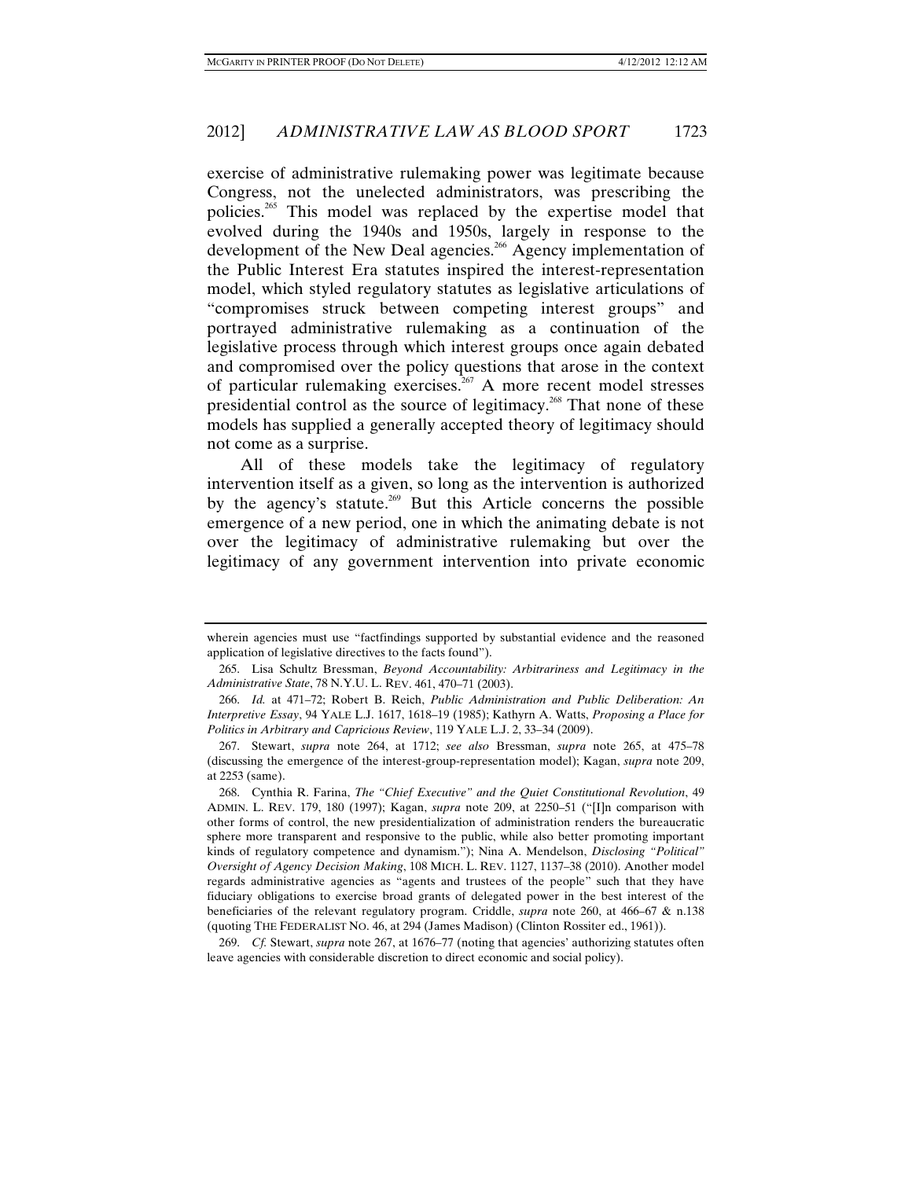exercise of administrative rulemaking power was legitimate because Congress, not the unelected administrators, was prescribing the policies.[265] This model was replaced by the expertise model that evolved during the 1940s and 1950s, largely in response to the development of the New Deal agencies.[266] Agency implementation of the Public Interest Era statutes inspired the interest-representation model, which styled regulatory statutes as legislative articulations of "compromises struck between competing interest groups" and portrayed administrative rulemaking as a continuation of the legislative process through which interest groups once again debated and compromised over the policy questions that arose in the context of particular rulemaking exercises.[267] A more recent model stresses presidential control as the source of legitimacy.[268] That none of these models has supplied a generally accepted theory of legitimacy should not come as a surprise.

All of these models take the legitimacy of regulatory intervention itself as a given, so long as the intervention is authorized by the agency's statute.[269] But this Article concerns the possible emergence of a new period, one in which the animating debate is not over the legitimacy of administrative rulemaking but over the legitimacy of any government intervention into private economic

---

wherein agencies must use "factfindings supported by substantial evidence and the reasoned application of legislative directives to the facts found").

265. Lisa Schultz Bressman, *Beyond Accountability: Arbitrariness and Legitimacy in the Administrative State*, 78 N.Y.U. L. REV. 461, 470–71 (2003).

266. *Id.* at 471–72; Robert B. Reich, *Public Administration and Public Deliberation: An Interpretive Essay*, 94 YALE L.J. 1617, 1618–19 (1985); Kathyrn A. Watts, *Proposing a Place for Politics in Arbitrary and Capricious Review*, 119 YALE L.J. 2, 33–34 (2009).

267. Stewart, *supra* note 264, at 1712; *see also* Bressman, *supra* note 265, at 475–78 (discussing the emergence of the interest-group-representation model); Kagan, *supra* note 209, at 2253 (same).

268. Cynthia R. Farina, *The "Chief Executive" and the Quiet Constitutional Revolution*, 49 ADMIN. L. REV. 179, 180 (1997); Kagan, *supra* note 209, at 2250–51 ("[I]n comparison with other forms of control, the new presidentialization of administration renders the bureaucratic sphere more transparent and responsive to the public, while also better promoting important kinds of regulatory competence and dynamism."); Nina A. Mendelson, *Disclosing "Political" Oversight of Agency Decision Making*, 108 MICH. L. REV. 1127, 1137–38 (2010). Another model regards administrative agencies as "agents and trustees of the people" such that they have fiduciary obligations to exercise broad grants of delegated power in the best interest of the beneficiaries of the relevant regulatory program. Criddle, *supra* note 260, at 466–67 & n.138 (quoting THE FEDERALIST NO. 46, at 294 (James Madison) (Clinton Rossiter ed., 1961)).

269. *Cf.* Stewart, *supra* note 267, at 1676–77 (noting that agencies' authorizing statutes often leave agencies with considerable discretion to direct economic and social policy).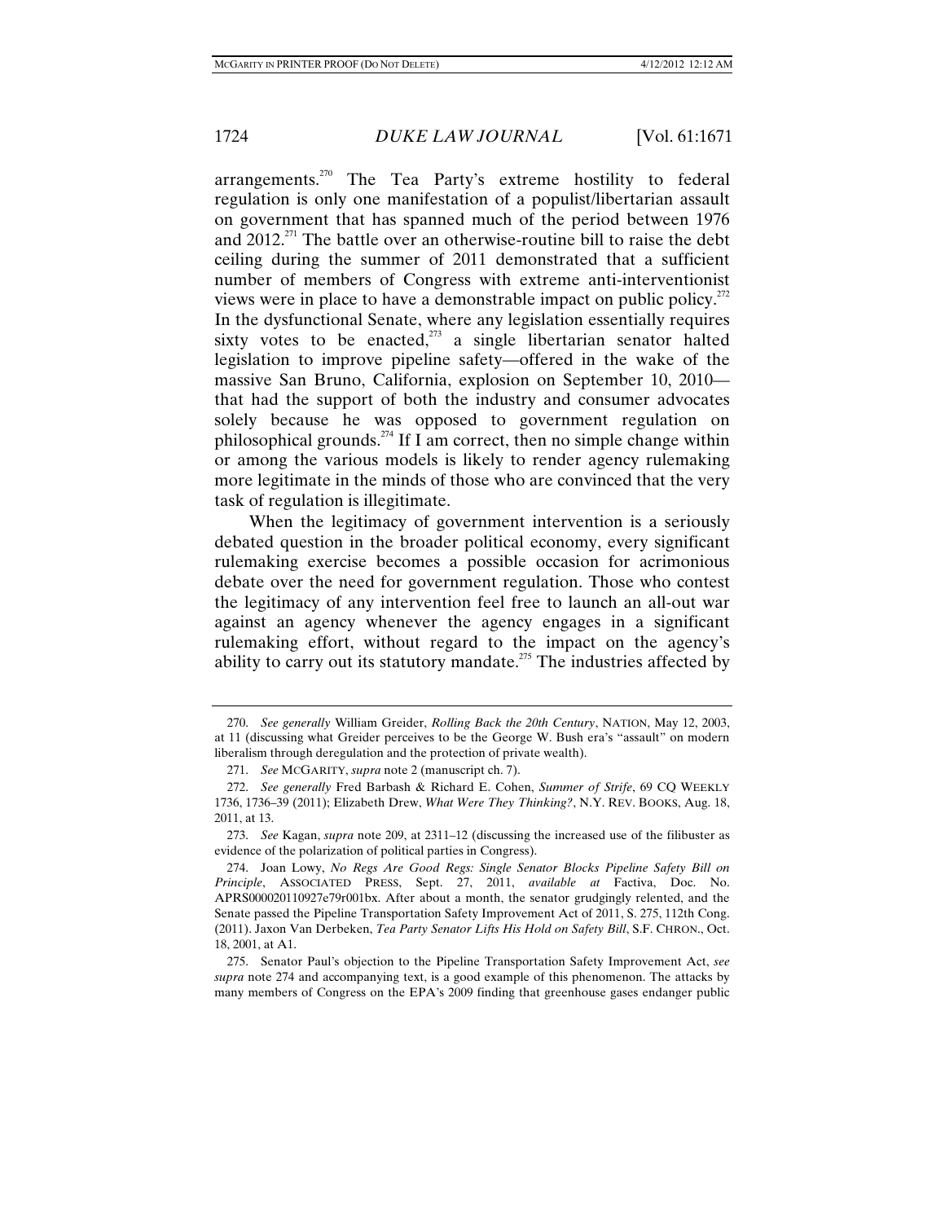arrangements.[270] The Tea Party's extreme hostility to federal regulation is only one manifestation of a populist/libertarian assault on government that has spanned much of the period between 1976 and 2012.[271] The battle over an otherwise-routine bill to raise the debt ceiling during the summer of 2011 demonstrated that a sufficient number of members of Congress with extreme anti-interventionist views were in place to have a demonstrable impact on public policy.[272] In the dysfunctional Senate, where any legislation essentially requires sixty votes to be enacted,[273] a single libertarian senator halted legislation to improve pipeline safety—offered in the wake of the massive San Bruno, California, explosion on September 10, 2010—that had the support of both the industry and consumer advocates solely because he was opposed to government regulation on philosophical grounds.[274] If I am correct, then no simple change within or among the various models is likely to render agency rulemaking more legitimate in the minds of those who are convinced that the very task of regulation is illegitimate.

When the legitimacy of government intervention is a seriously debated question in the broader political economy, every significant rulemaking exercise becomes a possible occasion for acrimonious debate over the need for government regulation. Those who contest the legitimacy of any intervention feel free to launch an all-out war against an agency whenever the agency engages in a significant rulemaking effort, without regard to the impact on the agency's ability to carry out its statutory mandate.[275] The industries affected by

---

270. *See generally* William Greider, *Rolling Back the 20th Century*, NATION, May 12, 2003, at 11 (discussing what Greider perceives to be the George W. Bush era's "assault" on modern liberalism through deregulation and the protection of private wealth).

271. *See* MCGARITY, *supra* note 2 (manuscript ch. 7).

272. *See generally* Fred Barbash & Richard E. Cohen, *Summer of Strife*, 69 CQ WEEKLY 1736, 1736–39 (2011); Elizabeth Drew, *What Were They Thinking?*, N.Y. REV. BOOKS, Aug. 18, 2011, at 13.

273. *See* Kagan, *supra* note 209, at 2311–12 (discussing the increased use of the filibuster as evidence of the polarization of political parties in Congress).

274. Joan Lowy, *No Regs Are Good Regs: Single Senator Blocks Pipeline Safety Bill on Principle*, ASSOCIATED PRESS, Sept. 27, 2011, *available at* Factiva, Doc. No. APRS000020110927e79r001bx. After about a month, the senator grudgingly relented, and the Senate passed the Pipeline Transportation Safety Improvement Act of 2011, S. 275, 112th Cong. (2011). Jaxon Van Derbeken, *Tea Party Senator Lifts His Hold on Safety Bill*, S.F. CHRON., Oct. 18, 2001, at A1.

275. Senator Paul's objection to the Pipeline Transportation Safety Improvement Act, *see supra* note 274 and accompanying text, is a good example of this phenomenon. The attacks by many members of Congress on the EPA's 2009 finding that greenhouse gases endanger public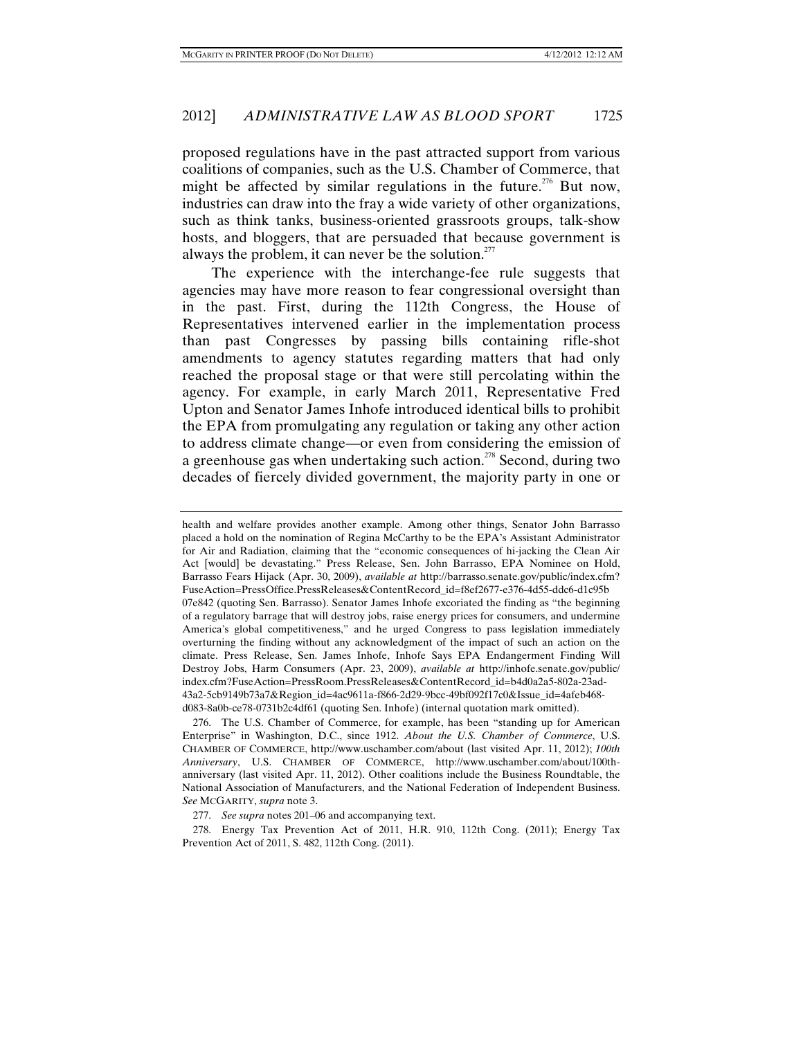proposed regulations have in the past attracted support from various coalitions of companies, such as the U.S. Chamber of Commerce, that might be affected by similar regulations in the future.[276] But now, industries can draw into the fray a wide variety of other organizations, such as think tanks, business-oriented grassroots groups, talk-show hosts, and bloggers, that are persuaded that because government is always the problem, it can never be the solution.[277]

The experience with the interchange-fee rule suggests that agencies may have more reason to fear congressional oversight than in the past. First, during the 112th Congress, the House of Representatives intervened earlier in the implementation process than past Congresses by passing bills containing rifle-shot amendments to agency statutes regarding matters that had only reached the proposal stage or that were still percolating within the agency. For example, in early March 2011, Representative Fred Upton and Senator James Inhofe introduced identical bills to prohibit the EPA from promulgating any regulation or taking any other action to address climate change—or even from considering the emission of a greenhouse gas when undertaking such action.[278] Second, during two decades of fiercely divided government, the majority party in one or

---

health and welfare provides another example. Among other things, Senator John Barrasso placed a hold on the nomination of Regina McCarthy to be the EPA's Assistant Administrator for Air and Radiation, claiming that the "economic consequences of hi-jacking the Clean Air Act [would] be devastating." Press Release, Sen. John Barrasso, EPA Nominee on Hold, Barrasso Fears Hijack (Apr. 30, 2009), *available at* http://barrasso.senate.gov/public/index.cfm?FuseAction=PressOffice.PressReleases&ContentRecord_id=f8ef2677-e376-4d55-ddc6-d1c95b07e842 (quoting Sen. Barrasso). Senator James Inhofe excoriated the finding as "the beginning of a regulatory barrage that will destroy jobs, raise energy prices for consumers, and undermine America's global competitiveness," and he urged Congress to pass legislation immediately overturning the finding without any acknowledgment of the impact of such an action on the climate. Press Release, Sen. James Inhofe, Inhofe Says EPA Endangerment Finding Will Destroy Jobs, Harm Consumers (Apr. 23, 2009), *available at* http://inhofe.senate.gov/public/index.cfm?FuseAction=PressRoom.PressReleases&ContentRecord_id=b4d0a2a5-802a-23ad-43a2-5cb9149b73a7&Region_id=4ac9611a-f866-2d29-9bcc-49bf092f17c0&Issue_id=4afeb468-d083-8a0b-ce78-0731b2c4df61 (quoting Sen. Inhofe) (internal quotation mark omitted).

276. The U.S. Chamber of Commerce, for example, has been "standing up for American Enterprise" in Washington, D.C., since 1912. *About the U.S. Chamber of Commerce*, U.S. CHAMBER OF COMMERCE, http://www.uschamber.com/about (last visited Apr. 11, 2012); *100th Anniversary*, U.S. CHAMBER OF COMMERCE, http://www.uschamber.com/about/100th-anniversary (last visited Apr. 11, 2012). Other coalitions include the Business Roundtable, the National Association of Manufacturers, and the National Federation of Independent Business. *See* MCGARITY, *supra* note 3.

277. *See supra* notes 201–06 and accompanying text.

278. Energy Tax Prevention Act of 2011, H.R. 910, 112th Cong. (2011); Energy Tax Prevention Act of 2011, S. 482, 112th Cong. (2011).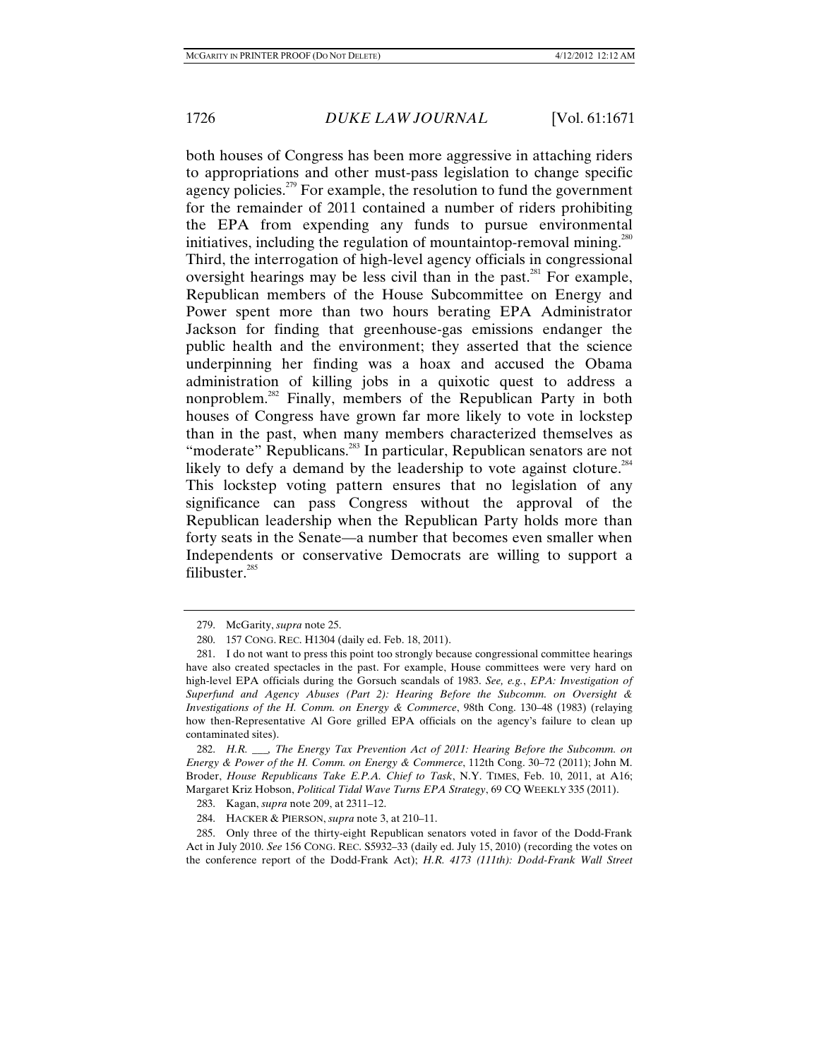both houses of Congress has been more aggressive in attaching riders to appropriations and other must-pass legislation to change specific agency policies.[279] For example, the resolution to fund the government for the remainder of 2011 contained a number of riders prohibiting the EPA from expending any funds to pursue environmental initiatives, including the regulation of mountaintop-removal mining.[280] Third, the interrogation of high-level agency officials in congressional oversight hearings may be less civil than in the past.[281] For example, Republican members of the House Subcommittee on Energy and Power spent more than two hours berating EPA Administrator Jackson for finding that greenhouse-gas emissions endanger the public health and the environment; they asserted that the science underpinning her finding was a hoax and accused the Obama administration of killing jobs in a quixotic quest to address a nonproblem.[282] Finally, members of the Republican Party in both houses of Congress have grown far more likely to vote in lockstep than in the past, when many members characterized themselves as "moderate" Republicans.[283] In particular, Republican senators are not likely to defy a demand by the leadership to vote against cloture.[284] This lockstep voting pattern ensures that no legislation of any significance can pass Congress without the approval of the Republican leadership when the Republican Party holds more than forty seats in the Senate—a number that becomes even smaller when Independents or conservative Democrats are willing to support a filibuster.[285]

---

279. McGarity, *supra* note 25.

280. 157 CONG. REC. H1304 (daily ed. Feb. 18, 2011).

281. I do not want to press this point too strongly because congressional committee hearings have also created spectacles in the past. For example, House committees were very hard on high-level EPA officials during the Gorsuch scandals of 1983. *See, e.g.*, *EPA: Investigation of Superfund and Agency Abuses (Part 2): Hearing Before the Subcomm. on Oversight & Investigations of the H. Comm. on Energy & Commerce*, 98th Cong. 130–48 (1983) (relaying how then-Representative Al Gore grilled EPA officials on the agency's failure to clean up contaminated sites).

282. *H.R. \_\_\_, The Energy Tax Prevention Act of 2011: Hearing Before the Subcomm. on Energy & Power of the H. Comm. on Energy & Commerce*, 112th Cong. 30–72 (2011); John M. Broder, *House Republicans Take E.P.A. Chief to Task*, N.Y. TIMES, Feb. 10, 2011, at A16; Margaret Kriz Hobson, *Political Tidal Wave Turns EPA Strategy*, 69 CQ WEEKLY 335 (2011).

283. Kagan, *supra* note 209, at 2311–12.

284. HACKER & PIERSON, *supra* note 3, at 210–11.

285. Only three of the thirty-eight Republican senators voted in favor of the Dodd-Frank Act in July 2010. *See* 156 CONG. REC. S5932–33 (daily ed. July 15, 2010) (recording the votes on the conference report of the Dodd-Frank Act); *H.R. 4173 (111th): Dodd-Frank Wall Street*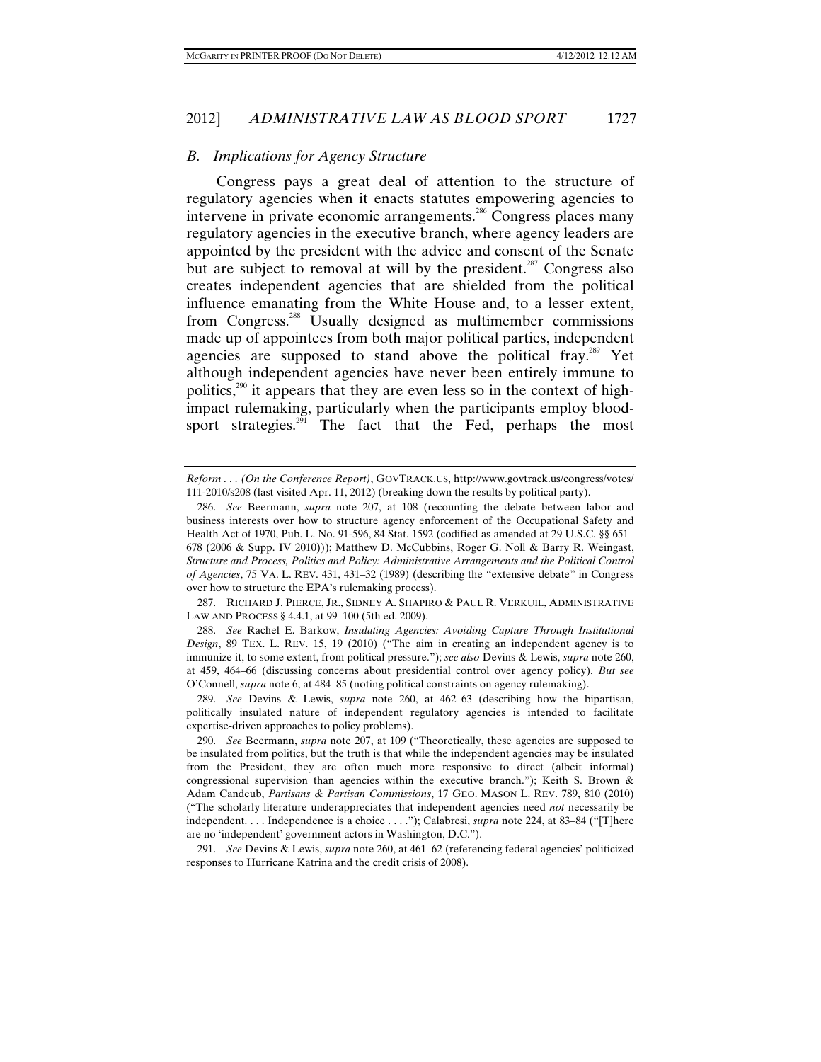## *B. Implications for Agency Structure*

Congress pays a great deal of attention to the structure of regulatory agencies when it enacts statutes empowering agencies to intervene in private economic arrangements.[286] Congress places many regulatory agencies in the executive branch, where agency leaders are appointed by the president with the advice and consent of the Senate but are subject to removal at will by the president.[287] Congress also creates independent agencies that are shielded from the political influence emanating from the White House and, to a lesser extent, from Congress.[288] Usually designed as multimember commissions made up of appointees from both major political parties, independent agencies are supposed to stand above the political fray.[289] Yet although independent agencies have never been entirely immune to politics,[290] it appears that they are even less so in the context of high-impact rulemaking, particularly when the participants employ blood-sport strategies.[291] The fact that the Fed, perhaps the most

---

*Reform . . . (On the Conference Report)*, GOVTRACK.US, http://www.govtrack.us/congress/votes/111-2010/s208 (last visited Apr. 11, 2012) (breaking down the results by political party).

286. *See* Beermann, *supra* note 207, at 108 (recounting the debate between labor and business interests over how to structure agency enforcement of the Occupational Safety and Health Act of 1970, Pub. L. No. 91-596, 84 Stat. 1592 (codified as amended at 29 U.S.C. §§ 651–678 (2006 & Supp. IV 2010))); Matthew D. McCubbins, Roger G. Noll & Barry R. Weingast, *Structure and Process, Politics and Policy: Administrative Arrangements and the Political Control of Agencies*, 75 VA. L. REV. 431, 431–32 (1989) (describing the "extensive debate" in Congress over how to structure the EPA's rulemaking process).

287. RICHARD J. PIERCE, JR., SIDNEY A. SHAPIRO & PAUL R. VERKUIL, ADMINISTRATIVE LAW AND PROCESS § 4.4.1, at 99–100 (5th ed. 2009).

288. *See* Rachel E. Barkow, *Insulating Agencies: Avoiding Capture Through Institutional Design*, 89 TEX. L. REV. 15, 19 (2010) ("The aim in creating an independent agency is to immunize it, to some extent, from political pressure."); *see also* Devins & Lewis, *supra* note 260, at 459, 464–66 (discussing concerns about presidential control over agency policy). *But see* O'Connell, *supra* note 6, at 484–85 (noting political constraints on agency rulemaking).

289. *See* Devins & Lewis, *supra* note 260, at 462–63 (describing how the bipartisan, politically insulated nature of independent regulatory agencies is intended to facilitate expertise-driven approaches to policy problems).

290. *See* Beermann, *supra* note 207, at 109 ("Theoretically, these agencies are supposed to be insulated from politics, but the truth is that while the independent agencies may be insulated from the President, they are often much more responsive to direct (albeit informal) congressional supervision than agencies within the executive branch."); Keith S. Brown & Adam Candeub, *Partisans & Partisan Commissions*, 17 GEO. MASON L. REV. 789, 810 (2010) ("The scholarly literature underappreciates that independent agencies need *not* necessarily be independent. . . . Independence is a choice . . . ."); Calabresi, *supra* note 224, at 83–84 ("[T]here are no 'independent' government actors in Washington, D.C.").

291. *See* Devins & Lewis, *supra* note 260, at 461–62 (referencing federal agencies' politicized responses to Hurricane Katrina and the credit crisis of 2008).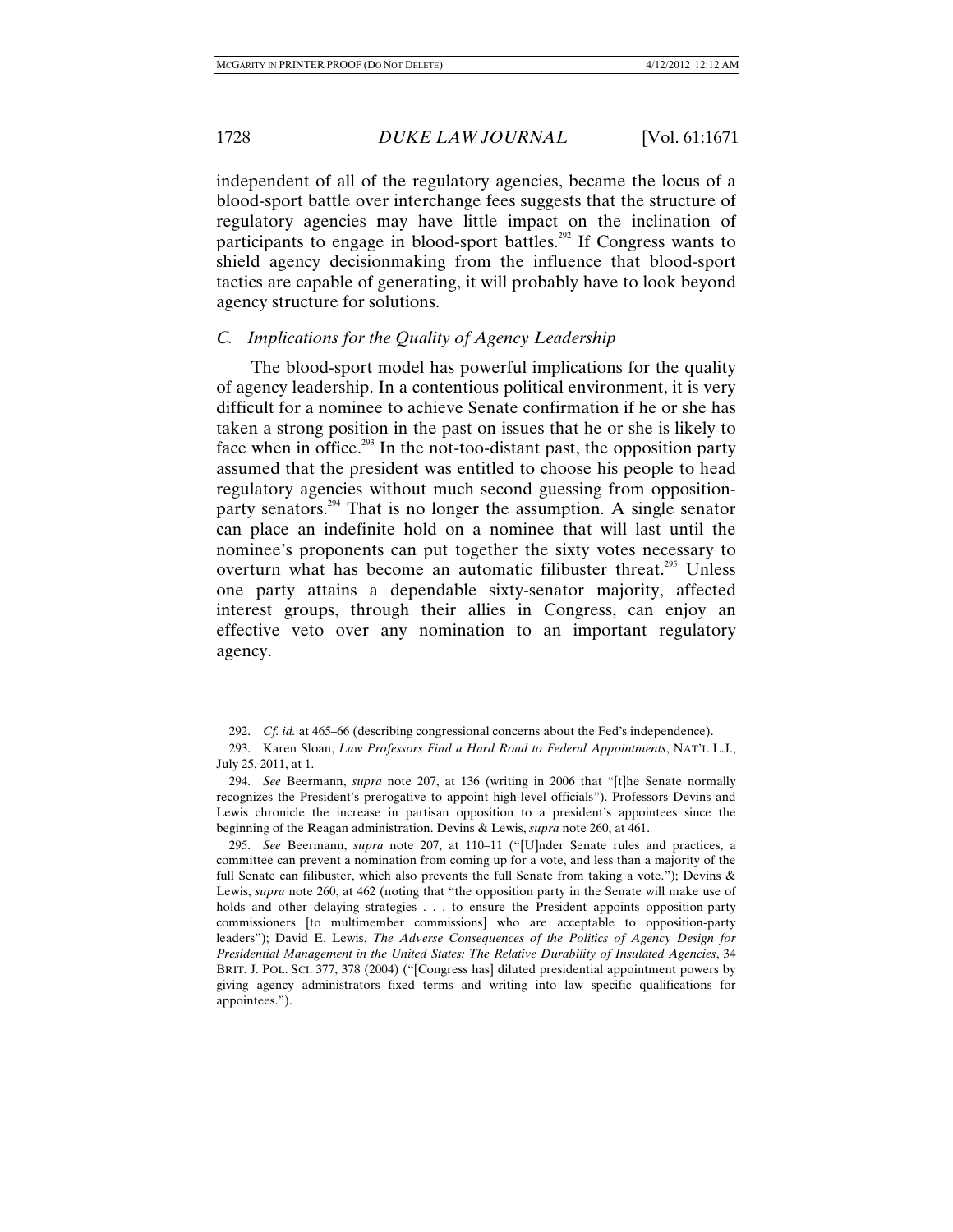independent of all of the regulatory agencies, became the locus of a blood-sport battle over interchange fees suggests that the structure of regulatory agencies may have little impact on the inclination of participants to engage in blood-sport battles.[292] If Congress wants to shield agency decisionmaking from the influence that blood-sport tactics are capable of generating, it will probably have to look beyond agency structure for solutions.

### *C. Implications for the Quality of Agency Leadership*

The blood-sport model has powerful implications for the quality of agency leadership. In a contentious political environment, it is very difficult for a nominee to achieve Senate confirmation if he or she has taken a strong position in the past on issues that he or she is likely to face when in office.[293] In the not-too-distant past, the opposition party assumed that the president was entitled to choose his people to head regulatory agencies without much second guessing from opposition-party senators.[294] That is no longer the assumption. A single senator can place an indefinite hold on a nominee that will last until the nominee's proponents can put together the sixty votes necessary to overturn what has become an automatic filibuster threat.[295] Unless one party attains a dependable sixty-senator majority, affected interest groups, through their allies in Congress, can enjoy an effective veto over any nomination to an important regulatory agency.

---

292. *Cf. id.* at 465–66 (describing congressional concerns about the Fed's independence).

293. Karen Sloan, *Law Professors Find a Hard Road to Federal Appointments*, NAT'L L.J., July 25, 2011, at 1.

294. *See* Beermann, *supra* note 207, at 136 (writing in 2006 that "[t]he Senate normally recognizes the President's prerogative to appoint high-level officials"). Professors Devins and Lewis chronicle the increase in partisan opposition to a president's appointees since the beginning of the Reagan administration. Devins & Lewis, *supra* note 260, at 461.

295. *See* Beermann, *supra* note 207, at 110–11 ("[U]nder Senate rules and practices, a committee can prevent a nomination from coming up for a vote, and less than a majority of the full Senate can filibuster, which also prevents the full Senate from taking a vote."); Devins & Lewis, *supra* note 260, at 462 (noting that "the opposition party in the Senate will make use of holds and other delaying strategies . . . to ensure the President appoints opposition-party commissioners [to multimember commissions] who are acceptable to opposition-party leaders"); David E. Lewis, *The Adverse Consequences of the Politics of Agency Design for Presidential Management in the United States: The Relative Durability of Insulated Agencies*, 34 BRIT. J. POL. SCI. 377, 378 (2004) ("[Congress has] diluted presidential appointment powers by giving agency administrators fixed terms and writing into law specific qualifications for appointees.").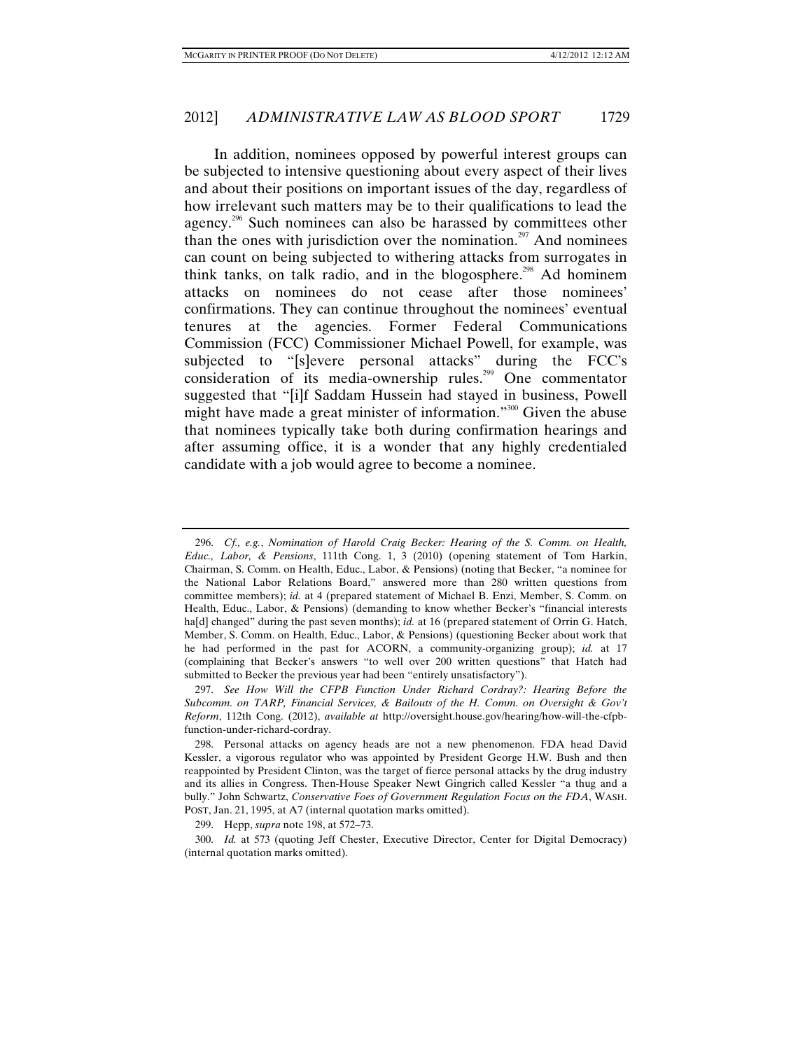In addition, nominees opposed by powerful interest groups can be subjected to intensive questioning about every aspect of their lives and about their positions on important issues of the day, regardless of how irrelevant such matters may be to their qualifications to lead the agency.[296] Such nominees can also be harassed by committees other than the ones with jurisdiction over the nomination.[297] And nominees can count on being subjected to withering attacks from surrogates in think tanks, on talk radio, and in the blogosphere.[298] Ad hominem attacks on nominees do not cease after those nominees' confirmations. They can continue throughout the nominees' eventual tenures at the agencies. Former Federal Communications Commission (FCC) Commissioner Michael Powell, for example, was subjected to "[s]evere personal attacks" during the FCC's consideration of its media-ownership rules.[299] One commentator suggested that "[i]f Saddam Hussein had stayed in business, Powell might have made a great minister of information."[300] Given the abuse that nominees typically take both during confirmation hearings and after assuming office, it is a wonder that any highly credentialed candidate with a job would agree to become a nominee.

---

296. *Cf., e.g.*, *Nomination of Harold Craig Becker: Hearing of the S. Comm. on Health, Educ., Labor, & Pensions*, 111th Cong. 1, 3 (2010) (opening statement of Tom Harkin, Chairman, S. Comm. on Health, Educ., Labor, & Pensions) (noting that Becker, "a nominee for the National Labor Relations Board," answered more than 280 written questions from committee members); *id.* at 4 (prepared statement of Michael B. Enzi, Member, S. Comm. on Health, Educ., Labor, & Pensions) (demanding to know whether Becker's "financial interests ha[d] changed" during the past seven months); *id.* at 16 (prepared statement of Orrin G. Hatch, Member, S. Comm. on Health, Educ., Labor, & Pensions) (questioning Becker about work that he had performed in the past for ACORN, a community-organizing group); *id.* at 17 (complaining that Becker's answers "to well over 200 written questions" that Hatch had submitted to Becker the previous year had been "entirely unsatisfactory").

297. *See How Will the CFPB Function Under Richard Cordray?: Hearing Before the Subcomm. on TARP, Financial Services, & Bailouts of the H. Comm. on Oversight & Gov't Reform*, 112th Cong. (2012), *available at* http://oversight.house.gov/hearing/how-will-the-cfpb-function-under-richard-cordray.

298. Personal attacks on agency heads are not a new phenomenon. FDA head David Kessler, a vigorous regulator who was appointed by President George H.W. Bush and then reappointed by President Clinton, was the target of fierce personal attacks by the drug industry and its allies in Congress. Then-House Speaker Newt Gingrich called Kessler "a thug and a bully." John Schwartz, *Conservative Foes of Government Regulation Focus on the FDA*, WASH. POST, Jan. 21, 1995, at A7 (internal quotation marks omitted).

299. Hepp, *supra* note 198, at 572–73.

300. *Id.* at 573 (quoting Jeff Chester, Executive Director, Center for Digital Democracy) (internal quotation marks omitted).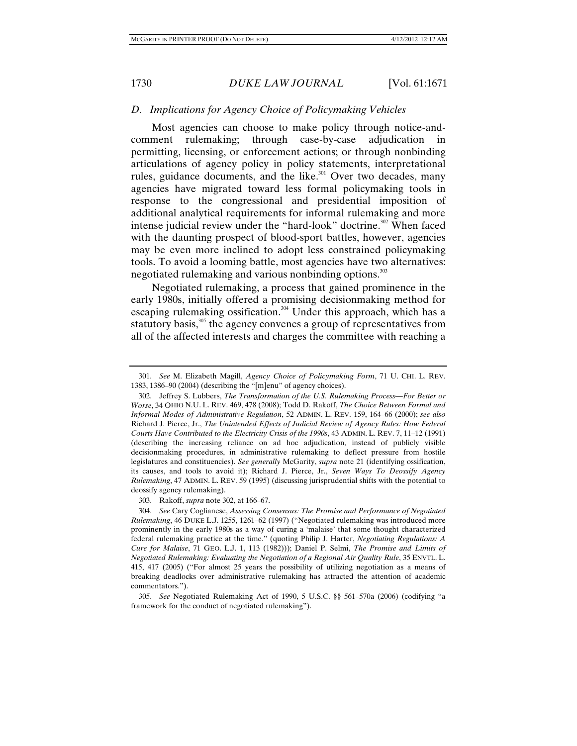### D. Implications for Agency Choice of Policymaking Vehicles

Most agencies can choose to make policy through notice-and-comment rulemaking; through case-by-case adjudication in permitting, licensing, or enforcement actions; or through nonbinding articulations of agency policy in policy statements, interpretational rules, guidance documents, and the like.[301] Over two decades, many agencies have migrated toward less formal policymaking tools in response to the congressional and presidential imposition of additional analytical requirements for informal rulemaking and more intense judicial review under the "hard-look" doctrine.[302] When faced with the daunting prospect of blood-sport battles, however, agencies may be even more inclined to adopt less constrained policymaking tools. To avoid a looming battle, most agencies have two alternatives: negotiated rulemaking and various nonbinding options.[303]

Negotiated rulemaking, a process that gained prominence in the early 1980s, initially offered a promising decisionmaking method for escaping rulemaking ossification.[304] Under this approach, which has a statutory basis,[305] the agency convenes a group of representatives from all of the affected interests and charges the committee with reaching a

---

301. *See* M. Elizabeth Magill, *Agency Choice of Policymaking Form*, 71 U. CHI. L. REV. 1383, 1386–90 (2004) (describing the "[m]enu" of agency choices).

302. Jeffrey S. Lubbers, *The Transformation of the U.S. Rulemaking Process—For Better or Worse*, 34 OHIO N.U. L. REV. 469, 478 (2008); Todd D. Rakoff, *The Choice Between Formal and Informal Modes of Administrative Regulation*, 52 ADMIN. L. REV. 159, 164–66 (2000); *see also* Richard J. Pierce, Jr., *The Unintended Effects of Judicial Review of Agency Rules: How Federal Courts Have Contributed to the Electricity Crisis of the 1990s*, 43 ADMIN. L. REV. 7, 11–12 (1991) (describing the increasing reliance on ad hoc adjudication, instead of publicly visible decisionmaking procedures, in administrative rulemaking to deflect pressure from hostile legislatures and constituencies). *See generally* McGarity, *supra* note 21 (identifying ossification, its causes, and tools to avoid it); Richard J. Pierce, Jr., *Seven Ways To Deossify Agency Rulemaking*, 47 ADMIN. L. REV. 59 (1995) (discussing jurisprudential shifts with the potential to deossify agency rulemaking).

303. Rakoff, *supra* note 302, at 166–67.

304. *See* Cary Coglianese, *Assessing Consensus: The Promise and Performance of Negotiated Rulemaking*, 46 DUKE L.J. 1255, 1261–62 (1997) ("Negotiated rulemaking was introduced more prominently in the early 1980s as a way of curing a 'malaise' that some thought characterized federal rulemaking practice at the time." (quoting Philip J. Harter, *Negotiating Regulations: A Cure for Malaise*, 71 GEO. L.J. 1, 113 (1982))); Daniel P. Selmi, *The Promise and Limits of Negotiated Rulemaking: Evaluating the Negotiation of a Regional Air Quality Rule*, 35 ENVTL. L. 415, 417 (2005) ("For almost 25 years the possibility of utilizing negotiation as a means of breaking deadlocks over administrative rulemaking has attracted the attention of academic commentators.").

305. *See* Negotiated Rulemaking Act of 1990, 5 U.S.C. §§ 561–570a (2006) (codifying "a framework for the conduct of negotiated rulemaking").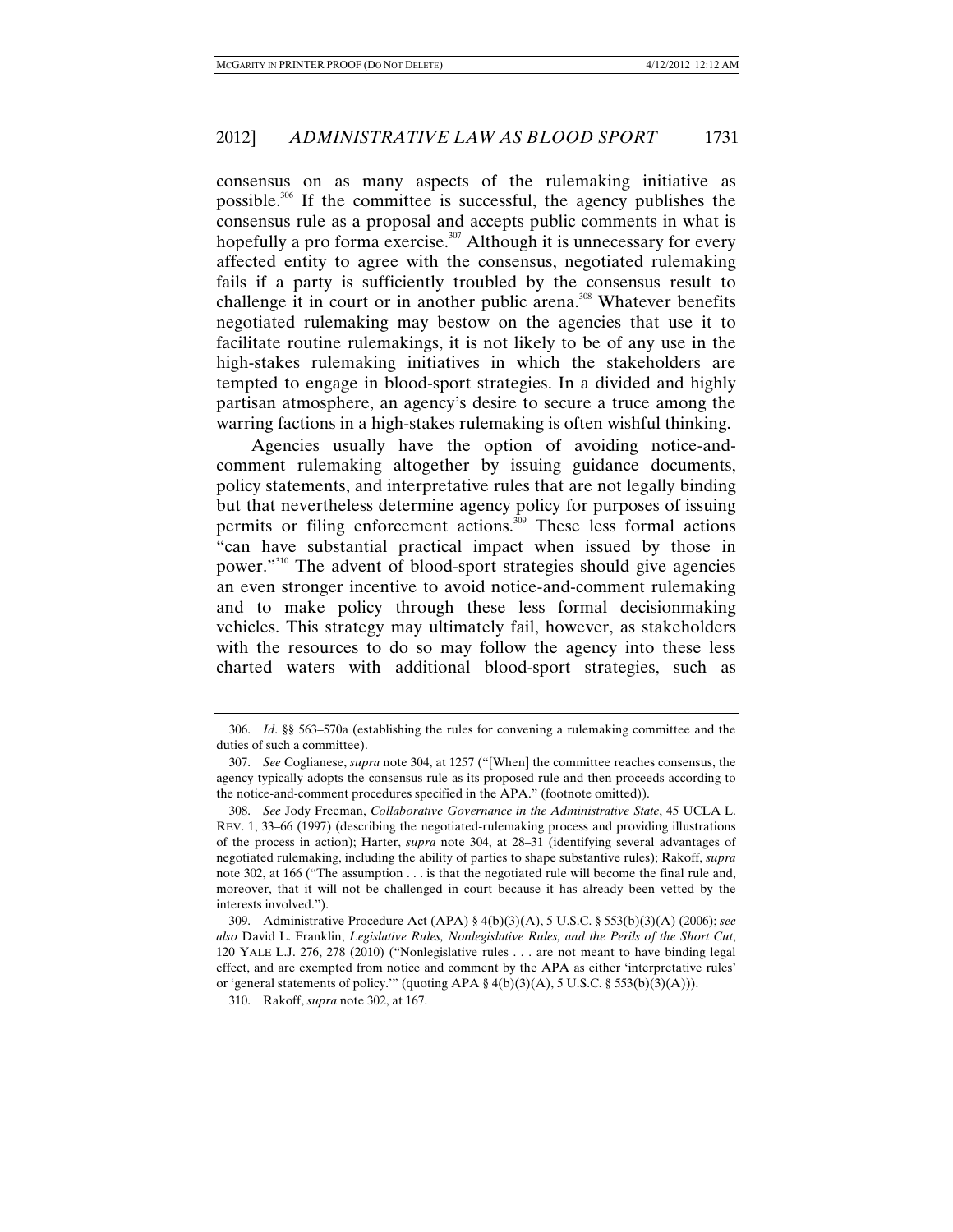consensus on as many aspects of the rulemaking initiative as possible.[306] If the committee is successful, the agency publishes the consensus rule as a proposal and accepts public comments in what is hopefully a pro forma exercise.[307] Although it is unnecessary for every affected entity to agree with the consensus, negotiated rulemaking fails if a party is sufficiently troubled by the consensus result to challenge it in court or in another public arena.[308] Whatever benefits negotiated rulemaking may bestow on the agencies that use it to facilitate routine rulemakings, it is not likely to be of any use in the high-stakes rulemaking initiatives in which the stakeholders are tempted to engage in blood-sport strategies. In a divided and highly partisan atmosphere, an agency's desire to secure a truce among the warring factions in a high-stakes rulemaking is often wishful thinking.

Agencies usually have the option of avoiding notice-and-comment rulemaking altogether by issuing guidance documents, policy statements, and interpretative rules that are not legally binding but that nevertheless determine agency policy for purposes of issuing permits or filing enforcement actions.[309] These less formal actions "can have substantial practical impact when issued by those in power."[310] The advent of blood-sport strategies should give agencies an even stronger incentive to avoid notice-and-comment rulemaking and to make policy through these less formal decisionmaking vehicles. This strategy may ultimately fail, however, as stakeholders with the resources to do so may follow the agency into these less charted waters with additional blood-sport strategies, such as

---

306. *Id*. §§ 563–570a (establishing the rules for convening a rulemaking committee and the duties of such a committee).

307. *See* Coglianese, *supra* note 304, at 1257 ("[When] the committee reaches consensus, the agency typically adopts the consensus rule as its proposed rule and then proceeds according to the notice-and-comment procedures specified in the APA." (footnote omitted)).

308. *See* Jody Freeman, *Collaborative Governance in the Administrative State*, 45 UCLA L. REV. 1, 33–66 (1997) (describing the negotiated-rulemaking process and providing illustrations of the process in action); Harter, *supra* note 304, at 28–31 (identifying several advantages of negotiated rulemaking, including the ability of parties to shape substantive rules); Rakoff, *supra* note 302, at 166 ("The assumption . . . is that the negotiated rule will become the final rule and, moreover, that it will not be challenged in court because it has already been vetted by the interests involved.").

309. Administrative Procedure Act (APA) § 4(b)(3)(A), 5 U.S.C. § 553(b)(3)(A) (2006); *see also* David L. Franklin, *Legislative Rules, Nonlegislative Rules, and the Perils of the Short Cut*, 120 YALE L.J. 276, 278 (2010) ("Nonlegislative rules . . . are not meant to have binding legal effect, and are exempted from notice and comment by the APA as either 'interpretative rules' or 'general statements of policy.'" (quoting APA § 4(b)(3)(A), 5 U.S.C. § 553(b)(3)(A))).

310. Rakoff, *supra* note 302, at 167.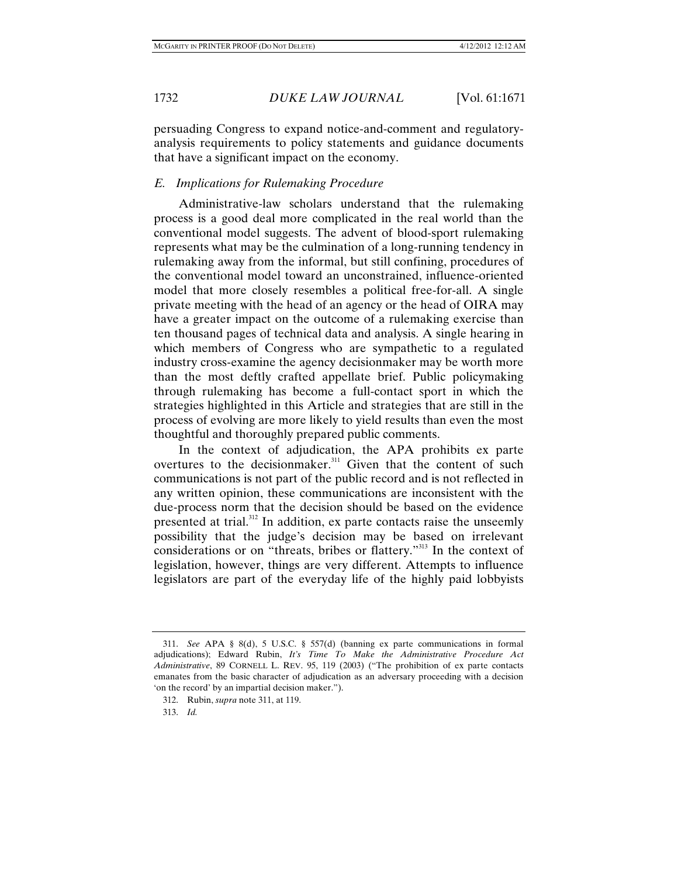persuading Congress to expand notice-and-comment and regulatory-analysis requirements to policy statements and guidance documents that have a significant impact on the economy.

### *E. Implications for Rulemaking Procedure*

Administrative-law scholars understand that the rulemaking process is a good deal more complicated in the real world than the conventional model suggests. The advent of blood-sport rulemaking represents what may be the culmination of a long-running tendency in rulemaking away from the informal, but still confining, procedures of the conventional model toward an unconstrained, influence-oriented model that more closely resembles a political free-for-all. A single private meeting with the head of an agency or the head of OIRA may have a greater impact on the outcome of a rulemaking exercise than ten thousand pages of technical data and analysis. A single hearing in which members of Congress who are sympathetic to a regulated industry cross-examine the agency decisionmaker may be worth more than the most deftly crafted appellate brief. Public policymaking through rulemaking has become a full-contact sport in which the strategies highlighted in this Article and strategies that are still in the process of evolving are more likely to yield results than even the most thoughtful and thoroughly prepared public comments.

In the context of adjudication, the APA prohibits ex parte overtures to the decisionmaker.[311] Given that the content of such communications is not part of the public record and is not reflected in any written opinion, these communications are inconsistent with the due-process norm that the decision should be based on the evidence presented at trial.[312] In addition, ex parte contacts raise the unseemly possibility that the judge's decision may be based on irrelevant considerations or on "threats, bribes or flattery."[313] In the context of legislation, however, things are very different. Attempts to influence legislators are part of the everyday life of the highly paid lobbyists

---

311. *See* APA § 8(d), 5 U.S.C. § 557(d) (banning ex parte communications in formal adjudications); Edward Rubin, *It's Time To Make the Administrative Procedure Act Administrative*, 89 CORNELL L. REV. 95, 119 (2003) ("The prohibition of ex parte contacts emanates from the basic character of adjudication as an adversary proceeding with a decision 'on the record' by an impartial decision maker.").

312. Rubin, *supra* note 311, at 119.

313. *Id.*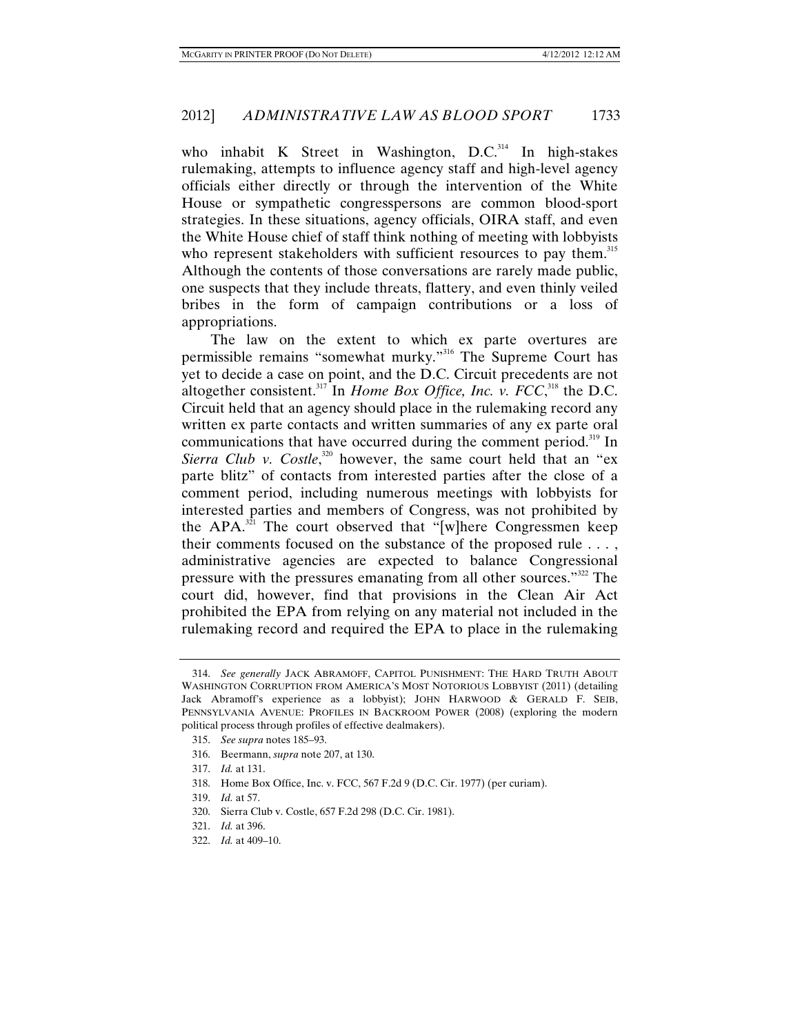who inhabit K Street in Washington, D.C.[314] In high-stakes rulemaking, attempts to influence agency staff and high-level agency officials either directly or through the intervention of the White House or sympathetic congresspersons are common blood-sport strategies. In these situations, agency officials, OIRA staff, and even the White House chief of staff think nothing of meeting with lobbyists who represent stakeholders with sufficient resources to pay them.[315] Although the contents of those conversations are rarely made public, one suspects that they include threats, flattery, and even thinly veiled bribes in the form of campaign contributions or a loss of appropriations.

The law on the extent to which ex parte overtures are permissible remains "somewhat murky."[316] The Supreme Court has yet to decide a case on point, and the D.C. Circuit precedents are not altogether consistent.[317] In *Home Box Office, Inc. v. FCC*,[318] the D.C. Circuit held that an agency should place in the rulemaking record any written ex parte contacts and written summaries of any ex parte oral communications that have occurred during the comment period.[319] In *Sierra Club v. Costle*,[320] however, the same court held that an "ex parte blitz" of contacts from interested parties after the close of a comment period, including numerous meetings with lobbyists for interested parties and members of Congress, was not prohibited by the APA.[321] The court observed that "[w]here Congressmen keep their comments focused on the substance of the proposed rule . . . , administrative agencies are expected to balance Congressional pressure with the pressures emanating from all other sources."[322] The court did, however, find that provisions in the Clean Air Act prohibited the EPA from relying on any material not included in the rulemaking record and required the EPA to place in the rulemaking

---

314. *See generally* JACK ABRAMOFF, CAPITOL PUNISHMENT: THE HARD TRUTH ABOUT WASHINGTON CORRUPTION FROM AMERICA'S MOST NOTORIOUS LOBBYIST (2011) (detailing Jack Abramoff's experience as a lobbyist); JOHN HARWOOD & GERALD F. SEIB, PENNSYLVANIA AVENUE: PROFILES IN BACKROOM POWER (2008) (exploring the modern political process through profiles of effective dealmakers).

315. *See supra* notes 185–93.

316. Beermann, *supra* note 207, at 130.

317. *Id.* at 131.

318. Home Box Office, Inc. v. FCC, 567 F.2d 9 (D.C. Cir. 1977) (per curiam).

319. *Id.* at 57.

320. Sierra Club v. Costle, 657 F.2d 298 (D.C. Cir. 1981).

321. *Id.* at 396.

322. *Id.* at 409–10.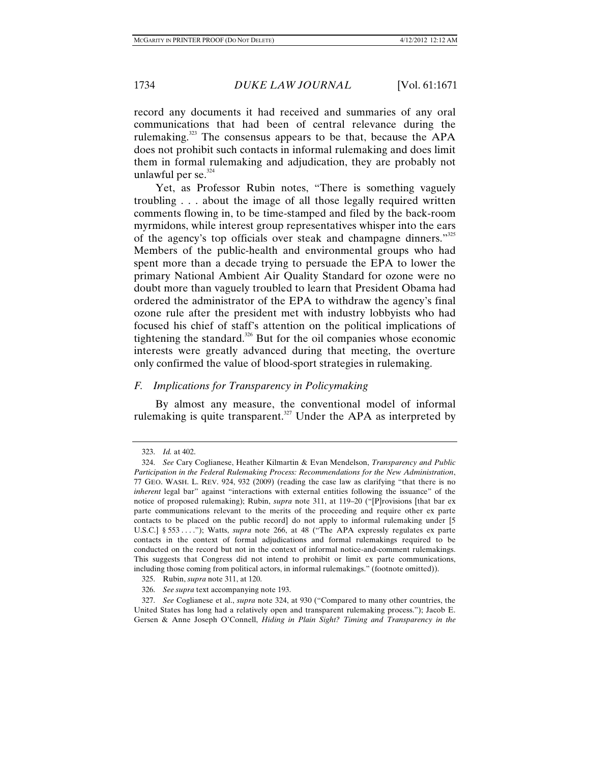record any documents it had received and summaries of any oral communications that had been of central relevance during the rulemaking.[323] The consensus appears to be that, because the APA does not prohibit such contacts in informal rulemaking and does limit them in formal rulemaking and adjudication, they are probably not unlawful per se.[324]

Yet, as Professor Rubin notes, "There is something vaguely troubling . . . about the image of all those legally required written comments flowing in, to be time-stamped and filed by the back-room myrmidons, while interest group representatives whisper into the ears of the agency's top officials over steak and champagne dinners."[325] Members of the public-health and environmental groups who had spent more than a decade trying to persuade the EPA to lower the primary National Ambient Air Quality Standard for ozone were no doubt more than vaguely troubled to learn that President Obama had ordered the administrator of the EPA to withdraw the agency's final ozone rule after the president met with industry lobbyists who had focused his chief of staff's attention on the political implications of tightening the standard.[326] But for the oil companies whose economic interests were greatly advanced during that meeting, the overture only confirmed the value of blood-sport strategies in rulemaking.

### *F. Implications for Transparency in Policymaking*

By almost any measure, the conventional model of informal rulemaking is quite transparent.[327] Under the APA as interpreted by

---

323. *Id.* at 402.

324. *See* Cary Coglianese, Heather Kilmartin & Evan Mendelson, *Transparency and Public Participation in the Federal Rulemaking Process: Recommendations for the New Administration*, 77 GEO. WASH. L. REV. 924, 932 (2009) (reading the case law as clarifying "that there is no *inherent* legal bar" against "interactions with external entities following the issuance" of the notice of proposed rulemaking); Rubin, *supra* note 311, at 119–20 ("[P]rovisions [that bar ex parte communications relevant to the merits of the proceeding and require other ex parte contacts to be placed on the public record] do not apply to informal rulemaking under [5 U.S.C.] § 553 . . . ."); Watts, *supra* note 266, at 48 ("The APA expressly regulates ex parte contacts in the context of formal adjudications and formal rulemakings required to be conducted on the record but not in the context of informal notice-and-comment rulemakings. This suggests that Congress did not intend to prohibit or limit ex parte communications, including those coming from political actors, in informal rulemakings." (footnote omitted)).

325. Rubin, *supra* note 311, at 120.

326. *See supra* text accompanying note 324.

327. *See* Coglianese et al., *supra* note 324, at 930 ("Compared to many other countries, the United States has long had a relatively open and transparent rulemaking process."); Jacob E. Gersen & Anne Joseph O'Connell, *Hiding in Plain Sight? Timing and Transparency in the*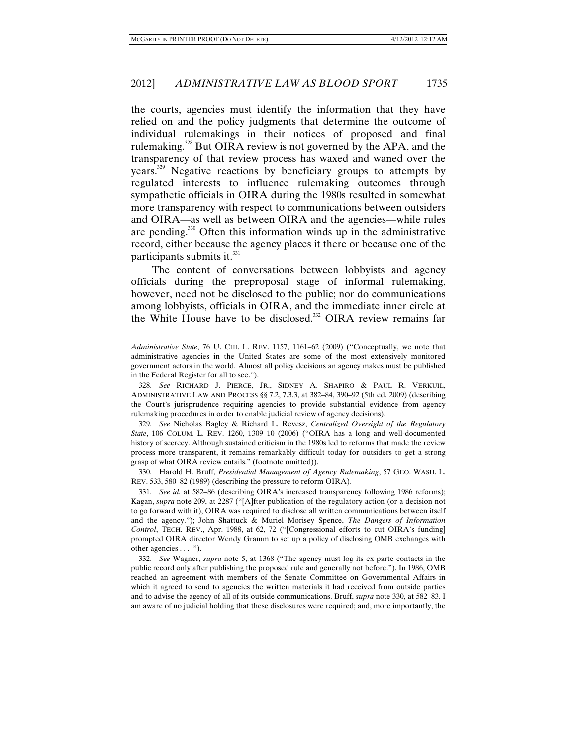the courts, agencies must identify the information that they have relied on and the policy judgments that determine the outcome of individual rulemakings in their notices of proposed and final rulemaking.[328] But OIRA review is not governed by the APA, and the transparency of that review process has waxed and waned over the years.[329] Negative reactions by beneficiary groups to attempts by regulated interests to influence rulemaking outcomes through sympathetic officials in OIRA during the 1980s resulted in somewhat more transparency with respect to communications between outsiders and OIRA—as well as between OIRA and the agencies—while rules are pending.[330] Often this information winds up in the administrative record, either because the agency places it there or because one of the participants submits it.[331]

The content of conversations between lobbyists and agency officials during the preproposal stage of informal rulemaking, however, need not be disclosed to the public; nor do communications among lobbyists, officials in OIRA, and the immediate inner circle at the White House have to be disclosed.[332] OIRA review remains far

---

*Administrative State*, 76 U. CHI. L. REV. 1157, 1161–62 (2009) ("Conceptually, we note that administrative agencies in the United States are some of the most extensively monitored government actors in the world. Almost all policy decisions an agency makes must be published in the Federal Register for all to see.").

328. *See* RICHARD J. PIERCE, JR., SIDNEY A. SHAPIRO & PAUL R. VERKUIL, ADMINISTRATIVE LAW AND PROCESS §§ 7.2, 7.3.3, at 382–84, 390–92 (5th ed. 2009) (describing the Court's jurisprudence requiring agencies to provide substantial evidence from agency rulemaking procedures in order to enable judicial review of agency decisions).

329. *See* Nicholas Bagley & Richard L. Revesz, *Centralized Oversight of the Regulatory State*, 106 COLUM. L. REV. 1260, 1309–10 (2006) ("OIRA has a long and well-documented history of secrecy. Although sustained criticism in the 1980s led to reforms that made the review process more transparent, it remains remarkably difficult today for outsiders to get a strong grasp of what OIRA review entails." (footnote omitted)).

330. Harold H. Bruff, *Presidential Management of Agency Rulemaking*, 57 GEO. WASH. L. REV. 533, 580–82 (1989) (describing the pressure to reform OIRA).

331. *See id.* at 582–86 (describing OIRA's increased transparency following 1986 reforms); Kagan, *supra* note 209, at 2287 ("[A]fter publication of the regulatory action (or a decision not to go forward with it), OIRA was required to disclose all written communications between itself and the agency."); John Shattuck & Muriel Morisey Spence, *The Dangers of Information Control*, TECH. REV., Apr. 1988, at 62, 72 ("[Congressional efforts to cut OIRA's funding] prompted OIRA director Wendy Gramm to set up a policy of disclosing OMB exchanges with other agencies . . . .").

332. *See* Wagner, *supra* note 5, at 1368 ("The agency must log its ex parte contacts in the public record only after publishing the proposed rule and generally not before."). In 1986, OMB reached an agreement with members of the Senate Committee on Governmental Affairs in which it agreed to send to agencies the written materials it had received from outside parties and to advise the agency of all of its outside communications. Bruff, *supra* note 330, at 582–83. I am aware of no judicial holding that these disclosures were required; and, more importantly, the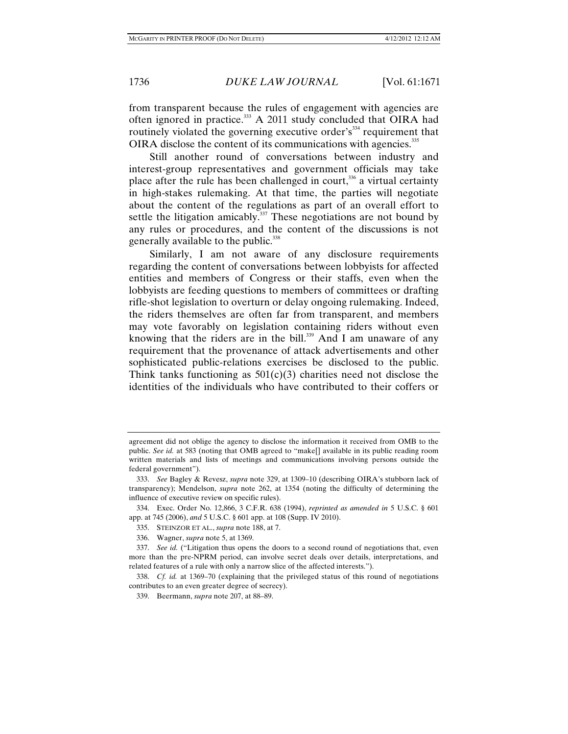from transparent because the rules of engagement with agencies are often ignored in practice.[333] A 2011 study concluded that OIRA had routinely violated the governing executive order's[334] requirement that OIRA disclose the content of its communications with agencies.[335]

Still another round of conversations between industry and interest-group representatives and government officials may take place after the rule has been challenged in court,[336] a virtual certainty in high-stakes rulemaking. At that time, the parties will negotiate about the content of the regulations as part of an overall effort to settle the litigation amicably.[337] These negotiations are not bound by any rules or procedures, and the content of the discussions is not generally available to the public.[338]

Similarly, I am not aware of any disclosure requirements regarding the content of conversations between lobbyists for affected entities and members of Congress or their staffs, even when the lobbyists are feeding questions to members of committees or drafting rifle-shot legislation to overturn or delay ongoing rulemaking. Indeed, the riders themselves are often far from transparent, and members may vote favorably on legislation containing riders without even knowing that the riders are in the bill.[339] And I am unaware of any requirement that the provenance of attack advertisements and other sophisticated public-relations exercises be disclosed to the public. Think tanks functioning as 501(c)(3) charities need not disclose the identities of the individuals who have contributed to their coffers or

---

agreement did not oblige the agency to disclose the information it received from OMB to the public. *See id.* at 583 (noting that OMB agreed to "make[] available in its public reading room written materials and lists of meetings and communications involving persons outside the federal government").

333. *See* Bagley & Revesz, *supra* note 329, at 1309–10 (describing OIRA's stubborn lack of transparency); Mendelson, *supra* note 262, at 1354 (noting the difficulty of determining the influence of executive review on specific rules).

334. Exec. Order No. 12,866, 3 C.F.R. 638 (1994), *reprinted as amended in* 5 U.S.C. § 601 app. at 745 (2006), *and* 5 U.S.C. § 601 app. at 108 (Supp. IV 2010).

335. STEINZOR ET AL., *supra* note 188, at 7.

336. Wagner, *supra* note 5, at 1369.

337. *See id.* ("Litigation thus opens the doors to a second round of negotiations that, even more than the pre-NPRM period, can involve secret deals over details, interpretations, and related features of a rule with only a narrow slice of the affected interests.").

338. *Cf. id.* at 1369–70 (explaining that the privileged status of this round of negotiations contributes to an even greater degree of secrecy).

339. Beermann, *supra* note 207, at 88–89.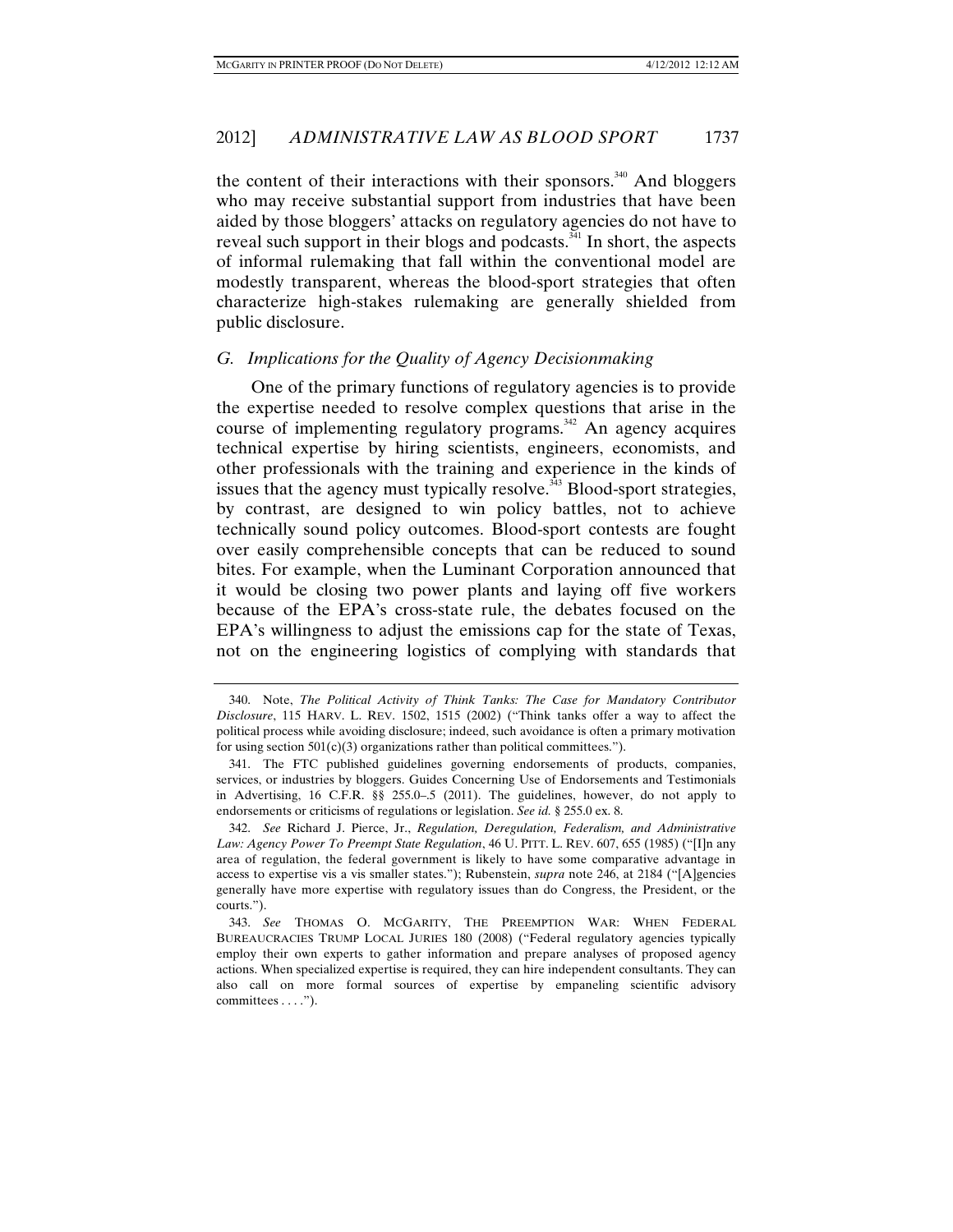the content of their interactions with their sponsors.[340] And bloggers who may receive substantial support from industries that have been aided by those bloggers' attacks on regulatory agencies do not have to reveal such support in their blogs and podcasts.[341] In short, the aspects of informal rulemaking that fall within the conventional model are modestly transparent, whereas the blood-sport strategies that often characterize high-stakes rulemaking are generally shielded from public disclosure.

### *G. Implications for the Quality of Agency Decisionmaking*

One of the primary functions of regulatory agencies is to provide the expertise needed to resolve complex questions that arise in the course of implementing regulatory programs.[342] An agency acquires technical expertise by hiring scientists, engineers, economists, and other professionals with the training and experience in the kinds of issues that the agency must typically resolve.[343] Blood-sport strategies, by contrast, are designed to win policy battles, not to achieve technically sound policy outcomes. Blood-sport contests are fought over easily comprehensible concepts that can be reduced to sound bites. For example, when the Luminant Corporation announced that it would be closing two power plants and laying off five workers because of the EPA's cross-state rule, the debates focused on the EPA's willingness to adjust the emissions cap for the state of Texas, not on the engineering logistics of complying with standards that

---

340. Note, *The Political Activity of Think Tanks: The Case for Mandatory Contributor Disclosure*, 115 HARV. L. REV. 1502, 1515 (2002) ("Think tanks offer a way to affect the political process while avoiding disclosure; indeed, such avoidance is often a primary motivation for using section 501(c)(3) organizations rather than political committees.").

341. The FTC published guidelines governing endorsements of products, companies, services, or industries by bloggers. Guides Concerning Use of Endorsements and Testimonials in Advertising, 16 C.F.R. §§ 255.0–.5 (2011). The guidelines, however, do not apply to endorsements or criticisms of regulations or legislation. *See id.* § 255.0 ex. 8.

342. *See* Richard J. Pierce, Jr., *Regulation, Deregulation, Federalism, and Administrative Law: Agency Power To Preempt State Regulation*, 46 U. PITT. L. REV. 607, 655 (1985) ("[I]n any area of regulation, the federal government is likely to have some comparative advantage in access to expertise vis a vis smaller states."); Rubenstein, *supra* note 246, at 2184 ("[A]gencies generally have more expertise with regulatory issues than do Congress, the President, or the courts.").

343. *See* THOMAS O. MCGARITY, THE PREEMPTION WAR: WHEN FEDERAL BUREAUCRACIES TRUMP LOCAL JURIES 180 (2008) ("Federal regulatory agencies typically employ their own experts to gather information and prepare analyses of proposed agency actions. When specialized expertise is required, they can hire independent consultants. They can also call on more formal sources of expertise by empaneling scientific advisory committees . . . .").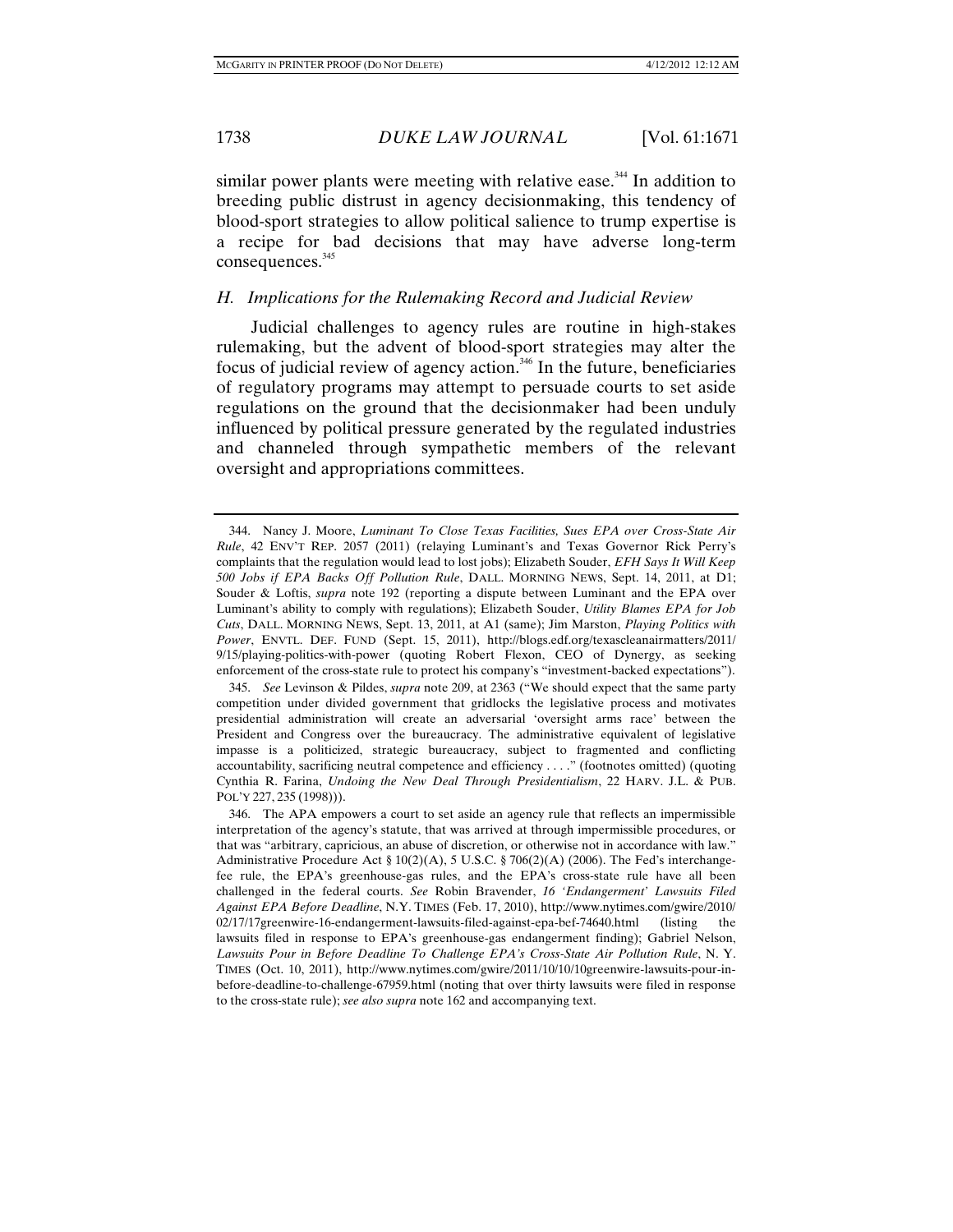similar power plants were meeting with relative ease.[344] In addition to breeding public distrust in agency decisionmaking, this tendency of blood-sport strategies to allow political salience to trump expertise is a recipe for bad decisions that may have adverse long-term consequences.[345]

### *H. Implications for the Rulemaking Record and Judicial Review*

Judicial challenges to agency rules are routine in high-stakes rulemaking, but the advent of blood-sport strategies may alter the focus of judicial review of agency action.[346] In the future, beneficiaries of regulatory programs may attempt to persuade courts to set aside regulations on the ground that the decisionmaker had been unduly influenced by political pressure generated by the regulated industries and channeled through sympathetic members of the relevant oversight and appropriations committees.

---

344. Nancy J. Moore, *Luminant To Close Texas Facilities, Sues EPA over Cross-State Air Rule*, 42 ENV'T REP. 2057 (2011) (relaying Luminant's and Texas Governor Rick Perry's complaints that the regulation would lead to lost jobs); Elizabeth Souder, *EFH Says It Will Keep 500 Jobs if EPA Backs Off Pollution Rule*, DALL. MORNING NEWS, Sept. 14, 2011, at D1; Souder & Loftis, *supra* note 192 (reporting a dispute between Luminant and the EPA over Luminant's ability to comply with regulations); Elizabeth Souder, *Utility Blames EPA for Job Cuts*, DALL. MORNING NEWS, Sept. 13, 2011, at A1 (same); Jim Marston, *Playing Politics with Power*, ENVTL. DEF. FUND (Sept. 15, 2011), http://blogs.edf.org/texascleanairmatters/2011/9/15/playing-politics-with-power (quoting Robert Flexon, CEO of Dynergy, as seeking enforcement of the cross-state rule to protect his company's "investment-backed expectations").

345. *See* Levinson & Pildes, *supra* note 209, at 2363 ("We should expect that the same party competition under divided government that gridlocks the legislative process and motivates presidential administration will create an adversarial 'oversight arms race' between the President and Congress over the bureaucracy. The administrative equivalent of legislative impasse is a politicized, strategic bureaucracy, subject to fragmented and conflicting accountability, sacrificing neutral competence and efficiency . . . ." (footnotes omitted) (quoting Cynthia R. Farina, *Undoing the New Deal Through Presidentialism*, 22 HARV. J.L. & PUB. POL'Y 227, 235 (1998))).

346. The APA empowers a court to set aside an agency rule that reflects an impermissible interpretation of the agency's statute, that was arrived at through impermissible procedures, or that was "arbitrary, capricious, an abuse of discretion, or otherwise not in accordance with law." Administrative Procedure Act § 10(2)(A), 5 U.S.C. § 706(2)(A) (2006). The Fed's interchange-fee rule, the EPA's greenhouse-gas rules, and the EPA's cross-state rule have all been challenged in the federal courts. *See* Robin Bravender, *16 'Endangerment' Lawsuits Filed Against EPA Before Deadline*, N.Y. TIMES (Feb. 17, 2010), http://www.nytimes.com/gwire/2010/02/17/17greenwire-16-endangerment-lawsuits-filed-against-epa-bef-74640.html (listing the lawsuits filed in response to EPA's greenhouse-gas endangerment finding); Gabriel Nelson, *Lawsuits Pour in Before Deadline To Challenge EPA's Cross-State Air Pollution Rule*, N. Y. TIMES (Oct. 10, 2011), http://www.nytimes.com/gwire/2011/10/10/10greenwire-lawsuits-pour-in-before-deadline-to-challenge-67959.html (noting that over thirty lawsuits were filed in response to the cross-state rule); *see also supra* note 162 and accompanying text.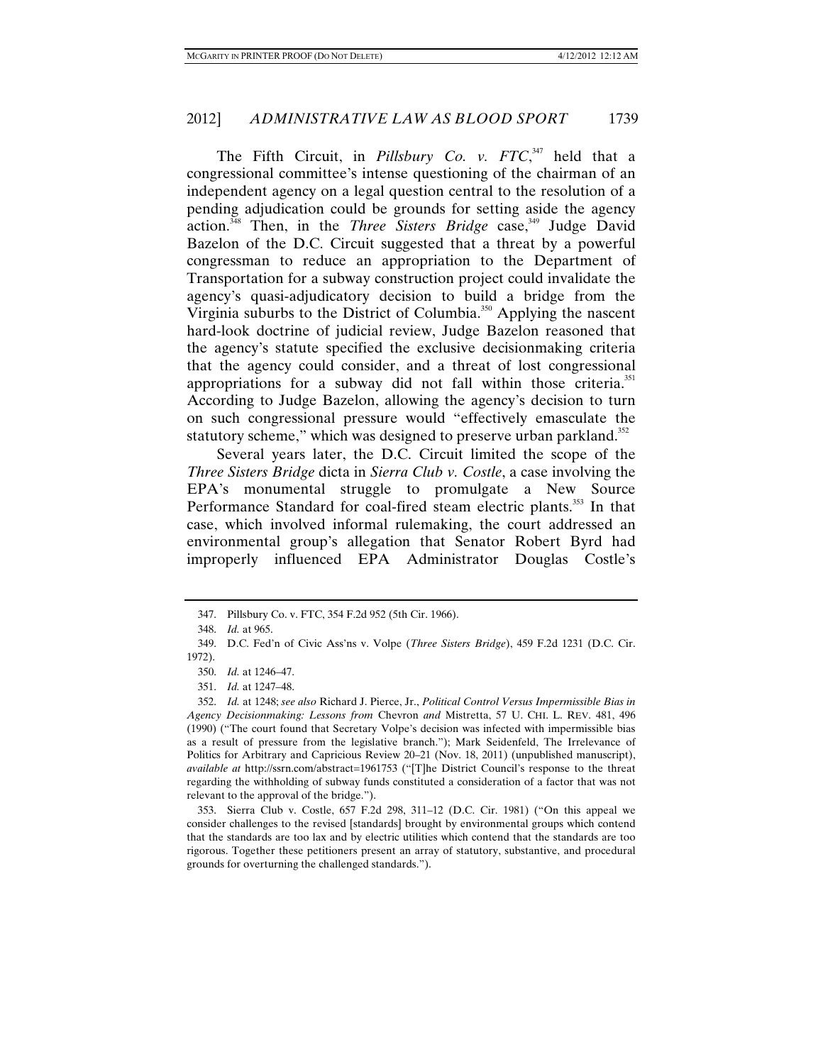The Fifth Circuit, in *Pillsbury Co. v. FTC*,[347] held that a congressional committee's intense questioning of the chairman of an independent agency on a legal question central to the resolution of a pending adjudication could be grounds for setting aside the agency action.[348] Then, in the *Three Sisters Bridge* case,[349] Judge David Bazelon of the D.C. Circuit suggested that a threat by a powerful congressman to reduce an appropriation to the Department of Transportation for a subway construction project could invalidate the agency's quasi-adjudicatory decision to build a bridge from the Virginia suburbs to the District of Columbia.[350] Applying the nascent hard-look doctrine of judicial review, Judge Bazelon reasoned that the agency's statute specified the exclusive decisionmaking criteria that the agency could consider, and a threat of lost congressional appropriations for a subway did not fall within those criteria.[351] According to Judge Bazelon, allowing the agency's decision to turn on such congressional pressure would "effectively emasculate the statutory scheme," which was designed to preserve urban parkland.[352]

Several years later, the D.C. Circuit limited the scope of the *Three Sisters Bridge* dicta in *Sierra Club v. Costle*, a case involving the EPA's monumental struggle to promulgate a New Source Performance Standard for coal-fired steam electric plants.[353] In that case, which involved informal rulemaking, the court addressed an environmental group's allegation that Senator Robert Byrd had improperly influenced EPA Administrator Douglas Costle's

---

347. Pillsbury Co. v. FTC, 354 F.2d 952 (5th Cir. 1966).

348. *Id.* at 965.

349. D.C. Fed'n of Civic Ass'ns v. Volpe (*Three Sisters Bridge*), 459 F.2d 1231 (D.C. Cir. 1972).

350. *Id.* at 1246–47.

351. *Id.* at 1247–48.

352. *Id.* at 1248; *see also* Richard J. Pierce, Jr., *Political Control Versus Impermissible Bias in Agency Decisionmaking: Lessons from* Chevron *and* Mistretta, 57 U. CHI. L. REV. 481, 496 (1990) ("The court found that Secretary Volpe's decision was infected with impermissible bias as a result of pressure from the legislative branch."); Mark Seidenfeld, The Irrelevance of Politics for Arbitrary and Capricious Review 20–21 (Nov. 18, 2011) (unpublished manuscript), *available at* http://ssrn.com/abstract=1961753 ("[T]he District Council's response to the threat regarding the withholding of subway funds constituted a consideration of a factor that was not relevant to the approval of the bridge.").

353. Sierra Club v. Costle, 657 F.2d 298, 311–12 (D.C. Cir. 1981) ("On this appeal we consider challenges to the revised [standards] brought by environmental groups which contend that the standards are too lax and by electric utilities which contend that the standards are too rigorous. Together these petitioners present an array of statutory, substantive, and procedural grounds for overturning the challenged standards.").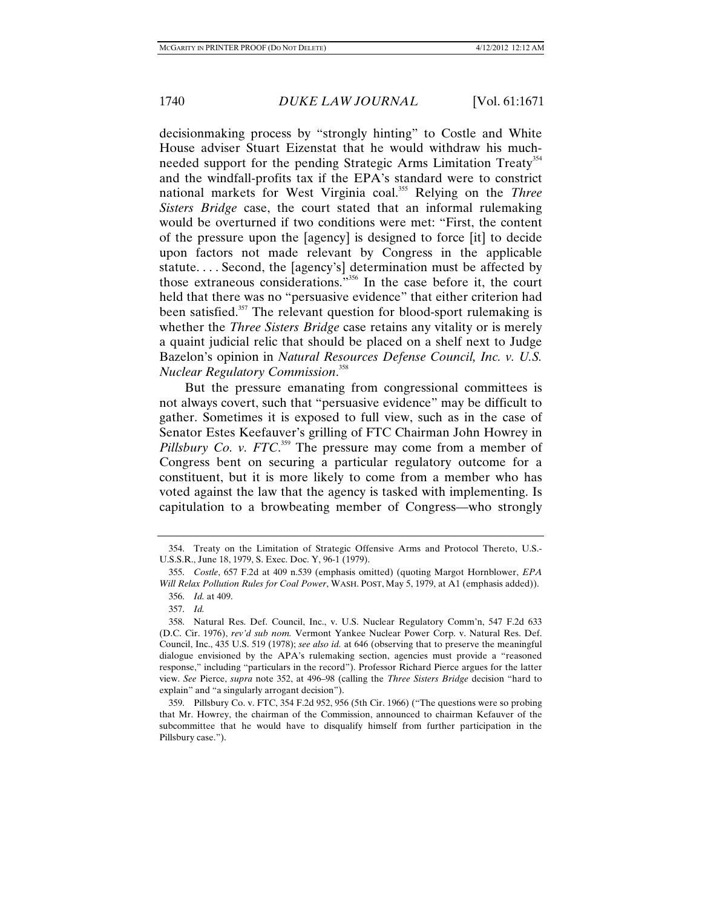decisionmaking process by "strongly hinting" to Costle and White House adviser Stuart Eizenstat that he would withdraw his much-needed support for the pending Strategic Arms Limitation Treaty[354] and the windfall-profits tax if the EPA's standard were to constrict national markets for West Virginia coal.[355] Relying on the *Three Sisters Bridge* case, the court stated that an informal rulemaking would be overturned if two conditions were met: "First, the content of the pressure upon the [agency] is designed to force [it] to decide upon factors not made relevant by Congress in the applicable statute. . . . Second, the [agency's] determination must be affected by those extraneous considerations."[356] In the case before it, the court held that there was no "persuasive evidence" that either criterion had been satisfied.[357] The relevant question for blood-sport rulemaking is whether the *Three Sisters Bridge* case retains any vitality or is merely a quaint judicial relic that should be placed on a shelf next to Judge Bazelon's opinion in *Natural Resources Defense Council, Inc. v. U.S. Nuclear Regulatory Commission*.[358]

But the pressure emanating from congressional committees is not always covert, such that "persuasive evidence" may be difficult to gather. Sometimes it is exposed to full view, such as in the case of Senator Estes Keefauver's grilling of FTC Chairman John Howrey in *Pillsbury Co. v. FTC*.[359] The pressure may come from a member of Congress bent on securing a particular regulatory outcome for a constituent, but it is more likely to come from a member who has voted against the law that the agency is tasked with implementing. Is capitulation to a browbeating member of Congress—who strongly

---

354. Treaty on the Limitation of Strategic Offensive Arms and Protocol Thereto, U.S.-U.S.S.R., June 18, 1979, S. Exec. Doc. Y, 96-1 (1979).

355. *Costle*, 657 F.2d at 409 n.539 (emphasis omitted) (quoting Margot Hornblower, *EPA Will Relax Pollution Rules for Coal Power*, WASH. POST, May 5, 1979, at A1 (emphasis added)).

356. *Id.* at 409.

357. *Id.*

358. Natural Res. Def. Council, Inc., v. U.S. Nuclear Regulatory Comm'n, 547 F.2d 633 (D.C. Cir. 1976), *rev'd sub nom.* Vermont Yankee Nuclear Power Corp. v. Natural Res. Def. Council, Inc., 435 U.S. 519 (1978); *see also id.* at 646 (observing that to preserve the meaningful dialogue envisioned by the APA's rulemaking section, agencies must provide a "reasoned response," including "particulars in the record"). Professor Richard Pierce argues for the latter view. *See* Pierce, *supra* note 352, at 496–98 (calling the *Three Sisters Bridge* decision "hard to explain" and "a singularly arrogant decision").

359. Pillsbury Co. v. FTC, 354 F.2d 952, 956 (5th Cir. 1966) ("The questions were so probing that Mr. Howrey, the chairman of the Commission, announced to chairman Kefauver of the subcommittee that he would have to disqualify himself from further participation in the Pillsbury case.").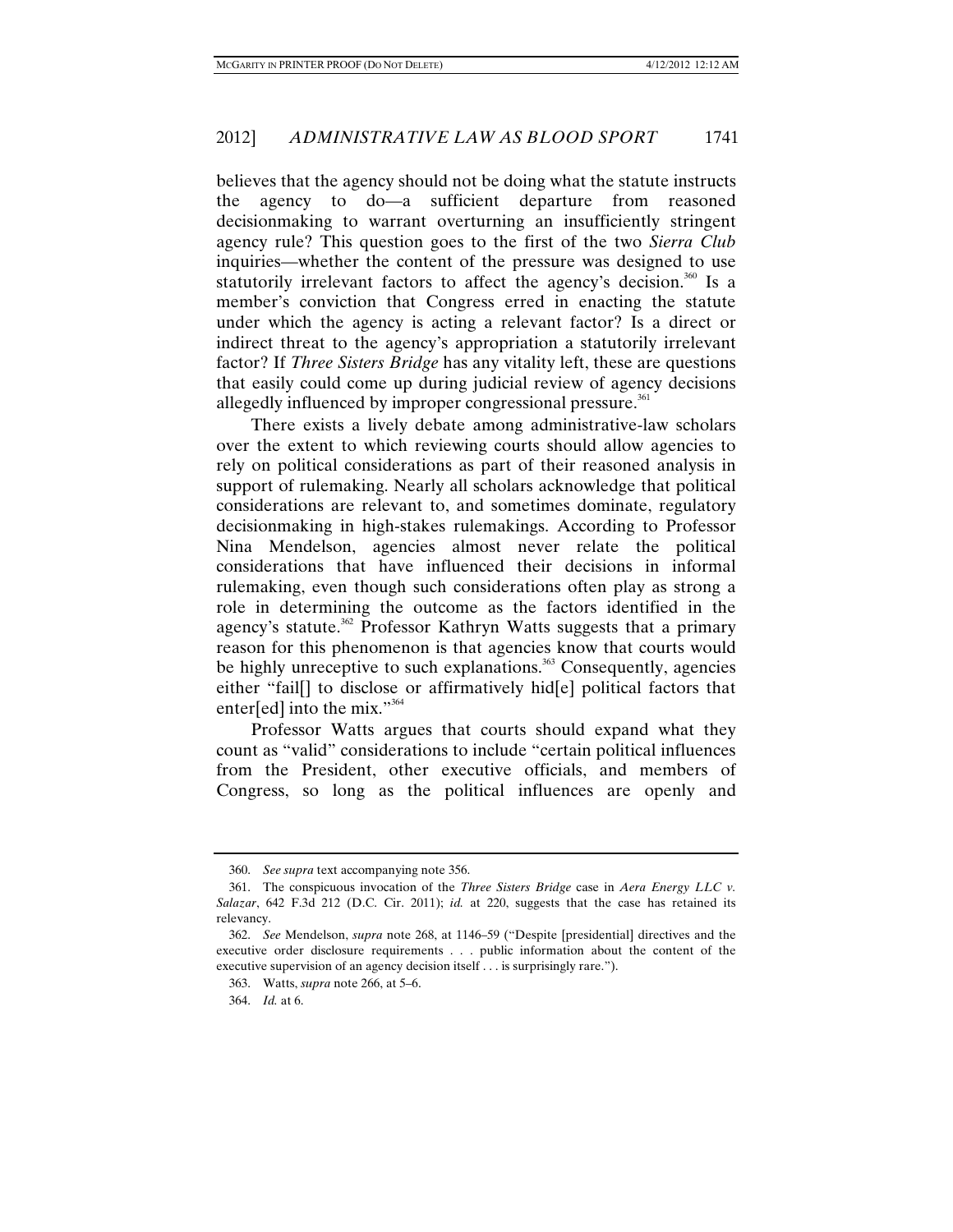believes that the agency should not be doing what the statute instructs the agency to do—a sufficient departure from reasoned decisionmaking to warrant overturning an insufficiently stringent agency rule? This question goes to the first of the two *Sierra Club* inquiries—whether the content of the pressure was designed to use statutorily irrelevant factors to affect the agency's decision.[360] Is a member's conviction that Congress erred in enacting the statute under which the agency is acting a relevant factor? Is a direct or indirect threat to the agency's appropriation a statutorily irrelevant factor? If *Three Sisters Bridge* has any vitality left, these are questions that easily could come up during judicial review of agency decisions allegedly influenced by improper congressional pressure.[361]

There exists a lively debate among administrative-law scholars over the extent to which reviewing courts should allow agencies to rely on political considerations as part of their reasoned analysis in support of rulemaking. Nearly all scholars acknowledge that political considerations are relevant to, and sometimes dominate, regulatory decisionmaking in high-stakes rulemakings. According to Professor Nina Mendelson, agencies almost never relate the political considerations that have influenced their decisions in informal rulemaking, even though such considerations often play as strong a role in determining the outcome as the factors identified in the agency's statute.[362] Professor Kathryn Watts suggests that a primary reason for this phenomenon is that agencies know that courts would be highly unreceptive to such explanations.[363] Consequently, agencies either "fail[] to disclose or affirmatively hid[e] political factors that enter[ed] into the mix."[364]

Professor Watts argues that courts should expand what they count as "valid" considerations to include "certain political influences from the President, other executive officials, and members of Congress, so long as the political influences are openly and

---

360. *See supra* text accompanying note 356.

361. The conspicuous invocation of the *Three Sisters Bridge* case in *Aera Energy LLC v. Salazar*, 642 F.3d 212 (D.C. Cir. 2011); *id.* at 220, suggests that the case has retained its relevancy.

362. *See* Mendelson, *supra* note 268, at 1146–59 ("Despite [presidential] directives and the executive order disclosure requirements . . . public information about the content of the executive supervision of an agency decision itself . . . is surprisingly rare.").

363. Watts, *supra* note 266, at 5–6.

364. *Id.* at 6.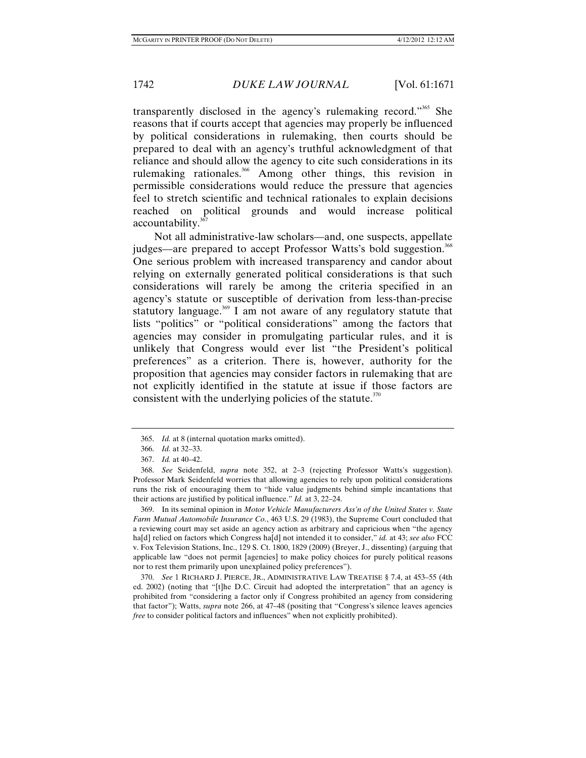transparently disclosed in the agency's rulemaking record."[365] She reasons that if courts accept that agencies may properly be influenced by political considerations in rulemaking, then courts should be prepared to deal with an agency's truthful acknowledgment of that reliance and should allow the agency to cite such considerations in its rulemaking rationales.[366] Among other things, this revision in permissible considerations would reduce the pressure that agencies feel to stretch scientific and technical rationales to explain decisions reached on political grounds and would increase political accountability.[367]

Not all administrative-law scholars—and, one suspects, appellate judges—are prepared to accept Professor Watts's bold suggestion.[368] One serious problem with increased transparency and candor about relying on externally generated political considerations is that such considerations will rarely be among the criteria specified in an agency's statute or susceptible of derivation from less-than-precise statutory language.[369] I am not aware of any regulatory statute that lists "politics" or "political considerations" among the factors that agencies may consider in promulgating particular rules, and it is unlikely that Congress would ever list "the President's political preferences" as a criterion. There is, however, authority for the proposition that agencies may consider factors in rulemaking that are not explicitly identified in the statute at issue if those factors are consistent with the underlying policies of the statute.[370]

---

365. *Id.* at 8 (internal quotation marks omitted).

366. *Id.* at 32–33.

367. *Id.* at 40–42.

368. *See* Seidenfeld, *supra* note 352, at 2–3 (rejecting Professor Watts's suggestion). Professor Mark Seidenfeld worries that allowing agencies to rely upon political considerations runs the risk of encouraging them to "hide value judgments behind simple incantations that their actions are justified by political influence." *Id.* at 3, 22–24.

369. In its seminal opinion in *Motor Vehicle Manufacturers Ass'n of the United States v. State Farm Mutual Automobile Insurance Co.*, 463 U.S. 29 (1983), the Supreme Court concluded that a reviewing court may set aside an agency action as arbitrary and capricious when "the agency ha[d] relied on factors which Congress ha[d] not intended it to consider," *id.* at 43; *see also* FCC v. Fox Television Stations, Inc., 129 S. Ct. 1800, 1829 (2009) (Breyer, J., dissenting) (arguing that applicable law "does not permit [agencies] to make policy choices for purely political reasons nor to rest them primarily upon unexplained policy preferences").

370. *See* 1 RICHARD J. PIERCE, JR., ADMINISTRATIVE LAW TREATISE § 7.4, at 453–55 (4th ed. 2002) (noting that "[t]he D.C. Circuit had adopted the interpretation" that an agency is prohibited from "considering a factor only if Congress prohibited an agency from considering that factor"); Watts, *supra* note 266, at 47–48 (positing that "Congress's silence leaves agencies *free* to consider political factors and influences" when not explicitly prohibited).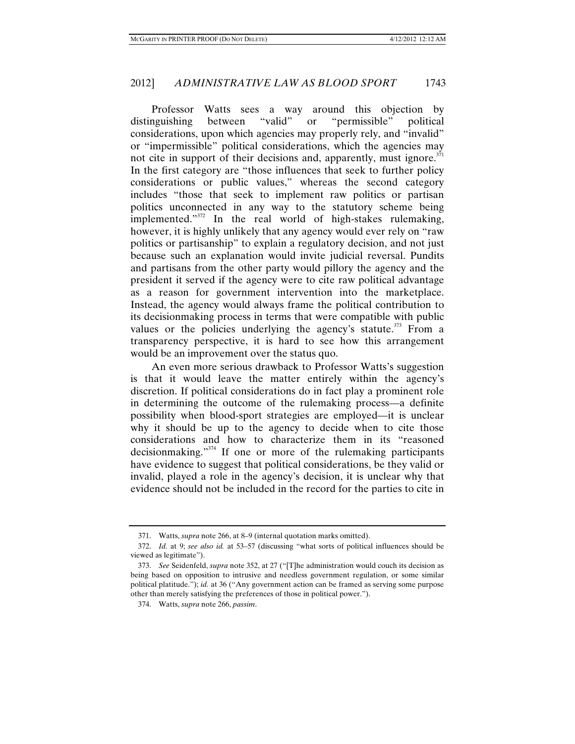Professor Watts sees a way around this objection by distinguishing between "valid" or "permissible" political considerations, upon which agencies may properly rely, and "invalid" or "impermissible" political considerations, which the agencies may not cite in support of their decisions and, apparently, must ignore.[371] In the first category are "those influences that seek to further policy considerations or public values," whereas the second category includes "those that seek to implement raw politics or partisan politics unconnected in any way to the statutory scheme being implemented."[372] In the real world of high-stakes rulemaking, however, it is highly unlikely that any agency would ever rely on "raw politics or partisanship" to explain a regulatory decision, and not just because such an explanation would invite judicial reversal. Pundits and partisans from the other party would pillory the agency and the president it served if the agency were to cite raw political advantage as a reason for government intervention into the marketplace. Instead, the agency would always frame the political contribution to its decisionmaking process in terms that were compatible with public values or the policies underlying the agency's statute.[373] From a transparency perspective, it is hard to see how this arrangement would be an improvement over the status quo.

An even more serious drawback to Professor Watts's suggestion is that it would leave the matter entirely within the agency's discretion. If political considerations do in fact play a prominent role in determining the outcome of the rulemaking process—a definite possibility when blood-sport strategies are employed—it is unclear why it should be up to the agency to decide when to cite those considerations and how to characterize them in its "reasoned decisionmaking."[374] If one or more of the rulemaking participants have evidence to suggest that political considerations, be they valid or invalid, played a role in the agency's decision, it is unclear why that evidence should not be included in the record for the parties to cite in

---

371. Watts, *supra* note 266, at 8–9 (internal quotation marks omitted).

372. *Id.* at 9; *see also id.* at 53–57 (discussing "what sorts of political influences should be viewed as legitimate").

373. *See* Seidenfeld, *supra* note 352, at 27 ("[T]he administration would couch its decision as being based on opposition to intrusive and needless government regulation, or some similar political platitude."); *id.* at 36 ("Any government action can be framed as serving some purpose other than merely satisfying the preferences of those in political power.").

374. Watts, *supra* note 266, *passim*.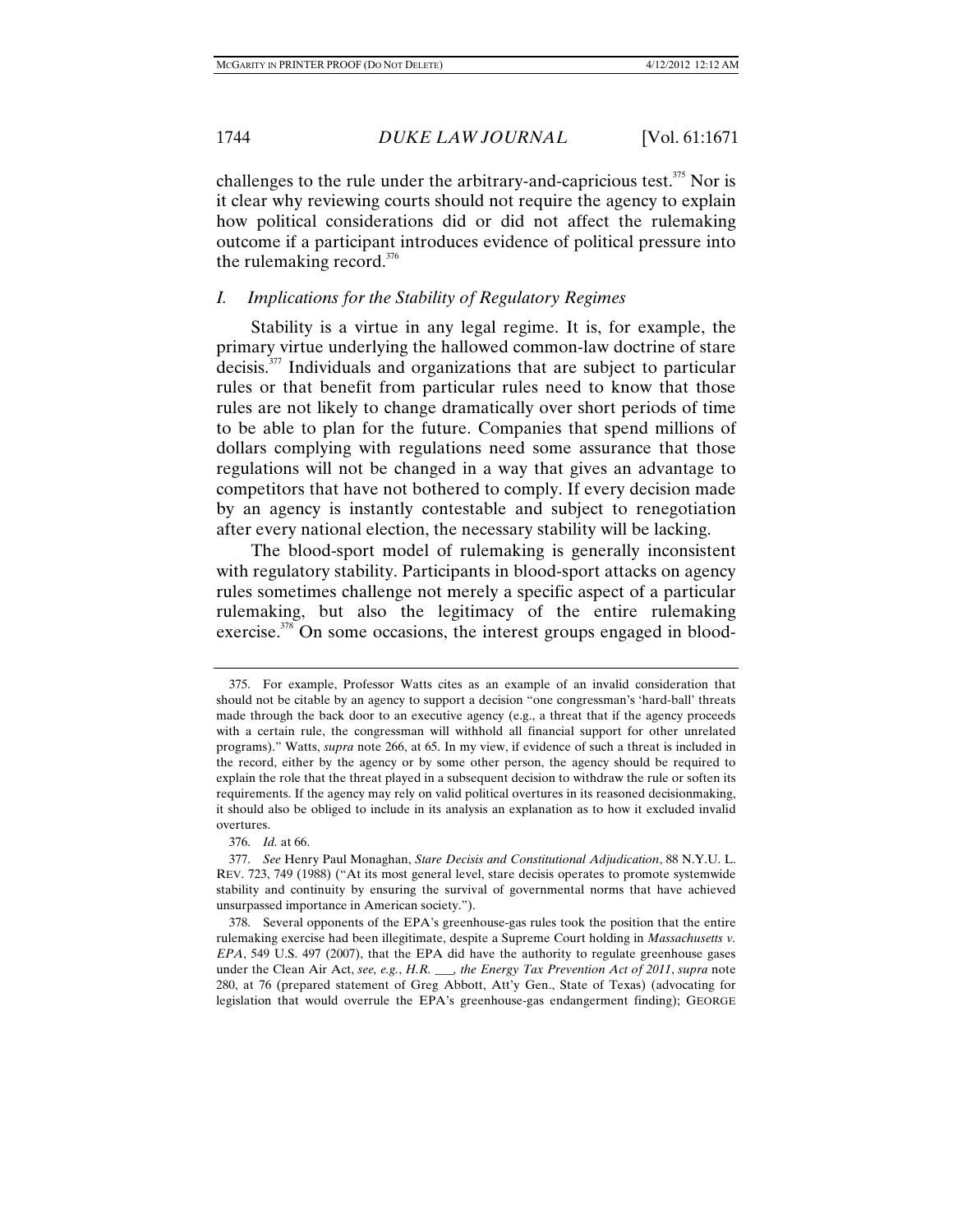challenges to the rule under the arbitrary-and-capricious test.[375] Nor is it clear why reviewing courts should not require the agency to explain how political considerations did or did not affect the rulemaking outcome if a participant introduces evidence of political pressure into the rulemaking record.[376]

### *I. Implications for the Stability of Regulatory Regimes*

Stability is a virtue in any legal regime. It is, for example, the primary virtue underlying the hallowed common-law doctrine of stare decisis.[377] Individuals and organizations that are subject to particular rules or that benefit from particular rules need to know that those rules are not likely to change dramatically over short periods of time to be able to plan for the future. Companies that spend millions of dollars complying with regulations need some assurance that those regulations will not be changed in a way that gives an advantage to competitors that have not bothered to comply. If every decision made by an agency is instantly contestable and subject to renegotiation after every national election, the necessary stability will be lacking.

The blood-sport model of rulemaking is generally inconsistent with regulatory stability. Participants in blood-sport attacks on agency rules sometimes challenge not merely a specific aspect of a particular rulemaking, but also the legitimacy of the entire rulemaking exercise.[378] On some occasions, the interest groups engaged in blood-

---

375. For example, Professor Watts cites as an example of an invalid consideration that should not be citable by an agency to support a decision "one congressman's 'hard-ball' threats made through the back door to an executive agency (e.g., a threat that if the agency proceeds with a certain rule, the congressman will withhold all financial support for other unrelated programs)." Watts, *supra* note 266, at 65. In my view, if evidence of such a threat is included in the record, either by the agency or by some other person, the agency should be required to explain the role that the threat played in a subsequent decision to withdraw the rule or soften its requirements. If the agency may rely on valid political overtures in its reasoned decisionmaking, it should also be obliged to include in its analysis an explanation as to how it excluded invalid overtures.

376. *Id.* at 66.

377. *See* Henry Paul Monaghan, *Stare Decisis and Constitutional Adjudication*, 88 N.Y.U. L. REV. 723, 749 (1988) ("At its most general level, stare decisis operates to promote systemwide stability and continuity by ensuring the survival of governmental norms that have achieved unsurpassed importance in American society.").

378. Several opponents of the EPA's greenhouse-gas rules took the position that the entire rulemaking exercise had been illegitimate, despite a Supreme Court holding in *Massachusetts v. EPA*, 549 U.S. 497 (2007), that the EPA did have the authority to regulate greenhouse gases under the Clean Air Act, *see, e.g.*, *H.R. ___, the Energy Tax Prevention Act of 2011*, *supra* note 280, at 76 (prepared statement of Greg Abbott, Att'y Gen., State of Texas) (advocating for legislation that would overrule the EPA's greenhouse-gas endangerment finding); GEORGE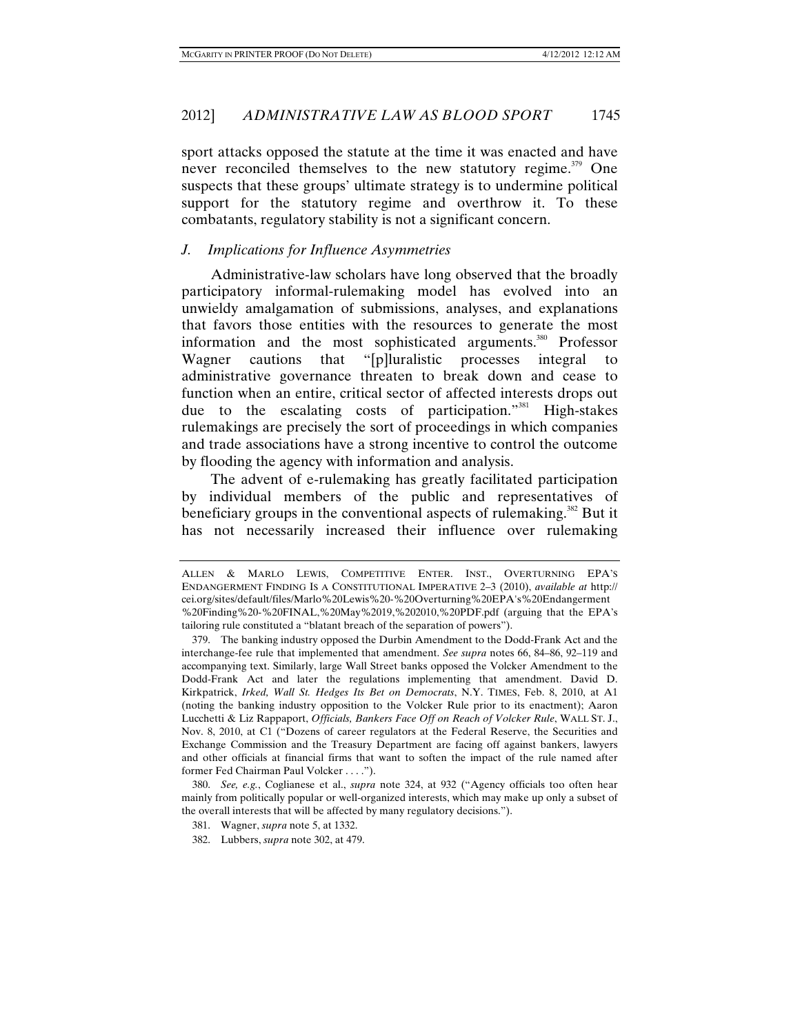sport attacks opposed the statute at the time it was enacted and have never reconciled themselves to the new statutory regime.[379] One suspects that these groups' ultimate strategy is to undermine political support for the statutory regime and overthrow it. To these combatants, regulatory stability is not a significant concern.

### *J. Implications for Influence Asymmetries*

Administrative-law scholars have long observed that the broadly participatory informal-rulemaking model has evolved into an unwieldy amalgamation of submissions, analyses, and explanations that favors those entities with the resources to generate the most information and the most sophisticated arguments.[380] Professor Wagner cautions that "[p]luralistic processes integral to administrative governance threaten to break down and cease to function when an entire, critical sector of affected interests drops out due to the escalating costs of participation."[381] High-stakes rulemakings are precisely the sort of proceedings in which companies and trade associations have a strong incentive to control the outcome by flooding the agency with information and analysis.

The advent of e-rulemaking has greatly facilitated participation by individual members of the public and representatives of beneficiary groups in the conventional aspects of rulemaking.[382] But it has not necessarily increased their influence over rulemaking

---

ALLEN & MARLO LEWIS, COMPETITIVE ENTER. INST., OVERTURNING EPA'S ENDANGERMENT FINDING IS A CONSTITUTIONAL IMPERATIVE 2–3 (2010), *available at* http://cei.org/sites/default/files/Marlo%20Lewis%20-%20Overturning%20EPA's%20Endangerment%20Finding%20-%20FINAL,%20May%2019,%202010,%20PDF.pdf (arguing that the EPA's tailoring rule constituted a "blatant breach of the separation of powers").

379. The banking industry opposed the Durbin Amendment to the Dodd-Frank Act and the interchange-fee rule that implemented that amendment. *See supra* notes 66, 84–86, 92–119 and accompanying text. Similarly, large Wall Street banks opposed the Volcker Amendment to the Dodd-Frank Act and later the regulations implementing that amendment. David D. Kirkpatrick, *Irked, Wall St. Hedges Its Bet on Democrats*, N.Y. TIMES, Feb. 8, 2010, at A1 (noting the banking industry opposition to the Volcker Rule prior to its enactment); Aaron Lucchetti & Liz Rappaport, *Officials, Bankers Face Off on Reach of Volcker Rule*, WALL ST. J., Nov. 8, 2010, at C1 ("Dozens of career regulators at the Federal Reserve, the Securities and Exchange Commission and the Treasury Department are facing off against bankers, lawyers and other officials at financial firms that want to soften the impact of the rule named after former Fed Chairman Paul Volcker . . . .").

380. *See, e.g.*, Coglianese et al., *supra* note 324, at 932 ("Agency officials too often hear mainly from politically popular or well-organized interests, which may make up only a subset of the overall interests that will be affected by many regulatory decisions.").

381. Wagner, *supra* note 5, at 1332.

382. Lubbers, *supra* note 302, at 479.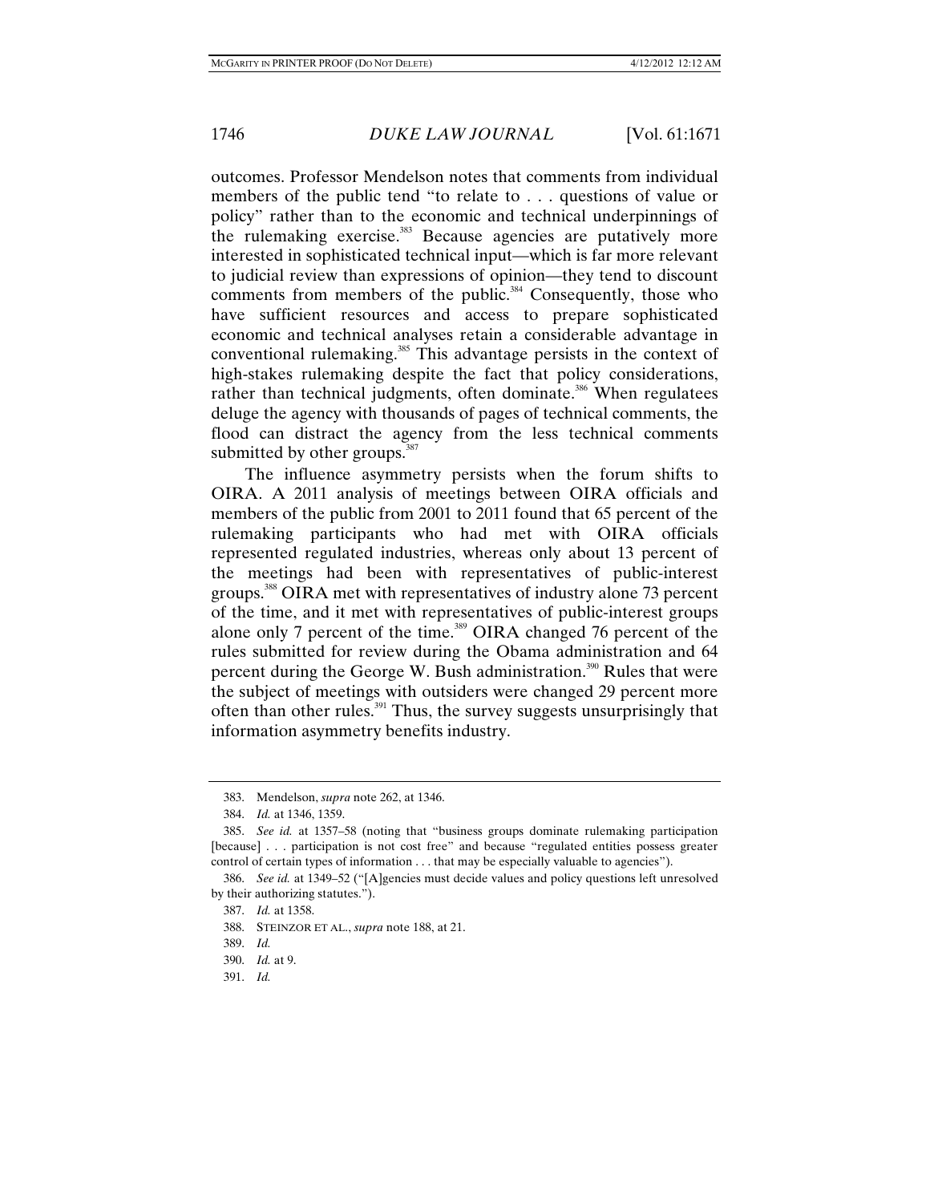outcomes. Professor Mendelson notes that comments from individual members of the public tend "to relate to . . . questions of value or policy" rather than to the economic and technical underpinnings of the rulemaking exercise.[383] Because agencies are putatively more interested in sophisticated technical input—which is far more relevant to judicial review than expressions of opinion—they tend to discount comments from members of the public.[384] Consequently, those who have sufficient resources and access to prepare sophisticated economic and technical analyses retain a considerable advantage in conventional rulemaking.[385] This advantage persists in the context of high-stakes rulemaking despite the fact that policy considerations, rather than technical judgments, often dominate.[386] When regulatees deluge the agency with thousands of pages of technical comments, the flood can distract the agency from the less technical comments submitted by other groups.[387]

The influence asymmetry persists when the forum shifts to OIRA. A 2011 analysis of meetings between OIRA officials and members of the public from 2001 to 2011 found that 65 percent of the rulemaking participants who had met with OIRA officials represented regulated industries, whereas only about 13 percent of the meetings had been with representatives of public-interest groups.[388] OIRA met with representatives of industry alone 73 percent of the time, and it met with representatives of public-interest groups alone only 7 percent of the time.[389] OIRA changed 76 percent of the rules submitted for review during the Obama administration and 64 percent during the George W. Bush administration.[390] Rules that were the subject of meetings with outsiders were changed 29 percent more often than other rules.[391] Thus, the survey suggests unsurprisingly that information asymmetry benefits industry.

---

383. Mendelson, *supra* note 262, at 1346.

384. *Id.* at 1346, 1359.

385. *See id.* at 1357–58 (noting that "business groups dominate rulemaking participation [because] . . . participation is not cost free" and because "regulated entities possess greater control of certain types of information . . . that may be especially valuable to agencies").

386. *See id.* at 1349–52 ("[A]gencies must decide values and policy questions left unresolved by their authorizing statutes.").

387. *Id.* at 1358.

388. STEINZOR ET AL., *supra* note 188, at 21.

389. *Id.*

390. *Id.* at 9.

391. *Id.*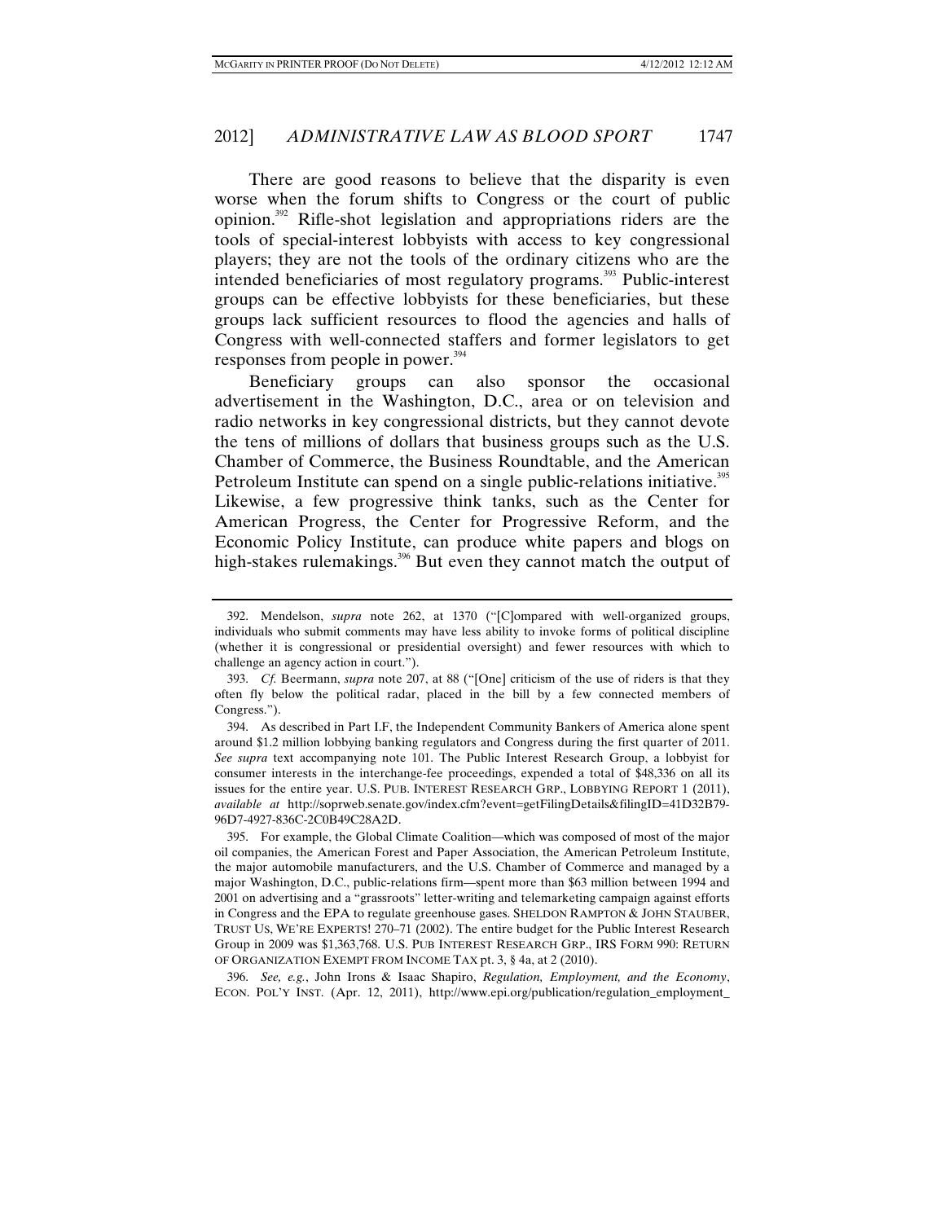There are good reasons to believe that the disparity is even worse when the forum shifts to Congress or the court of public opinion.[392] Rifle-shot legislation and appropriations riders are the tools of special-interest lobbyists with access to key congressional players; they are not the tools of the ordinary citizens who are the intended beneficiaries of most regulatory programs.[393] Public-interest groups can be effective lobbyists for these beneficiaries, but these groups lack sufficient resources to flood the agencies and halls of Congress with well-connected staffers and former legislators to get responses from people in power.[394]

Beneficiary groups can also sponsor the occasional advertisement in the Washington, D.C., area or on television and radio networks in key congressional districts, but they cannot devote the tens of millions of dollars that business groups such as the U.S. Chamber of Commerce, the Business Roundtable, and the American Petroleum Institute can spend on a single public-relations initiative.[395] Likewise, a few progressive think tanks, such as the Center for American Progress, the Center for Progressive Reform, and the Economic Policy Institute, can produce white papers and blogs on high-stakes rulemakings.[396] But even they cannot match the output of

---

392. Mendelson, *supra* note 262, at 1370 ("[C]ompared with well-organized groups, individuals who submit comments may have less ability to invoke forms of political discipline (whether it is congressional or presidential oversight) and fewer resources with which to challenge an agency action in court.").

393. *Cf.* Beermann, *supra* note 207, at 88 ("[One] criticism of the use of riders is that they often fly below the political radar, placed in the bill by a few connected members of Congress.").

394. As described in Part I.F, the Independent Community Bankers of America alone spent around $1.2 million lobbying banking regulators and Congress during the first quarter of 2011. *See supra* text accompanying note 101. The Public Interest Research Group, a lobbyist for consumer interests in the interchange-fee proceedings, expended a total of $48,336 on all its issues for the entire year. U.S. PUB. INTEREST RESEARCH GRP., LOBBYING REPORT 1 (2011), *available at* http://soprweb.senate.gov/index.cfm?event=getFilingDetails&filingID=41D32B79-96D7-4927-836C-2C0B49C28A2D.

395. For example, the Global Climate Coalition—which was composed of most of the major oil companies, the American Forest and Paper Association, the American Petroleum Institute, the major automobile manufacturers, and the U.S. Chamber of Commerce and managed by a major Washington, D.C., public-relations firm—spent more than $63 million between 1994 and 2001 on advertising and a "grassroots" letter-writing and telemarketing campaign against efforts in Congress and the EPA to regulate greenhouse gases. SHELDON RAMPTON & JOHN STAUBER, TRUST US, WE'RE EXPERTS! 270–71 (2002). The entire budget for the Public Interest Research Group in 2009 was $1,363,768. U.S. PUB INTEREST RESEARCH GRP., IRS FORM 990: RETURN OF ORGANIZATION EXEMPT FROM INCOME TAX pt. 3, § 4a, at 2 (2010).

396. *See, e.g.*, John Irons & Isaac Shapiro, *Regulation, Employment, and the Economy*, ECON. POL'Y INST. (Apr. 12, 2011), http://www.epi.org/publication/regulation_employment_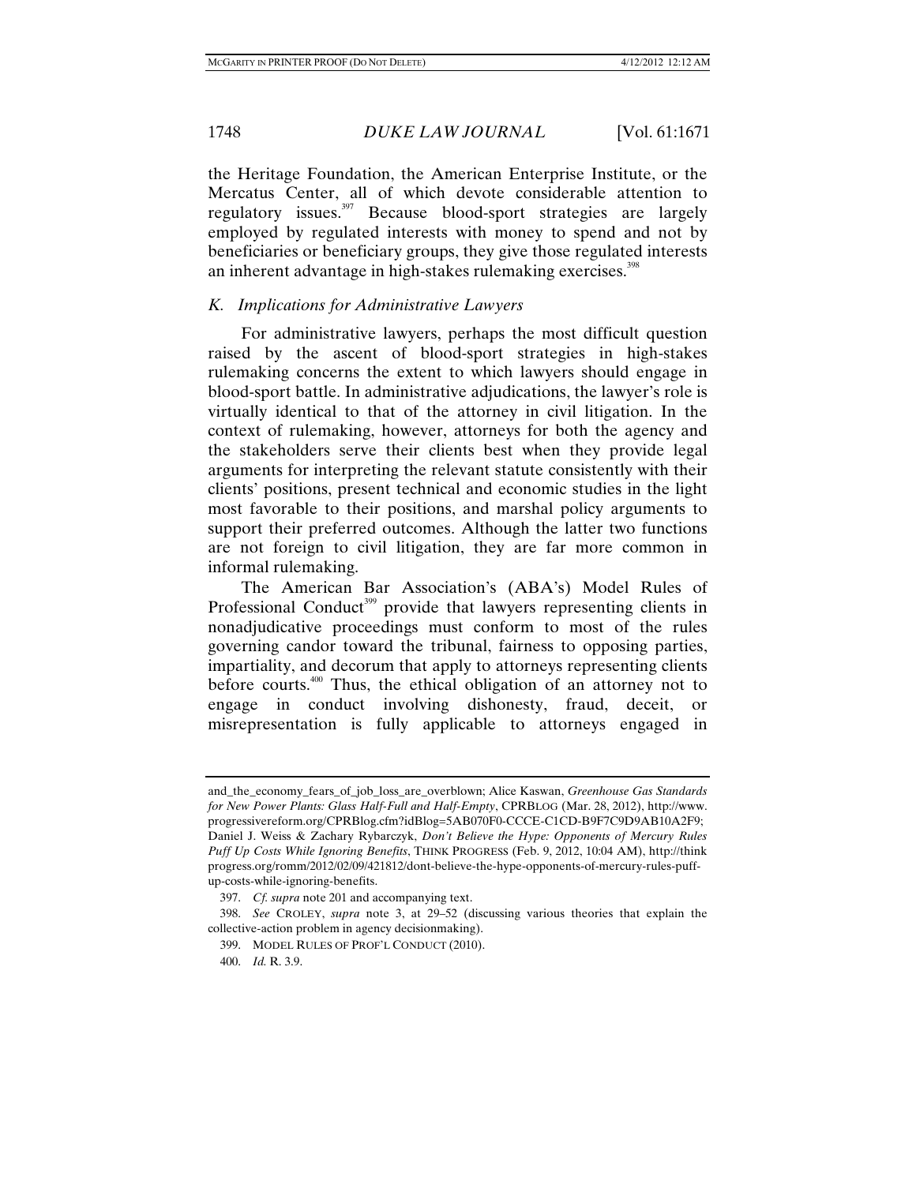the Heritage Foundation, the American Enterprise Institute, or the Mercatus Center, all of which devote considerable attention to regulatory issues.[397] Because blood-sport strategies are largely employed by regulated interests with money to spend and not by beneficiaries or beneficiary groups, they give those regulated interests an inherent advantage in high-stakes rulemaking exercises.[398]

### *K. Implications for Administrative Lawyers*

For administrative lawyers, perhaps the most difficult question raised by the ascent of blood-sport strategies in high-stakes rulemaking concerns the extent to which lawyers should engage in blood-sport battle. In administrative adjudications, the lawyer's role is virtually identical to that of the attorney in civil litigation. In the context of rulemaking, however, attorneys for both the agency and the stakeholders serve their clients best when they provide legal arguments for interpreting the relevant statute consistently with their clients' positions, present technical and economic studies in the light most favorable to their positions, and marshal policy arguments to support their preferred outcomes. Although the latter two functions are not foreign to civil litigation, they are far more common in informal rulemaking.

The American Bar Association's (ABA's) Model Rules of Professional Conduct[399] provide that lawyers representing clients in nonadjudicative proceedings must conform to most of the rules governing candor toward the tribunal, fairness to opposing parties, impartiality, and decorum that apply to attorneys representing clients before courts.[400] Thus, the ethical obligation of an attorney not to engage in conduct involving dishonesty, fraud, deceit, or misrepresentation is fully applicable to attorneys engaged in

---

and_the_economy_fears_of_job_loss_are_overblown; Alice Kaswan, *Greenhouse Gas Standards for New Power Plants: Glass Half-Full and Half-Empty*, CPRBLOG (Mar. 28, 2012), http://www.progressivereform.org/CPRBlog.cfm?idBlog=5AB070F0-CCCE-C1CD-B9F7C9D9AB10A2F9; Daniel J. Weiss & Zachary Rybarczyk, *Don't Believe the Hype: Opponents of Mercury Rules Puff Up Costs While Ignoring Benefits*, THINK PROGRESS (Feb. 9, 2012, 10:04 AM), http://thinkprogress.org/romm/2012/02/09/421812/dont-believe-the-hype-opponents-of-mercury-rules-puff-up-costs-while-ignoring-benefits.

397. *Cf. supra* note 201 and accompanying text.

398. *See* CROLEY, *supra* note 3, at 29–52 (discussing various theories that explain the collective-action problem in agency decisionmaking).

399. MODEL RULES OF PROF'L CONDUCT (2010).

400. *Id.* R. 3.9.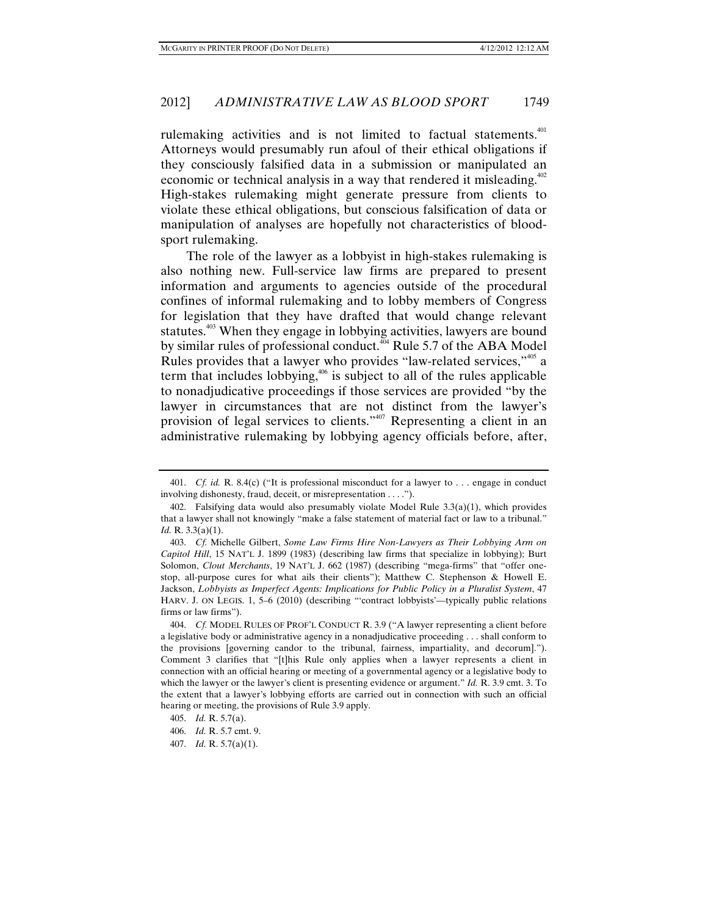rulemaking activities and is not limited to factual statements.[401] Attorneys would presumably run afoul of their ethical obligations if they consciously falsified data in a submission or manipulated an economic or technical analysis in a way that rendered it misleading.[402] High-stakes rulemaking might generate pressure from clients to violate these ethical obligations, but conscious falsification of data or manipulation of analyses are hopefully not characteristics of blood-sport rulemaking.

The role of the lawyer as a lobbyist in high-stakes rulemaking is also nothing new. Full-service law firms are prepared to present information and arguments to agencies outside of the procedural confines of informal rulemaking and to lobby members of Congress for legislation that they have drafted that would change relevant statutes.[403] When they engage in lobbying activities, lawyers are bound by similar rules of professional conduct.[404] Rule 5.7 of the ABA Model Rules provides that a lawyer who provides "law-related services,"[405] a term that includes lobbying,[406] is subject to all of the rules applicable to nonadjudicative proceedings if those services are provided "by the lawyer in circumstances that are not distinct from the lawyer's provision of legal services to clients."[407] Representing a client in an administrative rulemaking by lobbying agency officials before, after,

---

401. *Cf. id.* R. 8.4(c) ("It is professional misconduct for a lawyer to . . . engage in conduct involving dishonesty, fraud, deceit, or misrepresentation . . . .").

402. Falsifying data would also presumably violate Model Rule 3.3(a)(1), which provides that a lawyer shall not knowingly "make a false statement of material fact or law to a tribunal." *Id.* R. 3.3(a)(1).

403. *Cf.* Michelle Gilbert, *Some Law Firms Hire Non-Lawyers as Their Lobbying Arm on Capitol Hill*, 15 NAT'L J. 1899 (1983) (describing law firms that specialize in lobbying); Burt Solomon, *Clout Merchants*, 19 NAT'L J. 662 (1987) (describing "mega-firms" that "offer one-stop, all-purpose cures for what ails their clients"); Matthew C. Stephenson & Howell E. Jackson, *Lobbyists as Imperfect Agents: Implications for Public Policy in a Pluralist System*, 47 HARV. J. ON LEGIS. 1, 5–6 (2010) (describing "'contract lobbyists'—typically public relations firms or law firms").

404. *Cf.* MODEL RULES OF PROF'L CONDUCT R. 3.9 ("A lawyer representing a client before a legislative body or administrative agency in a nonadjudicative proceeding . . . shall conform to the provisions [governing candor to the tribunal, fairness, impartiality, and decorum]."). Comment 3 clarifies that "[t]his Rule only applies when a lawyer represents a client in connection with an official hearing or meeting of a governmental agency or a legislative body to which the lawyer or the lawyer's client is presenting evidence or argument." *Id.* R. 3.9 cmt. 3. To the extent that a lawyer's lobbying efforts are carried out in connection with such an official hearing or meeting, the provisions of Rule 3.9 apply.

405. *Id.* R. 5.7(a).

406. *Id.* R. 5.7 cmt. 9.

407. *Id.* R. 5.7(a)(1).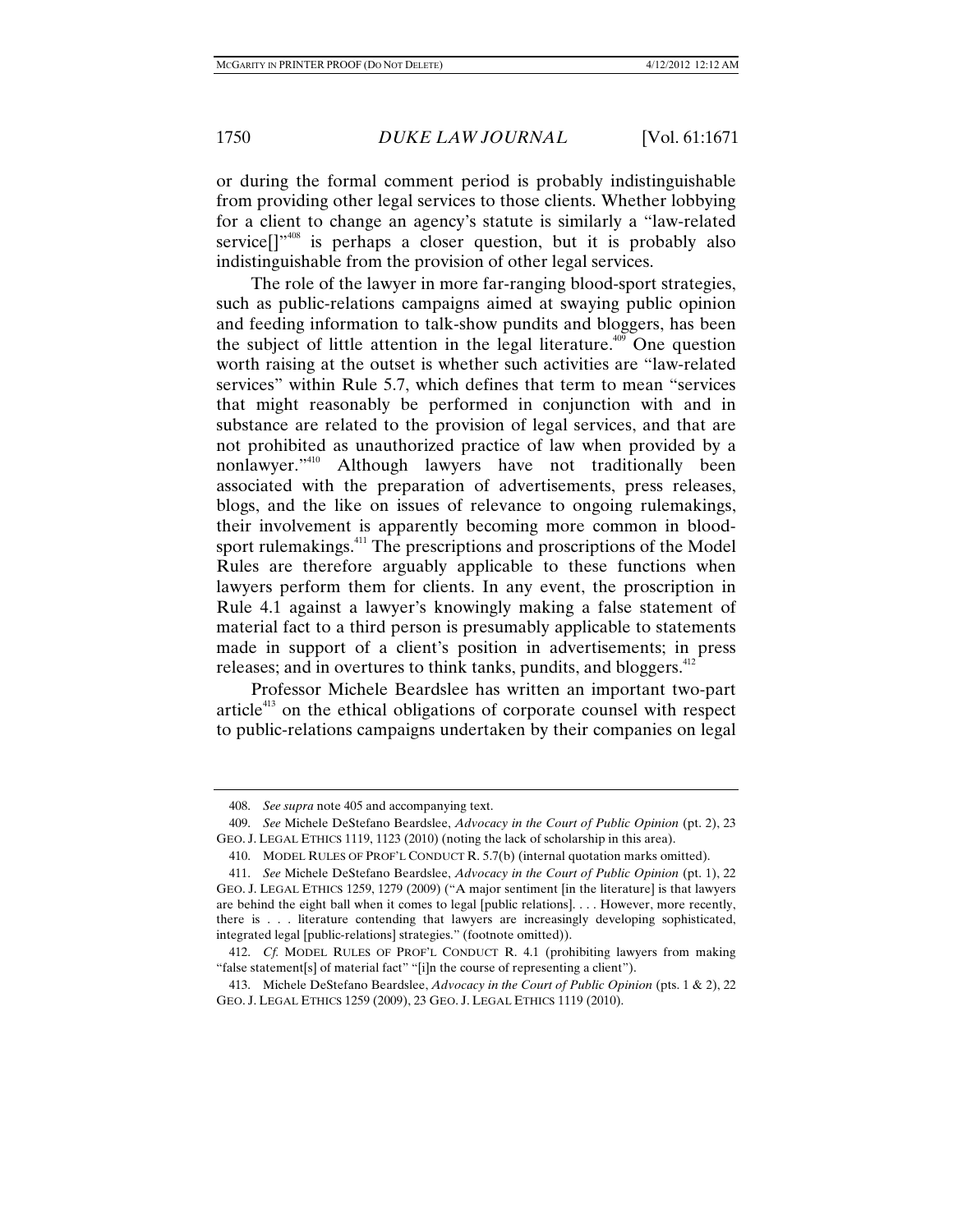or during the formal comment period is probably indistinguishable from providing other legal services to those clients. Whether lobbying for a client to change an agency's statute is similarly a "law-related service[]"[408] is perhaps a closer question, but it is probably also indistinguishable from the provision of other legal services.

The role of the lawyer in more far-ranging blood-sport strategies, such as public-relations campaigns aimed at swaying public opinion and feeding information to talk-show pundits and bloggers, has been the subject of little attention in the legal literature.[409] One question worth raising at the outset is whether such activities are "law-related services" within Rule 5.7, which defines that term to mean "services that might reasonably be performed in conjunction with and in substance are related to the provision of legal services, and that are not prohibited as unauthorized practice of law when provided by a nonlawyer."[410] Although lawyers have not traditionally been associated with the preparation of advertisements, press releases, blogs, and the like on issues of relevance to ongoing rulemakings, their involvement is apparently becoming more common in blood-sport rulemakings.[411] The prescriptions and proscriptions of the Model Rules are therefore arguably applicable to these functions when lawyers perform them for clients. In any event, the proscription in Rule 4.1 against a lawyer's knowingly making a false statement of material fact to a third person is presumably applicable to statements made in support of a client's position in advertisements; in press releases; and in overtures to think tanks, pundits, and bloggers.[412]

Professor Michele Beardslee has written an important two-part article[413] on the ethical obligations of corporate counsel with respect to public-relations campaigns undertaken by their companies on legal

---

408. *See supra* note 405 and accompanying text.

409. *See* Michele DeStefano Beardslee, *Advocacy in the Court of Public Opinion* (pt. 2), 23 GEO. J. LEGAL ETHICS 1119, 1123 (2010) (noting the lack of scholarship in this area).

410. MODEL RULES OF PROF'L CONDUCT R. 5.7(b) (internal quotation marks omitted).

411. *See* Michele DeStefano Beardslee, *Advocacy in the Court of Public Opinion* (pt. 1), 22 GEO. J. LEGAL ETHICS 1259, 1279 (2009) ("A major sentiment [in the literature] is that lawyers are behind the eight ball when it comes to legal [public relations]. . . . However, more recently, there is . . . literature contending that lawyers are increasingly developing sophisticated, integrated legal [public-relations] strategies." (footnote omitted)).

412. *Cf.* MODEL RULES OF PROF'L CONDUCT R. 4.1 (prohibiting lawyers from making "false statement[s] of material fact" "[i]n the course of representing a client").

413. Michele DeStefano Beardslee, *Advocacy in the Court of Public Opinion* (pts. 1 & 2), 22 GEO. J. LEGAL ETHICS 1259 (2009), 23 GEO. J. LEGAL ETHICS 1119 (2010).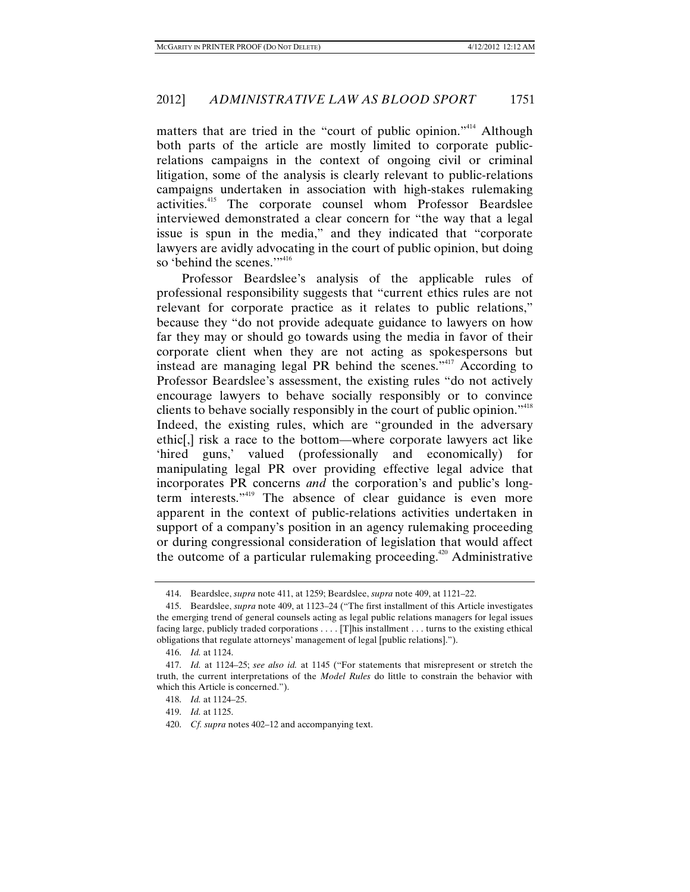matters that are tried in the "court of public opinion."[414] Although both parts of the article are mostly limited to corporate public-relations campaigns in the context of ongoing civil or criminal litigation, some of the analysis is clearly relevant to public-relations campaigns undertaken in association with high-stakes rulemaking activities.[415] The corporate counsel whom Professor Beardslee interviewed demonstrated a clear concern for "the way that a legal issue is spun in the media," and they indicated that "corporate lawyers are avidly advocating in the court of public opinion, but doing so 'behind the scenes.'"[416]

Professor Beardslee's analysis of the applicable rules of professional responsibility suggests that "current ethics rules are not relevant for corporate practice as it relates to public relations," because they "do not provide adequate guidance to lawyers on how far they may or should go towards using the media in favor of their corporate client when they are not acting as spokespersons but instead are managing legal PR behind the scenes."[417] According to Professor Beardslee's assessment, the existing rules "do not actively encourage lawyers to behave socially responsibly or to convince clients to behave socially responsibly in the court of public opinion."[418] Indeed, the existing rules, which are "grounded in the adversary ethic[,] risk a race to the bottom—where corporate lawyers act like 'hired guns,' valued (professionally and economically) for manipulating legal PR over providing effective legal advice that incorporates PR concerns *and* the corporation's and public's long-term interests."[419] The absence of clear guidance is even more apparent in the context of public-relations activities undertaken in support of a company's position in an agency rulemaking proceeding or during congressional consideration of legislation that would affect the outcome of a particular rulemaking proceeding.[420] Administrative

---

414. Beardslee, *supra* note 411, at 1259; Beardslee, *supra* note 409, at 1121–22.

415. Beardslee, *supra* note 409, at 1123–24 ("The first installment of this Article investigates the emerging trend of general counsels acting as legal public relations managers for legal issues facing large, publicly traded corporations . . . . [T]his installment . . . turns to the existing ethical obligations that regulate attorneys' management of legal [public relations].").

416. *Id.* at 1124.

417. *Id.* at 1124–25; *see also id.* at 1145 ("For statements that misrepresent or stretch the truth, the current interpretations of the *Model Rules* do little to constrain the behavior with which this Article is concerned.").

418. *Id.* at 1124–25.

419. *Id.* at 1125.

420. *Cf. supra* notes 402–12 and accompanying text.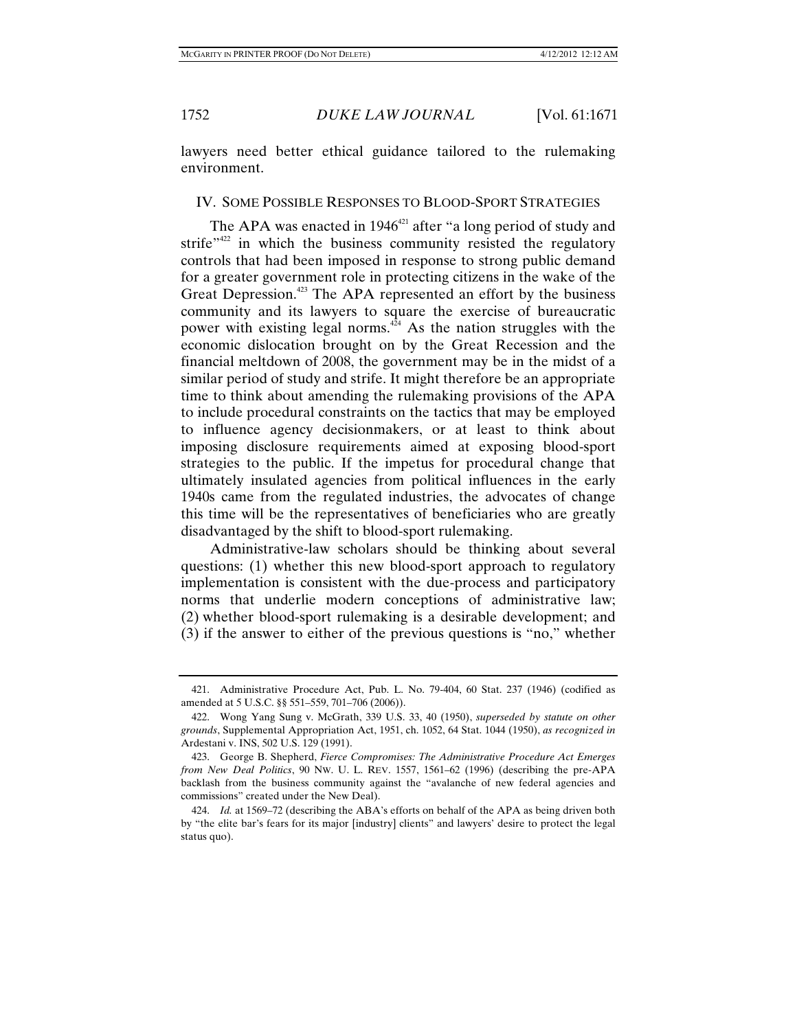lawyers need better ethical guidance tailored to the rulemaking environment.

## IV. SOME POSSIBLE RESPONSES TO BLOOD-SPORT STRATEGIES

The APA was enacted in 1946[421] after "a long period of study and strife"[422] in which the business community resisted the regulatory controls that had been imposed in response to strong public demand for a greater government role in protecting citizens in the wake of the Great Depression.[423] The APA represented an effort by the business community and its lawyers to square the exercise of bureaucratic power with existing legal norms.[424] As the nation struggles with the economic dislocation brought on by the Great Recession and the financial meltdown of 2008, the government may be in the midst of a similar period of study and strife. It might therefore be an appropriate time to think about amending the rulemaking provisions of the APA to include procedural constraints on the tactics that may be employed to influence agency decisionmakers, or at least to think about imposing disclosure requirements aimed at exposing blood-sport strategies to the public. If the impetus for procedural change that ultimately insulated agencies from political influences in the early 1940s came from the regulated industries, the advocates of change this time will be the representatives of beneficiaries who are greatly disadvantaged by the shift to blood-sport rulemaking.

Administrative-law scholars should be thinking about several questions: (1) whether this new blood-sport approach to regulatory implementation is consistent with the due-process and participatory norms that underlie modern conceptions of administrative law; (2) whether blood-sport rulemaking is a desirable development; and (3) if the answer to either of the previous questions is "no," whether

---

421. Administrative Procedure Act, Pub. L. No. 79-404, 60 Stat. 237 (1946) (codified as amended at 5 U.S.C. §§ 551–559, 701–706 (2006)).

422. Wong Yang Sung v. McGrath, 339 U.S. 33, 40 (1950), *superseded by statute on other grounds*, Supplemental Appropriation Act, 1951, ch. 1052, 64 Stat. 1044 (1950), *as recognized in* Ardestani v. INS, 502 U.S. 129 (1991).

423. George B. Shepherd, *Fierce Compromises: The Administrative Procedure Act Emerges from New Deal Politics*, 90 NW. U. L. REV. 1557, 1561–62 (1996) (describing the pre-APA backlash from the business community against the "avalanche of new federal agencies and commissions" created under the New Deal).

424. *Id.* at 1569–72 (describing the ABA's efforts on behalf of the APA as being driven both by "the elite bar's fears for its major [industry] clients" and lawyers' desire to protect the legal status quo).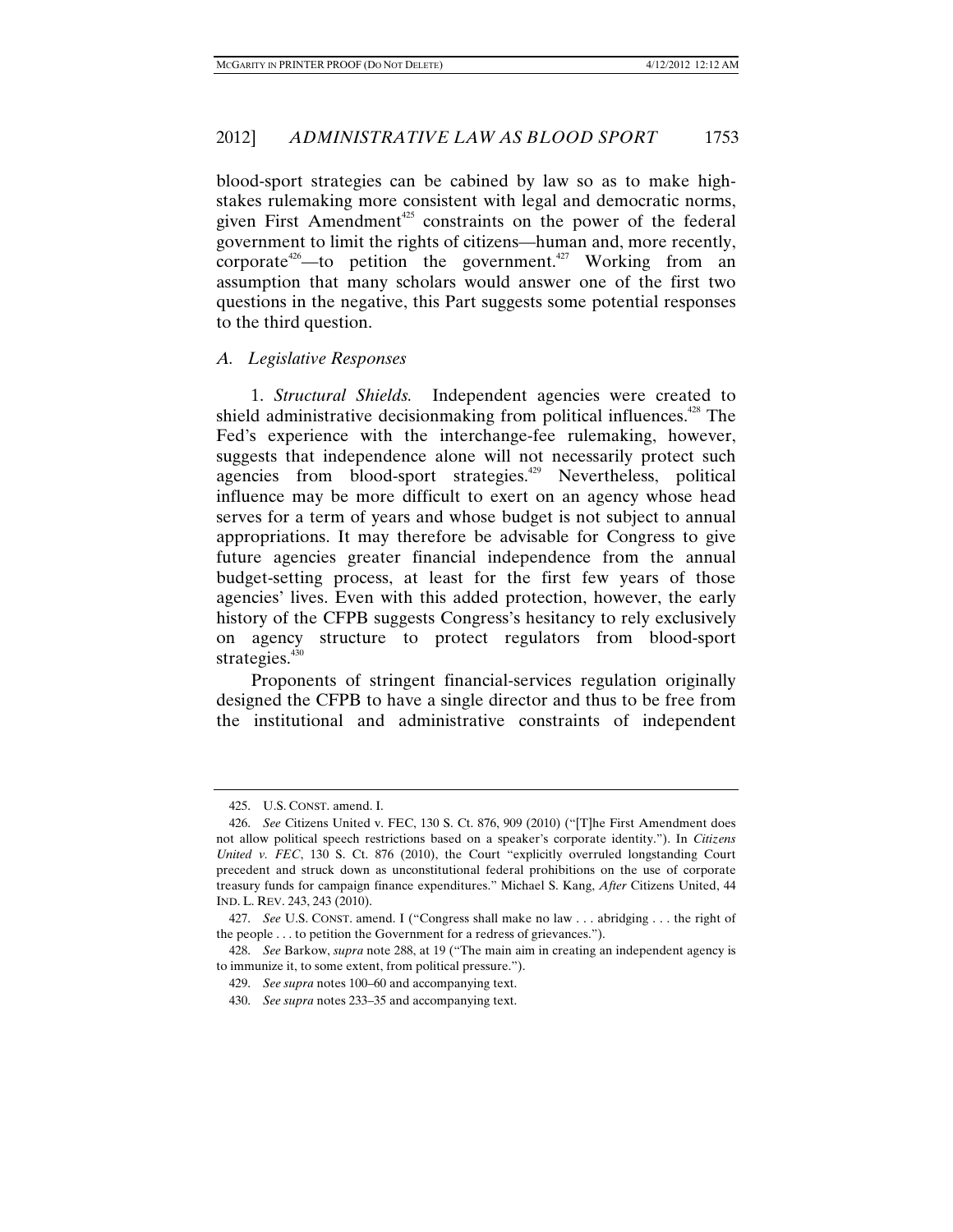blood-sport strategies can be cabined by law so as to make high-stakes rulemaking more consistent with legal and democratic norms, given First Amendment[425] constraints on the power of the federal government to limit the rights of citizens—human and, more recently, corporate[426]—to petition the government.[427] Working from an assumption that many scholars would answer one of the first two questions in the negative, this Part suggests some potential responses to the third question.

### *A. Legislative Responses*

1. *Structural Shields.* Independent agencies were created to shield administrative decisionmaking from political influences.[428] The Fed's experience with the interchange-fee rulemaking, however, suggests that independence alone will not necessarily protect such agencies from blood-sport strategies.[429] Nevertheless, political influence may be more difficult to exert on an agency whose head serves for a term of years and whose budget is not subject to annual appropriations. It may therefore be advisable for Congress to give future agencies greater financial independence from the annual budget-setting process, at least for the first few years of those agencies' lives. Even with this added protection, however, the early history of the CFPB suggests Congress's hesitancy to rely exclusively on agency structure to protect regulators from blood-sport strategies.[430]

Proponents of stringent financial-services regulation originally designed the CFPB to have a single director and thus to be free from the institutional and administrative constraints of independent

---

425. U.S. CONST. amend. I.

426. *See* Citizens United v. FEC, 130 S. Ct. 876, 909 (2010) ("[T]he First Amendment does not allow political speech restrictions based on a speaker's corporate identity."). In *Citizens United v. FEC*, 130 S. Ct. 876 (2010), the Court "explicitly overruled longstanding Court precedent and struck down as unconstitutional federal prohibitions on the use of corporate treasury funds for campaign finance expenditures." Michael S. Kang, *After* Citizens United, 44 IND. L. REV. 243, 243 (2010).

427. *See* U.S. CONST. amend. I ("Congress shall make no law . . . abridging . . . the right of the people . . . to petition the Government for a redress of grievances.").

428. *See* Barkow, *supra* note 288, at 19 ("The main aim in creating an independent agency is to immunize it, to some extent, from political pressure.").

429. *See supra* notes 100–60 and accompanying text.

430. *See supra* notes 233–35 and accompanying text.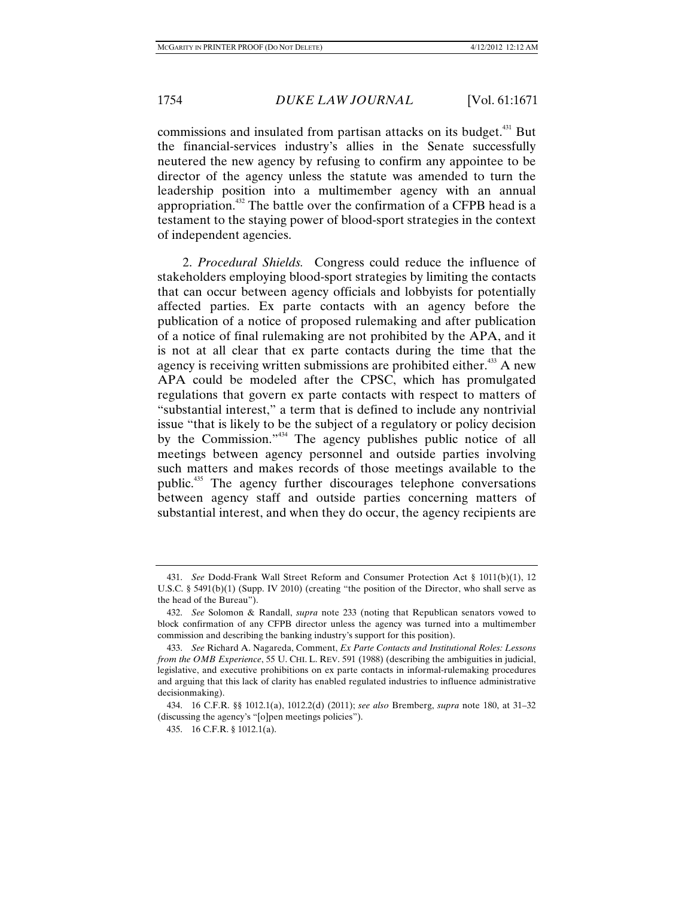commissions and insulated from partisan attacks on its budget.[431] But the financial-services industry's allies in the Senate successfully neutered the new agency by refusing to confirm any appointee to be director of the agency unless the statute was amended to turn the leadership position into a multimember agency with an annual appropriation.[432] The battle over the confirmation of a CFPB head is a testament to the staying power of blood-sport strategies in the context of independent agencies.

2. *Procedural Shields.* Congress could reduce the influence of stakeholders employing blood-sport strategies by limiting the contacts that can occur between agency officials and lobbyists for potentially affected parties. Ex parte contacts with an agency before the publication of a notice of proposed rulemaking and after publication of a notice of final rulemaking are not prohibited by the APA, and it is not at all clear that ex parte contacts during the time that the agency is receiving written submissions are prohibited either.[433] A new APA could be modeled after the CPSC, which has promulgated regulations that govern ex parte contacts with respect to matters of "substantial interest," a term that is defined to include any nontrivial issue "that is likely to be the subject of a regulatory or policy decision by the Commission."[434] The agency publishes public notice of all meetings between agency personnel and outside parties involving such matters and makes records of those meetings available to the public.[435] The agency further discourages telephone conversations between agency staff and outside parties concerning matters of substantial interest, and when they do occur, the agency recipients are

---

431. *See* Dodd-Frank Wall Street Reform and Consumer Protection Act § 1011(b)(1), 12 U.S.C. § 5491(b)(1) (Supp. IV 2010) (creating "the position of the Director, who shall serve as the head of the Bureau").

432. *See* Solomon & Randall, *supra* note 233 (noting that Republican senators vowed to block confirmation of any CFPB director unless the agency was turned into a multimember commission and describing the banking industry's support for this position).

433. *See* Richard A. Nagareda, Comment, *Ex Parte Contacts and Institutional Roles: Lessons from the OMB Experience*, 55 U. CHI. L. REV. 591 (1988) (describing the ambiguities in judicial, legislative, and executive prohibitions on ex parte contacts in informal-rulemaking procedures and arguing that this lack of clarity has enabled regulated industries to influence administrative decisionmaking).

434. 16 C.F.R. §§ 1012.1(a), 1012.2(d) (2011); *see also* Bremberg, *supra* note 180, at 31–32 (discussing the agency's "[o]pen meetings policies").

435. 16 C.F.R. § 1012.1(a).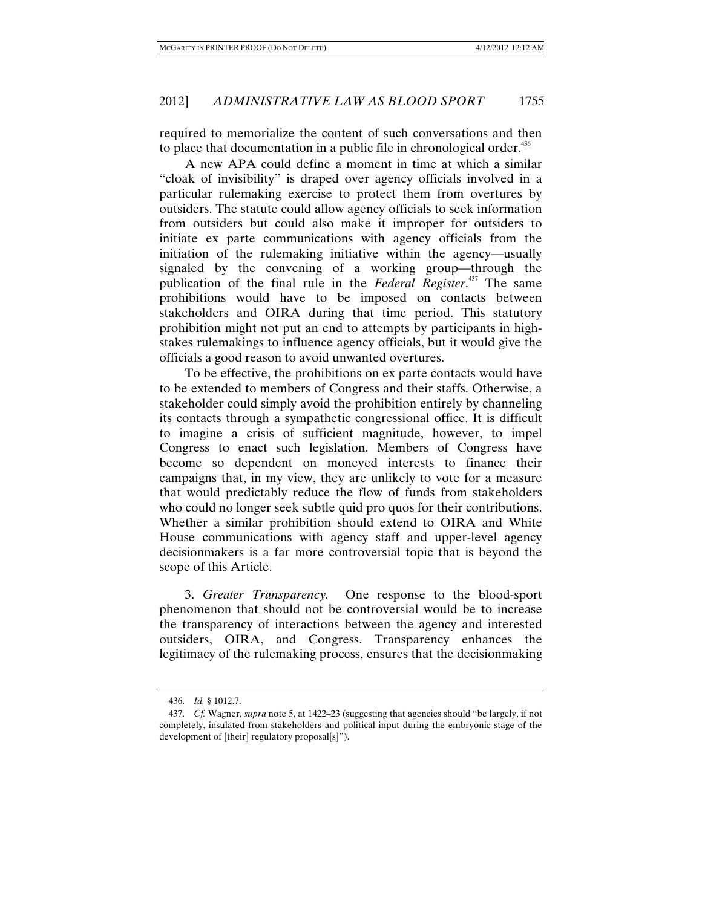required to memorialize the content of such conversations and then to place that documentation in a public file in chronological order.[436]

A new APA could define a moment in time at which a similar "cloak of invisibility" is draped over agency officials involved in a particular rulemaking exercise to protect them from overtures by outsiders. The statute could allow agency officials to seek information from outsiders but could also make it improper for outsiders to initiate ex parte communications with agency officials from the initiation of the rulemaking initiative within the agency—usually signaled by the convening of a working group—through the publication of the final rule in the *Federal Register*.[437] The same prohibitions would have to be imposed on contacts between stakeholders and OIRA during that time period. This statutory prohibition might not put an end to attempts by participants in high-stakes rulemakings to influence agency officials, but it would give the officials a good reason to avoid unwanted overtures.

To be effective, the prohibitions on ex parte contacts would have to be extended to members of Congress and their staffs. Otherwise, a stakeholder could simply avoid the prohibition entirely by channeling its contacts through a sympathetic congressional office. It is difficult to imagine a crisis of sufficient magnitude, however, to impel Congress to enact such legislation. Members of Congress have become so dependent on moneyed interests to finance their campaigns that, in my view, they are unlikely to vote for a measure that would predictably reduce the flow of funds from stakeholders who could no longer seek subtle quid pro quos for their contributions. Whether a similar prohibition should extend to OIRA and White House communications with agency staff and upper-level agency decisionmakers is a far more controversial topic that is beyond the scope of this Article.

3. *Greater Transparency.* One response to the blood-sport phenomenon that should not be controversial would be to increase the transparency of interactions between the agency and interested outsiders, OIRA, and Congress. Transparency enhances the legitimacy of the rulemaking process, ensures that the decisionmaking

---

436. *Id.* § 1012.7.

437. *Cf.* Wagner, *supra* note 5, at 1422–23 (suggesting that agencies should "be largely, if not completely, insulated from stakeholders and political input during the embryonic stage of the development of [their] regulatory proposal[s]").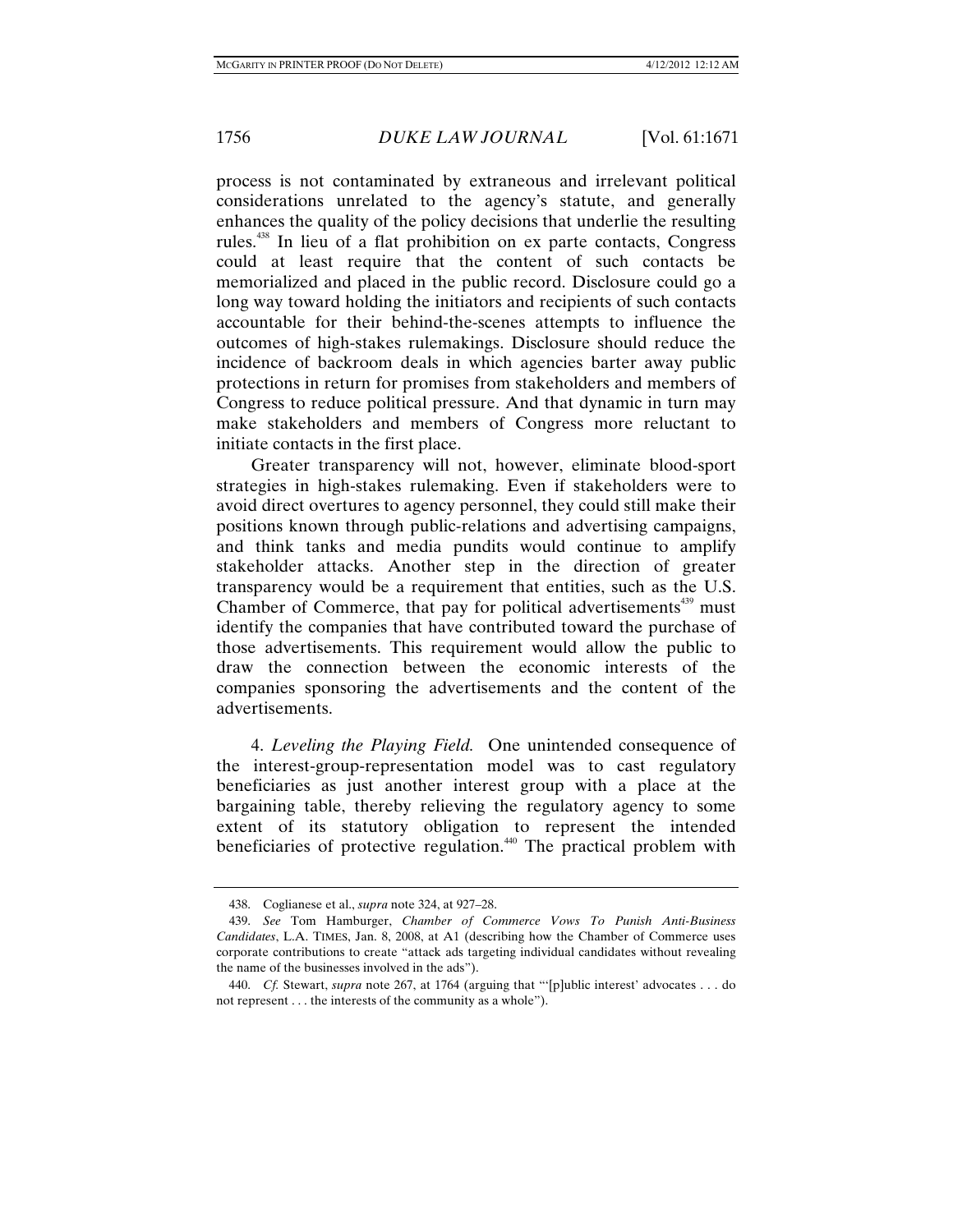process is not contaminated by extraneous and irrelevant political considerations unrelated to the agency's statute, and generally enhances the quality of the policy decisions that underlie the resulting rules.[438] In lieu of a flat prohibition on ex parte contacts, Congress could at least require that the content of such contacts be memorialized and placed in the public record. Disclosure could go a long way toward holding the initiators and recipients of such contacts accountable for their behind-the-scenes attempts to influence the outcomes of high-stakes rulemakings. Disclosure should reduce the incidence of backroom deals in which agencies barter away public protections in return for promises from stakeholders and members of Congress to reduce political pressure. And that dynamic in turn may make stakeholders and members of Congress more reluctant to initiate contacts in the first place.

Greater transparency will not, however, eliminate blood-sport strategies in high-stakes rulemaking. Even if stakeholders were to avoid direct overtures to agency personnel, they could still make their positions known through public-relations and advertising campaigns, and think tanks and media pundits would continue to amplify stakeholder attacks. Another step in the direction of greater transparency would be a requirement that entities, such as the U.S. Chamber of Commerce, that pay for political advertisements[439] must identify the companies that have contributed toward the purchase of those advertisements. This requirement would allow the public to draw the connection between the economic interests of the companies sponsoring the advertisements and the content of the advertisements.

4. *Leveling the Playing Field.* One unintended consequence of the interest-group-representation model was to cast regulatory beneficiaries as just another interest group with a place at the bargaining table, thereby relieving the regulatory agency to some extent of its statutory obligation to represent the intended beneficiaries of protective regulation.[440] The practical problem with

---

438. Coglianese et al., *supra* note 324, at 927–28.

439. *See* Tom Hamburger, *Chamber of Commerce Vows To Punish Anti-Business Candidates*, L.A. TIMES, Jan. 8, 2008, at A1 (describing how the Chamber of Commerce uses corporate contributions to create "attack ads targeting individual candidates without revealing the name of the businesses involved in the ads").

440. *Cf.* Stewart, *supra* note 267, at 1764 (arguing that "'[p]ublic interest' advocates . . . do not represent . . . the interests of the community as a whole").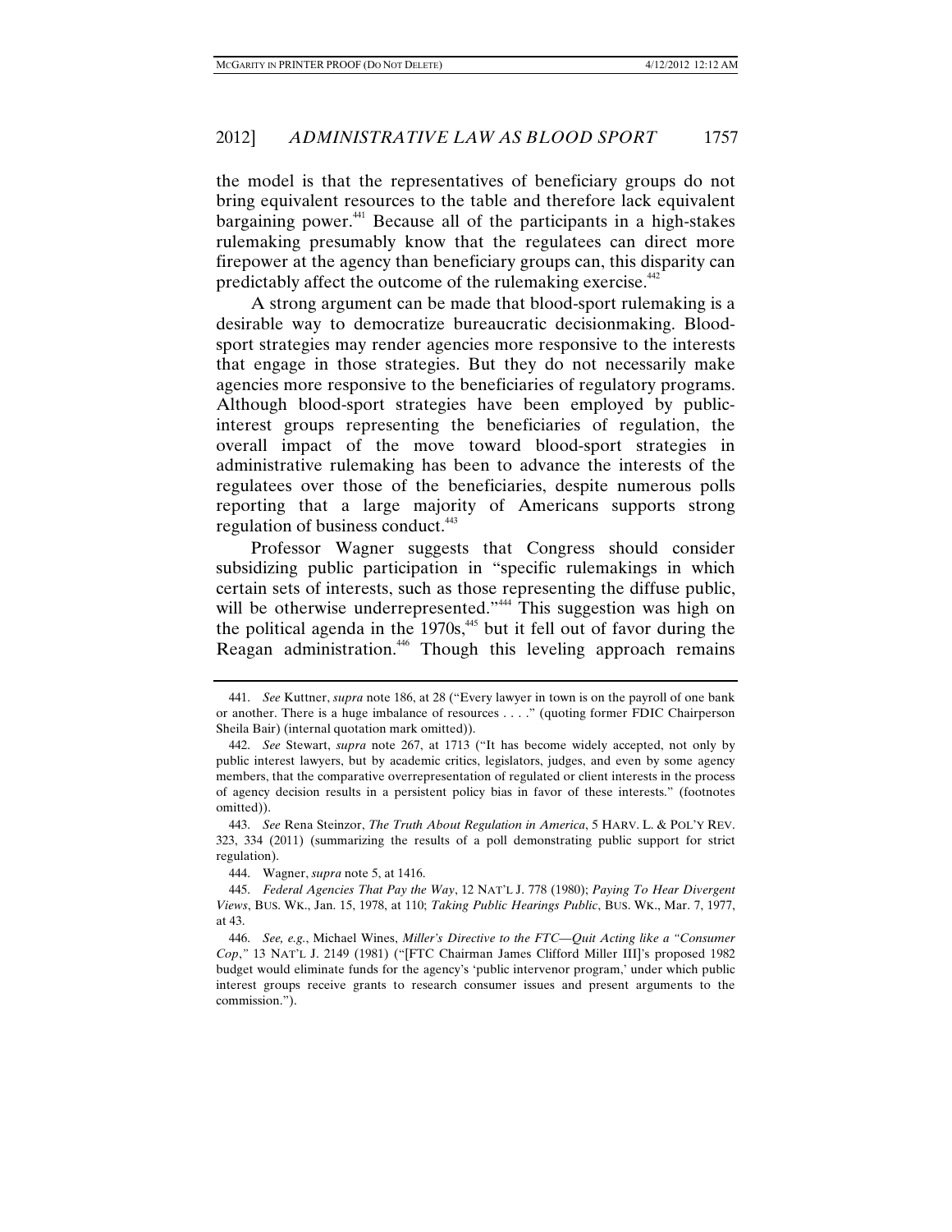the model is that the representatives of beneficiary groups do not bring equivalent resources to the table and therefore lack equivalent bargaining power.[441] Because all of the participants in a high-stakes rulemaking presumably know that the regulatees can direct more firepower at the agency than beneficiary groups can, this disparity can predictably affect the outcome of the rulemaking exercise.[442]

A strong argument can be made that blood-sport rulemaking is a desirable way to democratize bureaucratic decisionmaking. Blood-sport strategies may render agencies more responsive to the interests that engage in those strategies. But they do not necessarily make agencies more responsive to the beneficiaries of regulatory programs. Although blood-sport strategies have been employed by public-interest groups representing the beneficiaries of regulation, the overall impact of the move toward blood-sport strategies in administrative rulemaking has been to advance the interests of the regulatees over those of the beneficiaries, despite numerous polls reporting that a large majority of Americans supports strong regulation of business conduct.[443]

Professor Wagner suggests that Congress should consider subsidizing public participation in "specific rulemakings in which certain sets of interests, such as those representing the diffuse public, will be otherwise underrepresented."[444] This suggestion was high on the political agenda in the 1970s,[445] but it fell out of favor during the Reagan administration.[446] Though this leveling approach remains

---

441. *See* Kuttner, *supra* note 186, at 28 ("Every lawyer in town is on the payroll of one bank or another. There is a huge imbalance of resources . . . ." (quoting former FDIC Chairperson Sheila Bair) (internal quotation mark omitted)).

442. *See* Stewart, *supra* note 267, at 1713 ("It has become widely accepted, not only by public interest lawyers, but by academic critics, legislators, judges, and even by some agency members, that the comparative overrepresentation of regulated or client interests in the process of agency decision results in a persistent policy bias in favor of these interests." (footnotes omitted)).

443. *See* Rena Steinzor, *The Truth About Regulation in America*, 5 HARV. L. & POL'Y REV. 323, 334 (2011) (summarizing the results of a poll demonstrating public support for strict regulation).

444. Wagner, *supra* note 5, at 1416.

445. *Federal Agencies That Pay the Way*, 12 NAT'L J. 778 (1980); *Paying To Hear Divergent Views*, BUS. WK., Jan. 15, 1978, at 110; *Taking Public Hearings Public*, BUS. WK., Mar. 7, 1977, at 43.

446. *See, e.g.*, Michael Wines, *Miller's Directive to the FTC—Quit Acting like a "Consumer Cop*,*"* 13 NAT'L J. 2149 (1981) ("[FTC Chairman James Clifford Miller III]'s proposed 1982 budget would eliminate funds for the agency's 'public intervenor program,' under which public interest groups receive grants to research consumer issues and present arguments to the commission.").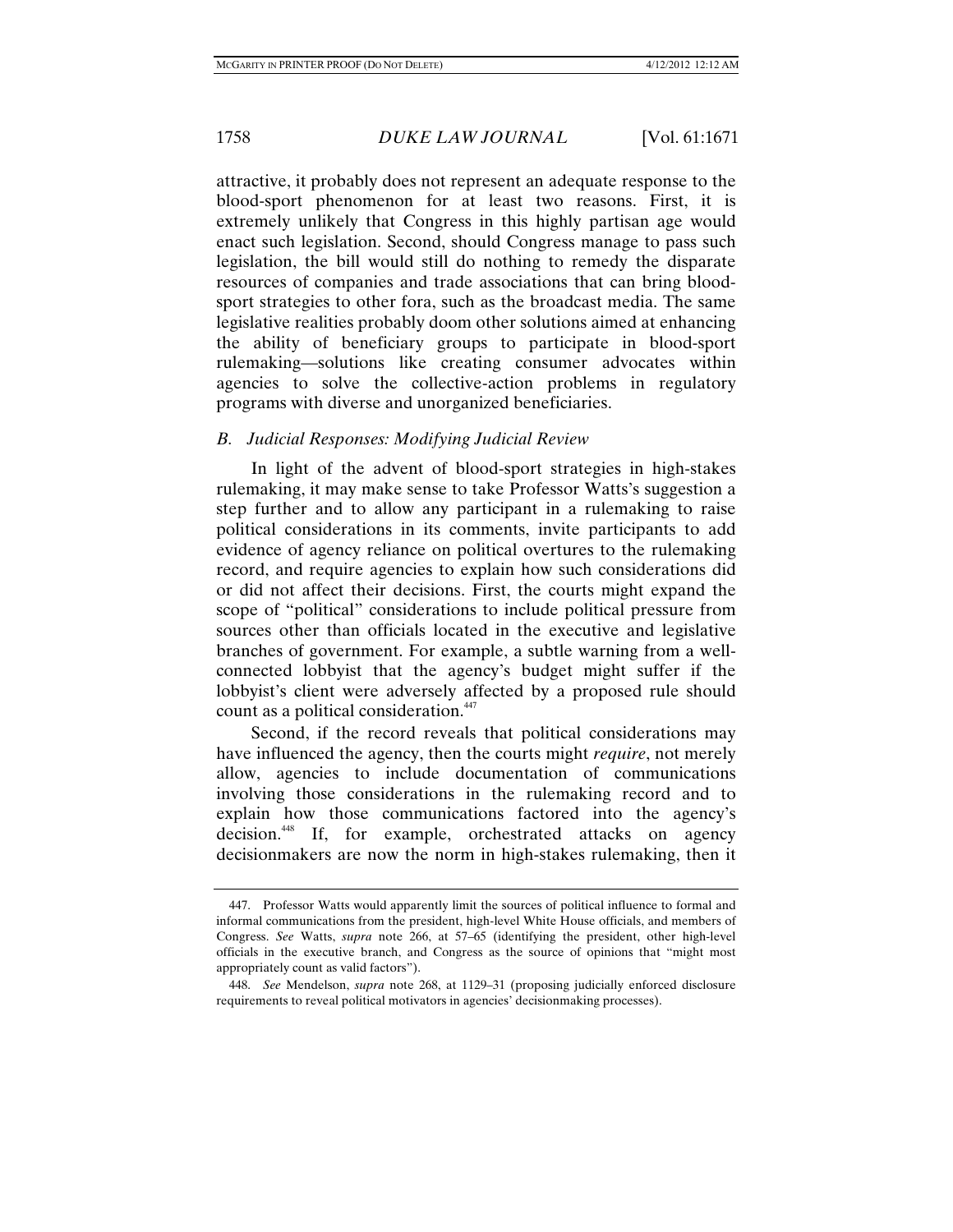attractive, it probably does not represent an adequate response to the blood-sport phenomenon for at least two reasons. First, it is extremely unlikely that Congress in this highly partisan age would enact such legislation. Second, should Congress manage to pass such legislation, the bill would still do nothing to remedy the disparate resources of companies and trade associations that can bring blood-sport strategies to other fora, such as the broadcast media. The same legislative realities probably doom other solutions aimed at enhancing the ability of beneficiary groups to participate in blood-sport rulemaking—solutions like creating consumer advocates within agencies to solve the collective-action problems in regulatory programs with diverse and unorganized beneficiaries.

### *B. Judicial Responses: Modifying Judicial Review*

In light of the advent of blood-sport strategies in high-stakes rulemaking, it may make sense to take Professor Watts's suggestion a step further and to allow any participant in a rulemaking to raise political considerations in its comments, invite participants to add evidence of agency reliance on political overtures to the rulemaking record, and require agencies to explain how such considerations did or did not affect their decisions. First, the courts might expand the scope of "political" considerations to include political pressure from sources other than officials located in the executive and legislative branches of government. For example, a subtle warning from a well-connected lobbyist that the agency's budget might suffer if the lobbyist's client were adversely affected by a proposed rule should count as a political consideration.[447]

Second, if the record reveals that political considerations may have influenced the agency, then the courts might *require*, not merely allow, agencies to include documentation of communications involving those considerations in the rulemaking record and to explain how those communications factored into the agency's decision.[448] If, for example, orchestrated attacks on agency decisionmakers are now the norm in high-stakes rulemaking, then it

---

447. Professor Watts would apparently limit the sources of political influence to formal and informal communications from the president, high-level White House officials, and members of Congress. *See* Watts, *supra* note 266, at 57–65 (identifying the president, other high-level officials in the executive branch, and Congress as the source of opinions that "might most appropriately count as valid factors").

448. *See* Mendelson, *supra* note 268, at 1129–31 (proposing judicially enforced disclosure requirements to reveal political motivators in agencies' decisionmaking processes).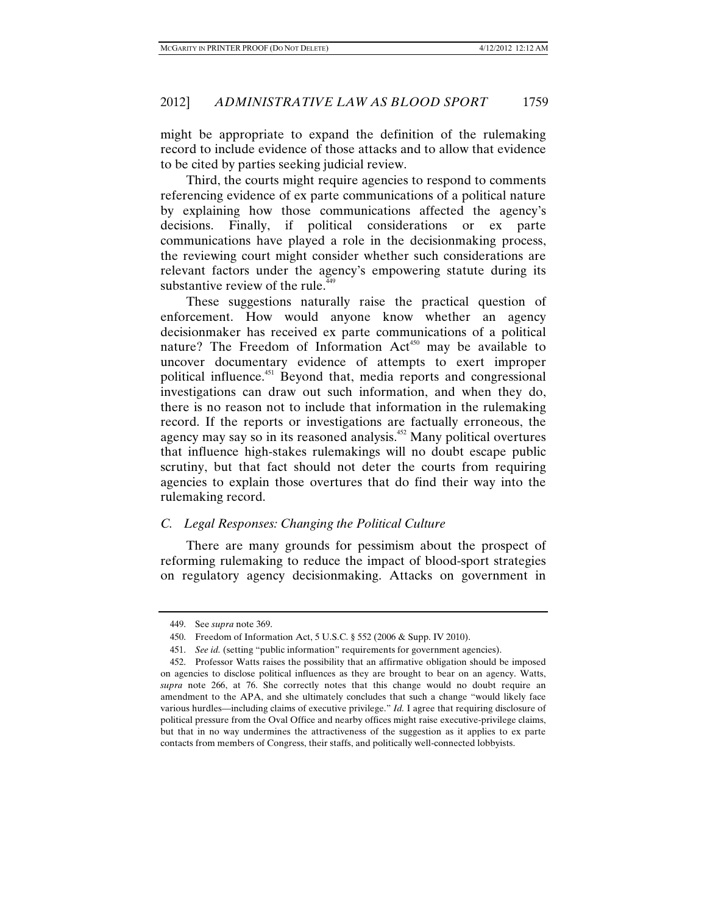might be appropriate to expand the definition of the rulemaking record to include evidence of those attacks and to allow that evidence to be cited by parties seeking judicial review.

Third, the courts might require agencies to respond to comments referencing evidence of ex parte communications of a political nature by explaining how those communications affected the agency's decisions. Finally, if political considerations or ex parte communications have played a role in the decisionmaking process, the reviewing court might consider whether such considerations are relevant factors under the agency's empowering statute during its substantive review of the rule.[449]

These suggestions naturally raise the practical question of enforcement. How would anyone know whether an agency decisionmaker has received ex parte communications of a political nature? The Freedom of Information Act[450] may be available to uncover documentary evidence of attempts to exert improper political influence.[451] Beyond that, media reports and congressional investigations can draw out such information, and when they do, there is no reason not to include that information in the rulemaking record. If the reports or investigations are factually erroneous, the agency may say so in its reasoned analysis.[452] Many political overtures that influence high-stakes rulemakings will no doubt escape public scrutiny, but that fact should not deter the courts from requiring agencies to explain those overtures that do find their way into the rulemaking record.

### *C. Legal Responses: Changing the Political Culture*

There are many grounds for pessimism about the prospect of reforming rulemaking to reduce the impact of blood-sport strategies on regulatory agency decisionmaking. Attacks on government in

---

449. See *supra* note 369.

450. Freedom of Information Act, 5 U.S.C. § 552 (2006 & Supp. IV 2010).

451. *See id.* (setting "public information" requirements for government agencies).

452. Professor Watts raises the possibility that an affirmative obligation should be imposed on agencies to disclose political influences as they are brought to bear on an agency. Watts, *supra* note 266, at 76. She correctly notes that this change would no doubt require an amendment to the APA, and she ultimately concludes that such a change "would likely face various hurdles—including claims of executive privilege." *Id.* I agree that requiring disclosure of political pressure from the Oval Office and nearby offices might raise executive-privilege claims, but that in no way undermines the attractiveness of the suggestion as it applies to ex parte contacts from members of Congress, their staffs, and politically well-connected lobbyists.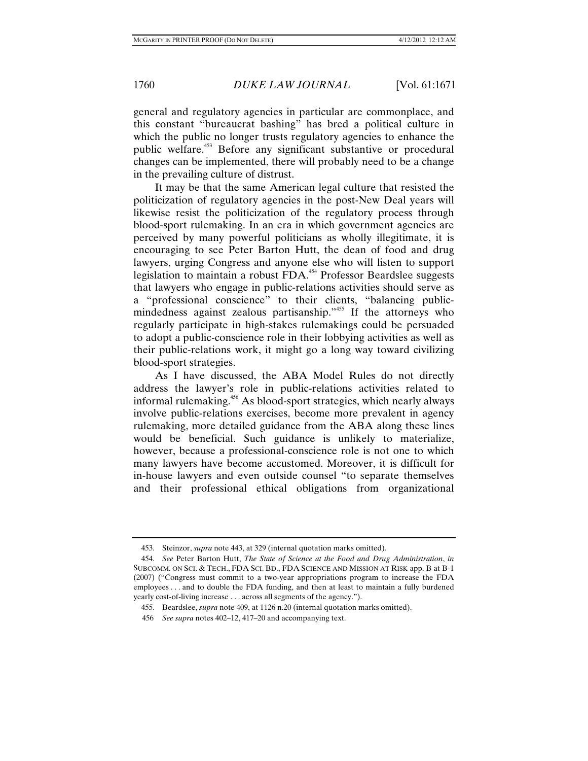general and regulatory agencies in particular are commonplace, and this constant "bureaucrat bashing" has bred a political culture in which the public no longer trusts regulatory agencies to enhance the public welfare.[453] Before any significant substantive or procedural changes can be implemented, there will probably need to be a change in the prevailing culture of distrust.

It may be that the same American legal culture that resisted the politicization of regulatory agencies in the post-New Deal years will likewise resist the politicization of the regulatory process through blood-sport rulemaking. In an era in which government agencies are perceived by many powerful politicians as wholly illegitimate, it is encouraging to see Peter Barton Hutt, the dean of food and drug lawyers, urging Congress and anyone else who will listen to support legislation to maintain a robust FDA.[454] Professor Beardslee suggests that lawyers who engage in public-relations activities should serve as a "professional conscience" to their clients, "balancing public-mindedness against zealous partisanship."[455] If the attorneys who regularly participate in high-stakes rulemakings could be persuaded to adopt a public-conscience role in their lobbying activities as well as their public-relations work, it might go a long way toward civilizing blood-sport strategies.

As I have discussed, the ABA Model Rules do not directly address the lawyer's role in public-relations activities related to informal rulemaking.[456] As blood-sport strategies, which nearly always involve public-relations exercises, become more prevalent in agency rulemaking, more detailed guidance from the ABA along these lines would be beneficial. Such guidance is unlikely to materialize, however, because a professional-conscience role is not one to which many lawyers have become accustomed. Moreover, it is difficult for in-house lawyers and even outside counsel "to separate themselves and their professional ethical obligations from organizational

---

453. Steinzor, *supra* note 443, at 329 (internal quotation marks omitted).

454. *See* Peter Barton Hutt, *The State of Science at the Food and Drug Administration*, *in* SUBCOMM. ON SCI. & TECH., FDA SCI. BD., FDA SCIENCE AND MISSION AT RISK app. B at B-1 (2007) ("Congress must commit to a two-year appropriations program to increase the FDA employees . . . and to double the FDA funding, and then at least to maintain a fully burdened yearly cost-of-living increase . . . across all segments of the agency.").

455. Beardslee, *supra* note 409, at 1126 n.20 (internal quotation marks omitted).

456 *See supra* notes 402–12, 417–20 and accompanying text.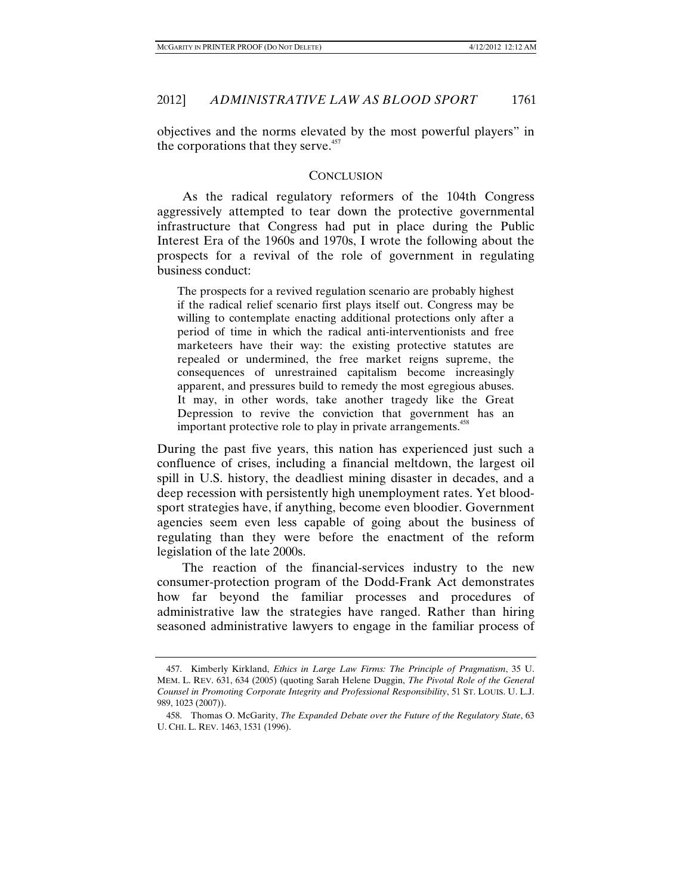objectives and the norms elevated by the most powerful players" in the corporations that they serve.[457]

## CONCLUSION

As the radical regulatory reformers of the 104th Congress aggressively attempted to tear down the protective governmental infrastructure that Congress had put in place during the Public Interest Era of the 1960s and 1970s, I wrote the following about the prospects for a revival of the role of government in regulating business conduct:

> The prospects for a revived regulation scenario are probably highest if the radical relief scenario first plays itself out. Congress may be willing to contemplate enacting additional protections only after a period of time in which the radical anti-interventionists and free marketeers have their way: the existing protective statutes are repealed or undermined, the free market reigns supreme, the consequences of unrestrained capitalism become increasingly apparent, and pressures build to remedy the most egregious abuses. It may, in other words, take another tragedy like the Great Depression to revive the conviction that government has an important protective role to play in private arrangements.[458]

During the past five years, this nation has experienced just such a confluence of crises, including a financial meltdown, the largest oil spill in U.S. history, the deadliest mining disaster in decades, and a deep recession with persistently high unemployment rates. Yet blood-sport strategies have, if anything, become even bloodier. Government agencies seem even less capable of going about the business of regulating than they were before the enactment of the reform legislation of the late 2000s.

The reaction of the financial-services industry to the new consumer-protection program of the Dodd-Frank Act demonstrates how far beyond the familiar processes and procedures of administrative law the strategies have ranged. Rather than hiring seasoned administrative lawyers to engage in the familiar process of

---

457. Kimberly Kirkland, *Ethics in Large Law Firms: The Principle of Pragmatism*, 35 U. MEM. L. REV. 631, 634 (2005) (quoting Sarah Helene Duggin, *The Pivotal Role of the General Counsel in Promoting Corporate Integrity and Professional Responsibility*, 51 ST. LOUIS. U. L.J. 989, 1023 (2007)).

458. Thomas O. McGarity, *The Expanded Debate over the Future of the Regulatory State*, 63 U. CHI. L. REV. 1463, 1531 (1996).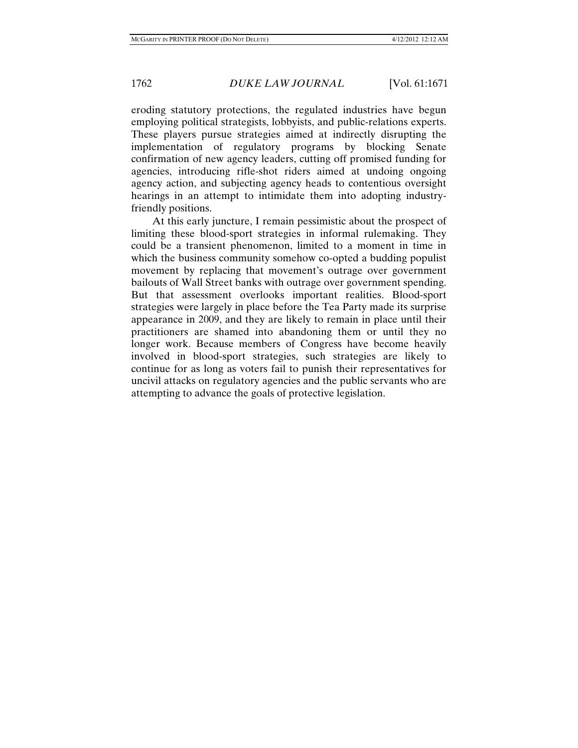eroding statutory protections, the regulated industries have begun employing political strategists, lobbyists, and public-relations experts. These players pursue strategies aimed at indirectly disrupting the implementation of regulatory programs by blocking Senate confirmation of new agency leaders, cutting off promised funding for agencies, introducing rifle-shot riders aimed at undoing ongoing agency action, and subjecting agency heads to contentious oversight hearings in an attempt to intimidate them into adopting industry-friendly positions.

At this early juncture, I remain pessimistic about the prospect of limiting these blood-sport strategies in informal rulemaking. They could be a transient phenomenon, limited to a moment in time in which the business community somehow co-opted a budding populist movement by replacing that movement's outrage over government bailouts of Wall Street banks with outrage over government spending. But that assessment overlooks important realities. Blood-sport strategies were largely in place before the Tea Party made its surprise appearance in 2009, and they are likely to remain in place until their practitioners are shamed into abandoning them or until they no longer work. Because members of Congress have become heavily involved in blood-sport strategies, such strategies are likely to continue for as long as voters fail to punish their representatives for uncivil attacks on regulatory agencies and the public servants who are attempting to advance the goals of protective legislation.